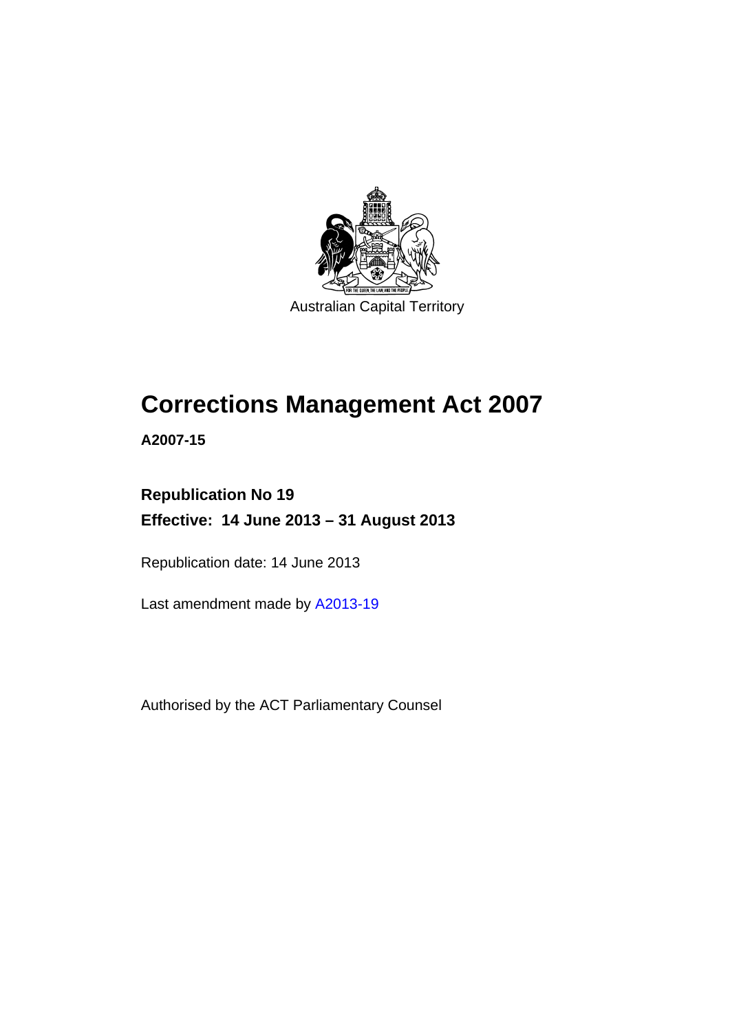Australian Capital Territory

# Corrections Management Act 2007

**A2007-15**

**Republication No 19**

**Effective: 14 June 2013 – 31 August 2013**

Republication date: 14 June 2013

Last amendment made by A2013-19

Authorised by the ACT Parliamentary Counsel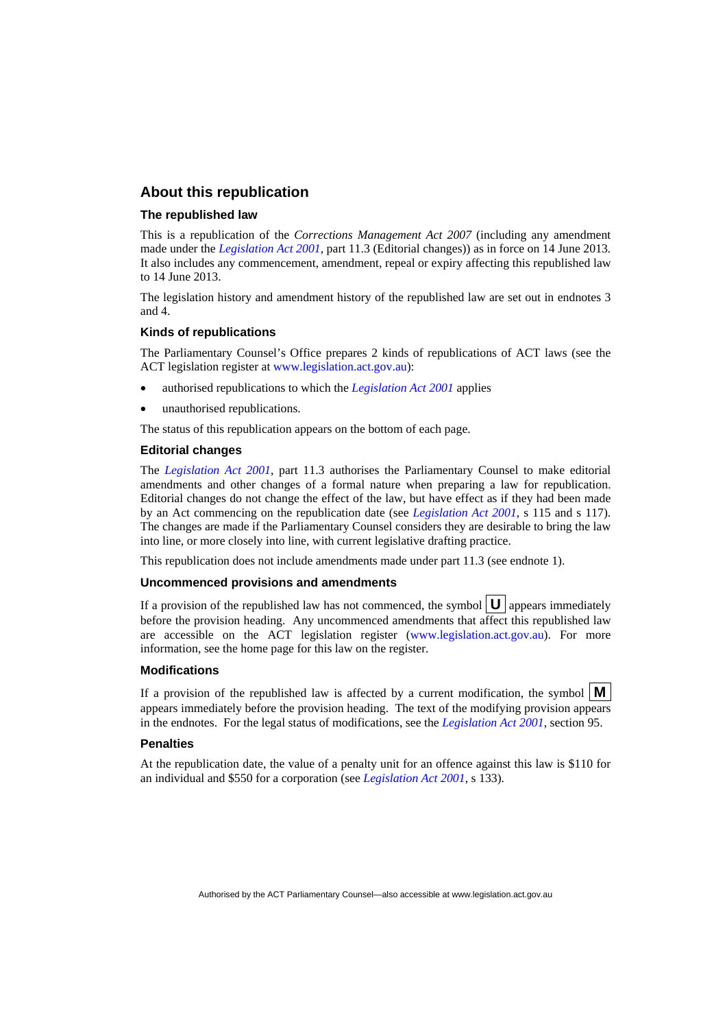## About this republication

### The republished law

This is a republication of the *Corrections Management Act 2007* (including any amendment made under the *Legislation Act 2001*, part 11.3 (Editorial changes)) as in force on 14 June 2013. It also includes any commencement, amendment, repeal or expiry affecting this republished law to 14 June 2013.

The legislation history and amendment history of the republished law are set out in endnotes 3 and 4.

### Kinds of republications

The Parliamentary Counsel's Office prepares 2 kinds of republications of ACT laws (see the ACT legislation register at www.legislation.act.gov.au):

- authorised republications to which the *Legislation Act 2001* applies
- unauthorised republications.

The status of this republication appears on the bottom of each page.

### Editorial changes

The *Legislation Act 2001*, part 11.3 authorises the Parliamentary Counsel to make editorial amendments and other changes of a formal nature when preparing a law for republication. Editorial changes do not change the effect of the law, but have effect as if they had been made by an Act commencing on the republication date (see *Legislation Act 2001*, s 115 and s 117). The changes are made if the Parliamentary Counsel considers they are desirable to bring the law into line, or more closely into line, with current legislative drafting practice.

This republication does not include amendments made under part 11.3 (see endnote 1).

### Uncommenced provisions and amendments

If a provision of the republished law has not commenced, the symbol **U** appears immediately before the provision heading. Any uncommenced amendments that affect this republished law are accessible on the ACT legislation register (www.legislation.act.gov.au). For more information, see the home page for this law on the register.

### Modifications

If a provision of the republished law is affected by a current modification, the symbol **M** appears immediately before the provision heading. The text of the modifying provision appears in the endnotes. For the legal status of modifications, see the *Legislation Act 2001*, section 95.

### Penalties

At the republication date, the value of a penalty unit for an offence against this law is $110 for an individual and $550 for a corporation (see *Legislation Act 2001*, s 133).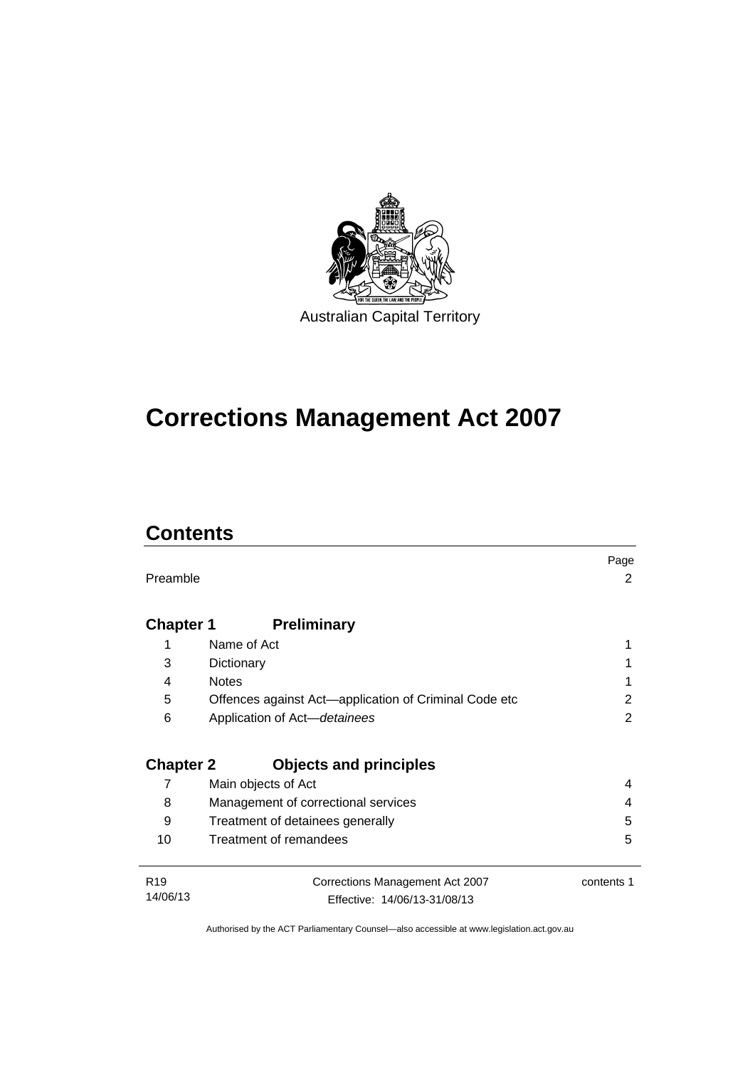Australian Capital Territory

# Corrections Management Act 2007

## Contents

| | | Page |
|---|---|---|
| Preamble | | 2 |
| **Chapter 1** | **Preliminary** | |
| 1 | Name of Act | 1 |
| 3 | Dictionary | 1 |
| 4 | Notes | 1 |
| 5 | Offences against Act—application of Criminal Code etc | 2 |
| 6 | Application of Act—*detainees* | 2 |
| **Chapter 2** | **Objects and principles** | |
| 7 | Main objects of Act | 4 |
| 8 | Management of correctional services | 4 |
| 9 | Treatment of detainees generally | 5 |
| 10 | Treatment of remandees | 5 |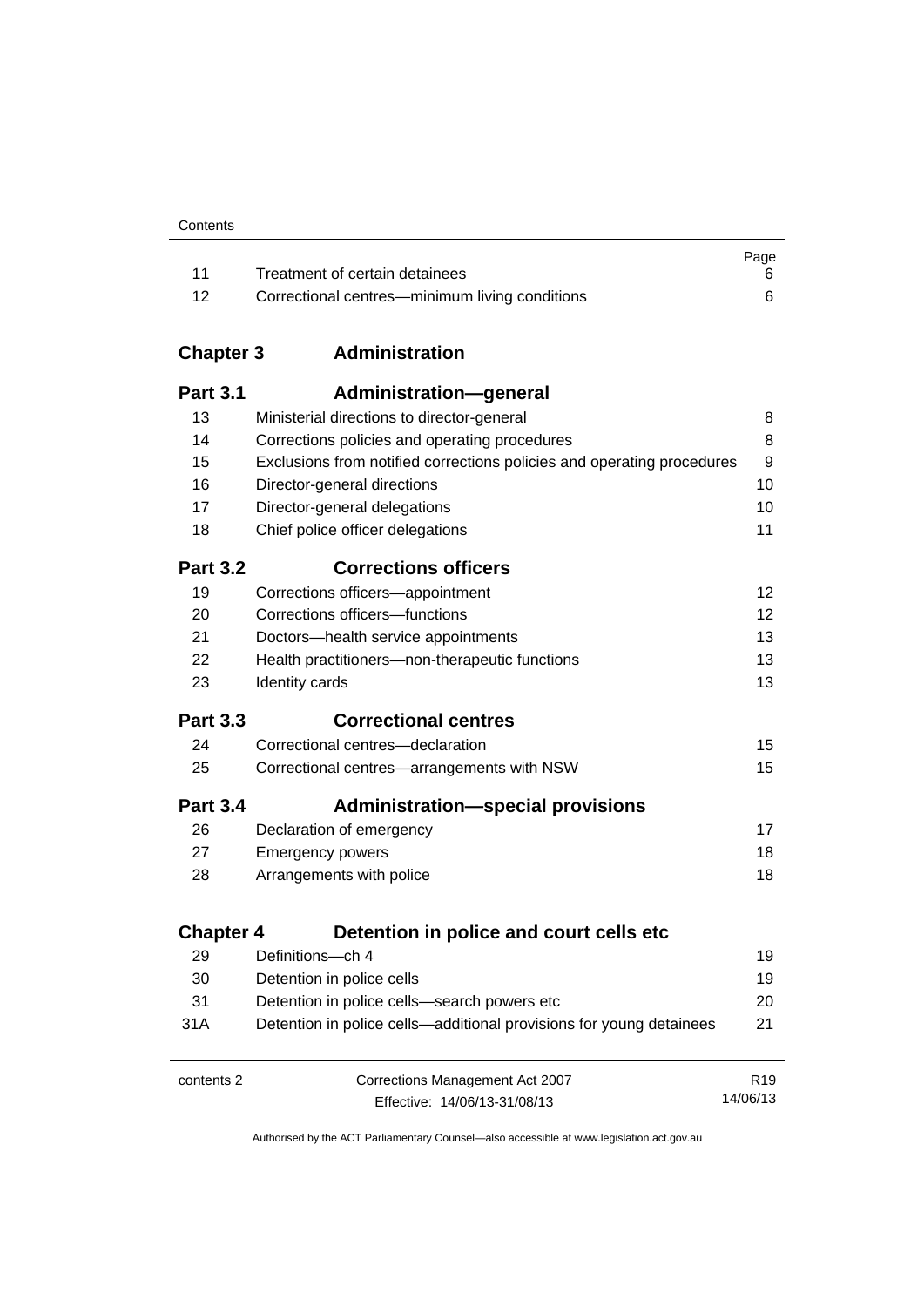| | | Page |
|---|---|---|
| 11 | Treatment of certain detainees | 6 |
| 12 | Correctional centres—minimum living conditions | 6 |

## Chapter 3 Administration

### Part 3.1 Administration—general

| | | |
|---|---|---|
| 13 | Ministerial directions to director-general | 8 |
| 14 | Corrections policies and operating procedures | 8 |
| 15 | Exclusions from notified corrections policies and operating procedures | 9 |
| 16 | Director-general directions | 10 |
| 17 | Director-general delegations | 10 |
| 18 | Chief police officer delegations | 11 |

### Part 3.2 Corrections officers

| | | |
|---|---|---|
| 19 | Corrections officers—appointment | 12 |
| 20 | Corrections officers—functions | 12 |
| 21 | Doctors—health service appointments | 13 |
| 22 | Health practitioners—non-therapeutic functions | 13 |
| 23 | Identity cards | 13 |

### Part 3.3 Correctional centres

| | | |
|---|---|---|
| 24 | Correctional centres—declaration | 15 |
| 25 | Correctional centres—arrangements with NSW | 15 |

### Part 3.4 Administration—special provisions

| | | |
|---|---|---|
| 26 | Declaration of emergency | 17 |
| 27 | Emergency powers | 18 |
| 28 | Arrangements with police | 18 |

## Chapter 4 Detention in police and court cells etc

| | | |
|---|---|---|
| 29 | Definitions—ch 4 | 19 |
| 30 | Detention in police cells | 19 |
| 31 | Detention in police cells—search powers etc | 20 |
| 31A | Detention in police cells—additional provisions for young detainees | 21 |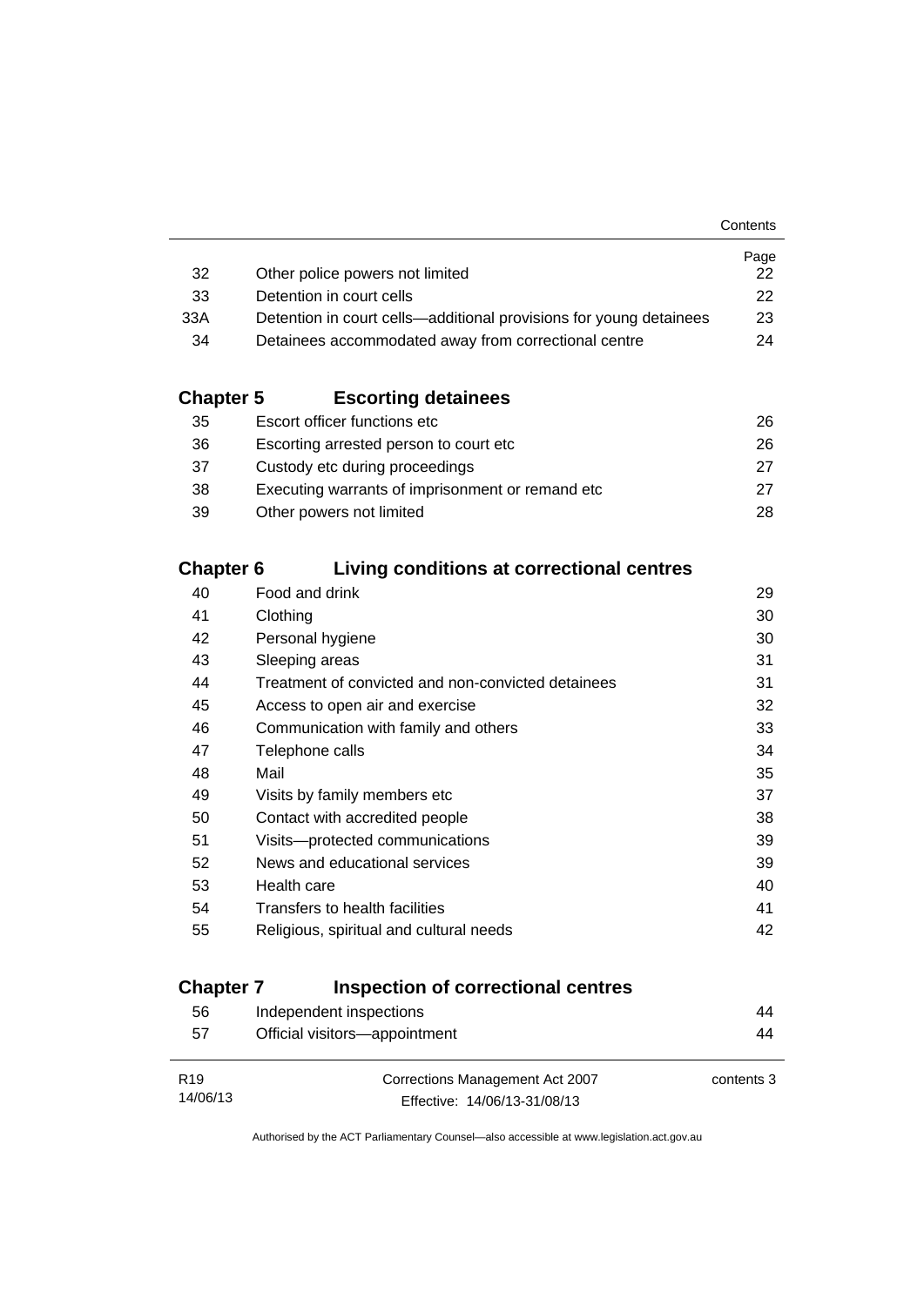| | | Page |
|---|---|---|
| 32 | Other police powers not limited | 22 |
| 33 | Detention in court cells | 22 |
| 33A | Detention in court cells—additional provisions for young detainees | 23 |
| 34 | Detainees accommodated away from correctional centre | 24 |

## Chapter 5 Escorting detainees

| | | |
|---|---|---|
| 35 | Escort officer functions etc | 26 |
| 36 | Escorting arrested person to court etc | 26 |
| 37 | Custody etc during proceedings | 27 |
| 38 | Executing warrants of imprisonment or remand etc | 27 |
| 39 | Other powers not limited | 28 |

## Chapter 6 Living conditions at correctional centres

| | | |
|---|---|---|
| 40 | Food and drink | 29 |
| 41 | Clothing | 30 |
| 42 | Personal hygiene | 30 |
| 43 | Sleeping areas | 31 |
| 44 | Treatment of convicted and non-convicted detainees | 31 |
| 45 | Access to open air and exercise | 32 |
| 46 | Communication with family and others | 33 |
| 47 | Telephone calls | 34 |
| 48 | Mail | 35 |
| 49 | Visits by family members etc | 37 |
| 50 | Contact with accredited people | 38 |
| 51 | Visits—protected communications | 39 |
| 52 | News and educational services | 39 |
| 53 | Health care | 40 |
| 54 | Transfers to health facilities | 41 |
| 55 | Religious, spiritual and cultural needs | 42 |

## Chapter 7 Inspection of correctional centres

| | | |
|---|---|---|
| 56 | Independent inspections | 44 |
| 57 | Official visitors—appointment | 44 |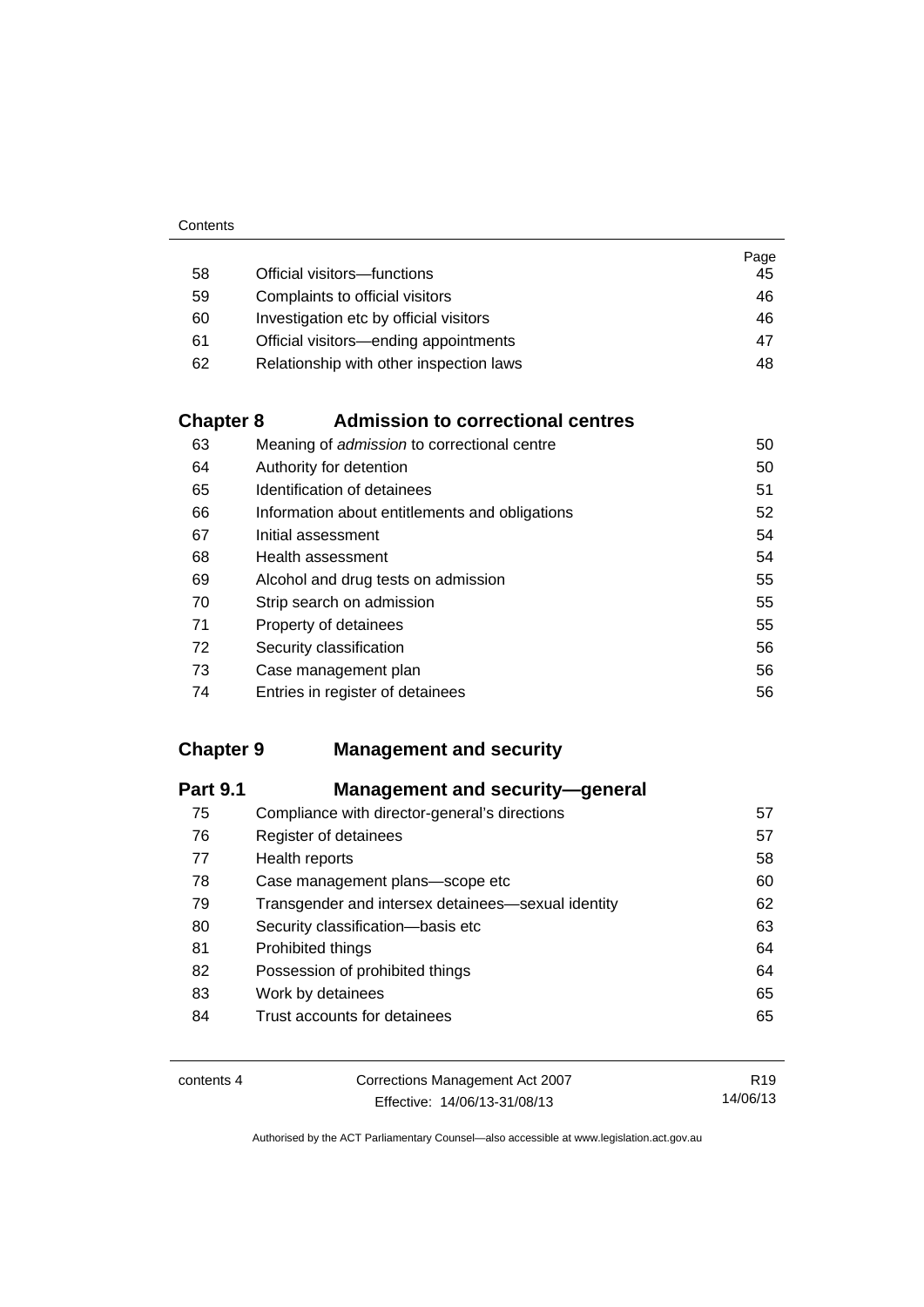| | | Page |
|---|---|---|
| 58 | Official visitors—functions | 45 |
| 59 | Complaints to official visitors | 46 |
| 60 | Investigation etc by official visitors | 46 |
| 61 | Official visitors—ending appointments | 47 |
| 62 | Relationship with other inspection laws | 48 |

## Chapter 8 Admission to correctional centres

| | | |
|---|---|---|
| 63 | Meaning of *admission* to correctional centre | 50 |
| 64 | Authority for detention | 50 |
| 65 | Identification of detainees | 51 |
| 66 | Information about entitlements and obligations | 52 |
| 67 | Initial assessment | 54 |
| 68 | Health assessment | 54 |
| 69 | Alcohol and drug tests on admission | 55 |
| 70 | Strip search on admission | 55 |
| 71 | Property of detainees | 55 |
| 72 | Security classification | 56 |
| 73 | Case management plan | 56 |
| 74 | Entries in register of detainees | 56 |

## Chapter 9 Management and security

### Part 9.1 Management and security—general

| | | |
|---|---|---|
| 75 | Compliance with director-general's directions | 57 |
| 76 | Register of detainees | 57 |
| 77 | Health reports | 58 |
| 78 | Case management plans—scope etc | 60 |
| 79 | Transgender and intersex detainees—sexual identity | 62 |
| 80 | Security classification—basis etc | 63 |
| 81 | Prohibited things | 64 |
| 82 | Possession of prohibited things | 64 |
| 83 | Work by detainees | 65 |
| 84 | Trust accounts for detainees | 65 |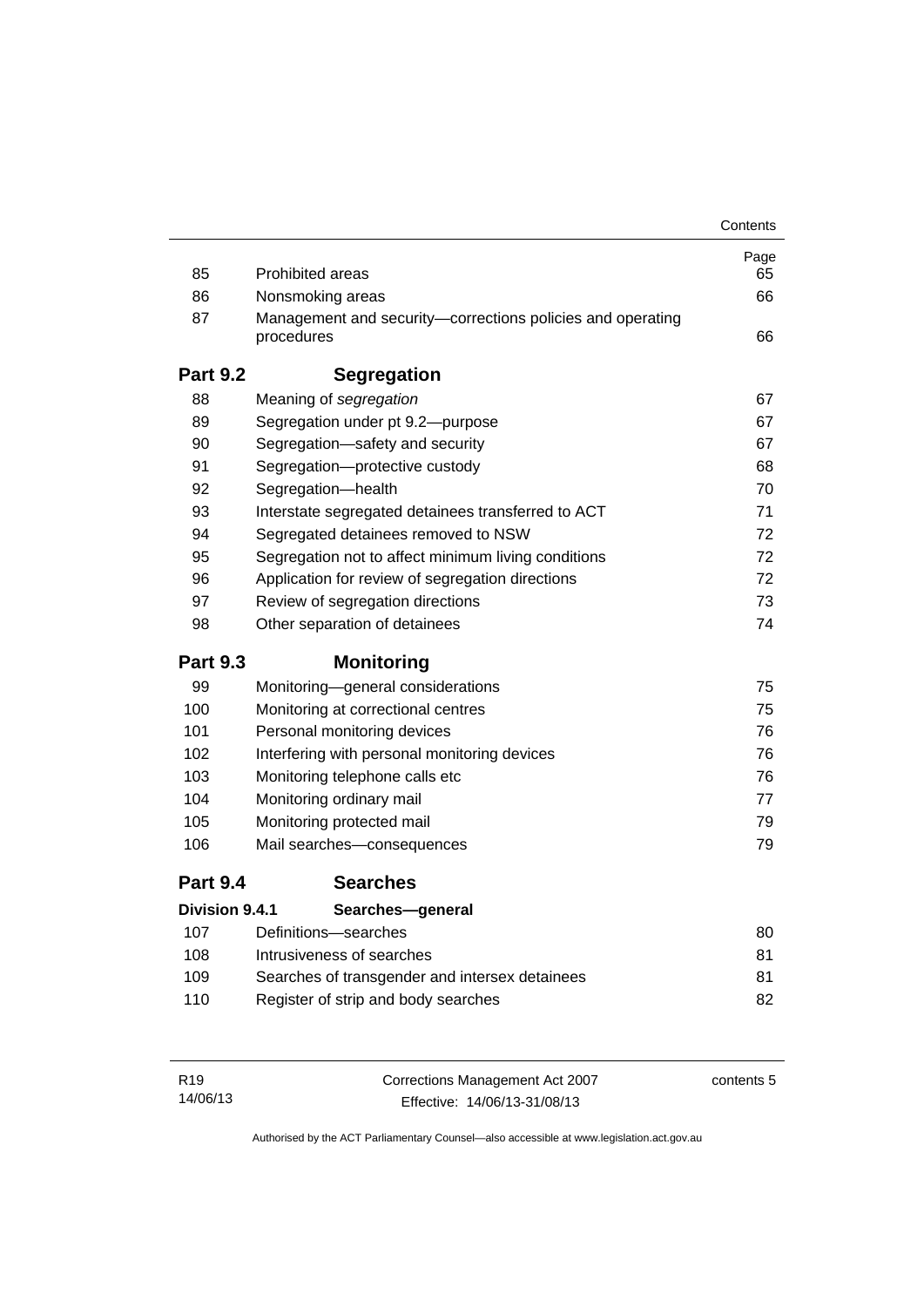| | | Page |
|---|---|---|
| 85 | Prohibited areas | 65 |
| 86 | Nonsmoking areas | 66 |
| 87 | Management and security—corrections policies and operating procedures | 66 |

## Part 9.2 Segregation

| | | |
|---|---|---|
| 88 | Meaning of *segregation* | 67 |
| 89 | Segregation under pt 9.2—purpose | 67 |
| 90 | Segregation—safety and security | 67 |
| 91 | Segregation—protective custody | 68 |
| 92 | Segregation—health | 70 |
| 93 | Interstate segregated detainees transferred to ACT | 71 |
| 94 | Segregated detainees removed to NSW | 72 |
| 95 | Segregation not to affect minimum living conditions | 72 |
| 96 | Application for review of segregation directions | 72 |
| 97 | Review of segregation directions | 73 |
| 98 | Other separation of detainees | 74 |

## Part 9.3 Monitoring

| | | |
|---|---|---|
| 99 | Monitoring—general considerations | 75 |
| 100 | Monitoring at correctional centres | 75 |
| 101 | Personal monitoring devices | 76 |
| 102 | Interfering with personal monitoring devices | 76 |
| 103 | Monitoring telephone calls etc | 76 |
| 104 | Monitoring ordinary mail | 77 |
| 105 | Monitoring protected mail | 79 |
| 106 | Mail searches—consequences | 79 |

## Part 9.4 Searches

### Division 9.4.1 Searches—general

| | | |
|---|---|---|
| 107 | Definitions—searches | 80 |
| 108 | Intrusiveness of searches | 81 |
| 109 | Searches of transgender and intersex detainees | 81 |
| 110 | Register of strip and body searches | 82 |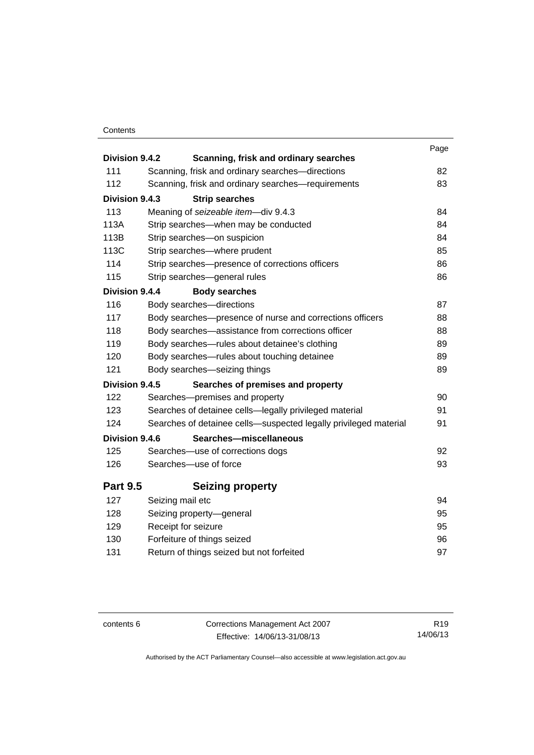| | | Page |
|---|---|---|
| **Division 9.4.2** | **Scanning, frisk and ordinary searches** | |
| 111 | Scanning, frisk and ordinary searches—directions | 82 |
| 112 | Scanning, frisk and ordinary searches—requirements | 83 |
| **Division 9.4.3** | **Strip searches** | |
| 113 | Meaning of *seizeable item*—div 9.4.3 | 84 |
| 113A | Strip searches—when may be conducted | 84 |
| 113B | Strip searches—on suspicion | 84 |
| 113C | Strip searches—where prudent | 85 |
| 114 | Strip searches—presence of corrections officers | 86 |
| 115 | Strip searches—general rules | 86 |
| **Division 9.4.4** | **Body searches** | |
| 116 | Body searches—directions | 87 |
| 117 | Body searches—presence of nurse and corrections officers | 88 |
| 118 | Body searches—assistance from corrections officer | 88 |
| 119 | Body searches—rules about detainee's clothing | 89 |
| 120 | Body searches—rules about touching detainee | 89 |
| 121 | Body searches—seizing things | 89 |
| **Division 9.4.5** | **Searches of premises and property** | |
| 122 | Searches—premises and property | 90 |
| 123 | Searches of detainee cells—legally privileged material | 91 |
| 124 | Searches of detainee cells—suspected legally privileged material | 91 |
| **Division 9.4.6** | **Searches—miscellaneous** | |
| 125 | Searches—use of corrections dogs | 92 |
| 126 | Searches—use of force | 93 |
| **Part 9.5** | **Seizing property** | |
| 127 | Seizing mail etc | 94 |
| 128 | Seizing property—general | 95 |
| 129 | Receipt for seizure | 95 |
| 130 | Forfeiture of things seized | 96 |
| 131 | Return of things seized but not forfeited | 97 |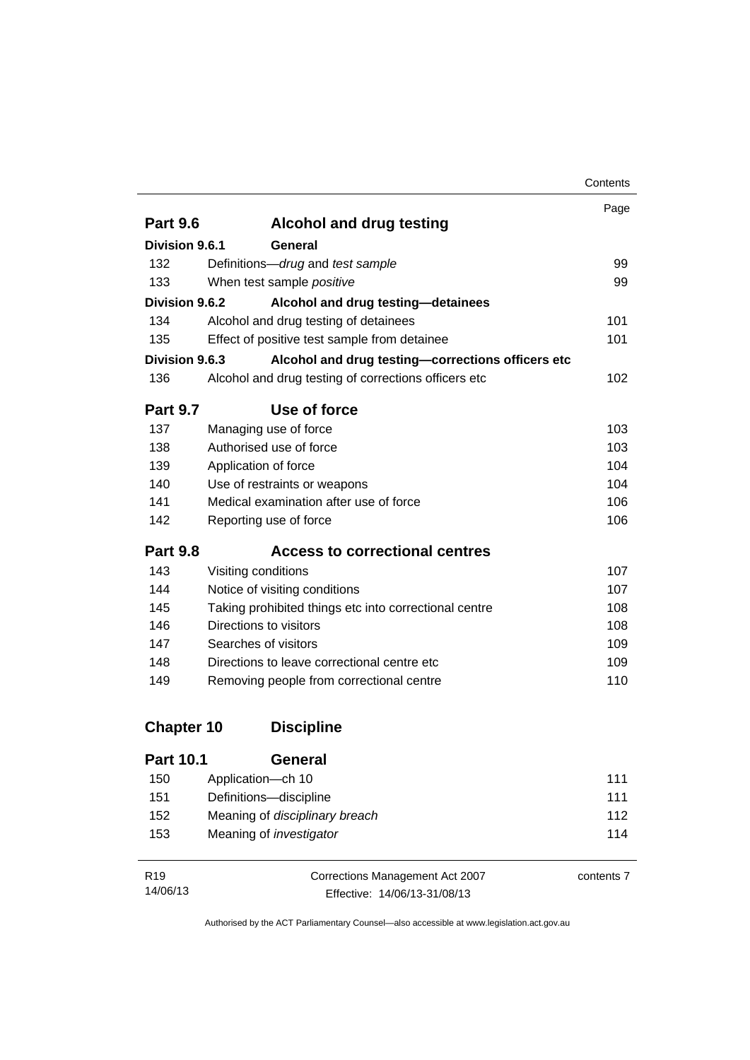| | | Page |
|---|---|---|
| **Part 9.6** | **Alcohol and drug testing** | |
| **Division 9.6.1** | **General** | |
| 132 | Definitions—*drug* and *test sample* | 99 |
| 133 | When test sample *positive* | 99 |
| **Division 9.6.2** | **Alcohol and drug testing—detainees** | |
| 134 | Alcohol and drug testing of detainees | 101 |
| 135 | Effect of positive test sample from detainee | 101 |
| **Division 9.6.3** | **Alcohol and drug testing—corrections officers etc** | |
| 136 | Alcohol and drug testing of corrections officers etc | 102 |
| **Part 9.7** | **Use of force** | |
| 137 | Managing use of force | 103 |
| 138 | Authorised use of force | 103 |
| 139 | Application of force | 104 |
| 140 | Use of restraints or weapons | 104 |
| 141 | Medical examination after use of force | 106 |
| 142 | Reporting use of force | 106 |
| **Part 9.8** | **Access to correctional centres** | |
| 143 | Visiting conditions | 107 |
| 144 | Notice of visiting conditions | 107 |
| 145 | Taking prohibited things etc into correctional centre | 108 |
| 146 | Directions to visitors | 108 |
| 147 | Searches of visitors | 109 |
| 148 | Directions to leave correctional centre etc | 109 |
| 149 | Removing people from correctional centre | 110 |
| **Chapter 10** | **Discipline** | |
| **Part 10.1** | **General** | |
| 150 | Application—ch 10 | 111 |
| 151 | Definitions—discipline | 111 |
| 152 | Meaning of *disciplinary breach* | 112 |
| 153 | Meaning of *investigator* | 114 |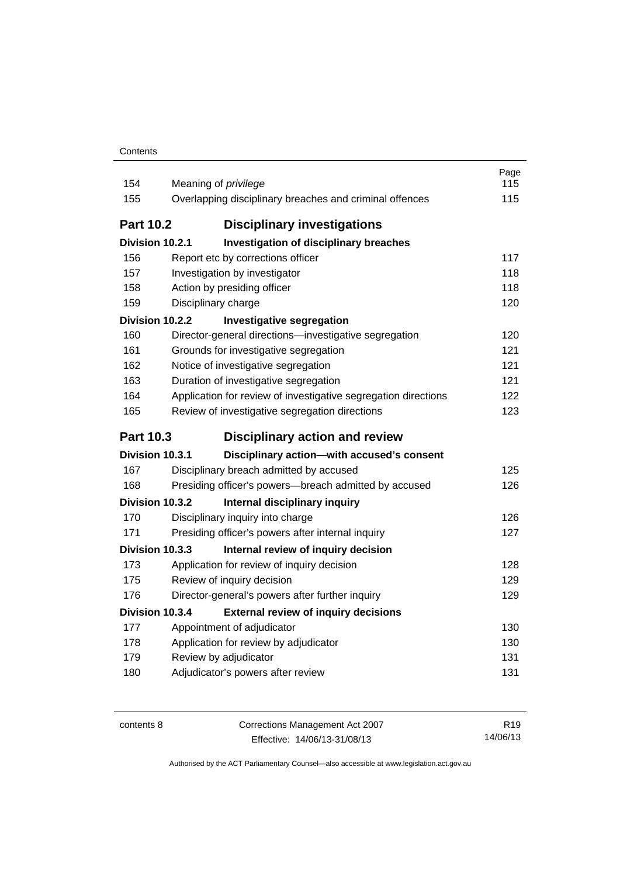| | | Page |
|---|---|---|
| 154 | Meaning of *privilege* | 115 |
| 155 | Overlapping disciplinary breaches and criminal offences | 115 |
| **Part 10.2** | **Disciplinary investigations** | |
| **Division 10.2.1** | **Investigation of disciplinary breaches** | |
| 156 | Report etc by corrections officer | 117 |
| 157 | Investigation by investigator | 118 |
| 158 | Action by presiding officer | 118 |
| 159 | Disciplinary charge | 120 |
| **Division 10.2.2** | **Investigative segregation** | |
| 160 | Director-general directions—investigative segregation | 120 |
| 161 | Grounds for investigative segregation | 121 |
| 162 | Notice of investigative segregation | 121 |
| 163 | Duration of investigative segregation | 121 |
| 164 | Application for review of investigative segregation directions | 122 |
| 165 | Review of investigative segregation directions | 123 |
| **Part 10.3** | **Disciplinary action and review** | |
| **Division 10.3.1** | **Disciplinary action—with accused's consent** | |
| 167 | Disciplinary breach admitted by accused | 125 |
| 168 | Presiding officer's powers—breach admitted by accused | 126 |
| **Division 10.3.2** | **Internal disciplinary inquiry** | |
| 170 | Disciplinary inquiry into charge | 126 |
| 171 | Presiding officer's powers after internal inquiry | 127 |
| **Division 10.3.3** | **Internal review of inquiry decision** | |
| 173 | Application for review of inquiry decision | 128 |
| 175 | Review of inquiry decision | 129 |
| 176 | Director-general's powers after further inquiry | 129 |
| **Division 10.3.4** | **External review of inquiry decisions** | |
| 177 | Appointment of adjudicator | 130 |
| 178 | Application for review by adjudicator | 130 |
| 179 | Review by adjudicator | 131 |
| 180 | Adjudicator's powers after review | 131 |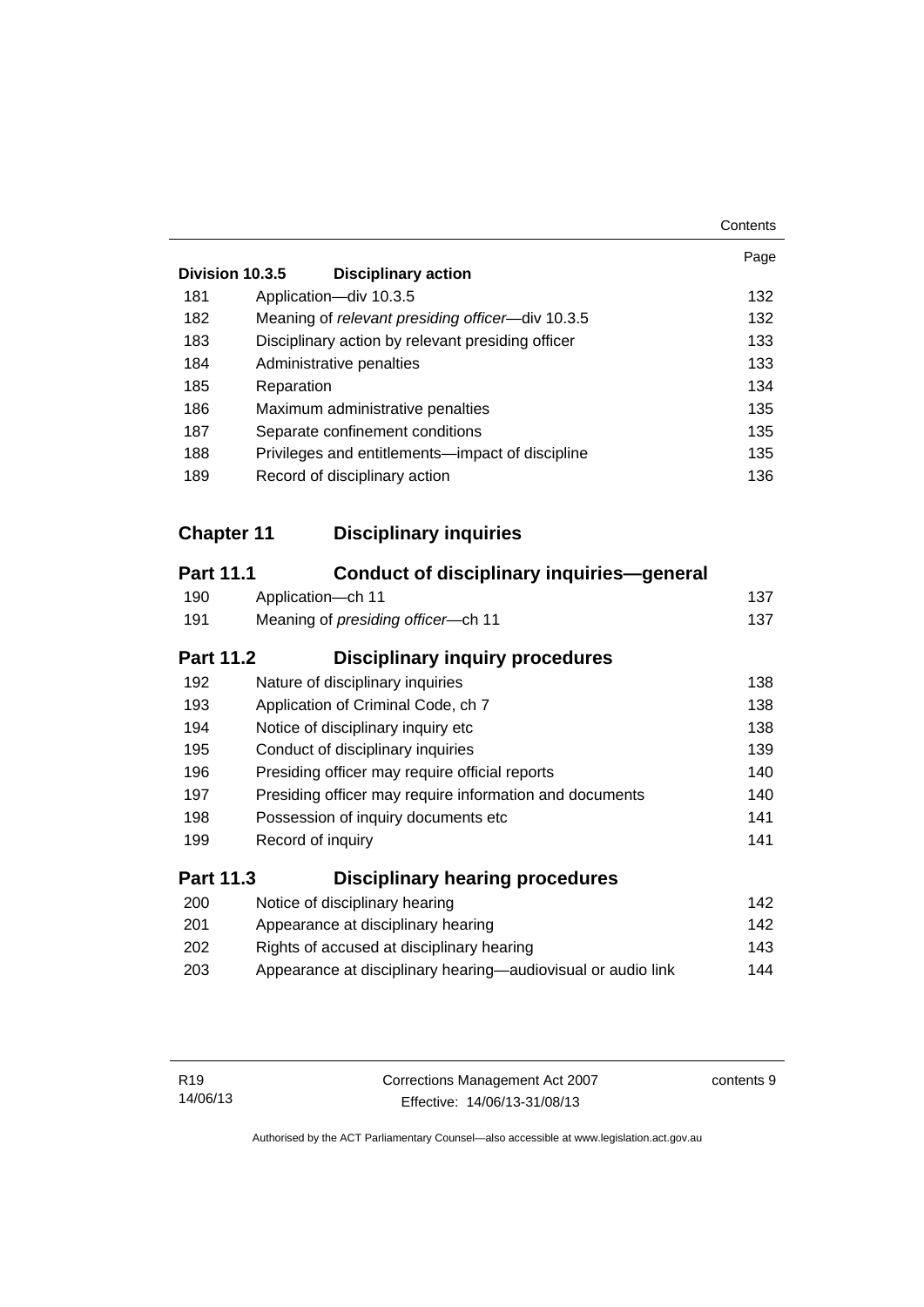| | | Page |
|---|---|---|
| **Division 10.3.5** | **Disciplinary action** | |
| 181 | Application—div 10.3.5 | 132 |
| 182 | Meaning of *relevant presiding officer*—div 10.3.5 | 132 |
| 183 | Disciplinary action by relevant presiding officer | 133 |
| 184 | Administrative penalties | 133 |
| 185 | Reparation | 134 |
| 186 | Maximum administrative penalties | 135 |
| 187 | Separate confinement conditions | 135 |
| 188 | Privileges and entitlements—impact of discipline | 135 |
| 189 | Record of disciplinary action | 136 |

## Chapter 11 Disciplinary inquiries

### Part 11.1 Conduct of disciplinary inquiries—general

| | | |
|---|---|---|
| 190 | Application—ch 11 | 137 |
| 191 | Meaning of *presiding officer*—ch 11 | 137 |

### Part 11.2 Disciplinary inquiry procedures

| | | |
|---|---|---|
| 192 | Nature of disciplinary inquiries | 138 |
| 193 | Application of Criminal Code, ch 7 | 138 |
| 194 | Notice of disciplinary inquiry etc | 138 |
| 195 | Conduct of disciplinary inquiries | 139 |
| 196 | Presiding officer may require official reports | 140 |
| 197 | Presiding officer may require information and documents | 140 |
| 198 | Possession of inquiry documents etc | 141 |
| 199 | Record of inquiry | 141 |

### Part 11.3 Disciplinary hearing procedures

| | | |
|---|---|---|
| 200 | Notice of disciplinary hearing | 142 |
| 201 | Appearance at disciplinary hearing | 142 |
| 202 | Rights of accused at disciplinary hearing | 143 |
| 203 | Appearance at disciplinary hearing—audiovisual or audio link | 144 |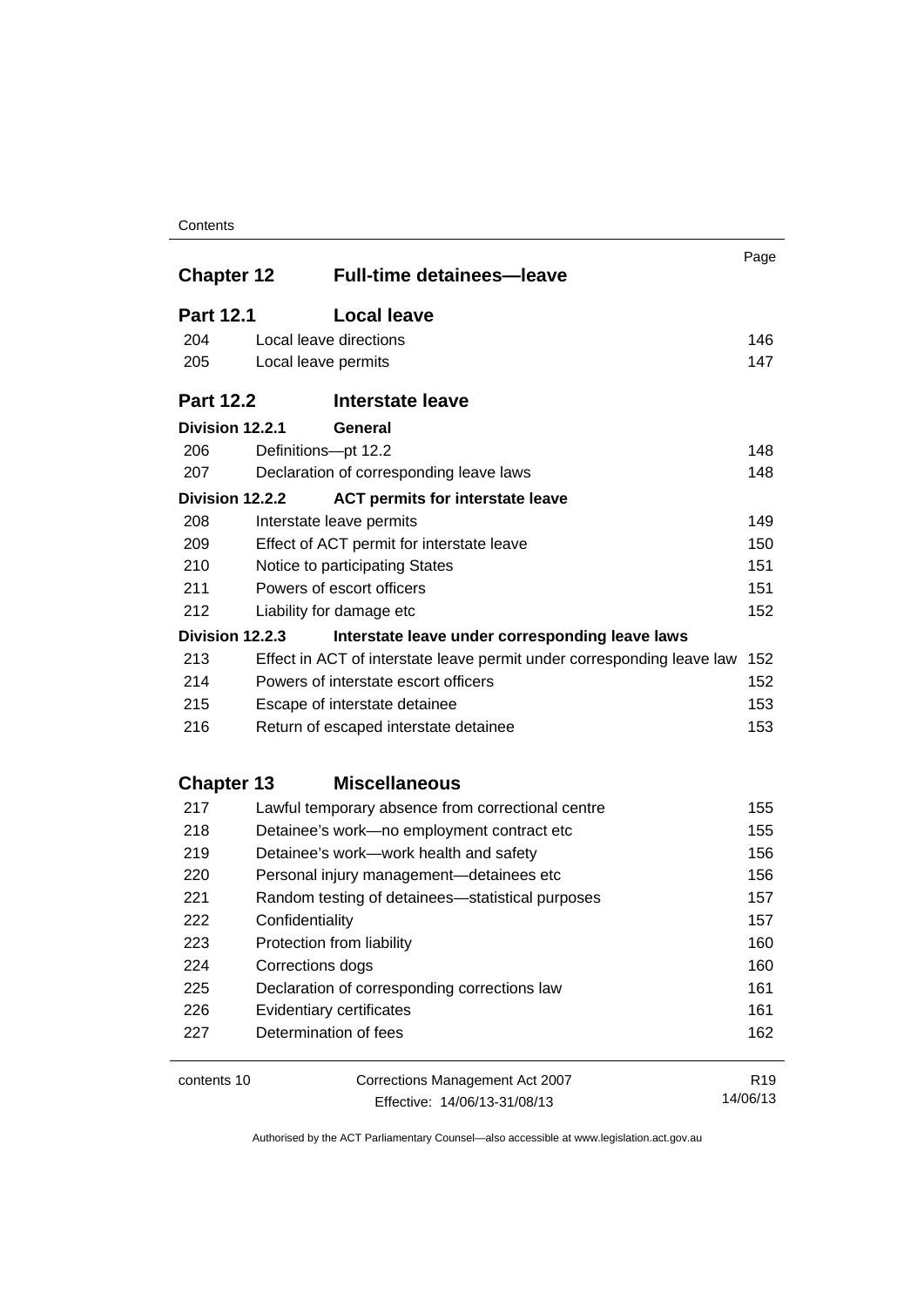| | | Page |
|---|---|---|
| **Chapter 12** | **Full-time detainees—leave** | |
| **Part 12.1** | **Local leave** | |
| 204 | Local leave directions | 146 |
| 205 | Local leave permits | 147 |
| **Part 12.2** | **Interstate leave** | |
| **Division 12.2.1** | **General** | |
| 206 | Definitions—pt 12.2 | 148 |
| 207 | Declaration of corresponding leave laws | 148 |
| **Division 12.2.2** | **ACT permits for interstate leave** | |
| 208 | Interstate leave permits | 149 |
| 209 | Effect of ACT permit for interstate leave | 150 |
| 210 | Notice to participating States | 151 |
| 211 | Powers of escort officers | 151 |
| 212 | Liability for damage etc | 152 |
| **Division 12.2.3** | **Interstate leave under corresponding leave laws** | |
| 213 | Effect in ACT of interstate leave permit under corresponding leave law | 152 |
| 214 | Powers of interstate escort officers | 152 |
| 215 | Escape of interstate detainee | 153 |
| 216 | Return of escaped interstate detainee | 153 |
| **Chapter 13** | **Miscellaneous** | |
| 217 | Lawful temporary absence from correctional centre | 155 |
| 218 | Detainee's work—no employment contract etc | 155 |
| 219 | Detainee's work—work health and safety | 156 |
| 220 | Personal injury management—detainees etc | 156 |
| 221 | Random testing of detainees—statistical purposes | 157 |
| 222 | Confidentiality | 157 |
| 223 | Protection from liability | 160 |
| 224 | Corrections dogs | 160 |
| 225 | Declaration of corresponding corrections law | 161 |
| 226 | Evidentiary certificates | 161 |
| 227 | Determination of fees | 162 |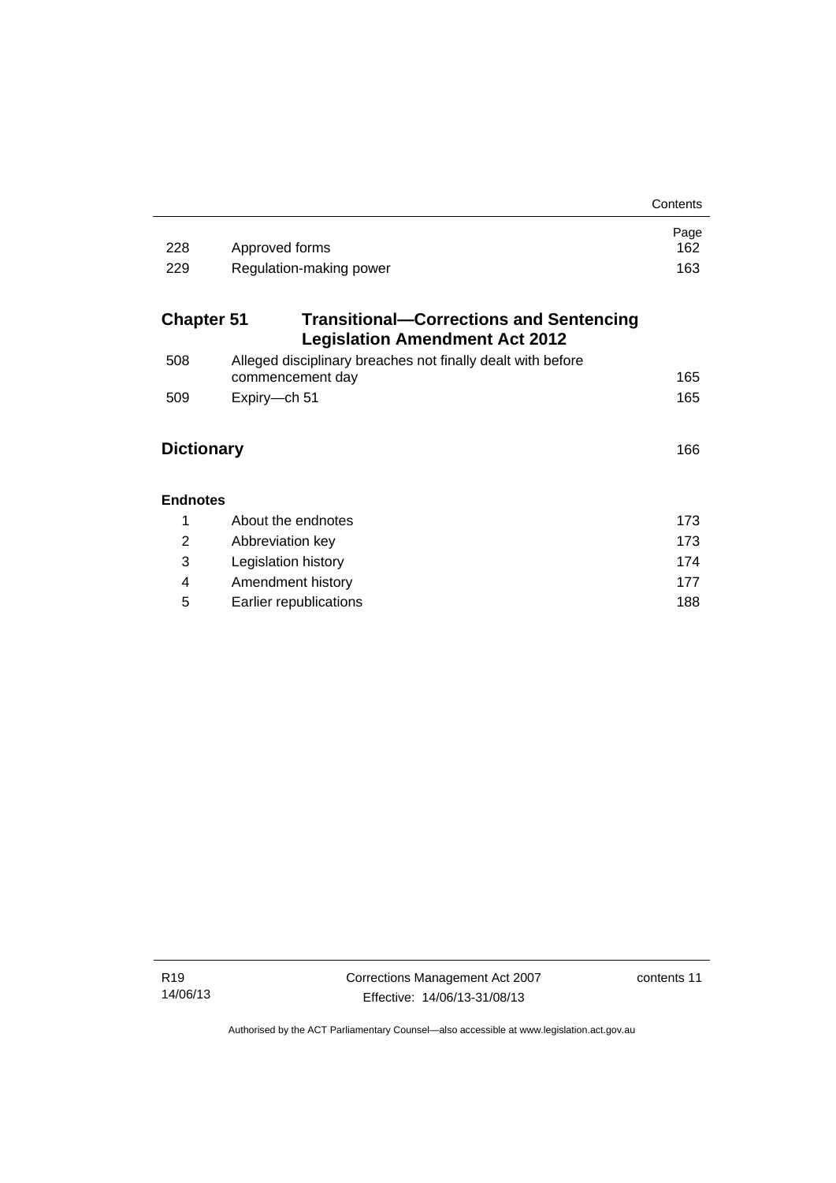| | | Page |
|---|---|---|
| 228 | Approved forms | 162 |
| 229 | Regulation-making power | 163 |

**Chapter 51 Transitional—Corrections and Sentencing Legislation Amendment Act 2012**

| | | |
|---|---|---|
| 508 | Alleged disciplinary breaches not finally dealt with before commencement day | 165 |
| 509 | Expiry—ch 51 | 165 |

**Dictionary** 166

**Endnotes**

| | | |
|---|---|---|
| 1 | About the endnotes | 173 |
| 2 | Abbreviation key | 173 |
| 3 | Legislation history | 174 |
| 4 | Amendment history | 177 |
| 5 | Earlier republications | 188 |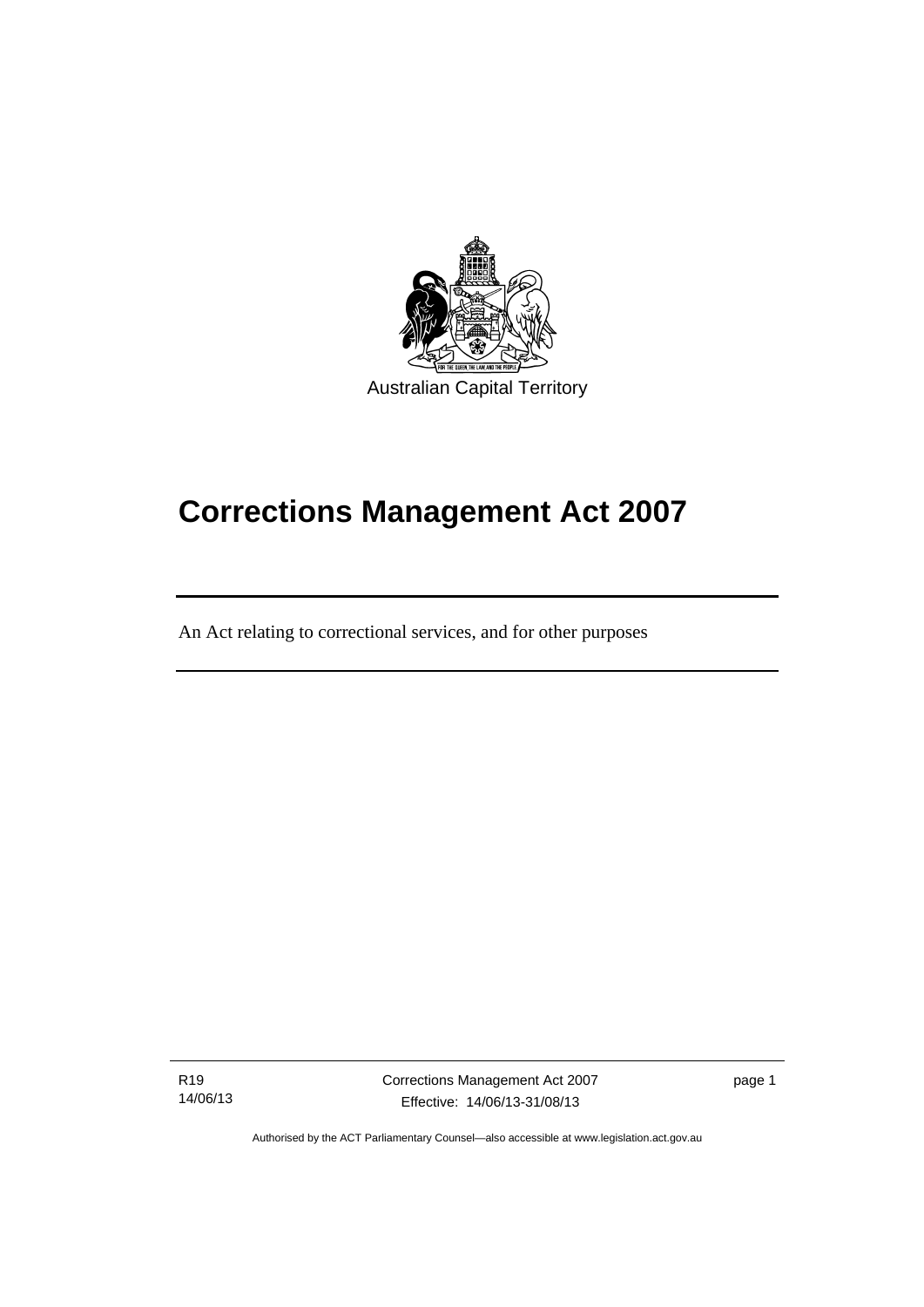Australian Capital Territory

# Corrections Management Act 2007

An Act relating to correctional services, and for other purposes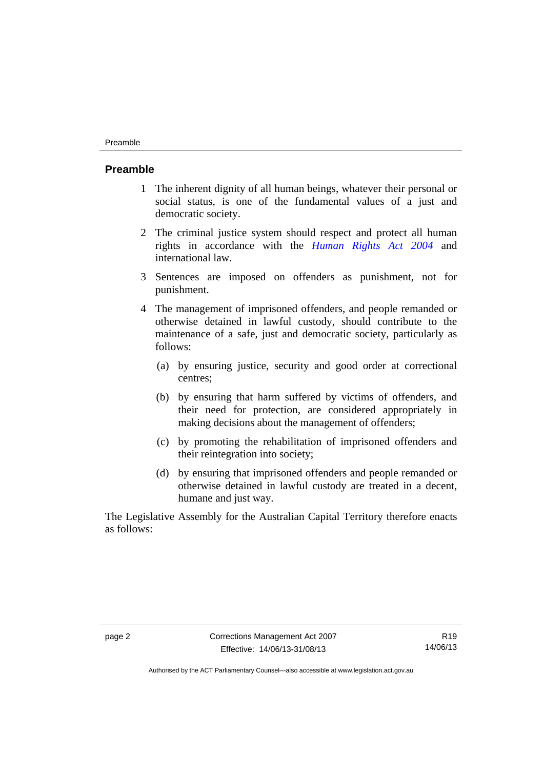## Preamble

1 The inherent dignity of all human beings, whatever their personal or social status, is one of the fundamental values of a just and democratic society.

2 The criminal justice system should respect and protect all human rights in accordance with the *Human Rights Act 2004* and international law.

3 Sentences are imposed on offenders as punishment, not for punishment.

4 The management of imprisoned offenders, and people remanded or otherwise detained in lawful custody, should contribute to the maintenance of a safe, just and democratic society, particularly as follows:

   (a) by ensuring justice, security and good order at correctional centres;

   (b) by ensuring that harm suffered by victims of offenders, and their need for protection, are considered appropriately in making decisions about the management of offenders;

   (c) by promoting the rehabilitation of imprisoned offenders and their reintegration into society;

   (d) by ensuring that imprisoned offenders and people remanded or otherwise detained in lawful custody are treated in a decent, humane and just way.

The Legislative Assembly for the Australian Capital Territory therefore enacts as follows: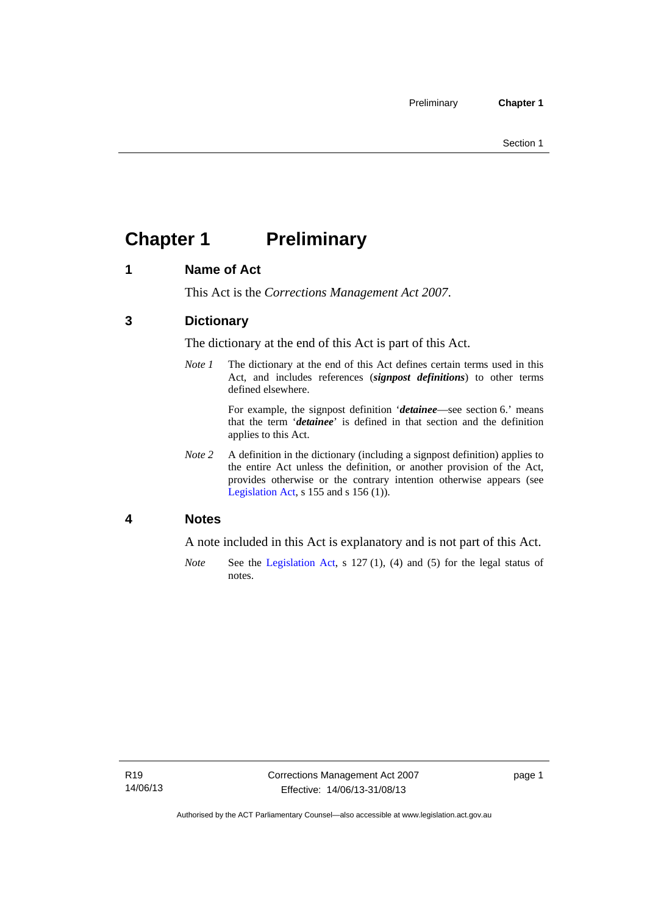# Chapter 1 Preliminary

## 1 Name of Act

This Act is the *Corrections Management Act 2007*.

## 3 Dictionary

The dictionary at the end of this Act is part of this Act.

*Note 1* The dictionary at the end of this Act defines certain terms used in this Act, and includes references (***signpost definitions***) to other terms defined elsewhere.

For example, the signpost definition '***detainee***—see section 6.' means that the term '***detainee***' is defined in that section and the definition applies to this Act.

*Note 2* A definition in the dictionary (including a signpost definition) applies to the entire Act unless the definition, or another provision of the Act, provides otherwise or the contrary intention otherwise appears (see Legislation Act, s 155 and s 156 (1)).

## 4 Notes

A note included in this Act is explanatory and is not part of this Act.

*Note* See the Legislation Act, s 127 (1), (4) and (5) for the legal status of notes.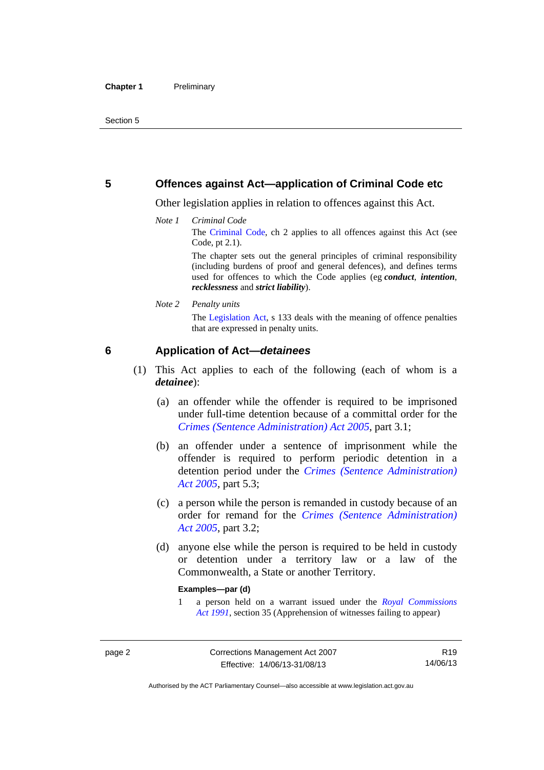## 5 Offences against Act—application of Criminal Code etc

Other legislation applies in relation to offences against this Act.

*Note 1* *Criminal Code*

The Criminal Code, ch 2 applies to all offences against this Act (see Code, pt 2.1).

The chapter sets out the general principles of criminal responsibility (including burdens of proof and general defences), and defines terms used for offences to which the Code applies (eg ***conduct***, ***intention***, ***recklessness*** and ***strict liability***).

*Note 2* *Penalty units*

The Legislation Act, s 133 deals with the meaning of offence penalties that are expressed in penalty units.

## 6 Application of Act—*detainees*

(1) This Act applies to each of the following (each of whom is a ***detainee***):

(a) an offender while the offender is required to be imprisoned under full-time detention because of a committal order for the *Crimes (Sentence Administration) Act 2005*, part 3.1;

(b) an offender under a sentence of imprisonment while the offender is required to perform periodic detention in a detention period under the *Crimes (Sentence Administration) Act 2005*, part 5.3;

(c) a person while the person is remanded in custody because of an order for remand for the *Crimes (Sentence Administration) Act 2005*, part 3.2;

(d) anyone else while the person is required to be held in custody or detention under a territory law or a law of the Commonwealth, a State or another Territory.

**Examples—par (d)**

1 a person held on a warrant issued under the *Royal Commissions Act 1991*, section 35 (Apprehension of witnesses failing to appear)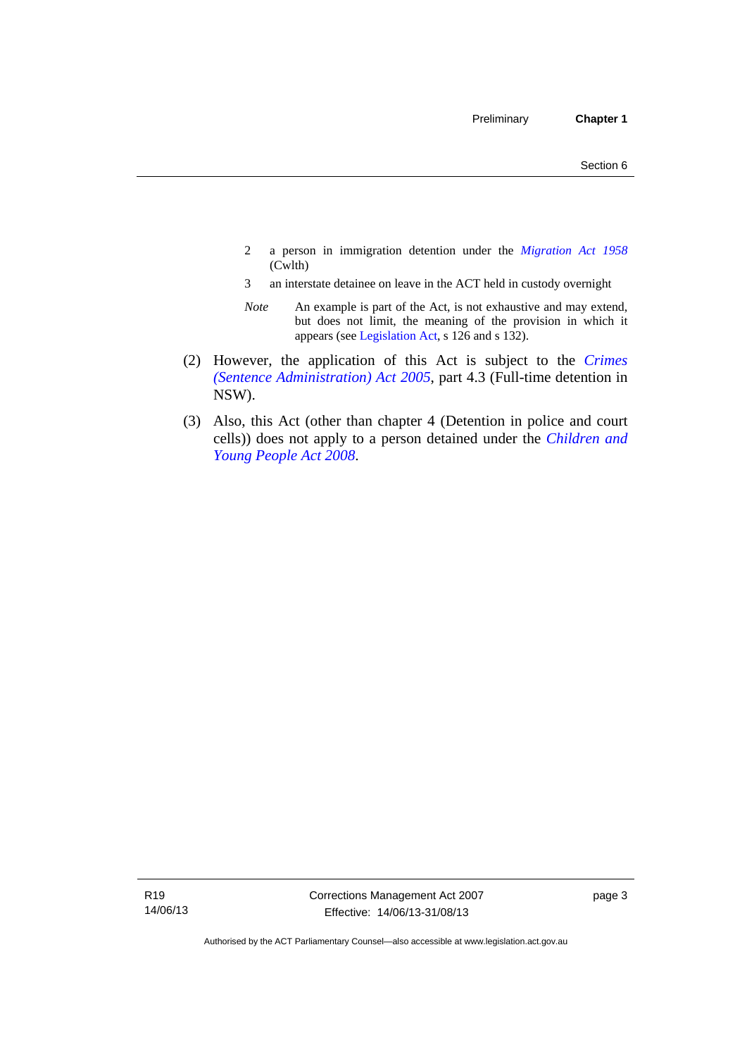2 a person in immigration detention under the *Migration Act 1958* (Cwlth)

3 an interstate detainee on leave in the ACT held in custody overnight

*Note* An example is part of the Act, is not exhaustive and may extend, but does not limit, the meaning of the provision in which it appears (see Legislation Act, s 126 and s 132).

(2) However, the application of this Act is subject to the *Crimes (Sentence Administration) Act 2005*, part 4.3 (Full-time detention in NSW).

(3) Also, this Act (other than chapter 4 (Detention in police and court cells)) does not apply to a person detained under the *Children and Young People Act 2008*.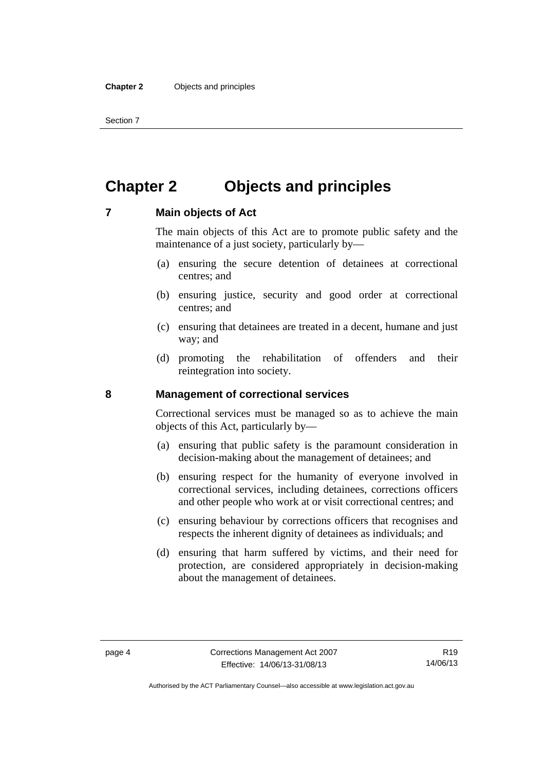# Chapter 2 Objects and principles

## 7 Main objects of Act

The main objects of this Act are to promote public safety and the maintenance of a just society, particularly by—

(a) ensuring the secure detention of detainees at correctional centres; and

(b) ensuring justice, security and good order at correctional centres; and

(c) ensuring that detainees are treated in a decent, humane and just way; and

(d) promoting the rehabilitation of offenders and their reintegration into society.

## 8 Management of correctional services

Correctional services must be managed so as to achieve the main objects of this Act, particularly by—

(a) ensuring that public safety is the paramount consideration in decision-making about the management of detainees; and

(b) ensuring respect for the humanity of everyone involved in correctional services, including detainees, corrections officers and other people who work at or visit correctional centres; and

(c) ensuring behaviour by corrections officers that recognises and respects the inherent dignity of detainees as individuals; and

(d) ensuring that harm suffered by victims, and their need for protection, are considered appropriately in decision-making about the management of detainees.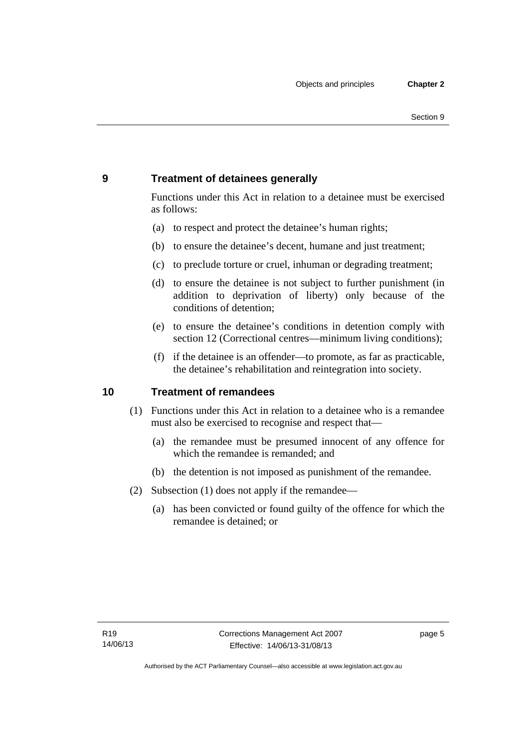## 9 Treatment of detainees generally

Functions under this Act in relation to a detainee must be exercised as follows:

(a) to respect and protect the detainee's human rights;

(b) to ensure the detainee's decent, humane and just treatment;

(c) to preclude torture or cruel, inhuman or degrading treatment;

(d) to ensure the detainee is not subject to further punishment (in addition to deprivation of liberty) only because of the conditions of detention;

(e) to ensure the detainee's conditions in detention comply with section 12 (Correctional centres—minimum living conditions);

(f) if the detainee is an offender—to promote, as far as practicable, the detainee's rehabilitation and reintegration into society.

## 10 Treatment of remandees

(1) Functions under this Act in relation to a detainee who is a remandee must also be exercised to recognise and respect that—

(a) the remandee must be presumed innocent of any offence for which the remandee is remanded; and

(b) the detention is not imposed as punishment of the remandee.

(2) Subsection (1) does not apply if the remandee—

(a) has been convicted or found guilty of the offence for which the remandee is detained; or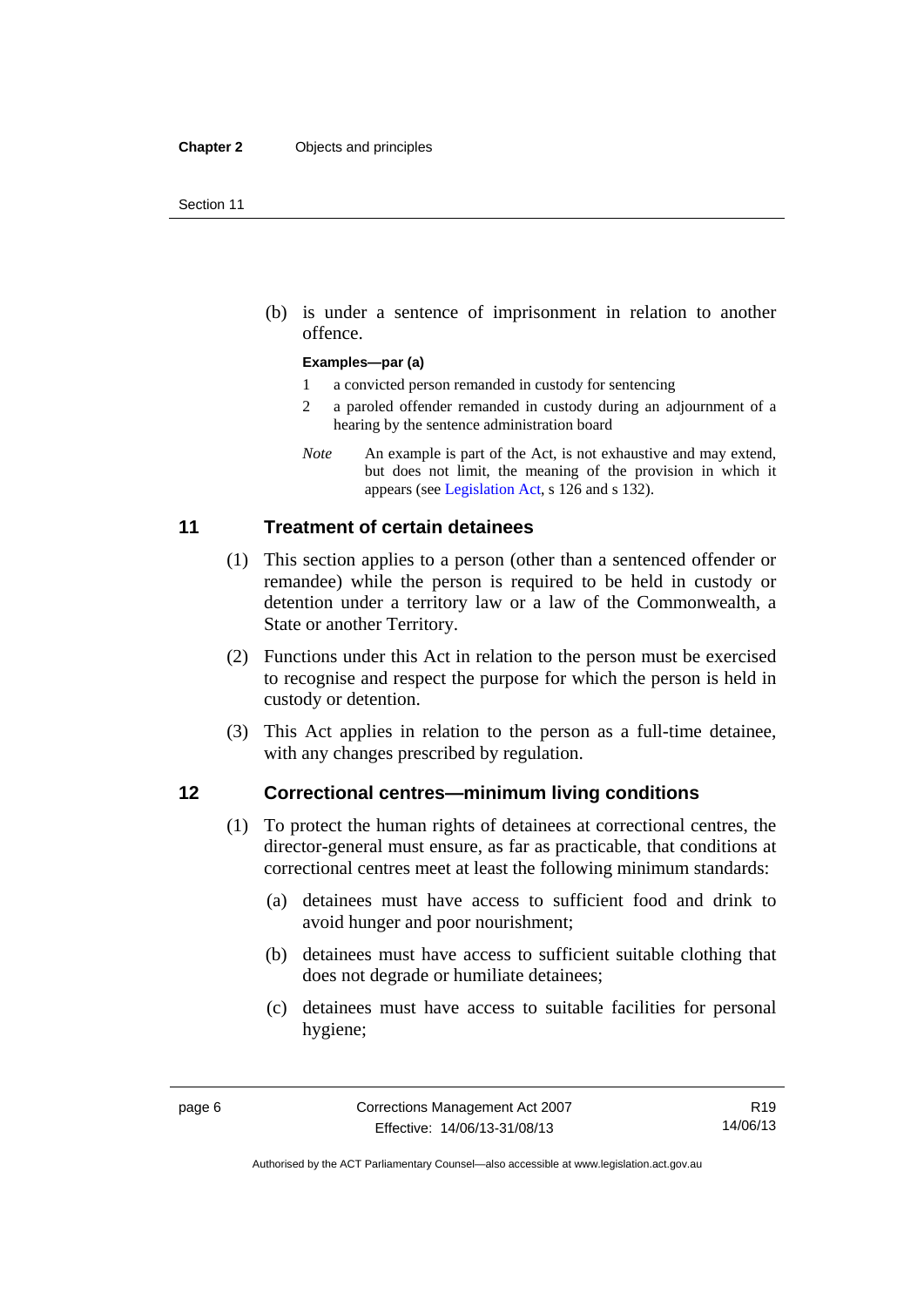(b) is under a sentence of imprisonment in relation to another offence.

**Examples—par (a)**

1 a convicted person remanded in custody for sentencing

2 a paroled offender remanded in custody during an adjournment of a hearing by the sentence administration board

*Note* An example is part of the Act, is not exhaustive and may extend, but does not limit, the meaning of the provision in which it appears (see Legislation Act, s 126 and s 132).

## 11 Treatment of certain detainees

(1) This section applies to a person (other than a sentenced offender or remandee) while the person is required to be held in custody or detention under a territory law or a law of the Commonwealth, a State or another Territory.

(2) Functions under this Act in relation to the person must be exercised to recognise and respect the purpose for which the person is held in custody or detention.

(3) This Act applies in relation to the person as a full-time detainee, with any changes prescribed by regulation.

## 12 Correctional centres—minimum living conditions

(1) To protect the human rights of detainees at correctional centres, the director-general must ensure, as far as practicable, that conditions at correctional centres meet at least the following minimum standards:

(a) detainees must have access to sufficient food and drink to avoid hunger and poor nourishment;

(b) detainees must have access to sufficient suitable clothing that does not degrade or humiliate detainees;

(c) detainees must have access to suitable facilities for personal hygiene;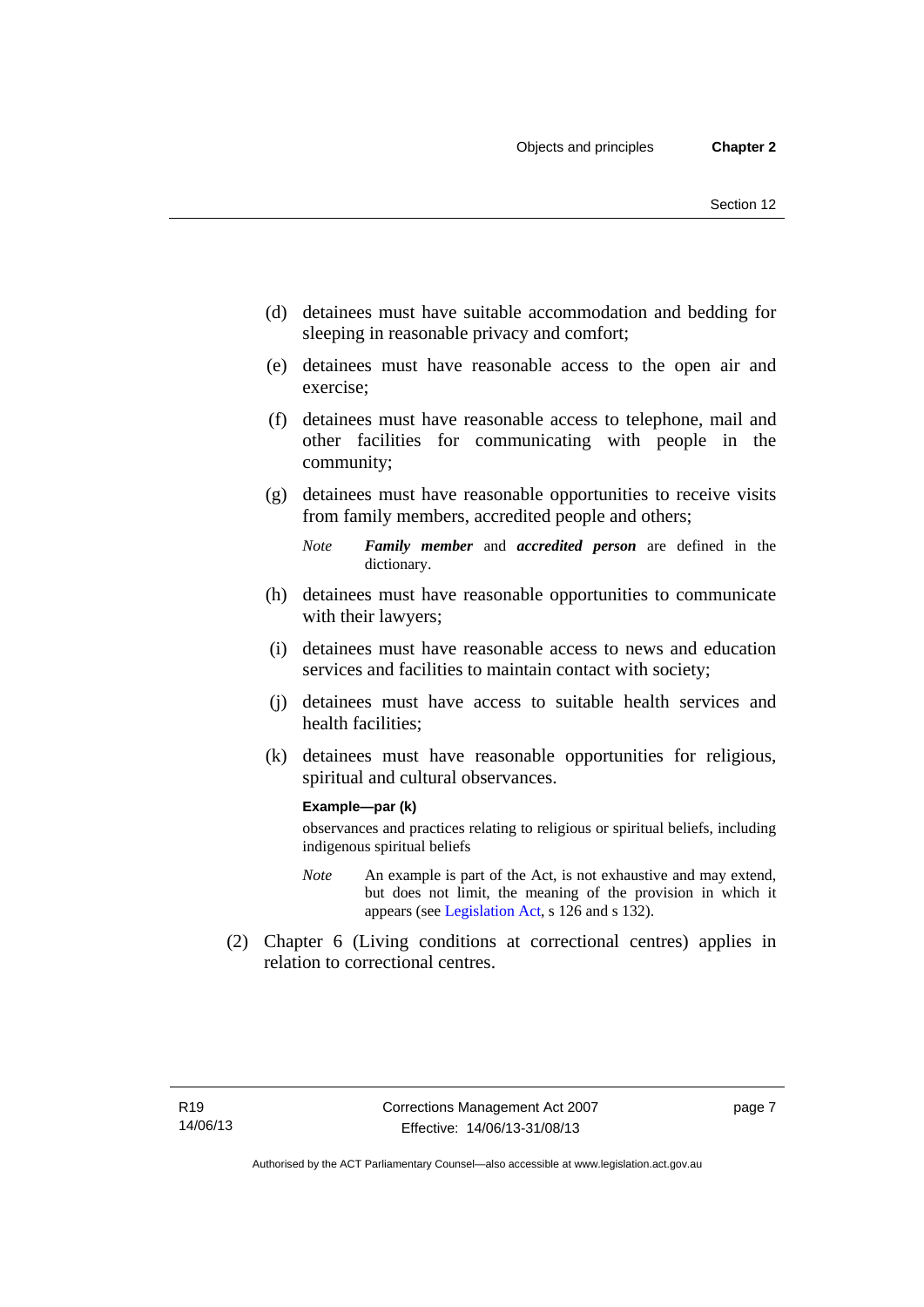(d) detainees must have suitable accommodation and bedding for sleeping in reasonable privacy and comfort;

(e) detainees must have reasonable access to the open air and exercise;

(f) detainees must have reasonable access to telephone, mail and other facilities for communicating with people in the community;

(g) detainees must have reasonable opportunities to receive visits from family members, accredited people and others;

*Note* ***Family member*** and ***accredited person*** are defined in the dictionary.

(h) detainees must have reasonable opportunities to communicate with their lawyers;

(i) detainees must have reasonable access to news and education services and facilities to maintain contact with society;

(j) detainees must have access to suitable health services and health facilities;

(k) detainees must have reasonable opportunities for religious, spiritual and cultural observances.

**Example—par (k)**

observances and practices relating to religious or spiritual beliefs, including indigenous spiritual beliefs

*Note* An example is part of the Act, is not exhaustive and may extend, but does not limit, the meaning of the provision in which it appears (see Legislation Act, s 126 and s 132).

(2) Chapter 6 (Living conditions at correctional centres) applies in relation to correctional centres.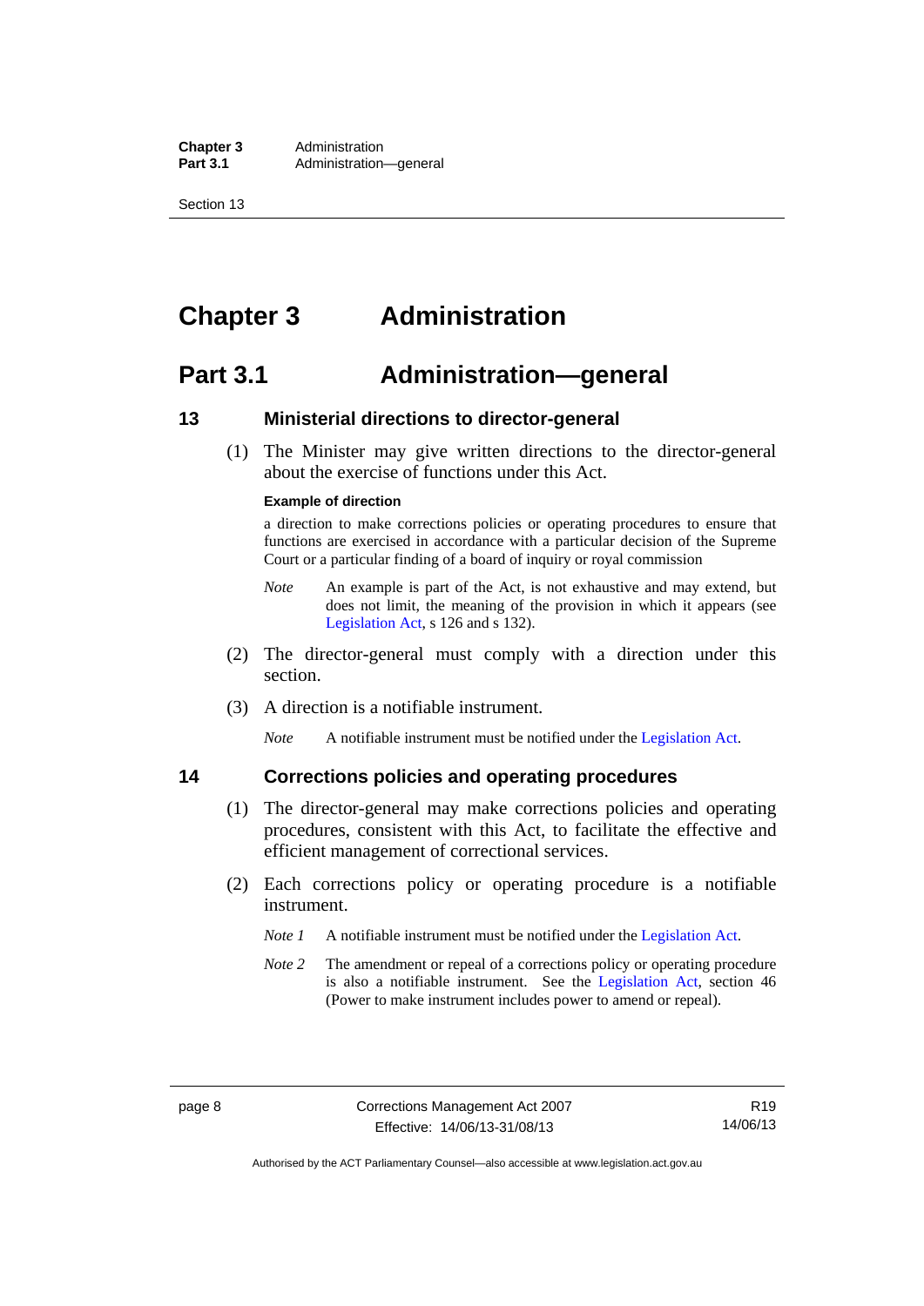# Chapter 3 Administration

## Part 3.1 Administration—general

### 13 Ministerial directions to director-general

(1) The Minister may give written directions to the director-general about the exercise of functions under this Act.

**Example of direction**

a direction to make corrections policies or operating procedures to ensure that functions are exercised in accordance with a particular decision of the Supreme Court or a particular finding of a board of inquiry or royal commission

*Note* An example is part of the Act, is not exhaustive and may extend, but does not limit, the meaning of the provision in which it appears (see Legislation Act, s 126 and s 132).

(2) The director-general must comply with a direction under this section.

(3) A direction is a notifiable instrument.

*Note* A notifiable instrument must be notified under the Legislation Act.

### 14 Corrections policies and operating procedures

(1) The director-general may make corrections policies and operating procedures, consistent with this Act, to facilitate the effective and efficient management of correctional services.

(2) Each corrections policy or operating procedure is a notifiable instrument.

*Note 1* A notifiable instrument must be notified under the Legislation Act.

*Note 2* The amendment or repeal of a corrections policy or operating procedure is also a notifiable instrument. See the Legislation Act, section 46 (Power to make instrument includes power to amend or repeal).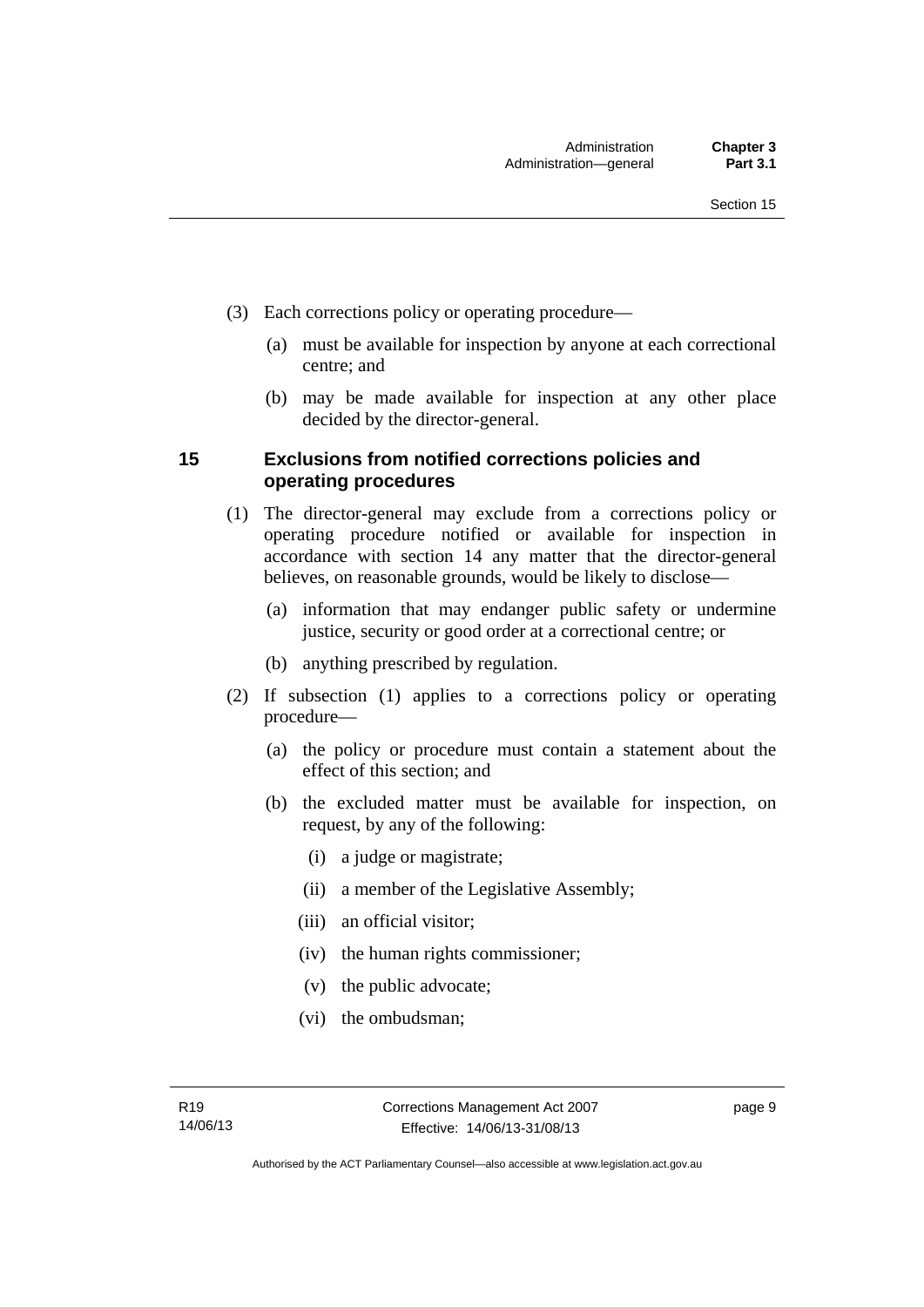(3) Each corrections policy or operating procedure—

(a) must be available for inspection by anyone at each correctional centre; and

(b) may be made available for inspection at any other place decided by the director-general.

## 15 Exclusions from notified corrections policies and operating procedures

(1) The director-general may exclude from a corrections policy or operating procedure notified or available for inspection in accordance with section 14 any matter that the director-general believes, on reasonable grounds, would be likely to disclose—

(a) information that may endanger public safety or undermine justice, security or good order at a correctional centre; or

(b) anything prescribed by regulation.

(2) If subsection (1) applies to a corrections policy or operating procedure—

(a) the policy or procedure must contain a statement about the effect of this section; and

(b) the excluded matter must be available for inspection, on request, by any of the following:

(i) a judge or magistrate;

(ii) a member of the Legislative Assembly;

(iii) an official visitor;

(iv) the human rights commissioner;

(v) the public advocate;

(vi) the ombudsman;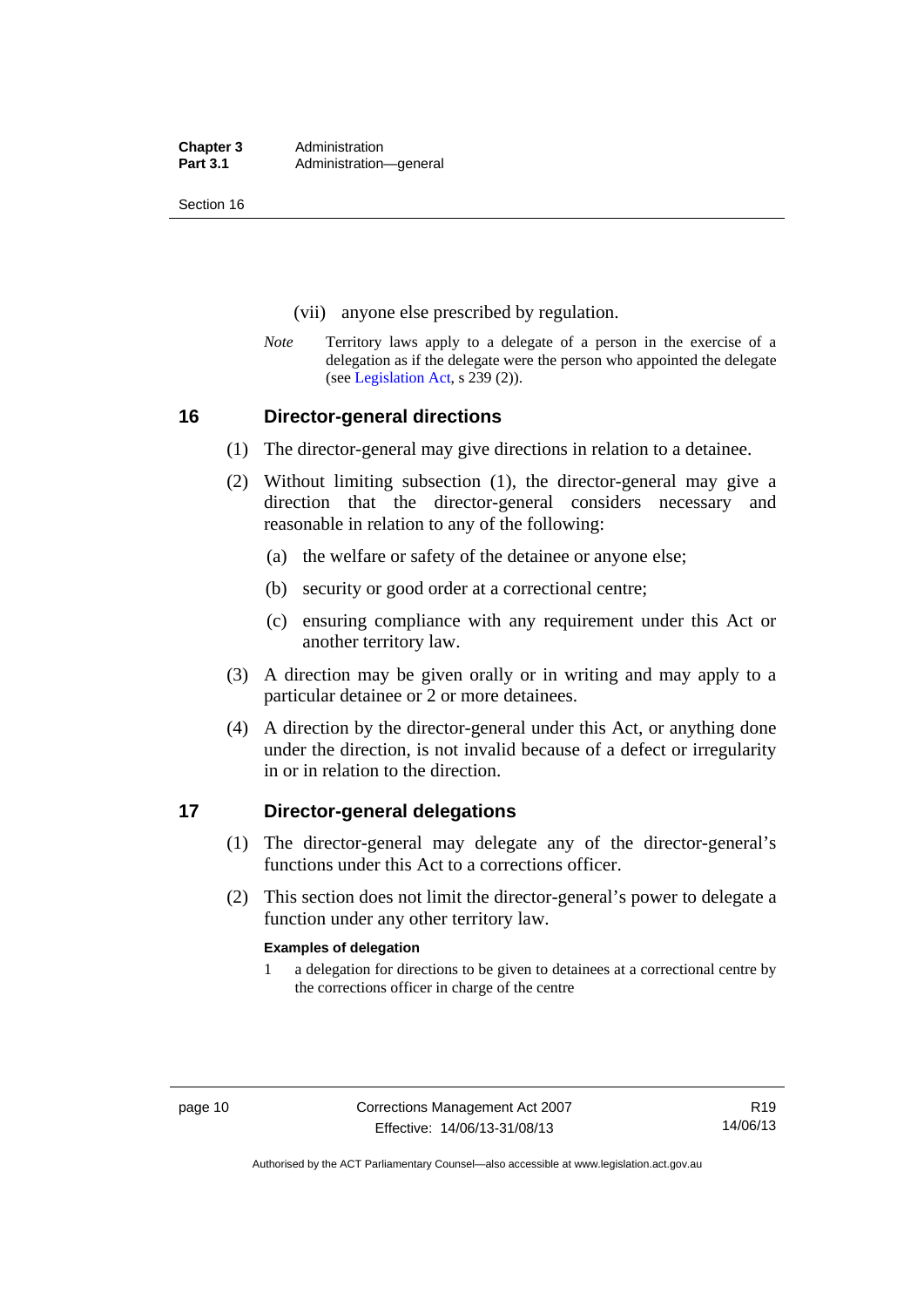(vii) anyone else prescribed by regulation.

*Note* Territory laws apply to a delegate of a person in the exercise of a delegation as if the delegate were the person who appointed the delegate (see Legislation Act, s 239 (2)).

## 16 Director-general directions

(1) The director-general may give directions in relation to a detainee.

(2) Without limiting subsection (1), the director-general may give a direction that the director-general considers necessary and reasonable in relation to any of the following:

(a) the welfare or safety of the detainee or anyone else;

(b) security or good order at a correctional centre;

(c) ensuring compliance with any requirement under this Act or another territory law.

(3) A direction may be given orally or in writing and may apply to a particular detainee or 2 or more detainees.

(4) A direction by the director-general under this Act, or anything done under the direction, is not invalid because of a defect or irregularity in or in relation to the direction.

## 17 Director-general delegations

(1) The director-general may delegate any of the director-general's functions under this Act to a corrections officer.

(2) This section does not limit the director-general's power to delegate a function under any other territory law.

**Examples of delegation**

1 a delegation for directions to be given to detainees at a correctional centre by the corrections officer in charge of the centre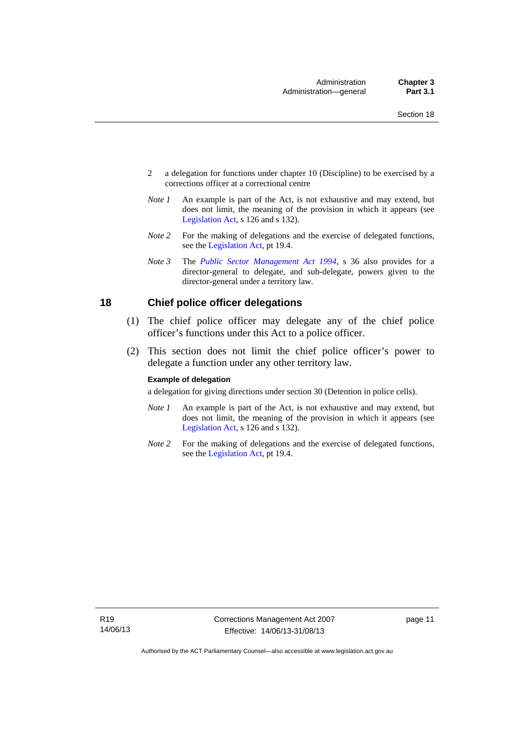2 a delegation for functions under chapter 10 (Discipline) to be exercised by a corrections officer at a correctional centre

*Note 1* An example is part of the Act, is not exhaustive and may extend, but does not limit, the meaning of the provision in which it appears (see Legislation Act, s 126 and s 132).

*Note 2* For the making of delegations and the exercise of delegated functions, see the Legislation Act, pt 19.4.

*Note 3* The *Public Sector Management Act 1994*, s 36 also provides for a director-general to delegate, and sub-delegate, powers given to the director-general under a territory law.

## 18 Chief police officer delegations

(1) The chief police officer may delegate any of the chief police officer's functions under this Act to a police officer.

(2) This section does not limit the chief police officer's power to delegate a function under any other territory law.

**Example of delegation**

a delegation for giving directions under section 30 (Detention in police cells).

*Note 1* An example is part of the Act, is not exhaustive and may extend, but does not limit, the meaning of the provision in which it appears (see Legislation Act, s 126 and s 132).

*Note 2* For the making of delegations and the exercise of delegated functions, see the Legislation Act, pt 19.4.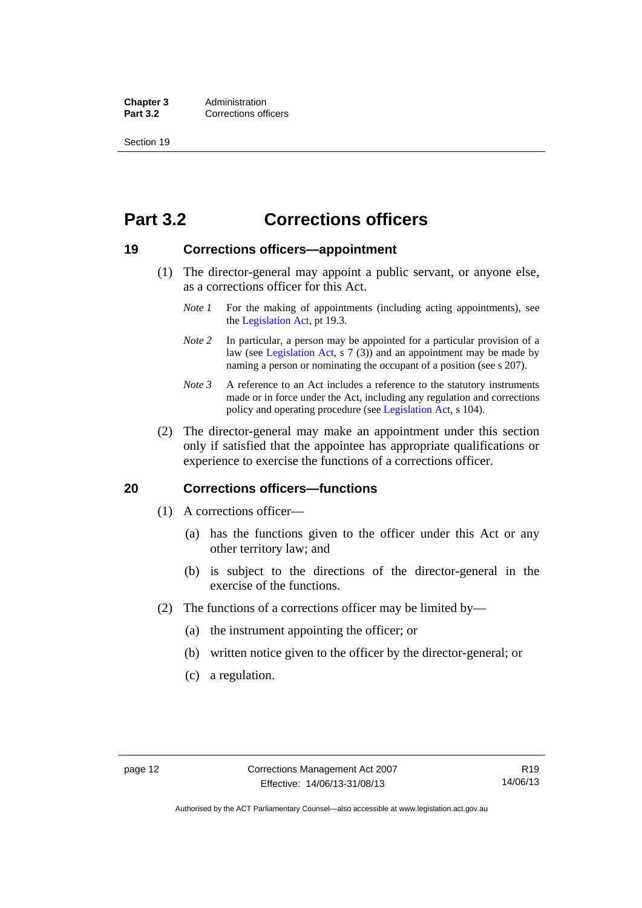# Part 3.2 Corrections officers

## 19 Corrections officers—appointment

(1) The director-general may appoint a public servant, or anyone else, as a corrections officer for this Act.

*Note 1* For the making of appointments (including acting appointments), see the Legislation Act, pt 19.3.

*Note 2* In particular, a person may be appointed for a particular provision of a law (see Legislation Act, s 7 (3)) and an appointment may be made by naming a person or nominating the occupant of a position (see s 207).

*Note 3* A reference to an Act includes a reference to the statutory instruments made or in force under the Act, including any regulation and corrections policy and operating procedure (see Legislation Act, s 104).

(2) The director-general may make an appointment under this section only if satisfied that the appointee has appropriate qualifications or experience to exercise the functions of a corrections officer.

## 20 Corrections officers—functions

(1) A corrections officer—

(a) has the functions given to the officer under this Act or any other territory law; and

(b) is subject to the directions of the director-general in the exercise of the functions.

(2) The functions of a corrections officer may be limited by—

(a) the instrument appointing the officer; or

(b) written notice given to the officer by the director-general; or

(c) a regulation.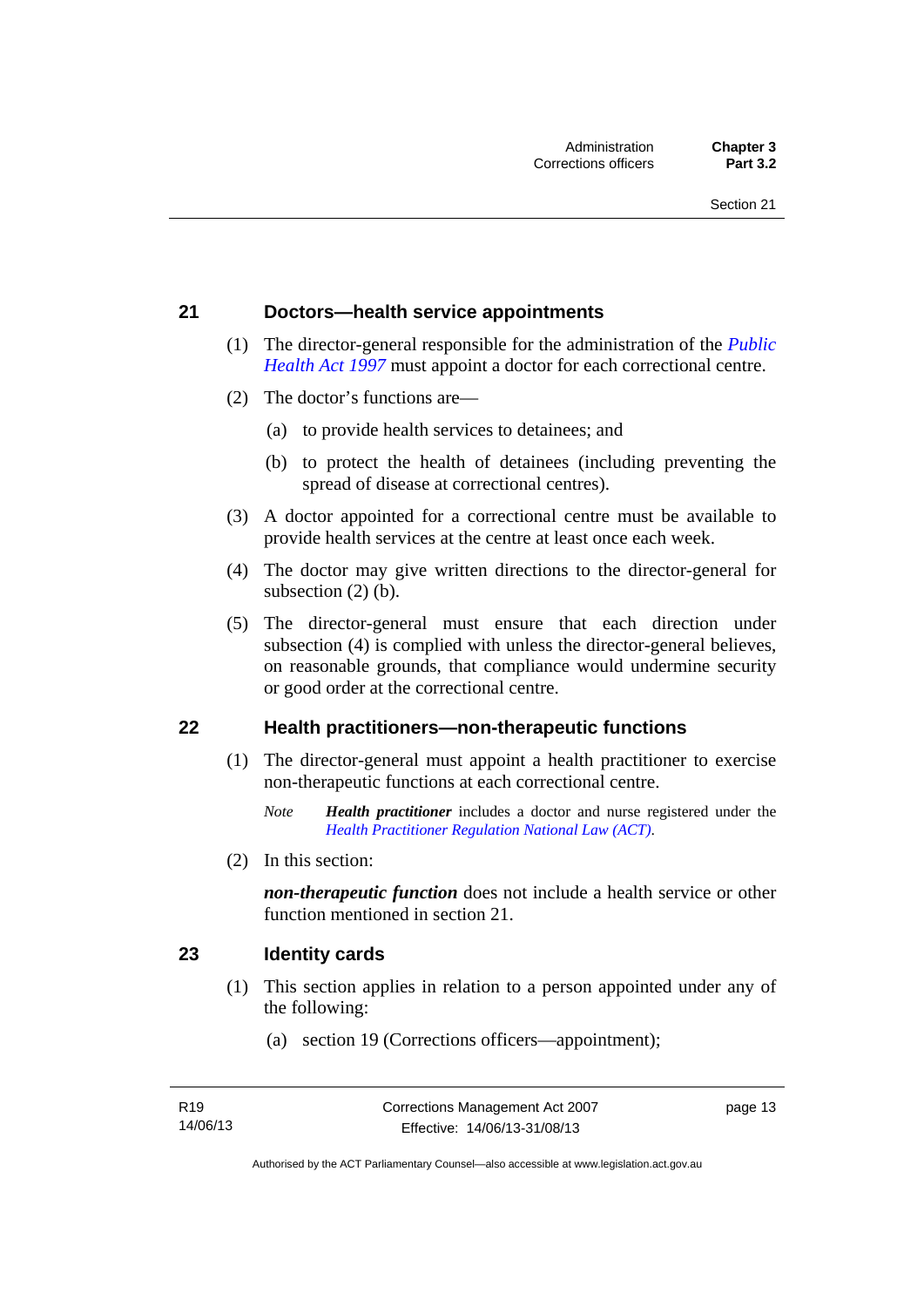## 21 Doctors—health service appointments

(1) The director-general responsible for the administration of the *Public Health Act 1997* must appoint a doctor for each correctional centre.

(2) The doctor's functions are—

(a) to provide health services to detainees; and

(b) to protect the health of detainees (including preventing the spread of disease at correctional centres).

(3) A doctor appointed for a correctional centre must be available to provide health services at the centre at least once each week.

(4) The doctor may give written directions to the director-general for subsection (2) (b).

(5) The director-general must ensure that each direction under subsection (4) is complied with unless the director-general believes, on reasonable grounds, that compliance would undermine security or good order at the correctional centre.

## 22 Health practitioners—non-therapeutic functions

(1) The director-general must appoint a health practitioner to exercise non-therapeutic functions at each correctional centre.

*Note* ***Health practitioner*** includes a doctor and nurse registered under the *Health Practitioner Regulation National Law (ACT)*.

(2) In this section:

***non-therapeutic function*** does not include a health service or other function mentioned in section 21.

## 23 Identity cards

(1) This section applies in relation to a person appointed under any of the following:

(a) section 19 (Corrections officers—appointment);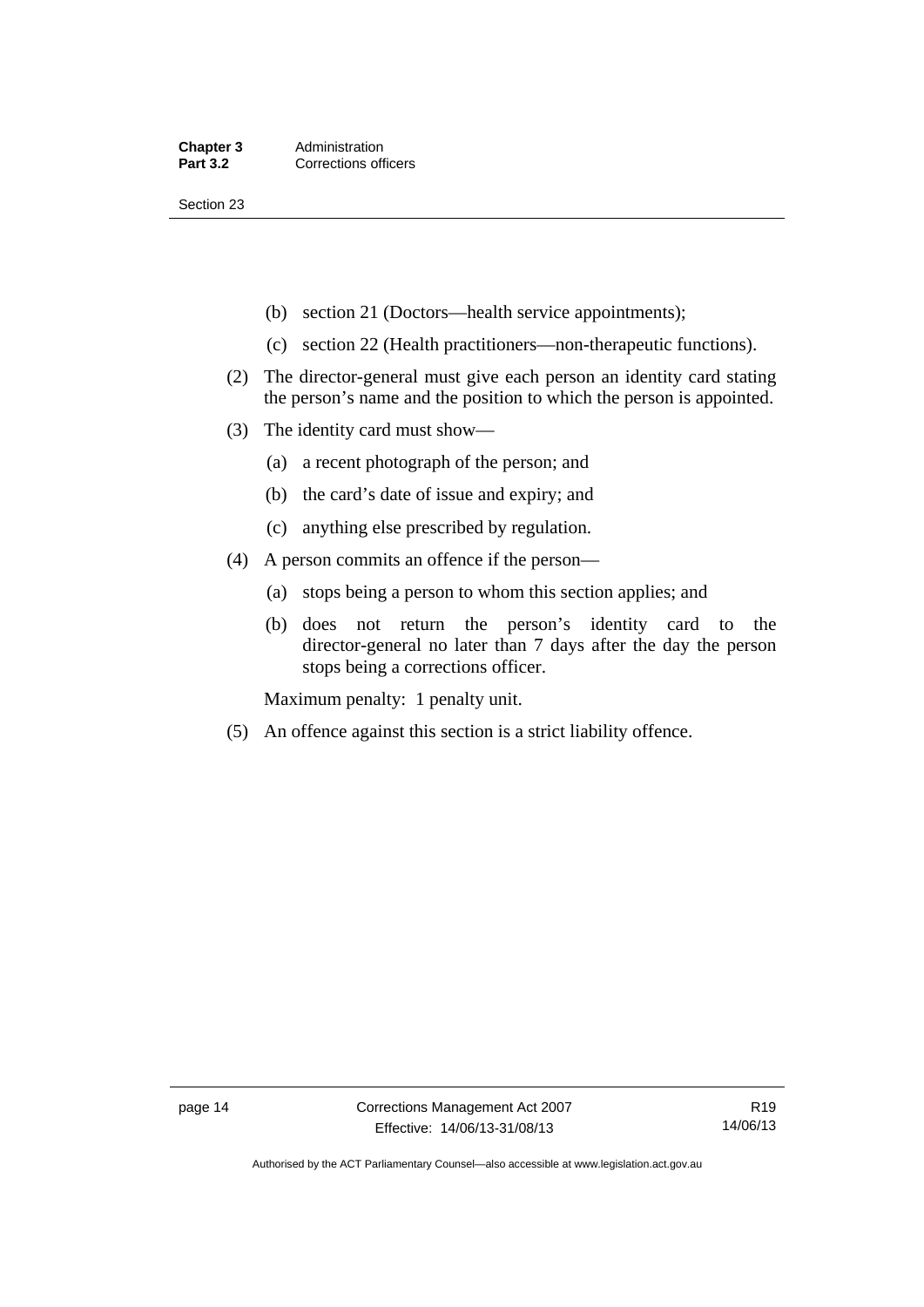(b) section 21 (Doctors—health service appointments);

(c) section 22 (Health practitioners—non-therapeutic functions).

(2) The director-general must give each person an identity card stating the person's name and the position to which the person is appointed.

(3) The identity card must show—

(a) a recent photograph of the person; and

(b) the card's date of issue and expiry; and

(c) anything else prescribed by regulation.

(4) A person commits an offence if the person—

(a) stops being a person to whom this section applies; and

(b) does not return the person's identity card to the director-general no later than 7 days after the day the person stops being a corrections officer.

Maximum penalty: 1 penalty unit.

(5) An offence against this section is a strict liability offence.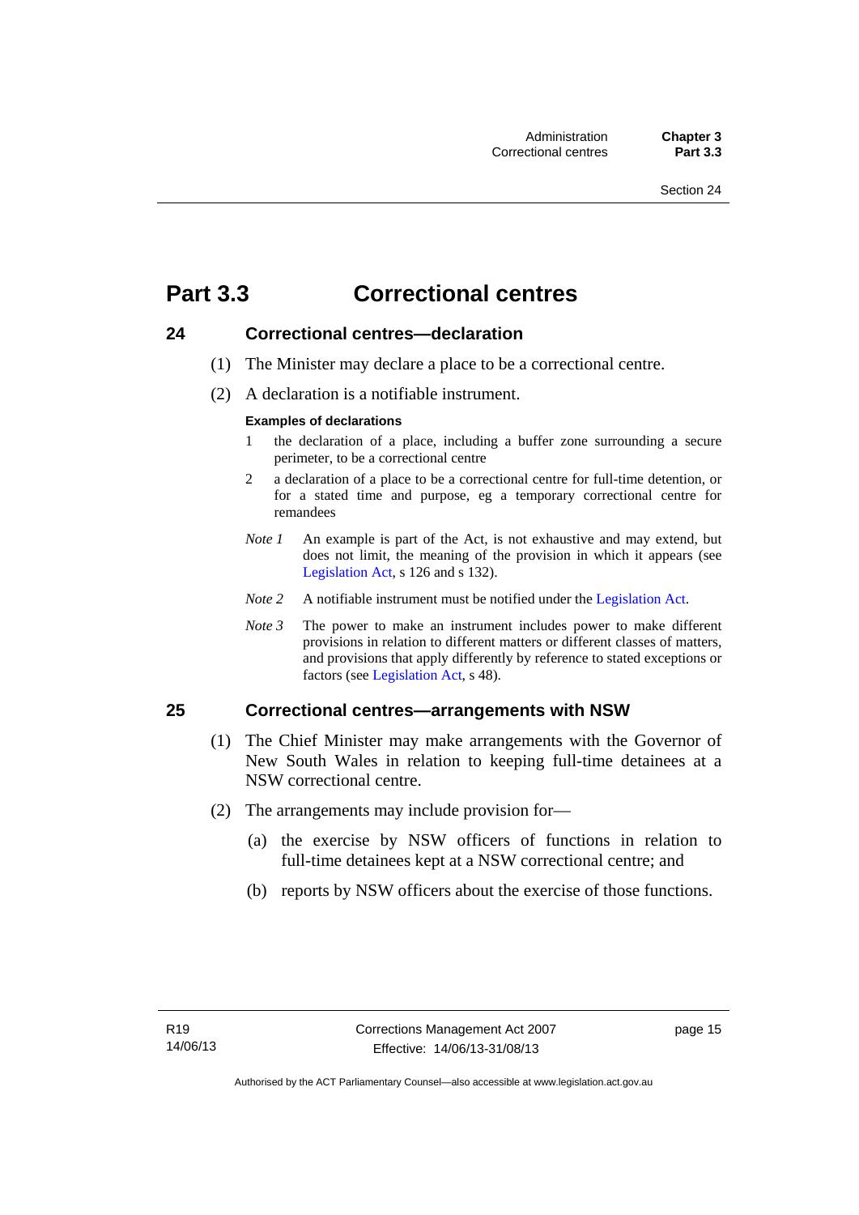# Part 3.3 Correctional centres

## 24 Correctional centres—declaration

(1) The Minister may declare a place to be a correctional centre.

(2) A declaration is a notifiable instrument.

**Examples of declarations**

1 the declaration of a place, including a buffer zone surrounding a secure perimeter, to be a correctional centre

2 a declaration of a place to be a correctional centre for full-time detention, or for a stated time and purpose, eg a temporary correctional centre for remandees

*Note 1* An example is part of the Act, is not exhaustive and may extend, but does not limit, the meaning of the provision in which it appears (see Legislation Act, s 126 and s 132).

*Note 2* A notifiable instrument must be notified under the Legislation Act.

*Note 3* The power to make an instrument includes power to make different provisions in relation to different matters or different classes of matters, and provisions that apply differently by reference to stated exceptions or factors (see Legislation Act, s 48).

## 25 Correctional centres—arrangements with NSW

(1) The Chief Minister may make arrangements with the Governor of New South Wales in relation to keeping full-time detainees at a NSW correctional centre.

(2) The arrangements may include provision for—

(a) the exercise by NSW officers of functions in relation to full-time detainees kept at a NSW correctional centre; and

(b) reports by NSW officers about the exercise of those functions.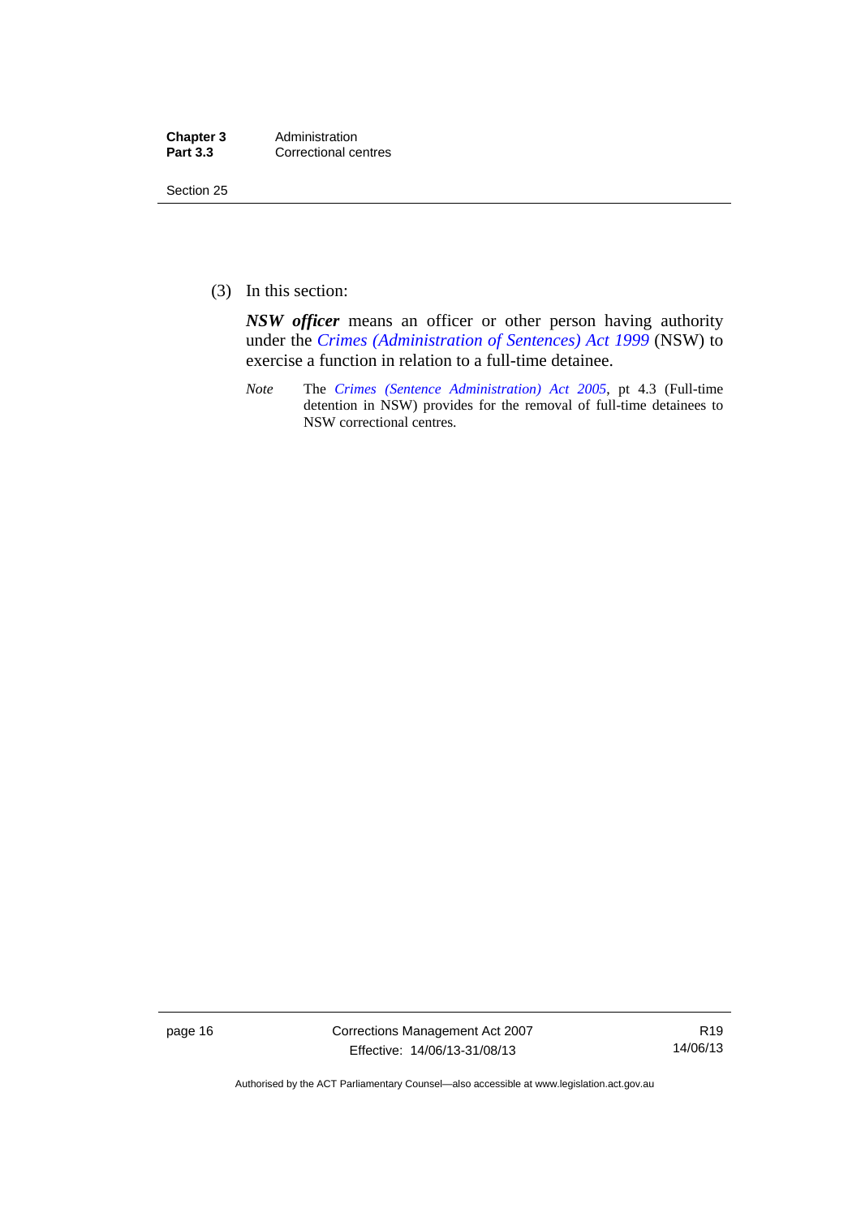(3) In this section:

***NSW officer*** means an officer or other person having authority under the *Crimes (Administration of Sentences) Act 1999* (NSW) to exercise a function in relation to a full-time detainee.

*Note* The *Crimes (Sentence Administration) Act 2005*, pt 4.3 (Full-time detention in NSW) provides for the removal of full-time detainees to NSW correctional centres.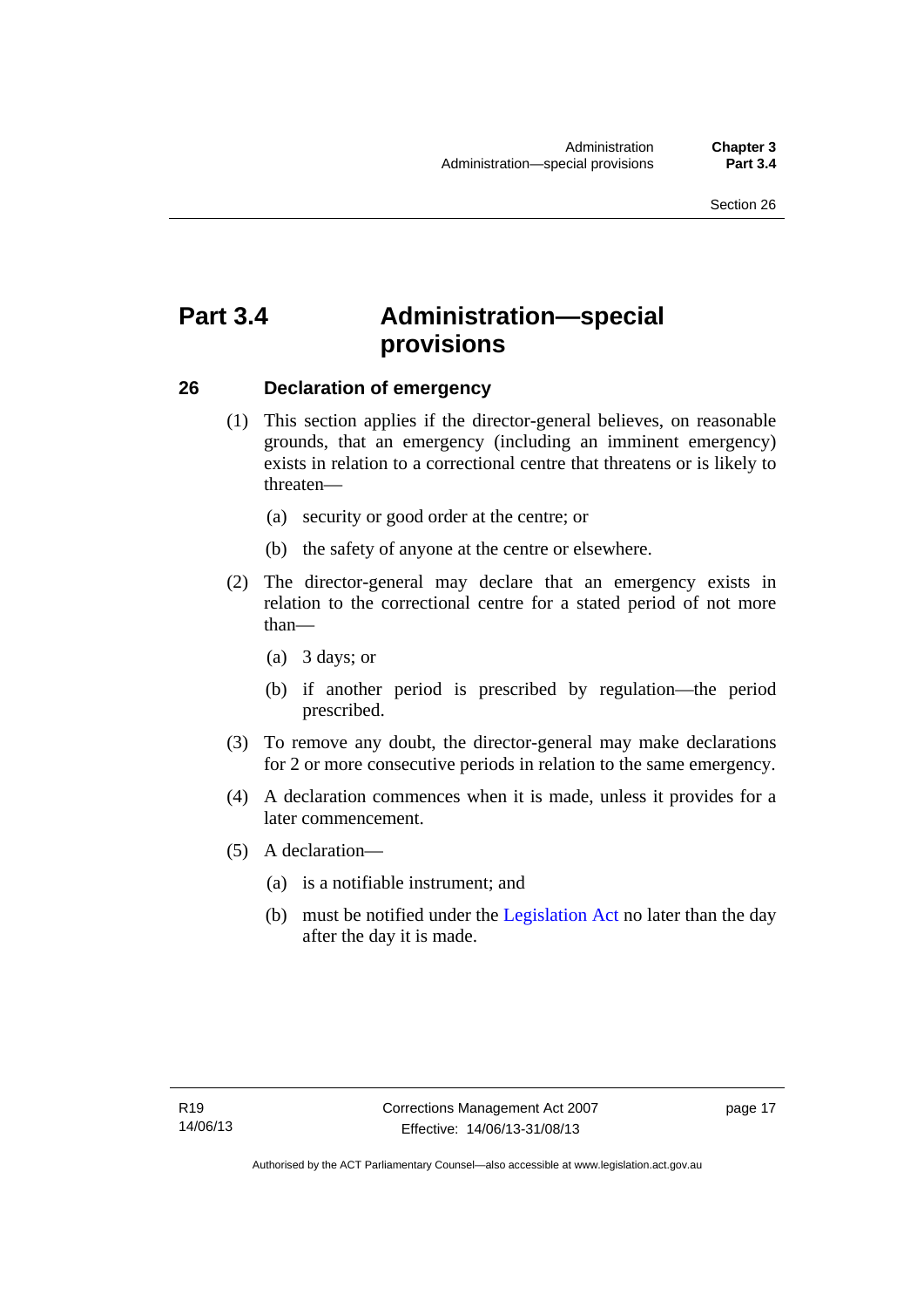# Part 3.4 Administration—special provisions

## 26 Declaration of emergency

(1) This section applies if the director-general believes, on reasonable grounds, that an emergency (including an imminent emergency) exists in relation to a correctional centre that threatens or is likely to threaten—

(a) security or good order at the centre; or

(b) the safety of anyone at the centre or elsewhere.

(2) The director-general may declare that an emergency exists in relation to the correctional centre for a stated period of not more than—

(a) 3 days; or

(b) if another period is prescribed by regulation—the period prescribed.

(3) To remove any doubt, the director-general may make declarations for 2 or more consecutive periods in relation to the same emergency.

(4) A declaration commences when it is made, unless it provides for a later commencement.

(5) A declaration—

(a) is a notifiable instrument; and

(b) must be notified under the Legislation Act no later than the day after the day it is made.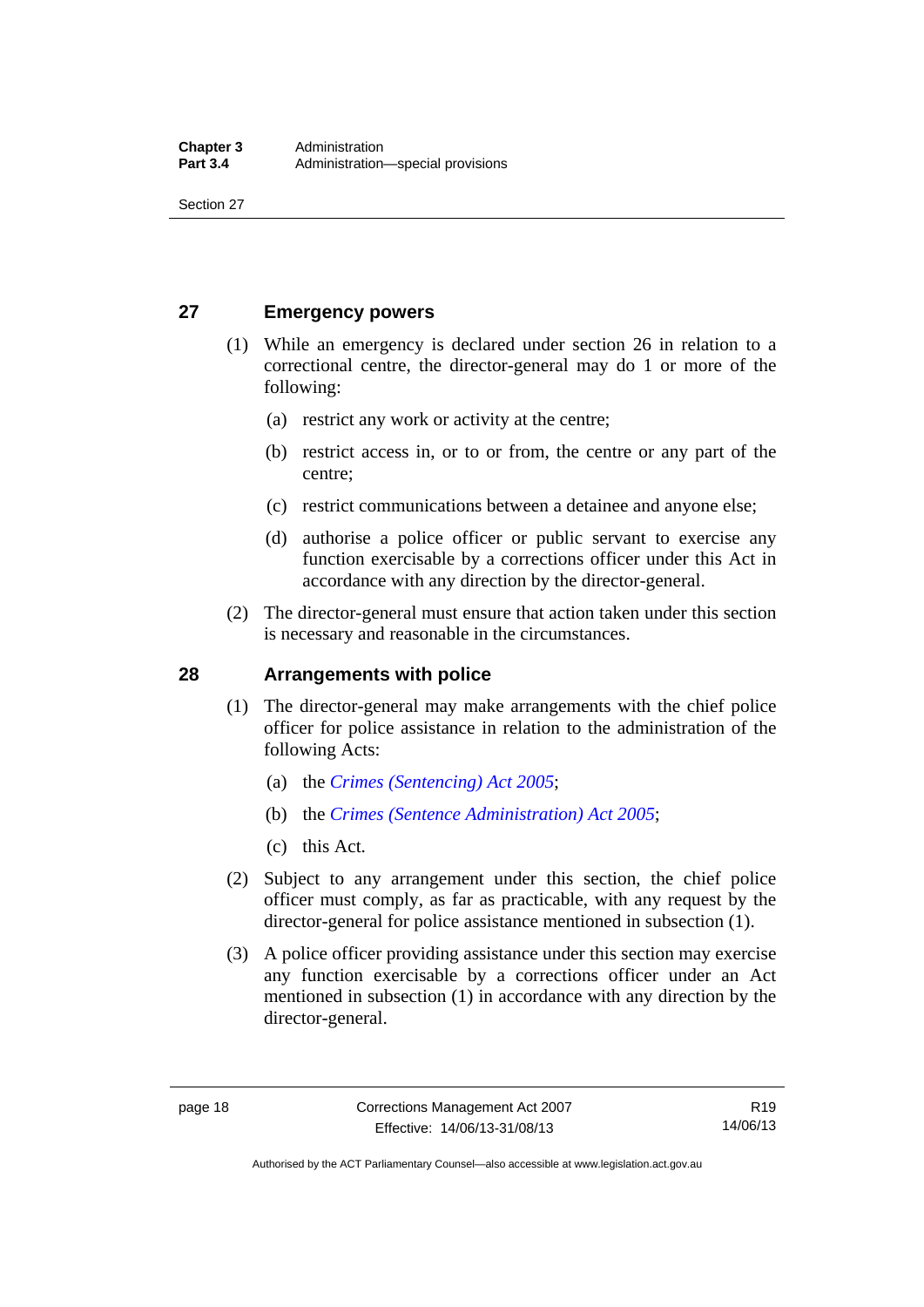## 27 Emergency powers

(1) While an emergency is declared under section 26 in relation to a correctional centre, the director-general may do 1 or more of the following:

(a) restrict any work or activity at the centre;

(b) restrict access in, or to or from, the centre or any part of the centre;

(c) restrict communications between a detainee and anyone else;

(d) authorise a police officer or public servant to exercise any function exercisable by a corrections officer under this Act in accordance with any direction by the director-general.

(2) The director-general must ensure that action taken under this section is necessary and reasonable in the circumstances.

## 28 Arrangements with police

(1) The director-general may make arrangements with the chief police officer for police assistance in relation to the administration of the following Acts:

(a) the *Crimes (Sentencing) Act 2005*;

(b) the *Crimes (Sentence Administration) Act 2005*;

(c) this Act.

(2) Subject to any arrangement under this section, the chief police officer must comply, as far as practicable, with any request by the director-general for police assistance mentioned in subsection (1).

(3) A police officer providing assistance under this section may exercise any function exercisable by a corrections officer under an Act mentioned in subsection (1) in accordance with any direction by the director-general.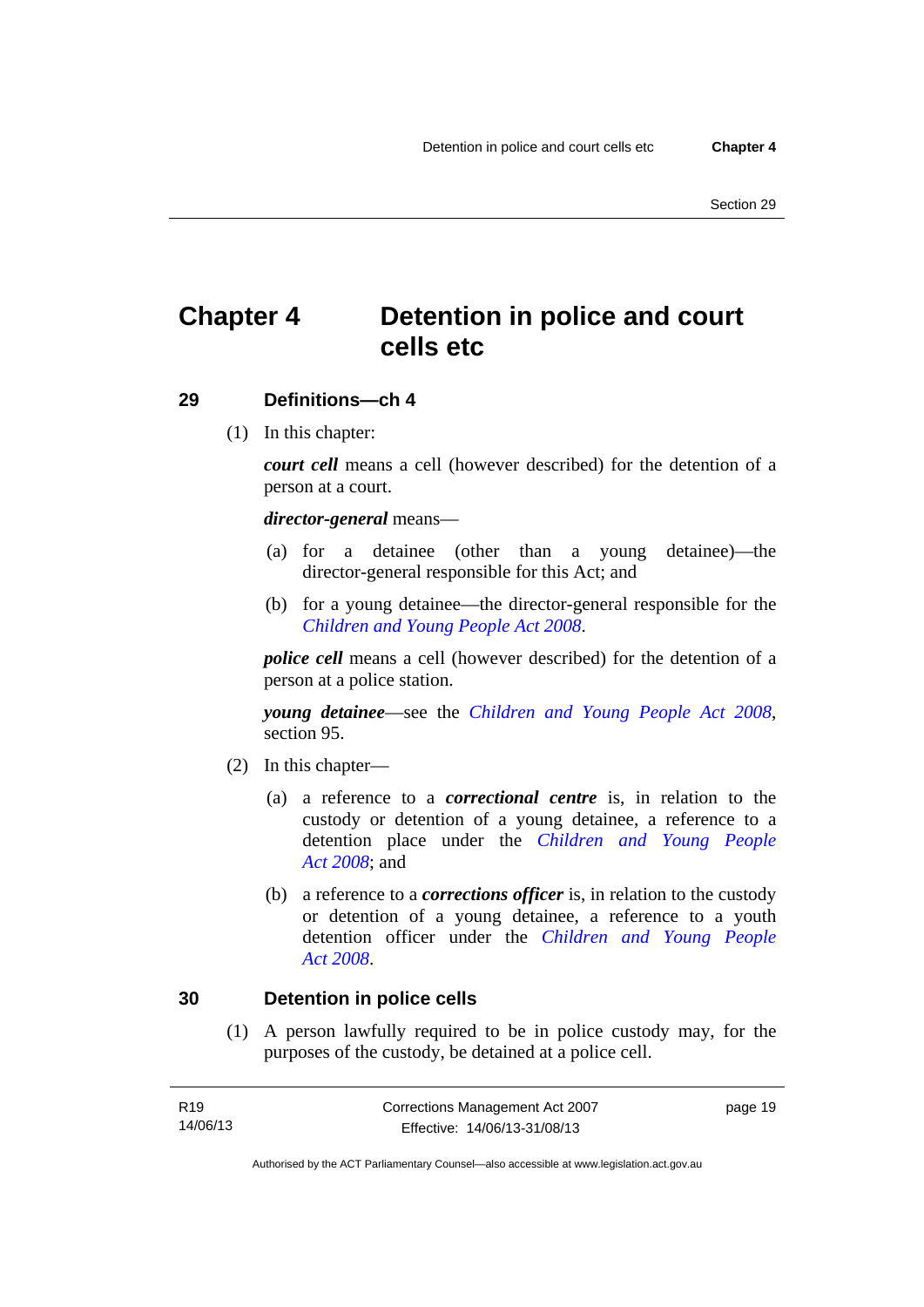# Chapter 4 Detention in police and court cells etc

## 29 Definitions—ch 4

(1) In this chapter:

***court cell*** means a cell (however described) for the detention of a person at a court.

***director-general*** means—

(a) for a detainee (other than a young detainee)—the director-general responsible for this Act; and

(b) for a young detainee—the director-general responsible for the *Children and Young People Act 2008*.

***police cell*** means a cell (however described) for the detention of a person at a police station.

***young detainee***—see the *Children and Young People Act 2008*, section 95.

(2) In this chapter—

(a) a reference to a ***correctional centre*** is, in relation to the custody or detention of a young detainee, a reference to a detention place under the *Children and Young People Act 2008*; and

(b) a reference to a ***corrections officer*** is, in relation to the custody or detention of a young detainee, a reference to a youth detention officer under the *Children and Young People Act 2008*.

## 30 Detention in police cells

(1) A person lawfully required to be in police custody may, for the purposes of the custody, be detained at a police cell.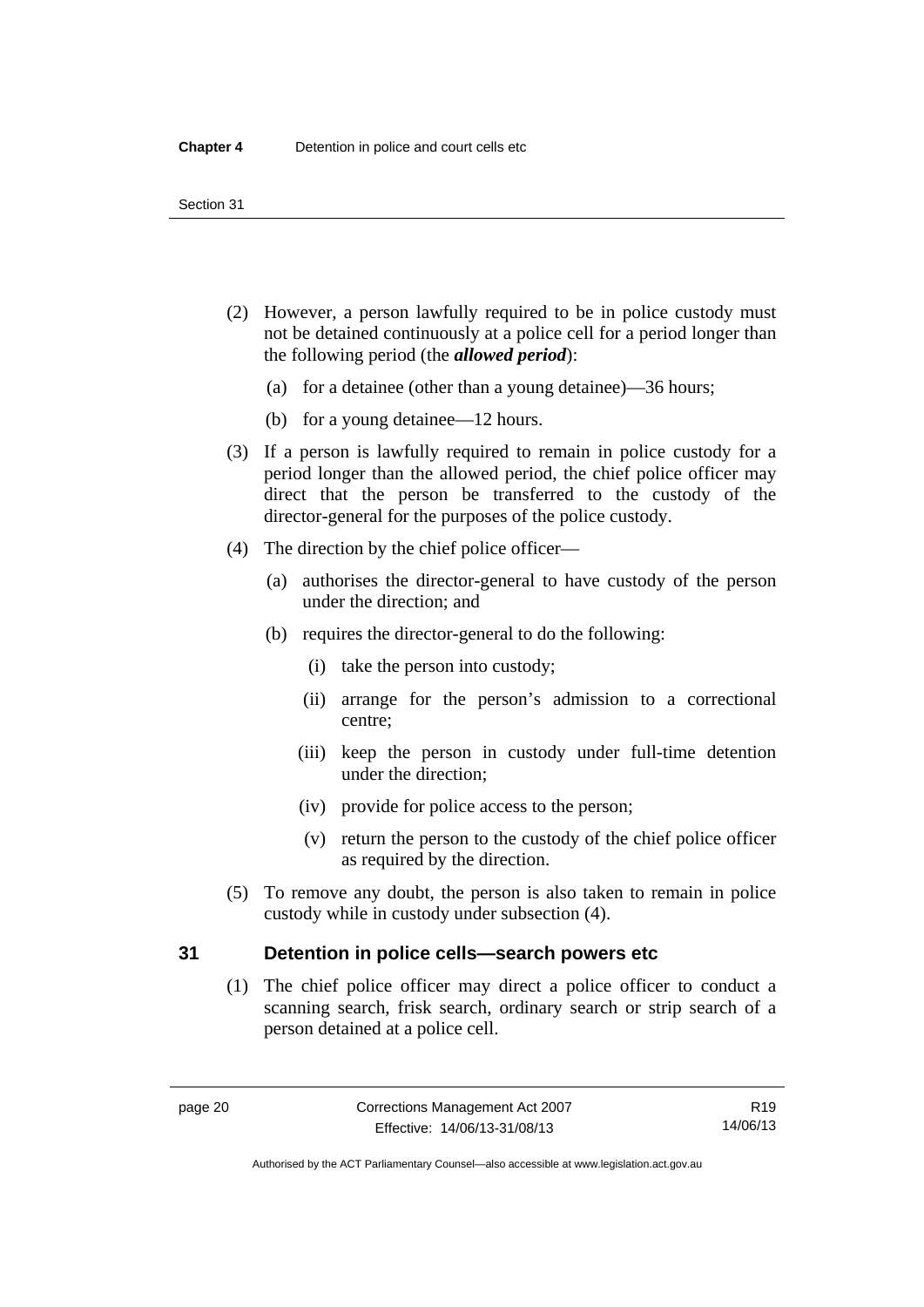(2) However, a person lawfully required to be in police custody must not be detained continuously at a police cell for a period longer than the following period (the ***allowed period***):

  (a) for a detainee (other than a young detainee)—36 hours;

  (b) for a young detainee—12 hours.

(3) If a person is lawfully required to remain in police custody for a period longer than the allowed period, the chief police officer may direct that the person be transferred to the custody of the director-general for the purposes of the police custody.

(4) The direction by the chief police officer—

  (a) authorises the director-general to have custody of the person under the direction; and

  (b) requires the director-general to do the following:

    (i) take the person into custody;

    (ii) arrange for the person's admission to a correctional centre;

    (iii) keep the person in custody under full-time detention under the direction;

    (iv) provide for police access to the person;

    (v) return the person to the custody of the chief police officer as required by the direction.

(5) To remove any doubt, the person is also taken to remain in police custody while in custody under subsection (4).

## 31 Detention in police cells—search powers etc

(1) The chief police officer may direct a police officer to conduct a scanning search, frisk search, ordinary search or strip search of a person detained at a police cell.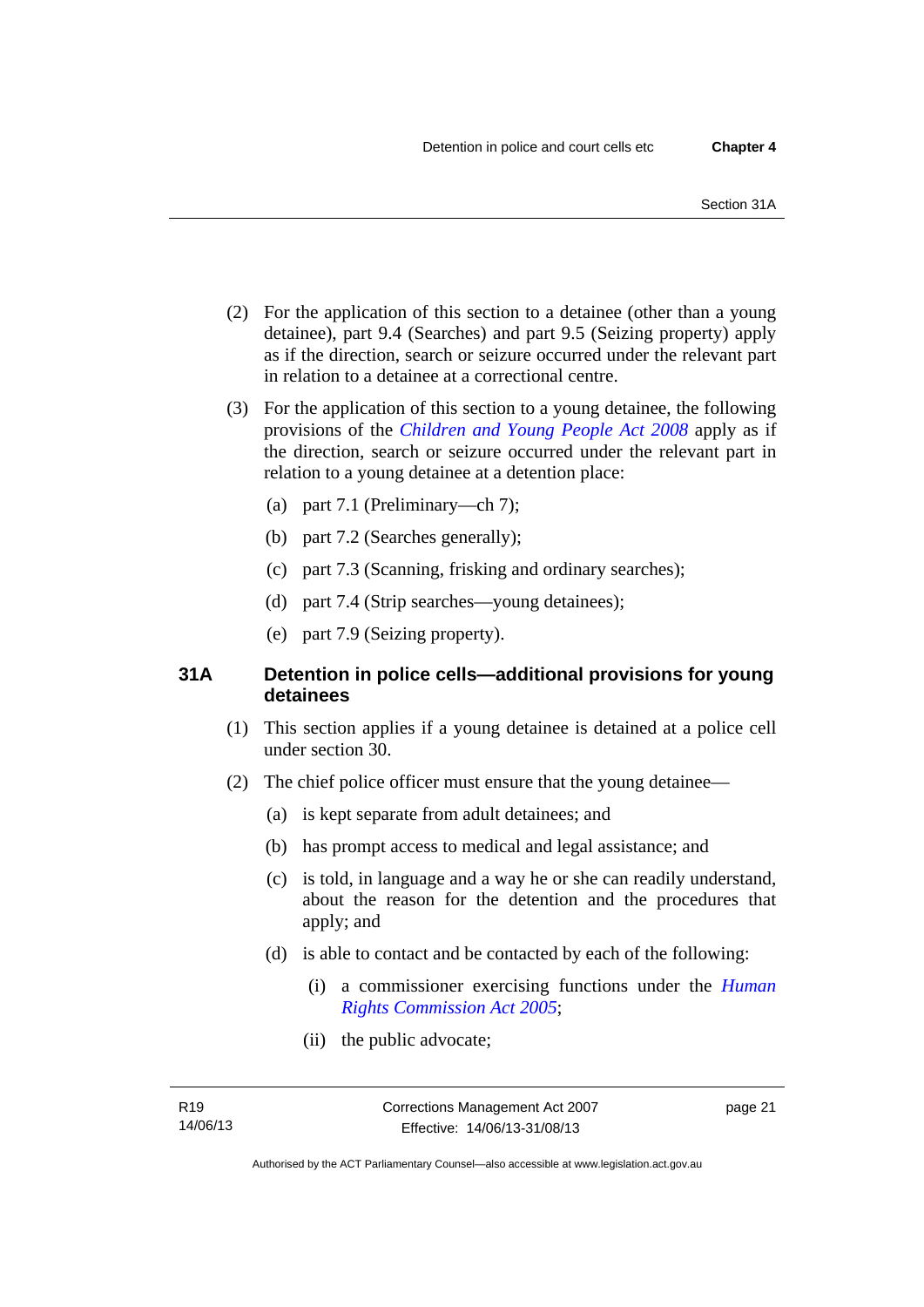(2) For the application of this section to a detainee (other than a young detainee), part 9.4 (Searches) and part 9.5 (Seizing property) apply as if the direction, search or seizure occurred under the relevant part in relation to a detainee at a correctional centre.

(3) For the application of this section to a young detainee, the following provisions of the *Children and Young People Act 2008* apply as if the direction, search or seizure occurred under the relevant part in relation to a young detainee at a detention place:

(a) part 7.1 (Preliminary—ch 7);

(b) part 7.2 (Searches generally);

(c) part 7.3 (Scanning, frisking and ordinary searches);

(d) part 7.4 (Strip searches—young detainees);

(e) part 7.9 (Seizing property).

### 31A Detention in police cells—additional provisions for young detainees

(1) This section applies if a young detainee is detained at a police cell under section 30.

(2) The chief police officer must ensure that the young detainee—

(a) is kept separate from adult detainees; and

(b) has prompt access to medical and legal assistance; and

(c) is told, in language and a way he or she can readily understand, about the reason for the detention and the procedures that apply; and

(d) is able to contact and be contacted by each of the following:

(i) a commissioner exercising functions under the *Human Rights Commission Act 2005*;

(ii) the public advocate;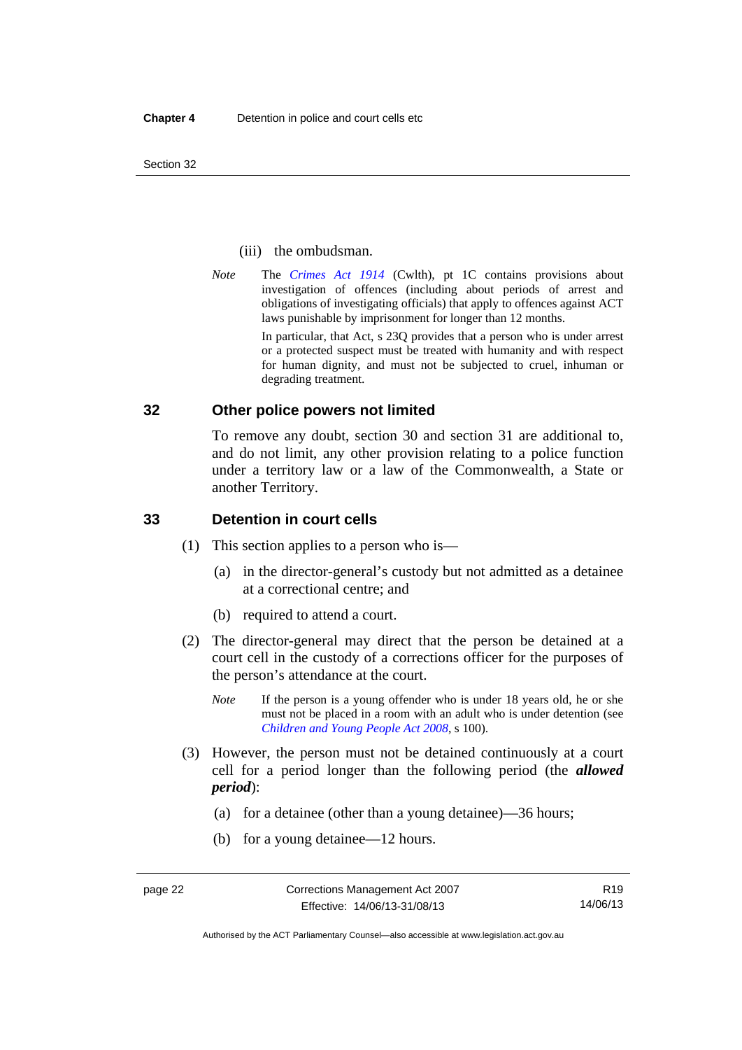(iii) the ombudsman.

*Note* The *Crimes Act 1914* (Cwlth), pt 1C contains provisions about investigation of offences (including about periods of arrest and obligations of investigating officials) that apply to offences against ACT laws punishable by imprisonment for longer than 12 months.

In particular, that Act, s 23Q provides that a person who is under arrest or a protected suspect must be treated with humanity and with respect for human dignity, and must not be subjected to cruel, inhuman or degrading treatment.

## 32 Other police powers not limited

To remove any doubt, section 30 and section 31 are additional to, and do not limit, any other provision relating to a police function under a territory law or a law of the Commonwealth, a State or another Territory.

## 33 Detention in court cells

(1) This section applies to a person who is—

(a) in the director-general's custody but not admitted as a detainee at a correctional centre; and

(b) required to attend a court.

(2) The director-general may direct that the person be detained at a court cell in the custody of a corrections officer for the purposes of the person's attendance at the court.

*Note* If the person is a young offender who is under 18 years old, he or she must not be placed in a room with an adult who is under detention (see *Children and Young People Act 2008*, s 100).

(3) However, the person must not be detained continuously at a court cell for a period longer than the following period (the ***allowed period***):

(a) for a detainee (other than a young detainee)—36 hours;

(b) for a young detainee—12 hours.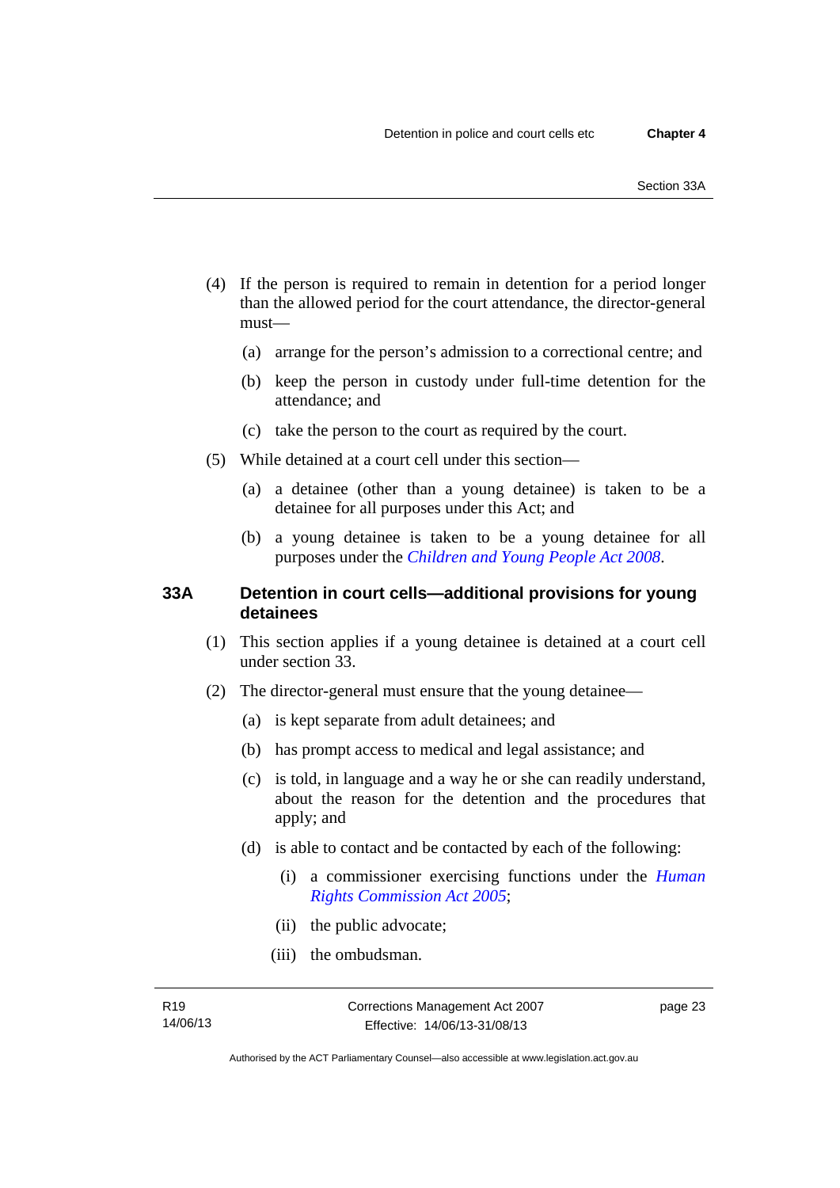(4) If the person is required to remain in detention for a period longer than the allowed period for the court attendance, the director-general must—

(a) arrange for the person's admission to a correctional centre; and

(b) keep the person in custody under full-time detention for the attendance; and

(c) take the person to the court as required by the court.

(5) While detained at a court cell under this section—

(a) a detainee (other than a young detainee) is taken to be a detainee for all purposes under this Act; and

(b) a young detainee is taken to be a young detainee for all purposes under the *Children and Young People Act 2008*.

### 33A Detention in court cells—additional provisions for young detainees

(1) This section applies if a young detainee is detained at a court cell under section 33.

(2) The director-general must ensure that the young detainee—

(a) is kept separate from adult detainees; and

(b) has prompt access to medical and legal assistance; and

(c) is told, in language and a way he or she can readily understand, about the reason for the detention and the procedures that apply; and

(d) is able to contact and be contacted by each of the following:

(i) a commissioner exercising functions under the *Human Rights Commission Act 2005*;

(ii) the public advocate;

(iii) the ombudsman.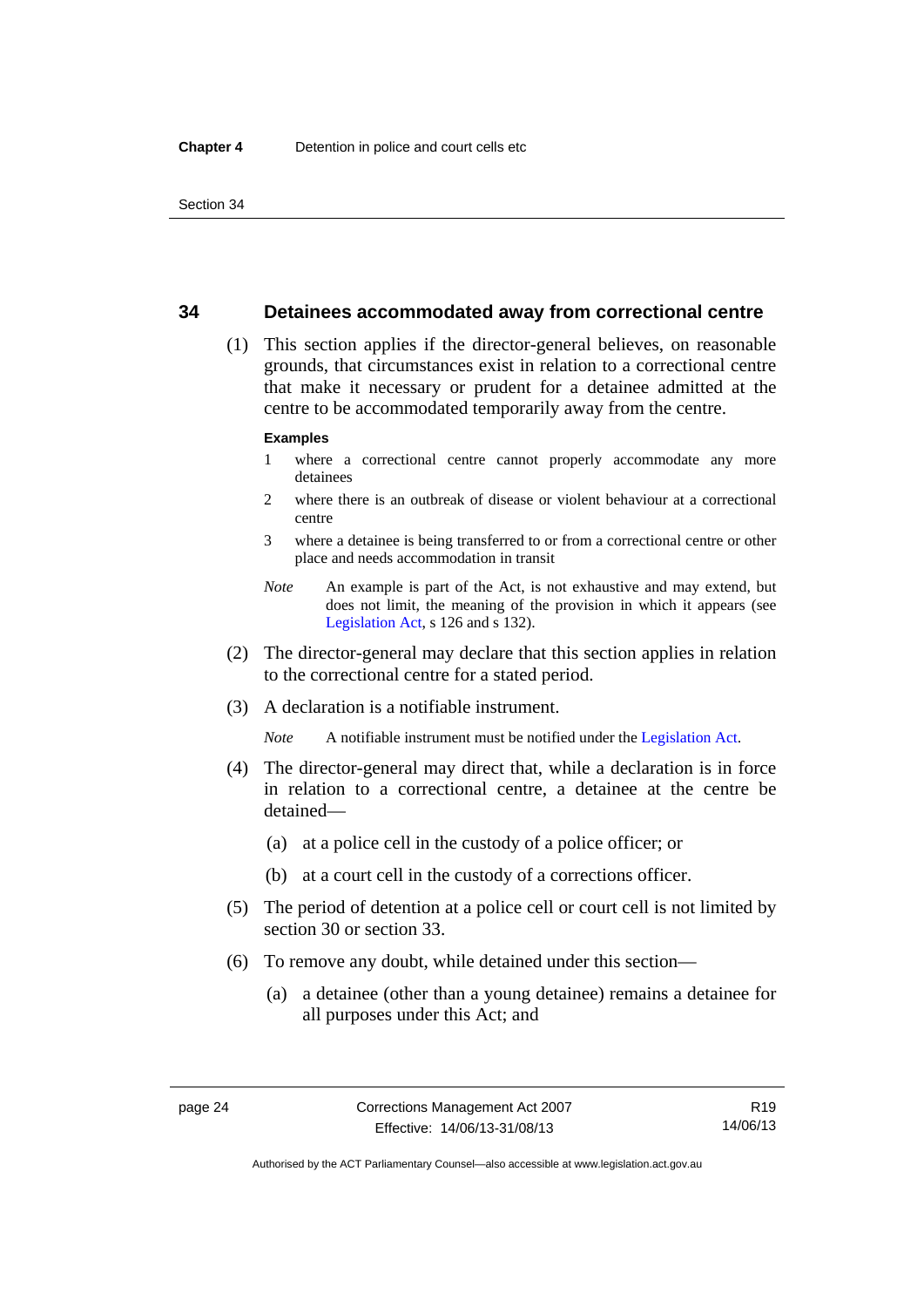## 34 Detainees accommodated away from correctional centre

(1) This section applies if the director-general believes, on reasonable grounds, that circumstances exist in relation to a correctional centre that make it necessary or prudent for a detainee admitted at the centre to be accommodated temporarily away from the centre.

**Examples**

1 where a correctional centre cannot properly accommodate any more detainees

2 where there is an outbreak of disease or violent behaviour at a correctional centre

3 where a detainee is being transferred to or from a correctional centre or other place and needs accommodation in transit

*Note* An example is part of the Act, is not exhaustive and may extend, but does not limit, the meaning of the provision in which it appears (see Legislation Act, s 126 and s 132).

(2) The director-general may declare that this section applies in relation to the correctional centre for a stated period.

(3) A declaration is a notifiable instrument.

*Note* A notifiable instrument must be notified under the Legislation Act.

(4) The director-general may direct that, while a declaration is in force in relation to a correctional centre, a detainee at the centre be detained—

(a) at a police cell in the custody of a police officer; or

(b) at a court cell in the custody of a corrections officer.

(5) The period of detention at a police cell or court cell is not limited by section 30 or section 33.

(6) To remove any doubt, while detained under this section—

(a) a detainee (other than a young detainee) remains a detainee for all purposes under this Act; and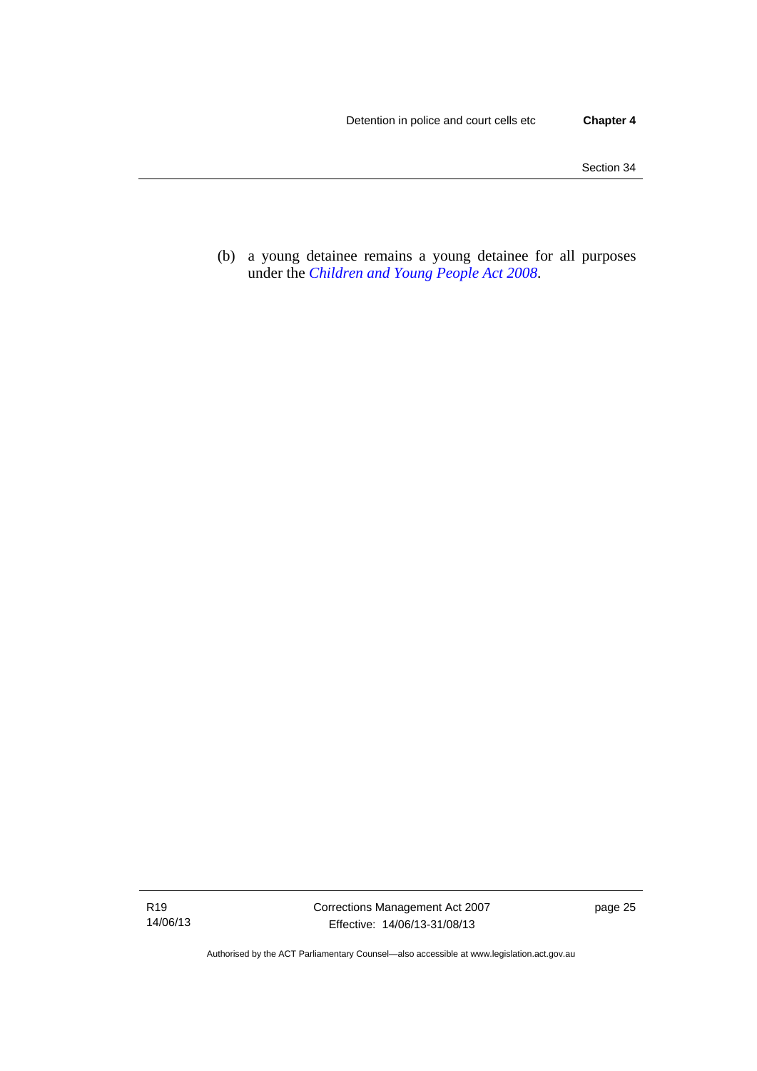(b) a young detainee remains a young detainee for all purposes under the *Children and Young People Act 2008*.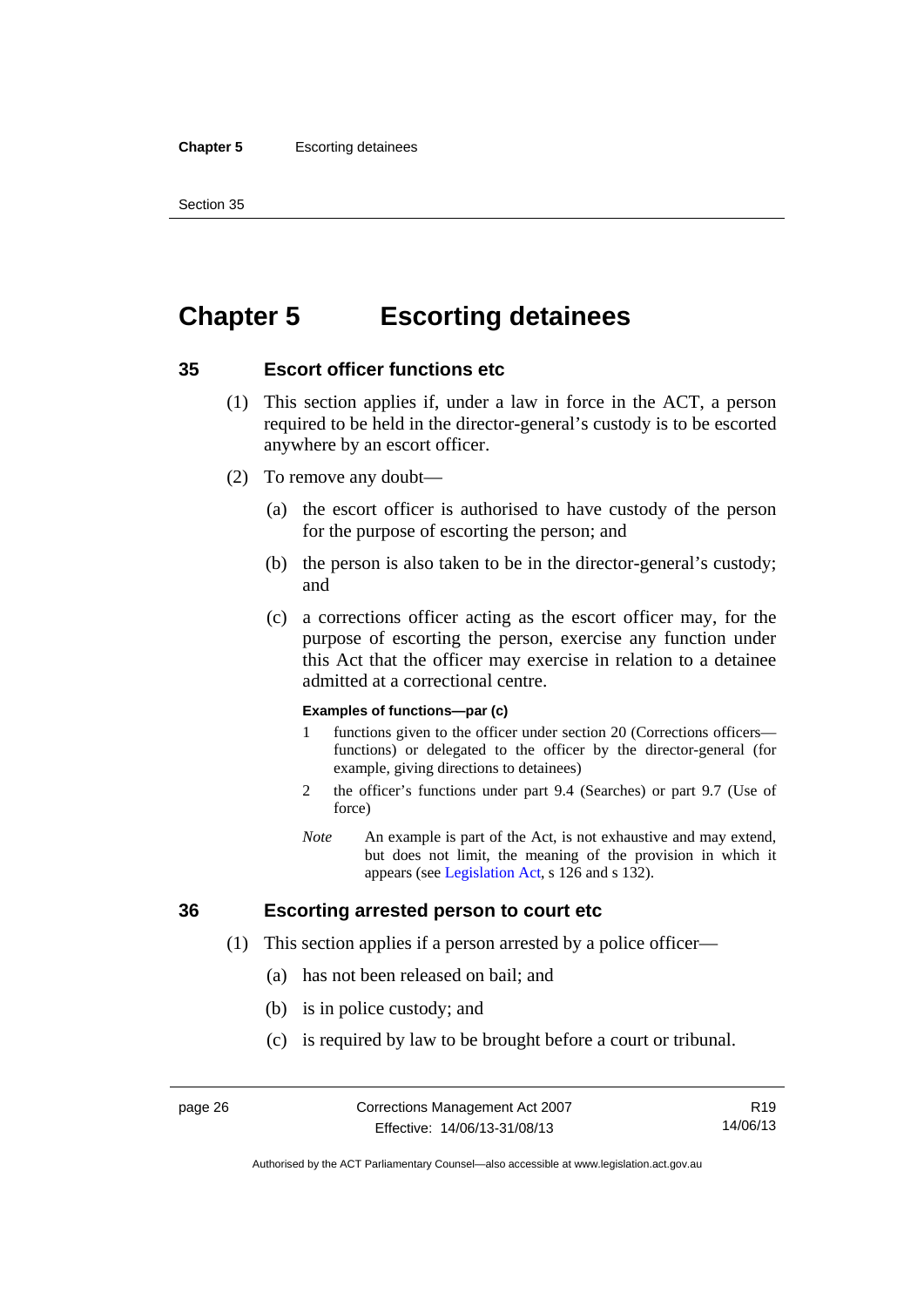# Chapter 5 Escorting detainees

## 35 Escort officer functions etc

(1) This section applies if, under a law in force in the ACT, a person required to be held in the director-general's custody is to be escorted anywhere by an escort officer.

(2) To remove any doubt—

(a) the escort officer is authorised to have custody of the person for the purpose of escorting the person; and

(b) the person is also taken to be in the director-general's custody; and

(c) a corrections officer acting as the escort officer may, for the purpose of escorting the person, exercise any function under this Act that the officer may exercise in relation to a detainee admitted at a correctional centre.

**Examples of functions—par (c)**

1 functions given to the officer under section 20 (Corrections officers—functions) or delegated to the officer by the director-general (for example, giving directions to detainees)

2 the officer's functions under part 9.4 (Searches) or part 9.7 (Use of force)

*Note* An example is part of the Act, is not exhaustive and may extend, but does not limit, the meaning of the provision in which it appears (see Legislation Act, s 126 and s 132).

## 36 Escorting arrested person to court etc

(1) This section applies if a person arrested by a police officer—

(a) has not been released on bail; and

(b) is in police custody; and

(c) is required by law to be brought before a court or tribunal.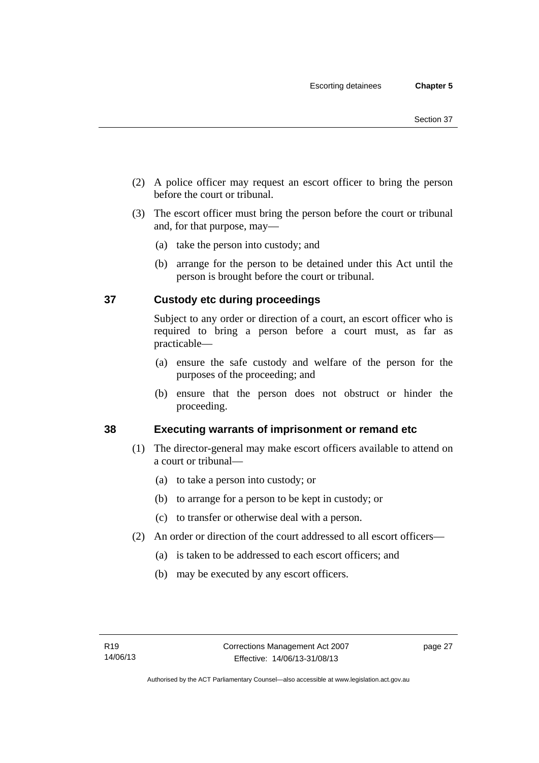(2) A police officer may request an escort officer to bring the person before the court or tribunal.

(3) The escort officer must bring the person before the court or tribunal and, for that purpose, may—

(a) take the person into custody; and

(b) arrange for the person to be detained under this Act until the person is brought before the court or tribunal.

## 37 Custody etc during proceedings

Subject to any order or direction of a court, an escort officer who is required to bring a person before a court must, as far as practicable—

(a) ensure the safe custody and welfare of the person for the purposes of the proceeding; and

(b) ensure that the person does not obstruct or hinder the proceeding.

## 38 Executing warrants of imprisonment or remand etc

(1) The director-general may make escort officers available to attend on a court or tribunal—

(a) to take a person into custody; or

(b) to arrange for a person to be kept in custody; or

(c) to transfer or otherwise deal with a person.

(2) An order or direction of the court addressed to all escort officers—

(a) is taken to be addressed to each escort officers; and

(b) may be executed by any escort officers.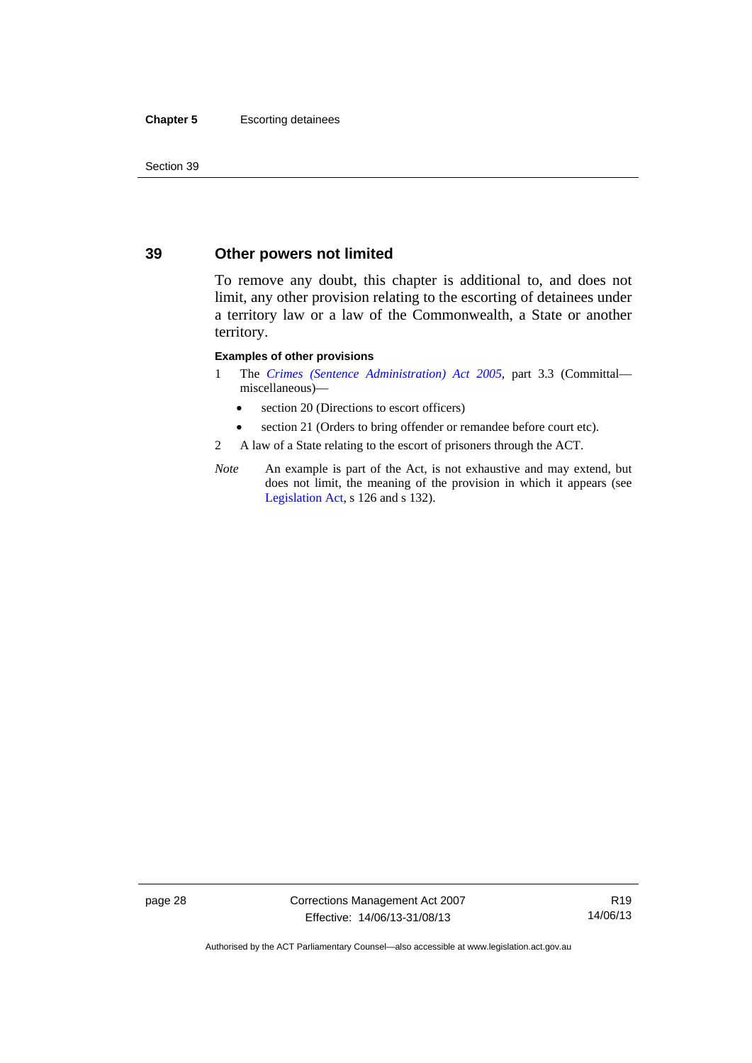## 39 Other powers not limited

To remove any doubt, this chapter is additional to, and does not limit, any other provision relating to the escorting of detainees under a territory law or a law of the Commonwealth, a State or another territory.

**Examples of other provisions**

1 The *Crimes (Sentence Administration) Act 2005*, part 3.3 (Committal—miscellaneous)—

- section 20 (Directions to escort officers)
- section 21 (Orders to bring offender or remandee before court etc).

2 A law of a State relating to the escort of prisoners through the ACT.

*Note* An example is part of the Act, is not exhaustive and may extend, but does not limit, the meaning of the provision in which it appears (see Legislation Act, s 126 and s 132).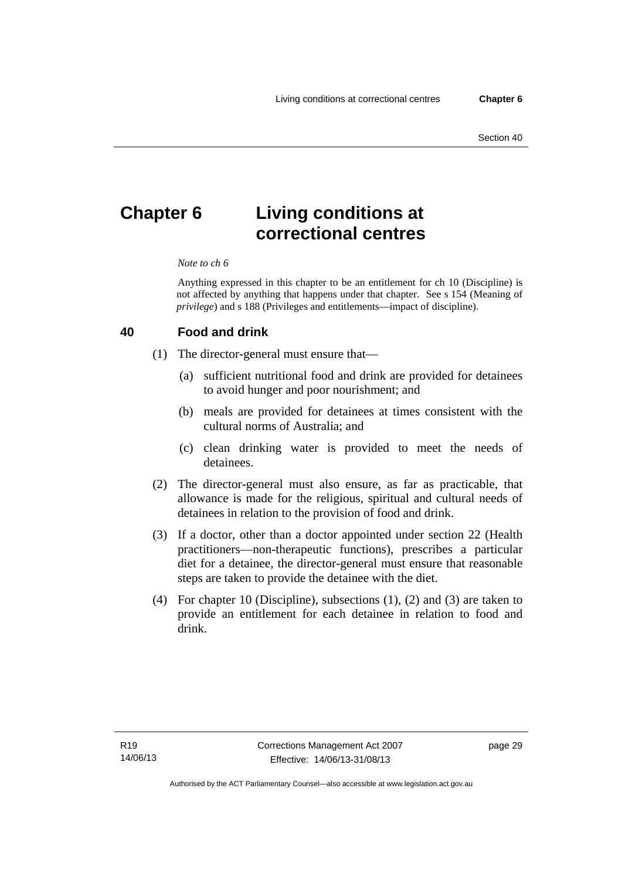# Chapter 6 Living conditions at correctional centres

*Note to ch 6*

Anything expressed in this chapter to be an entitlement for ch 10 (Discipline) is not affected by anything that happens under that chapter. See s 154 (Meaning of *privilege*) and s 188 (Privileges and entitlements—impact of discipline).

## 40 Food and drink

(1) The director-general must ensure that—

(a) sufficient nutritional food and drink are provided for detainees to avoid hunger and poor nourishment; and

(b) meals are provided for detainees at times consistent with the cultural norms of Australia; and

(c) clean drinking water is provided to meet the needs of detainees.

(2) The director-general must also ensure, as far as practicable, that allowance is made for the religious, spiritual and cultural needs of detainees in relation to the provision of food and drink.

(3) If a doctor, other than a doctor appointed under section 22 (Health practitioners—non-therapeutic functions), prescribes a particular diet for a detainee, the director-general must ensure that reasonable steps are taken to provide the detainee with the diet.

(4) For chapter 10 (Discipline), subsections (1), (2) and (3) are taken to provide an entitlement for each detainee in relation to food and drink.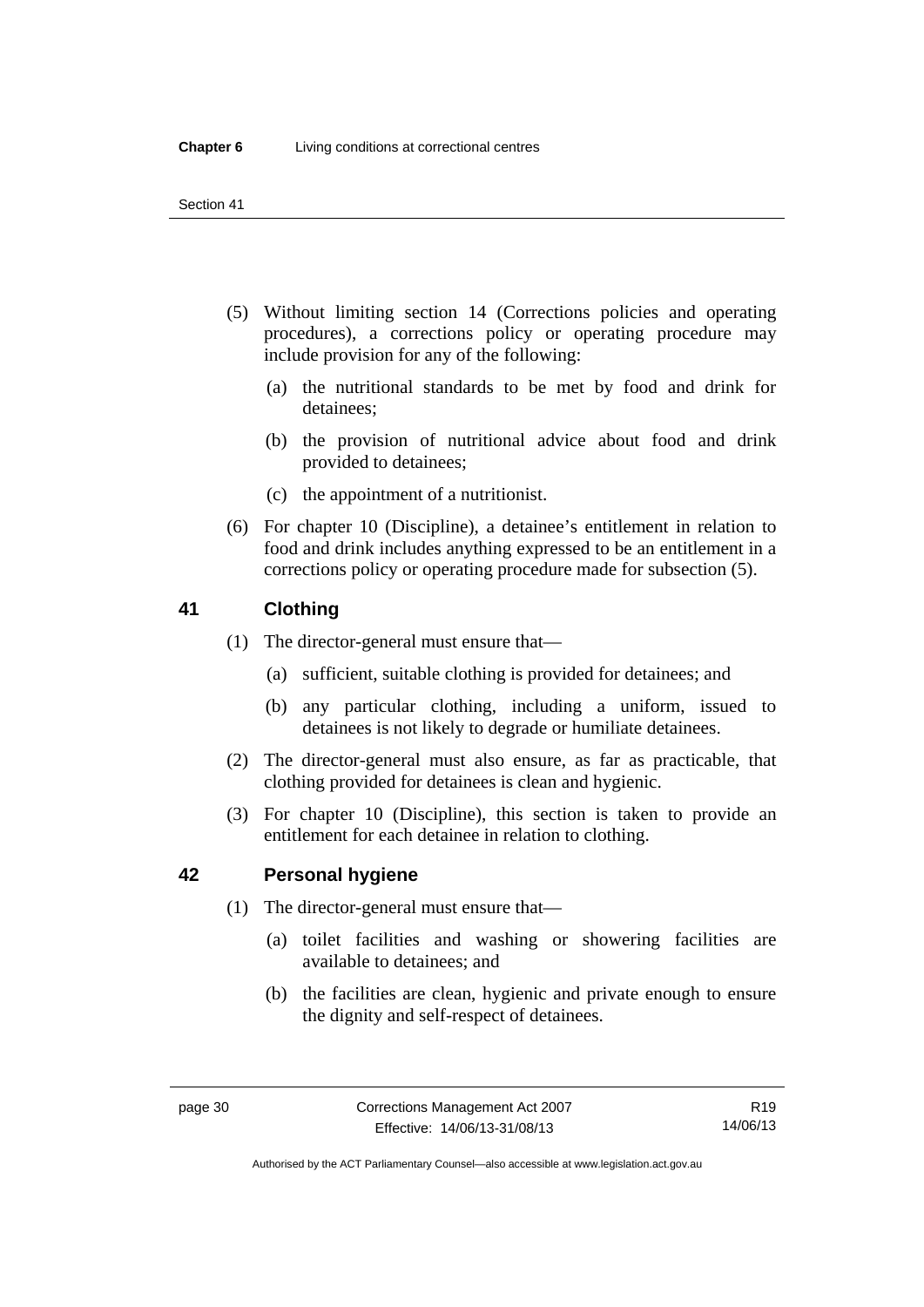(5) Without limiting section 14 (Corrections policies and operating procedures), a corrections policy or operating procedure may include provision for any of the following:

(a) the nutritional standards to be met by food and drink for detainees;

(b) the provision of nutritional advice about food and drink provided to detainees;

(c) the appointment of a nutritionist.

(6) For chapter 10 (Discipline), a detainee's entitlement in relation to food and drink includes anything expressed to be an entitlement in a corrections policy or operating procedure made for subsection (5).

## 41 Clothing

(1) The director-general must ensure that—

(a) sufficient, suitable clothing is provided for detainees; and

(b) any particular clothing, including a uniform, issued to detainees is not likely to degrade or humiliate detainees.

(2) The director-general must also ensure, as far as practicable, that clothing provided for detainees is clean and hygienic.

(3) For chapter 10 (Discipline), this section is taken to provide an entitlement for each detainee in relation to clothing.

## 42 Personal hygiene

(1) The director-general must ensure that—

(a) toilet facilities and washing or showering facilities are available to detainees; and

(b) the facilities are clean, hygienic and private enough to ensure the dignity and self-respect of detainees.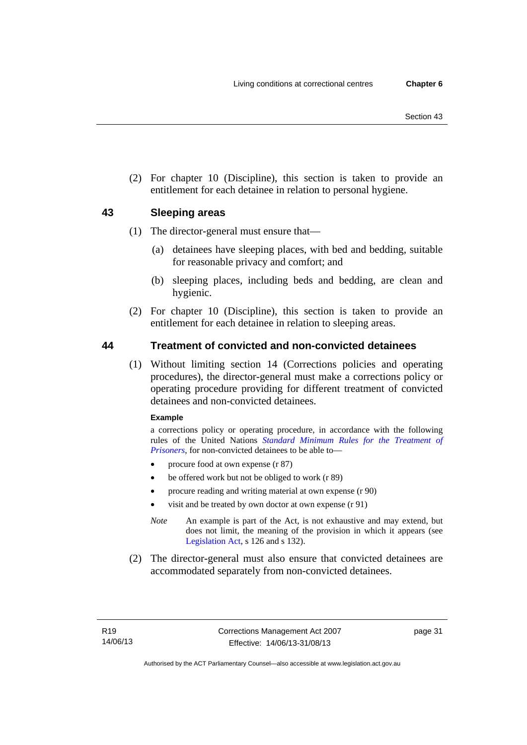(2) For chapter 10 (Discipline), this section is taken to provide an entitlement for each detainee in relation to personal hygiene.

## 43 Sleeping areas

(1) The director-general must ensure that—

(a) detainees have sleeping places, with bed and bedding, suitable for reasonable privacy and comfort; and

(b) sleeping places, including beds and bedding, are clean and hygienic.

(2) For chapter 10 (Discipline), this section is taken to provide an entitlement for each detainee in relation to sleeping areas.

## 44 Treatment of convicted and non-convicted detainees

(1) Without limiting section 14 (Corrections policies and operating procedures), the director-general must make a corrections policy or operating procedure providing for different treatment of convicted detainees and non-convicted detainees.

**Example**

a corrections policy or operating procedure, in accordance with the following rules of the United Nations *Standard Minimum Rules for the Treatment of Prisoners*, for non-convicted detainees to be able to—

- procure food at own expense (r 87)
- be offered work but not be obliged to work (r 89)
- procure reading and writing material at own expense (r 90)
- visit and be treated by own doctor at own expense (r 91)

*Note* An example is part of the Act, is not exhaustive and may extend, but does not limit, the meaning of the provision in which it appears (see Legislation Act, s 126 and s 132).

(2) The director-general must also ensure that convicted detainees are accommodated separately from non-convicted detainees.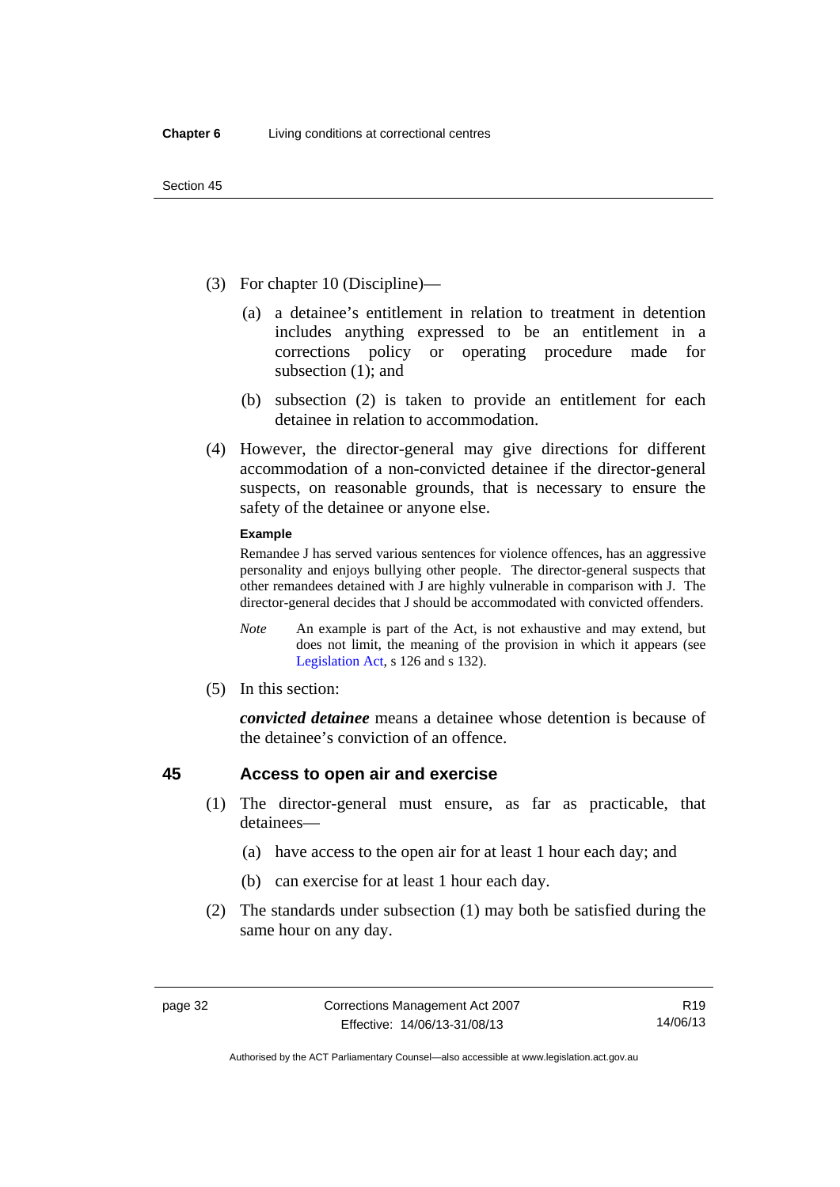(3) For chapter 10 (Discipline)—

(a) a detainee's entitlement in relation to treatment in detention includes anything expressed to be an entitlement in a corrections policy or operating procedure made for subsection (1); and

(b) subsection (2) is taken to provide an entitlement for each detainee in relation to accommodation.

(4) However, the director-general may give directions for different accommodation of a non-convicted detainee if the director-general suspects, on reasonable grounds, that is necessary to ensure the safety of the detainee or anyone else.

**Example**

Remandee J has served various sentences for violence offences, has an aggressive personality and enjoys bullying other people. The director-general suspects that other remandees detained with J are highly vulnerable in comparison with J. The director-general decides that J should be accommodated with convicted offenders.

*Note* An example is part of the Act, is not exhaustive and may extend, but does not limit, the meaning of the provision in which it appears (see Legislation Act, s 126 and s 132).

(5) In this section:

***convicted detainee*** means a detainee whose detention is because of the detainee's conviction of an offence.

## 45 Access to open air and exercise

(1) The director-general must ensure, as far as practicable, that detainees—

(a) have access to the open air for at least 1 hour each day; and

(b) can exercise for at least 1 hour each day.

(2) The standards under subsection (1) may both be satisfied during the same hour on any day.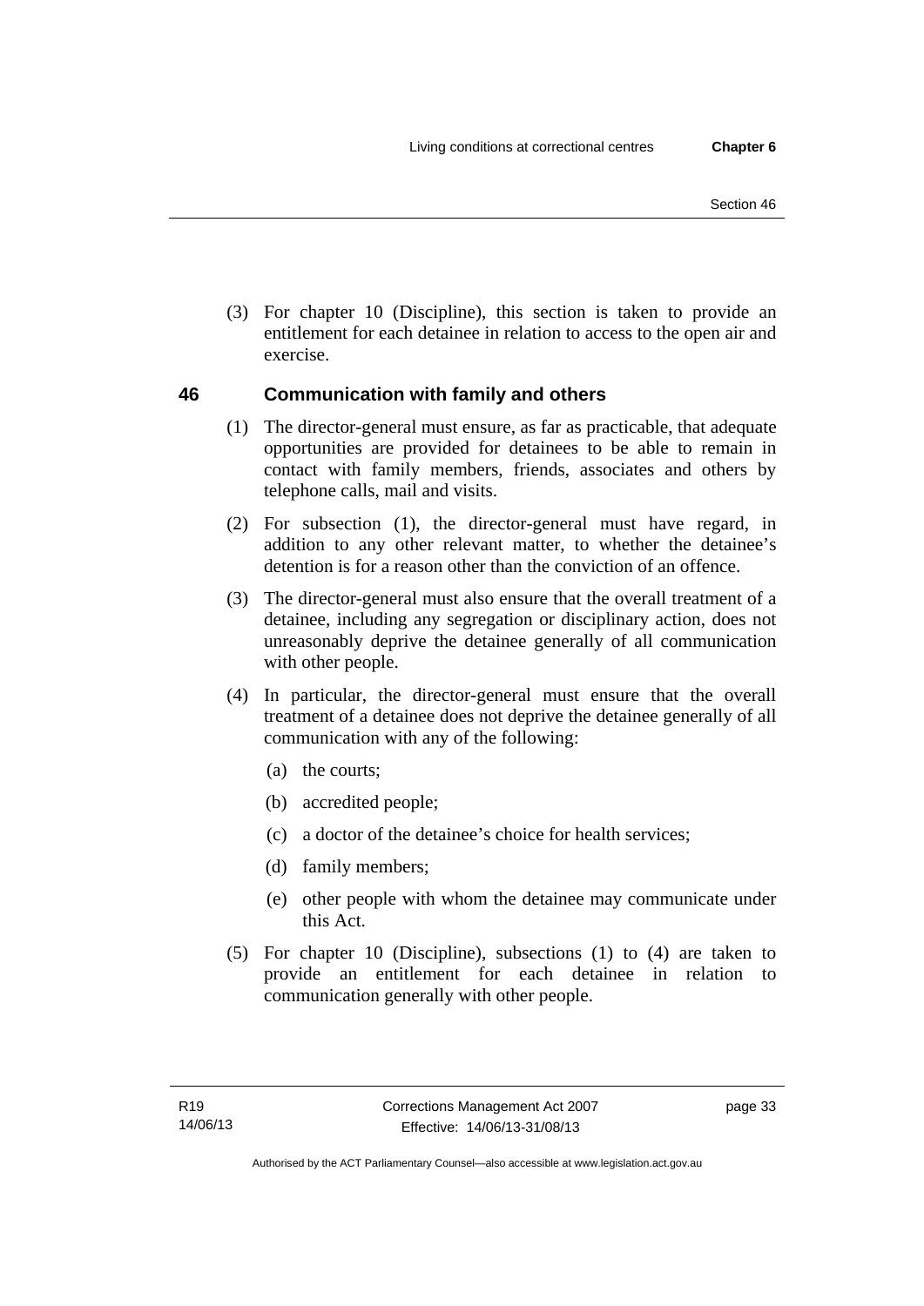(3) For chapter 10 (Discipline), this section is taken to provide an entitlement for each detainee in relation to access to the open air and exercise.

## 46 Communication with family and others

(1) The director-general must ensure, as far as practicable, that adequate opportunities are provided for detainees to be able to remain in contact with family members, friends, associates and others by telephone calls, mail and visits.

(2) For subsection (1), the director-general must have regard, in addition to any other relevant matter, to whether the detainee's detention is for a reason other than the conviction of an offence.

(3) The director-general must also ensure that the overall treatment of a detainee, including any segregation or disciplinary action, does not unreasonably deprive the detainee generally of all communication with other people.

(4) In particular, the director-general must ensure that the overall treatment of a detainee does not deprive the detainee generally of all communication with any of the following:

- (a) the courts;
- (b) accredited people;
- (c) a doctor of the detainee's choice for health services;
- (d) family members;
- (e) other people with whom the detainee may communicate under this Act.

(5) For chapter 10 (Discipline), subsections (1) to (4) are taken to provide an entitlement for each detainee in relation to communication generally with other people.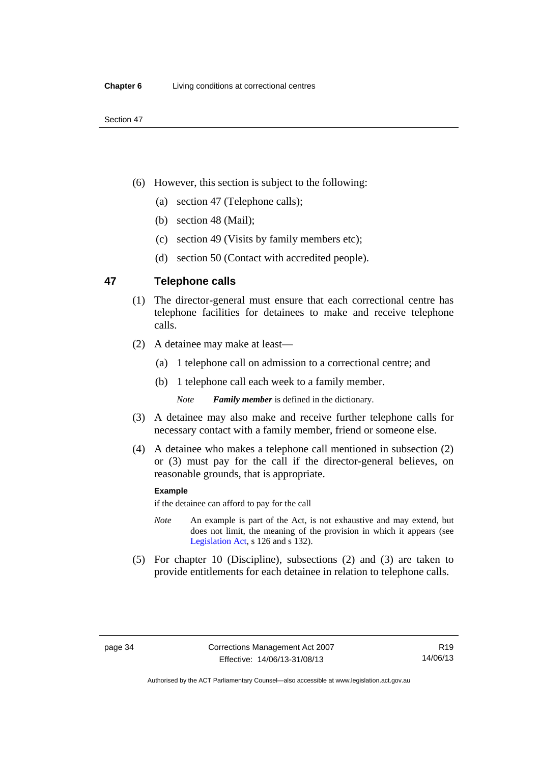(6) However, this section is subject to the following:

(a) section 47 (Telephone calls);

(b) section 48 (Mail);

(c) section 49 (Visits by family members etc);

(d) section 50 (Contact with accredited people).

## 47 Telephone calls

(1) The director-general must ensure that each correctional centre has telephone facilities for detainees to make and receive telephone calls.

(2) A detainee may make at least—

(a) 1 telephone call on admission to a correctional centre; and

(b) 1 telephone call each week to a family member.

*Note* ***Family member*** is defined in the dictionary.

(3) A detainee may also make and receive further telephone calls for necessary contact with a family member, friend or someone else.

(4) A detainee who makes a telephone call mentioned in subsection (2) or (3) must pay for the call if the director-general believes, on reasonable grounds, that is appropriate.

**Example**

if the detainee can afford to pay for the call

*Note* An example is part of the Act, is not exhaustive and may extend, but does not limit, the meaning of the provision in which it appears (see Legislation Act, s 126 and s 132).

(5) For chapter 10 (Discipline), subsections (2) and (3) are taken to provide entitlements for each detainee in relation to telephone calls.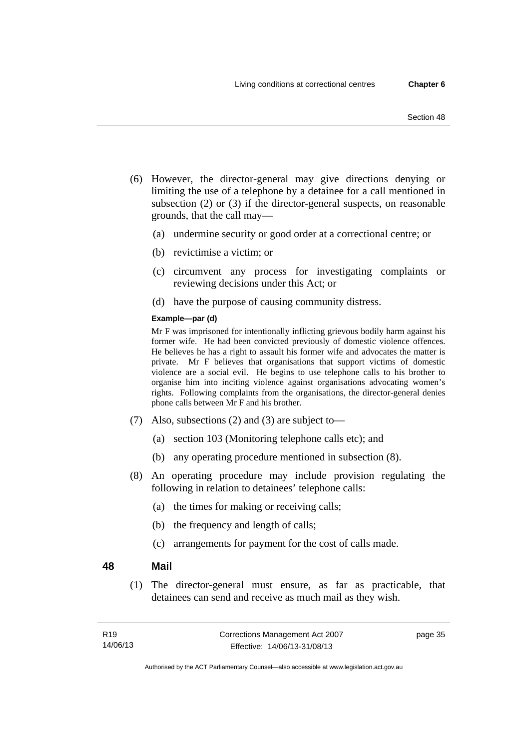(6) However, the director-general may give directions denying or limiting the use of a telephone by a detainee for a call mentioned in subsection (2) or (3) if the director-general suspects, on reasonable grounds, that the call may—

(a) undermine security or good order at a correctional centre; or

(b) revictimise a victim; or

(c) circumvent any process for investigating complaints or reviewing decisions under this Act; or

(d) have the purpose of causing community distress.

**Example—par (d)**

Mr F was imprisoned for intentionally inflicting grievous bodily harm against his former wife. He had been convicted previously of domestic violence offences. He believes he has a right to assault his former wife and advocates the matter is private. Mr F believes that organisations that support victims of domestic violence are a social evil. He begins to use telephone calls to his brother to organise him into inciting violence against organisations advocating women's rights. Following complaints from the organisations, the director-general denies phone calls between Mr F and his brother.

(7) Also, subsections (2) and (3) are subject to—

(a) section 103 (Monitoring telephone calls etc); and

(b) any operating procedure mentioned in subsection (8).

(8) An operating procedure may include provision regulating the following in relation to detainees' telephone calls:

(a) the times for making or receiving calls;

(b) the frequency and length of calls;

(c) arrangements for payment for the cost of calls made.

## 48 Mail

(1) The director-general must ensure, as far as practicable, that detainees can send and receive as much mail as they wish.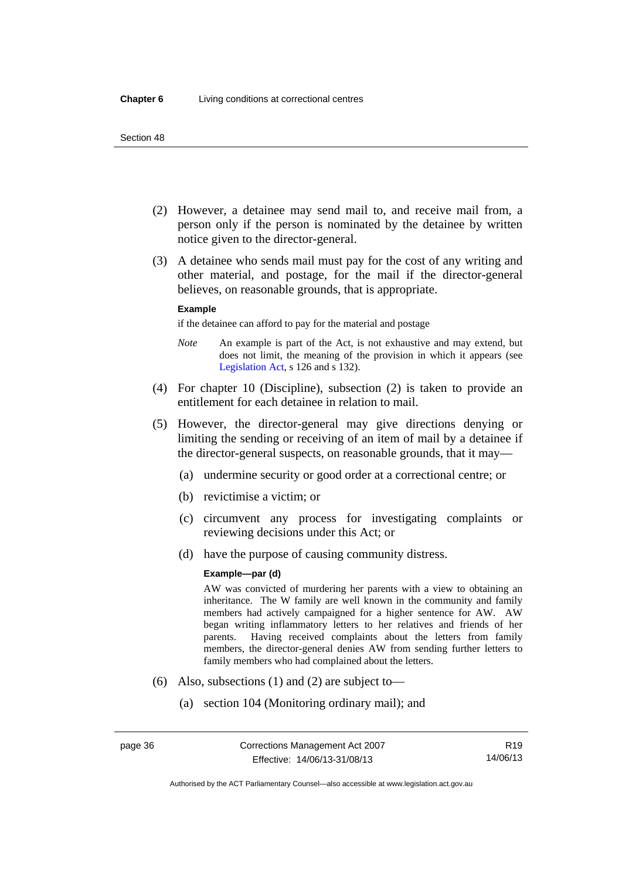(2) However, a detainee may send mail to, and receive mail from, a person only if the person is nominated by the detainee by written notice given to the director-general.

(3) A detainee who sends mail must pay for the cost of any writing and other material, and postage, for the mail if the director-general believes, on reasonable grounds, that is appropriate.

**Example**

if the detainee can afford to pay for the material and postage

*Note* An example is part of the Act, is not exhaustive and may extend, but does not limit, the meaning of the provision in which it appears (see Legislation Act, s 126 and s 132).

(4) For chapter 10 (Discipline), subsection (2) is taken to provide an entitlement for each detainee in relation to mail.

(5) However, the director-general may give directions denying or limiting the sending or receiving of an item of mail by a detainee if the director-general suspects, on reasonable grounds, that it may—

(a) undermine security or good order at a correctional centre; or

(b) revictimise a victim; or

(c) circumvent any process for investigating complaints or reviewing decisions under this Act; or

(d) have the purpose of causing community distress.

**Example—par (d)**

AW was convicted of murdering her parents with a view to obtaining an inheritance. The W family are well known in the community and family members had actively campaigned for a higher sentence for AW. AW began writing inflammatory letters to her relatives and friends of her parents. Having received complaints about the letters from family members, the director-general denies AW from sending further letters to family members who had complained about the letters.

(6) Also, subsections (1) and (2) are subject to—

(a) section 104 (Monitoring ordinary mail); and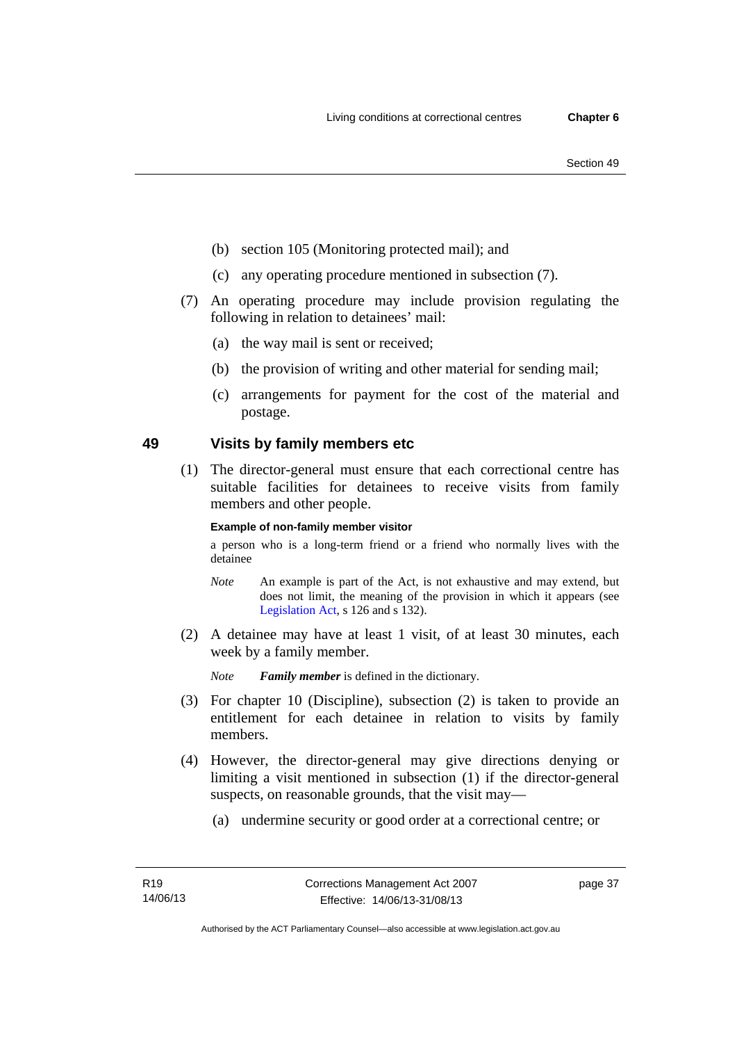(b) section 105 (Monitoring protected mail); and

(c) any operating procedure mentioned in subsection (7).

(7) An operating procedure may include provision regulating the following in relation to detainees' mail:

(a) the way mail is sent or received;

(b) the provision of writing and other material for sending mail;

(c) arrangements for payment for the cost of the material and postage.

## 49 Visits by family members etc

(1) The director-general must ensure that each correctional centre has suitable facilities for detainees to receive visits from family members and other people.

**Example of non-family member visitor**

a person who is a long-term friend or a friend who normally lives with the detainee

*Note* An example is part of the Act, is not exhaustive and may extend, but does not limit, the meaning of the provision in which it appears (see Legislation Act, s 126 and s 132).

(2) A detainee may have at least 1 visit, of at least 30 minutes, each week by a family member.

*Note* ***Family member*** is defined in the dictionary.

(3) For chapter 10 (Discipline), subsection (2) is taken to provide an entitlement for each detainee in relation to visits by family members.

(4) However, the director-general may give directions denying or limiting a visit mentioned in subsection (1) if the director-general suspects, on reasonable grounds, that the visit may—

(a) undermine security or good order at a correctional centre; or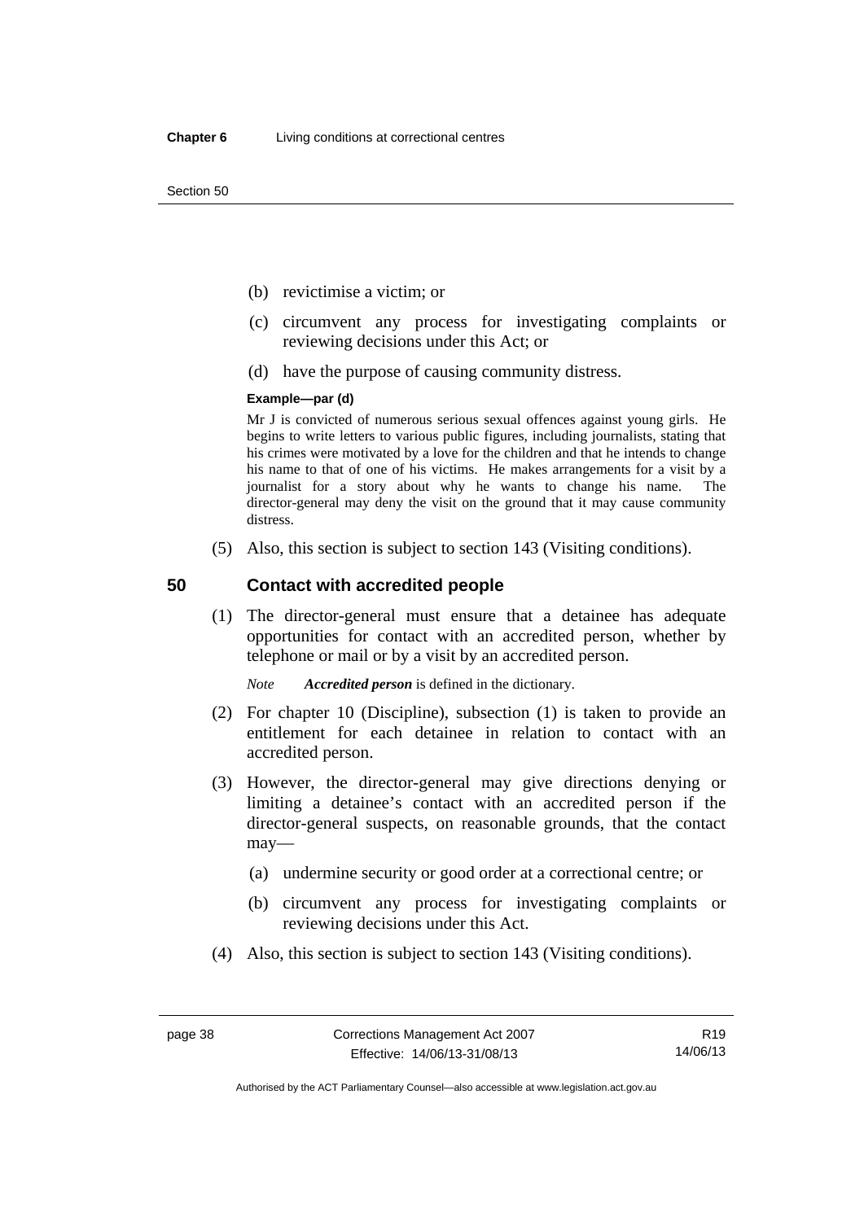(b) revictimise a victim; or

(c) circumvent any process for investigating complaints or reviewing decisions under this Act; or

(d) have the purpose of causing community distress.

**Example—par (d)**

Mr J is convicted of numerous serious sexual offences against young girls. He begins to write letters to various public figures, including journalists, stating that his crimes were motivated by a love for the children and that he intends to change his name to that of one of his victims. He makes arrangements for a visit by a journalist for a story about why he wants to change his name. The director-general may deny the visit on the ground that it may cause community distress.

(5) Also, this section is subject to section 143 (Visiting conditions).

## 50 Contact with accredited people

(1) The director-general must ensure that a detainee has adequate opportunities for contact with an accredited person, whether by telephone or mail or by a visit by an accredited person.

*Note* ***Accredited person*** is defined in the dictionary.

(2) For chapter 10 (Discipline), subsection (1) is taken to provide an entitlement for each detainee in relation to contact with an accredited person.

(3) However, the director-general may give directions denying or limiting a detainee's contact with an accredited person if the director-general suspects, on reasonable grounds, that the contact may—

(a) undermine security or good order at a correctional centre; or

(b) circumvent any process for investigating complaints or reviewing decisions under this Act.

(4) Also, this section is subject to section 143 (Visiting conditions).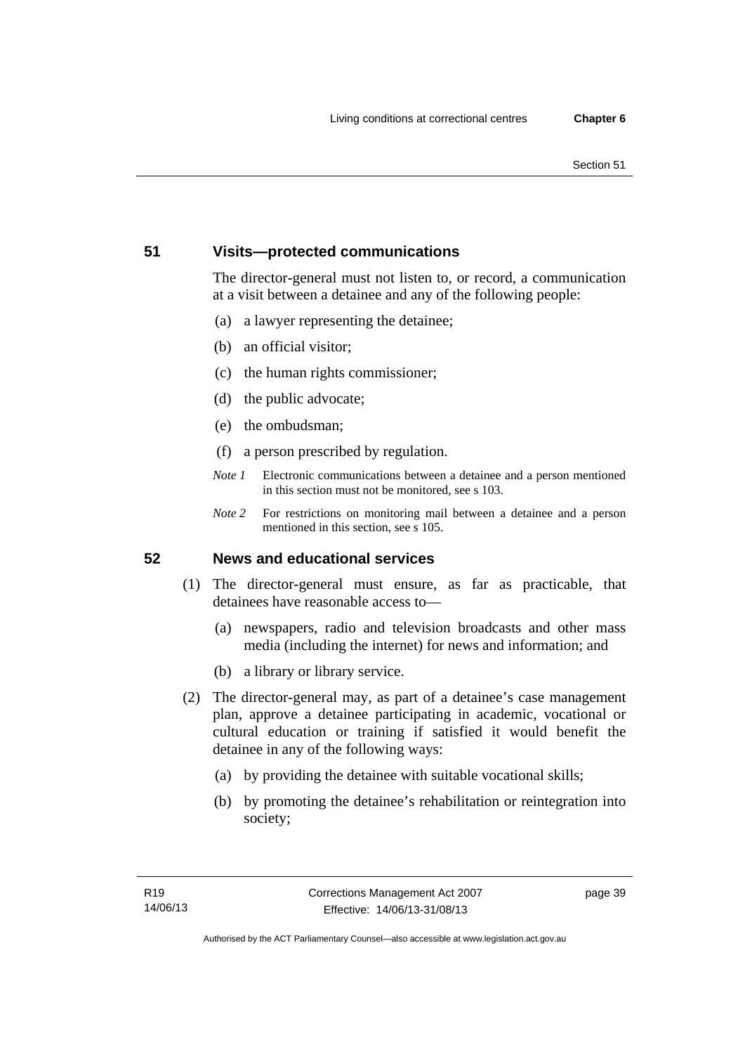## 51 Visits—protected communications

The director-general must not listen to, or record, a communication at a visit between a detainee and any of the following people:

(a) a lawyer representing the detainee;

(b) an official visitor;

(c) the human rights commissioner;

(d) the public advocate;

(e) the ombudsman;

(f) a person prescribed by regulation.

*Note 1* Electronic communications between a detainee and a person mentioned in this section must not be monitored, see s 103.

*Note 2* For restrictions on monitoring mail between a detainee and a person mentioned in this section, see s 105.

## 52 News and educational services

(1) The director-general must ensure, as far as practicable, that detainees have reasonable access to—

(a) newspapers, radio and television broadcasts and other mass media (including the internet) for news and information; and

(b) a library or library service.

(2) The director-general may, as part of a detainee's case management plan, approve a detainee participating in academic, vocational or cultural education or training if satisfied it would benefit the detainee in any of the following ways:

(a) by providing the detainee with suitable vocational skills;

(b) by promoting the detainee's rehabilitation or reintegration into society;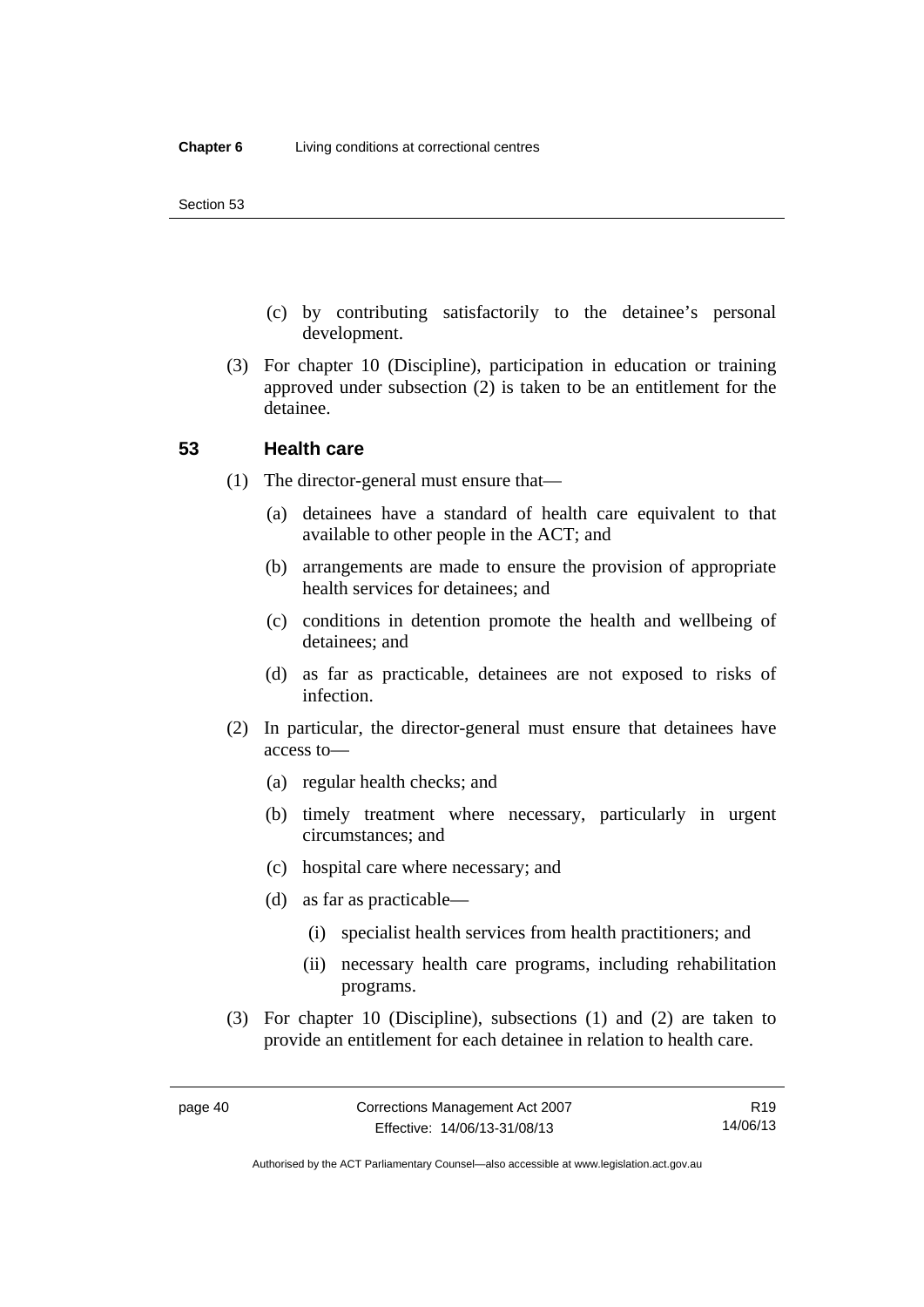(c) by contributing satisfactorily to the detainee's personal development.

(3) For chapter 10 (Discipline), participation in education or training approved under subsection (2) is taken to be an entitlement for the detainee.

## 53 Health care

(1) The director-general must ensure that—

- (a) detainees have a standard of health care equivalent to that available to other people in the ACT; and
- (b) arrangements are made to ensure the provision of appropriate health services for detainees; and
- (c) conditions in detention promote the health and wellbeing of detainees; and
- (d) as far as practicable, detainees are not exposed to risks of infection.

(2) In particular, the director-general must ensure that detainees have access to—

- (a) regular health checks; and
- (b) timely treatment where necessary, particularly in urgent circumstances; and
- (c) hospital care where necessary; and
- (d) as far as practicable—
  - (i) specialist health services from health practitioners; and
  - (ii) necessary health care programs, including rehabilitation programs.

(3) For chapter 10 (Discipline), subsections (1) and (2) are taken to provide an entitlement for each detainee in relation to health care.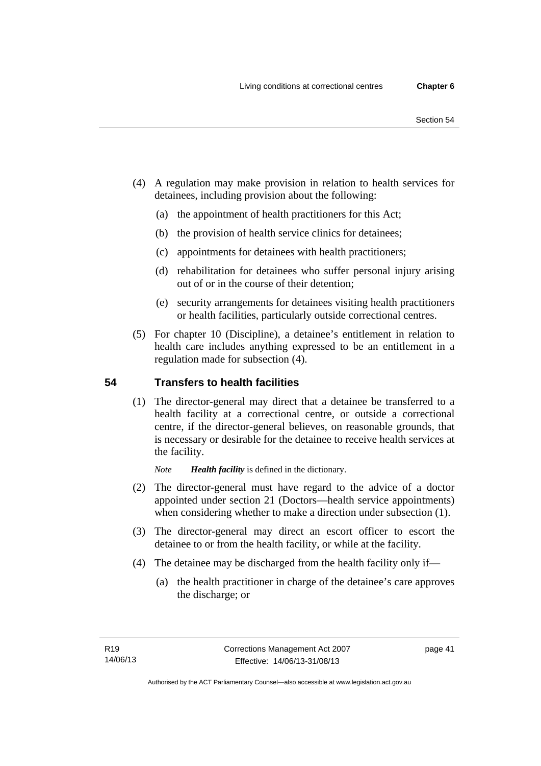(4) A regulation may make provision in relation to health services for detainees, including provision about the following:

   (a) the appointment of health practitioners for this Act;

   (b) the provision of health service clinics for detainees;

   (c) appointments for detainees with health practitioners;

   (d) rehabilitation for detainees who suffer personal injury arising out of or in the course of their detention;

   (e) security arrangements for detainees visiting health practitioners or health facilities, particularly outside correctional centres.

(5) For chapter 10 (Discipline), a detainee's entitlement in relation to health care includes anything expressed to be an entitlement in a regulation made for subsection (4).

## 54 Transfers to health facilities

(1) The director-general may direct that a detainee be transferred to a health facility at a correctional centre, or outside a correctional centre, if the director-general believes, on reasonable grounds, that is necessary or desirable for the detainee to receive health services at the facility.

*Note* ***Health facility*** is defined in the dictionary.

(2) The director-general must have regard to the advice of a doctor appointed under section 21 (Doctors—health service appointments) when considering whether to make a direction under subsection (1).

(3) The director-general may direct an escort officer to escort the detainee to or from the health facility, or while at the facility.

(4) The detainee may be discharged from the health facility only if—

   (a) the health practitioner in charge of the detainee's care approves the discharge; or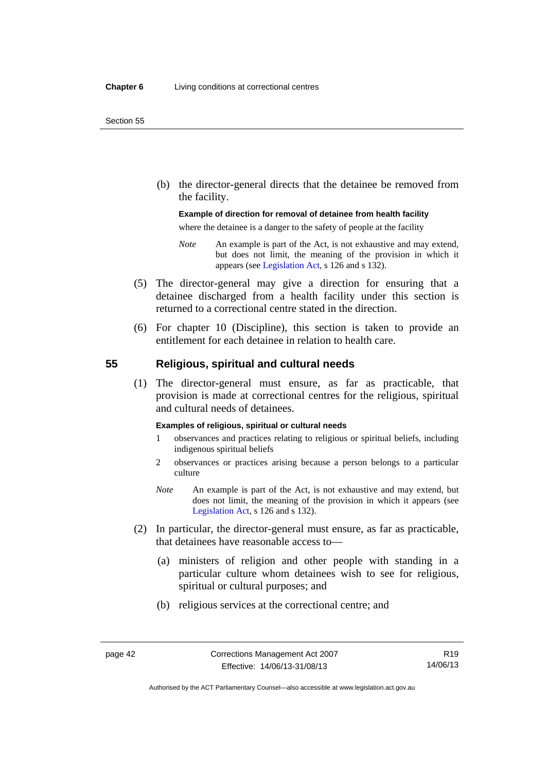(b) the director-general directs that the detainee be removed from the facility.

**Example of direction for removal of detainee from health facility**

where the detainee is a danger to the safety of people at the facility

*Note* An example is part of the Act, is not exhaustive and may extend, but does not limit, the meaning of the provision in which it appears (see Legislation Act, s 126 and s 132).

(5) The director-general may give a direction for ensuring that a detainee discharged from a health facility under this section is returned to a correctional centre stated in the direction.

(6) For chapter 10 (Discipline), this section is taken to provide an entitlement for each detainee in relation to health care.

## 55 Religious, spiritual and cultural needs

(1) The director-general must ensure, as far as practicable, that provision is made at correctional centres for the religious, spiritual and cultural needs of detainees.

**Examples of religious, spiritual or cultural needs**

1 observances and practices relating to religious or spiritual beliefs, including indigenous spiritual beliefs

2 observances or practices arising because a person belongs to a particular culture

*Note* An example is part of the Act, is not exhaustive and may extend, but does not limit, the meaning of the provision in which it appears (see Legislation Act, s 126 and s 132).

(2) In particular, the director-general must ensure, as far as practicable, that detainees have reasonable access to—

(a) ministers of religion and other people with standing in a particular culture whom detainees wish to see for religious, spiritual or cultural purposes; and

(b) religious services at the correctional centre; and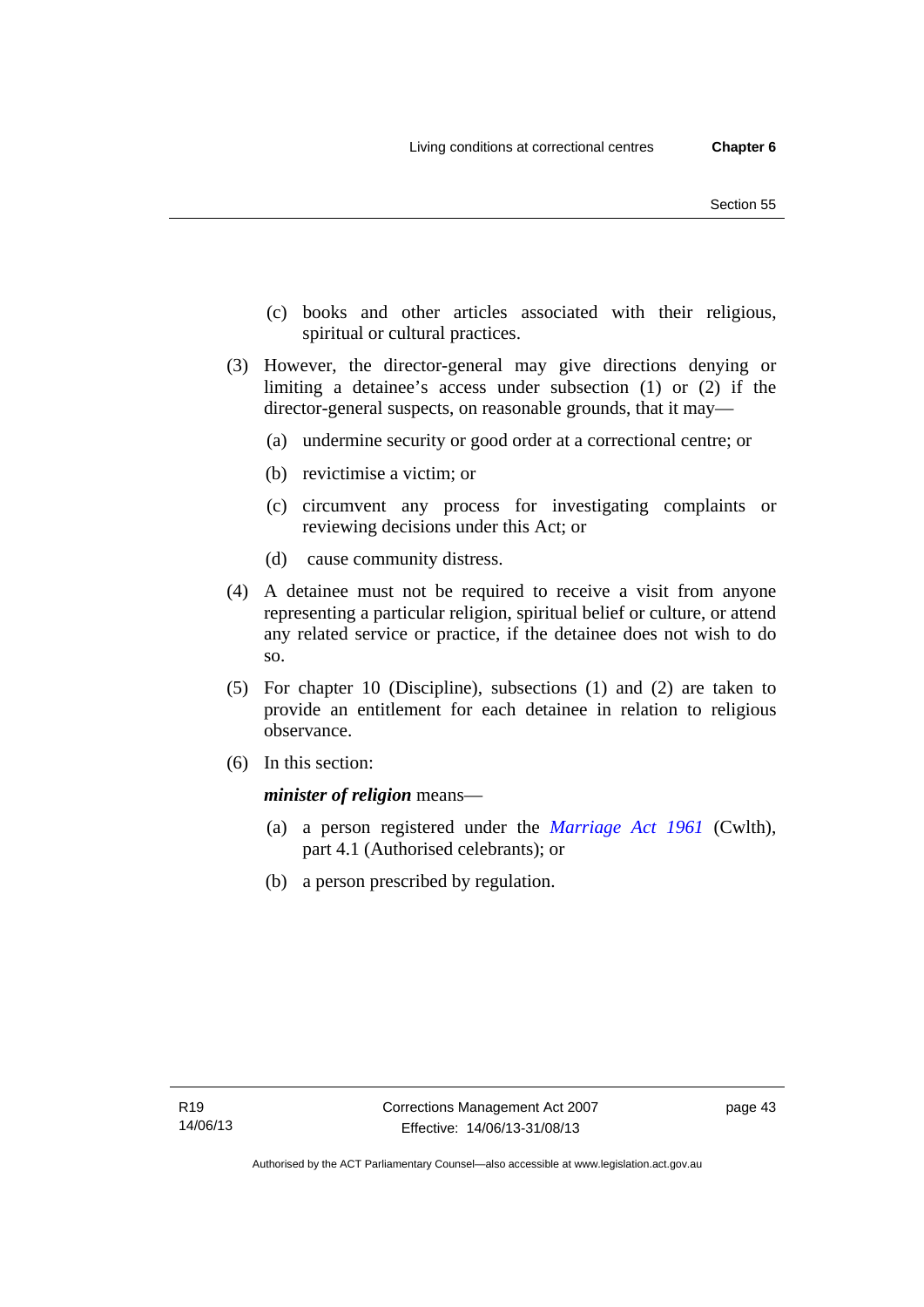(c) books and other articles associated with their religious, spiritual or cultural practices.

(3) However, the director-general may give directions denying or limiting a detainee's access under subsection (1) or (2) if the director-general suspects, on reasonable grounds, that it may—

(a) undermine security or good order at a correctional centre; or

(b) revictimise a victim; or

(c) circumvent any process for investigating complaints or reviewing decisions under this Act; or

(d) cause community distress.

(4) A detainee must not be required to receive a visit from anyone representing a particular religion, spiritual belief or culture, or attend any related service or practice, if the detainee does not wish to do so.

(5) For chapter 10 (Discipline), subsections (1) and (2) are taken to provide an entitlement for each detainee in relation to religious observance.

(6) In this section:

***minister of religion*** means—

(a) a person registered under the *Marriage Act 1961* (Cwlth), part 4.1 (Authorised celebrants); or

(b) a person prescribed by regulation.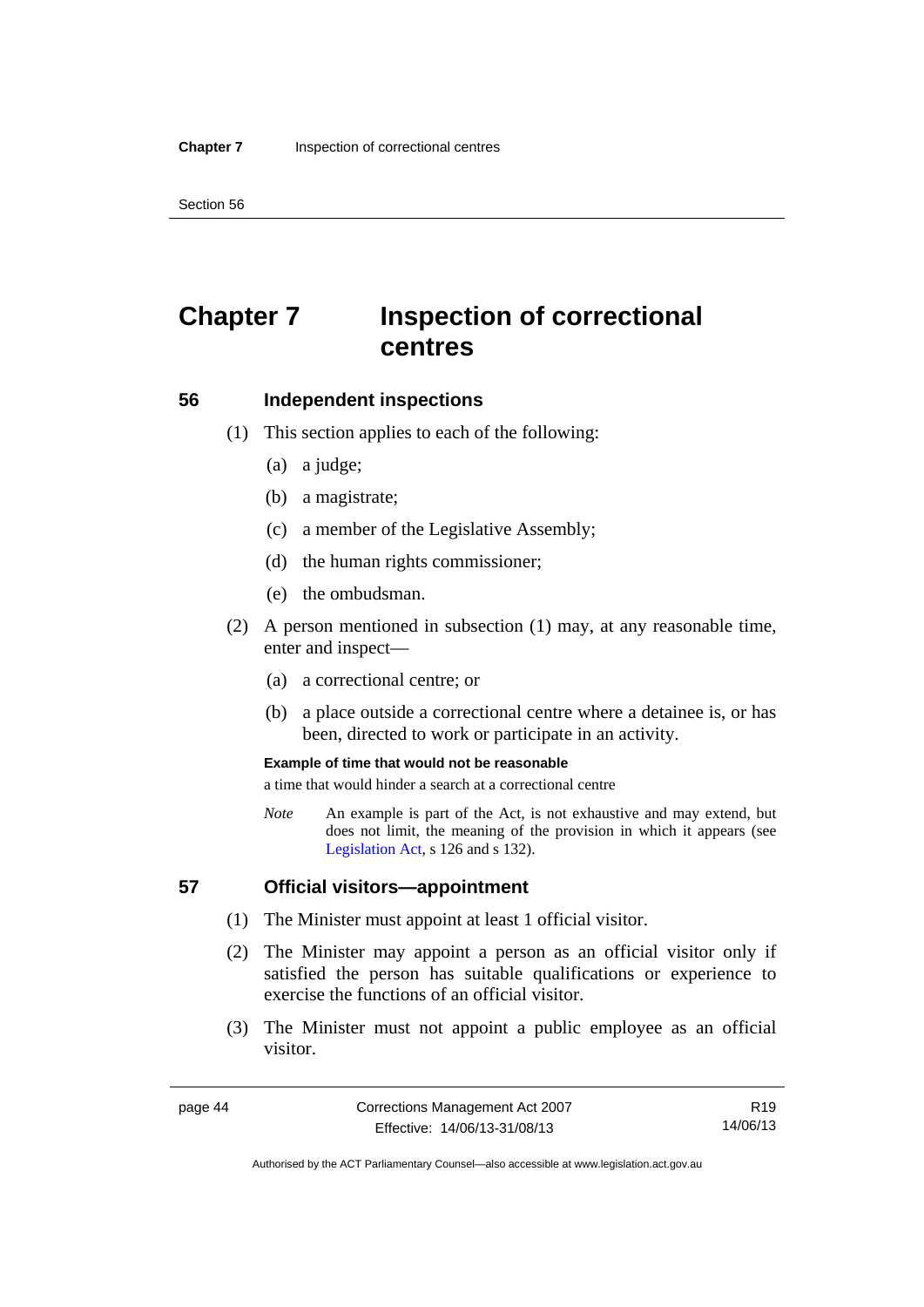# Chapter 7 Inspection of correctional centres

## 56 Independent inspections

(1) This section applies to each of the following:

  (a) a judge;

  (b) a magistrate;

  (c) a member of the Legislative Assembly;

  (d) the human rights commissioner;

  (e) the ombudsman.

(2) A person mentioned in subsection (1) may, at any reasonable time, enter and inspect—

  (a) a correctional centre; or

  (b) a place outside a correctional centre where a detainee is, or has been, directed to work or participate in an activity.

**Example of time that would not be reasonable**

a time that would hinder a search at a correctional centre

*Note* An example is part of the Act, is not exhaustive and may extend, but does not limit, the meaning of the provision in which it appears (see Legislation Act, s 126 and s 132).

## 57 Official visitors—appointment

(1) The Minister must appoint at least 1 official visitor.

(2) The Minister may appoint a person as an official visitor only if satisfied the person has suitable qualifications or experience to exercise the functions of an official visitor.

(3) The Minister must not appoint a public employee as an official visitor.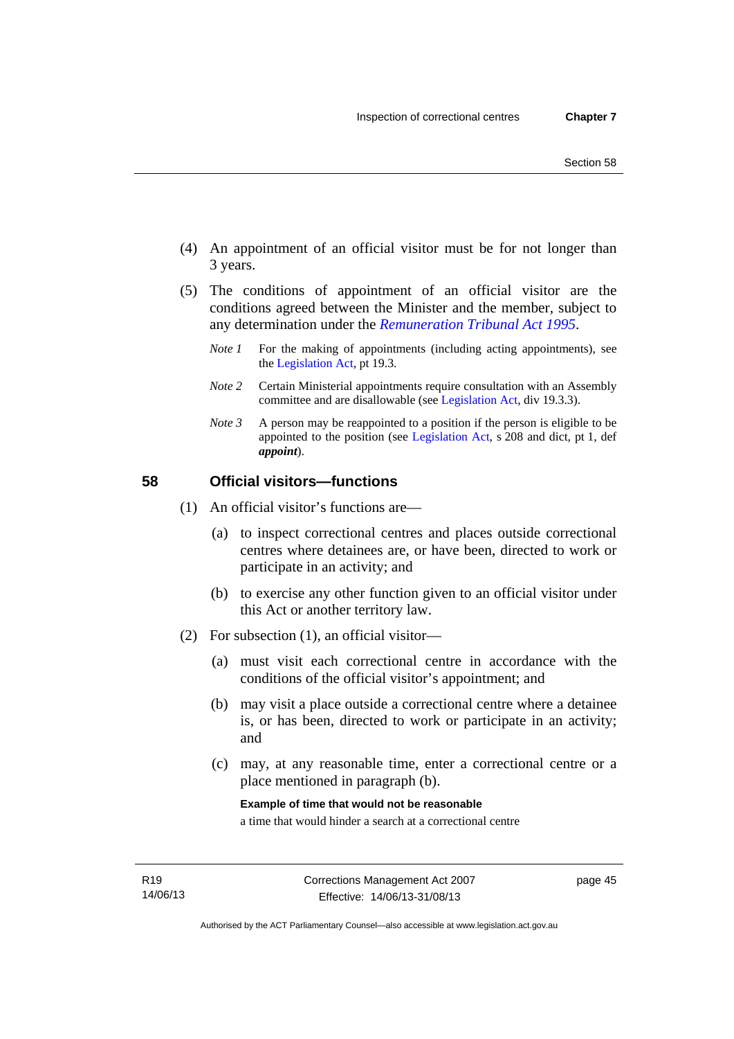(4) An appointment of an official visitor must be for not longer than 3 years.

(5) The conditions of appointment of an official visitor are the conditions agreed between the Minister and the member, subject to any determination under the *Remuneration Tribunal Act 1995*.

*Note 1* For the making of appointments (including acting appointments), see the Legislation Act, pt 19.3.

*Note 2* Certain Ministerial appointments require consultation with an Assembly committee and are disallowable (see Legislation Act, div 19.3.3).

*Note 3* A person may be reappointed to a position if the person is eligible to be appointed to the position (see Legislation Act, s 208 and dict, pt 1, def ***appoint***).

## 58 Official visitors—functions

(1) An official visitor's functions are—

(a) to inspect correctional centres and places outside correctional centres where detainees are, or have been, directed to work or participate in an activity; and

(b) to exercise any other function given to an official visitor under this Act or another territory law.

(2) For subsection (1), an official visitor—

(a) must visit each correctional centre in accordance with the conditions of the official visitor's appointment; and

(b) may visit a place outside a correctional centre where a detainee is, or has been, directed to work or participate in an activity; and

(c) may, at any reasonable time, enter a correctional centre or a place mentioned in paragraph (b).

**Example of time that would not be reasonable**

a time that would hinder a search at a correctional centre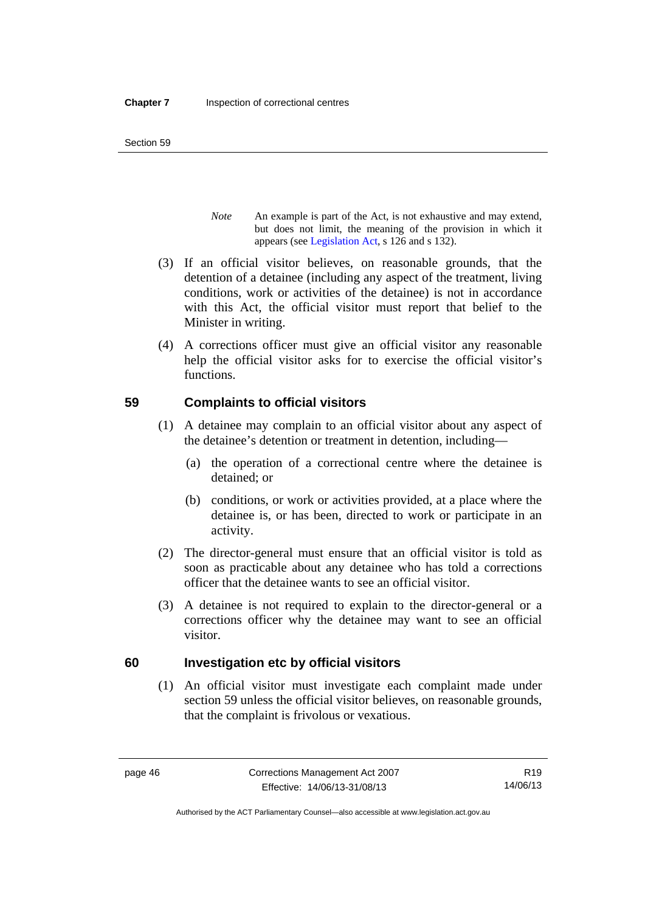*Note* An example is part of the Act, is not exhaustive and may extend, but does not limit, the meaning of the provision in which it appears (see Legislation Act, s 126 and s 132).

(3) If an official visitor believes, on reasonable grounds, that the detention of a detainee (including any aspect of the treatment, living conditions, work or activities of the detainee) is not in accordance with this Act, the official visitor must report that belief to the Minister in writing.

(4) A corrections officer must give an official visitor any reasonable help the official visitor asks for to exercise the official visitor's functions.

## 59 Complaints to official visitors

(1) A detainee may complain to an official visitor about any aspect of the detainee's detention or treatment in detention, including—

(a) the operation of a correctional centre where the detainee is detained; or

(b) conditions, or work or activities provided, at a place where the detainee is, or has been, directed to work or participate in an activity.

(2) The director-general must ensure that an official visitor is told as soon as practicable about any detainee who has told a corrections officer that the detainee wants to see an official visitor.

(3) A detainee is not required to explain to the director-general or a corrections officer why the detainee may want to see an official visitor.

## 60 Investigation etc by official visitors

(1) An official visitor must investigate each complaint made under section 59 unless the official visitor believes, on reasonable grounds, that the complaint is frivolous or vexatious.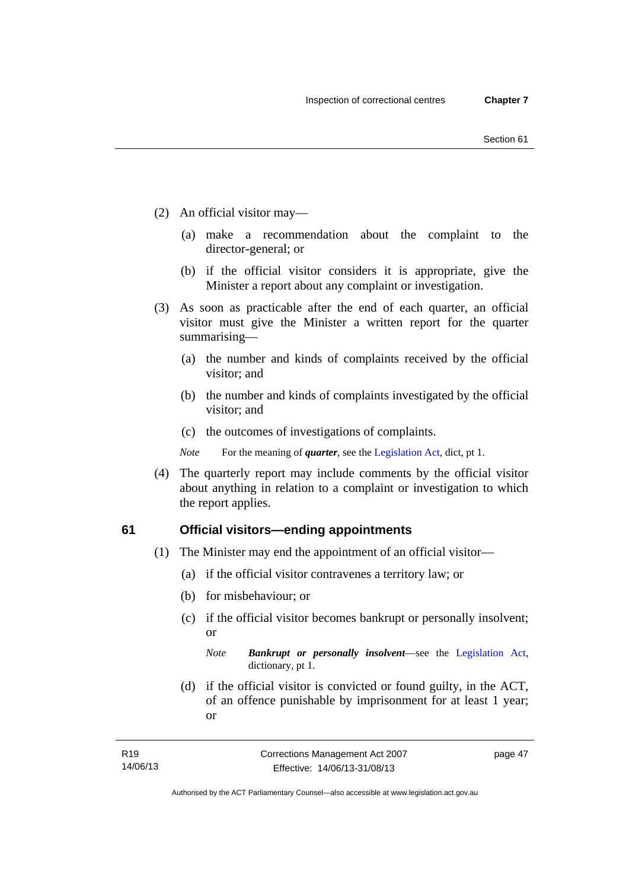(2) An official visitor may—

(a) make a recommendation about the complaint to the director-general; or

(b) if the official visitor considers it is appropriate, give the Minister a report about any complaint or investigation.

(3) As soon as practicable after the end of each quarter, an official visitor must give the Minister a written report for the quarter summarising—

(a) the number and kinds of complaints received by the official visitor; and

(b) the number and kinds of complaints investigated by the official visitor; and

(c) the outcomes of investigations of complaints.

*Note* For the meaning of ***quarter***, see the Legislation Act, dict, pt 1.

(4) The quarterly report may include comments by the official visitor about anything in relation to a complaint or investigation to which the report applies.

## 61 Official visitors—ending appointments

(1) The Minister may end the appointment of an official visitor—

(a) if the official visitor contravenes a territory law; or

(b) for misbehaviour; or

(c) if the official visitor becomes bankrupt or personally insolvent; or

*Note* ***Bankrupt or personally insolvent***—see the Legislation Act, dictionary, pt 1.

(d) if the official visitor is convicted or found guilty, in the ACT, of an offence punishable by imprisonment for at least 1 year; or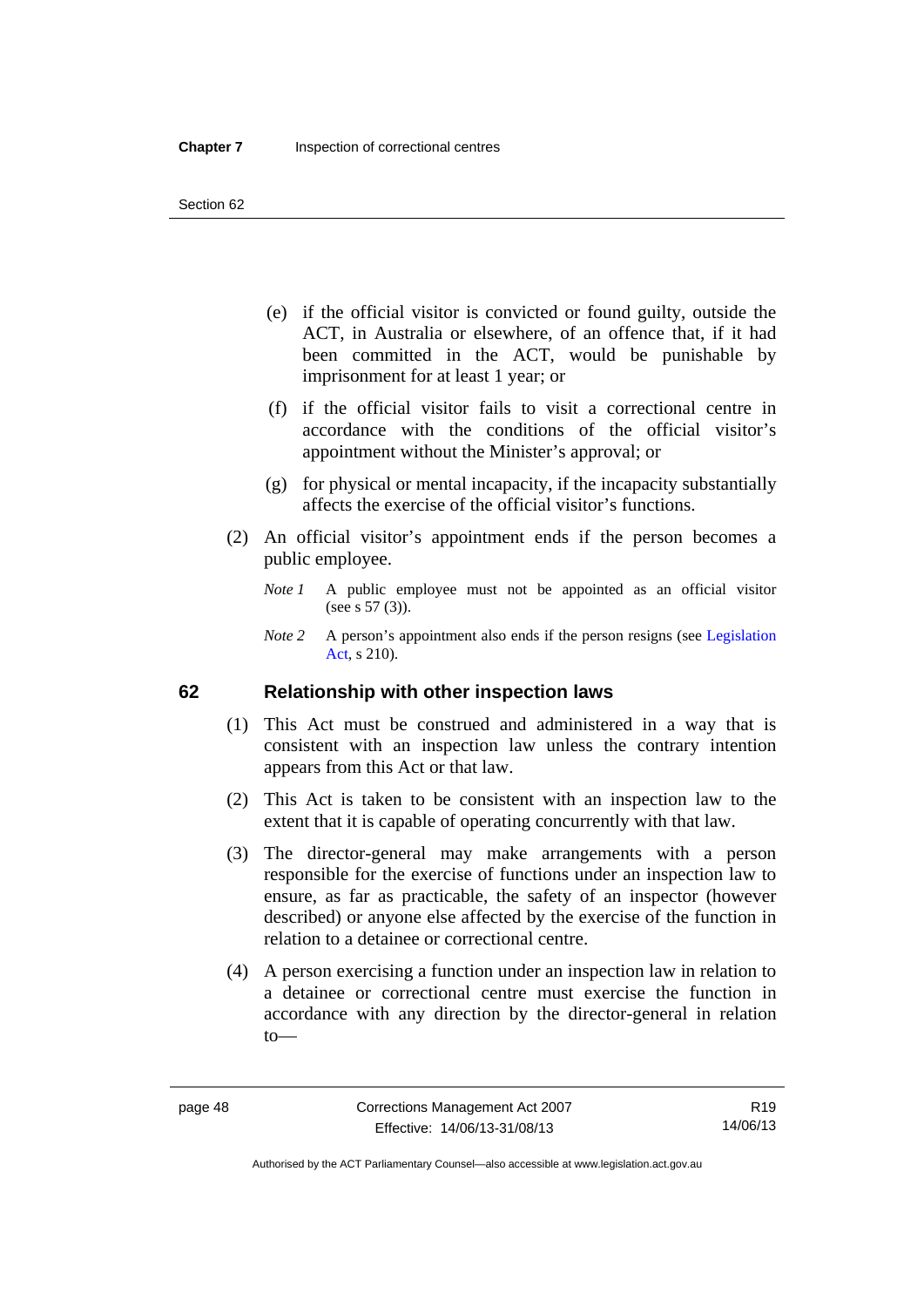(e) if the official visitor is convicted or found guilty, outside the ACT, in Australia or elsewhere, of an offence that, if it had been committed in the ACT, would be punishable by imprisonment for at least 1 year; or

(f) if the official visitor fails to visit a correctional centre in accordance with the conditions of the official visitor's appointment without the Minister's approval; or

(g) for physical or mental incapacity, if the incapacity substantially affects the exercise of the official visitor's functions.

(2) An official visitor's appointment ends if the person becomes a public employee.

*Note 1* A public employee must not be appointed as an official visitor (see s 57 (3)).

*Note 2* A person's appointment also ends if the person resigns (see Legislation Act, s 210).

## 62 Relationship with other inspection laws

(1) This Act must be construed and administered in a way that is consistent with an inspection law unless the contrary intention appears from this Act or that law.

(2) This Act is taken to be consistent with an inspection law to the extent that it is capable of operating concurrently with that law.

(3) The director-general may make arrangements with a person responsible for the exercise of functions under an inspection law to ensure, as far as practicable, the safety of an inspector (however described) or anyone else affected by the exercise of the function in relation to a detainee or correctional centre.

(4) A person exercising a function under an inspection law in relation to a detainee or correctional centre must exercise the function in accordance with any direction by the director-general in relation to—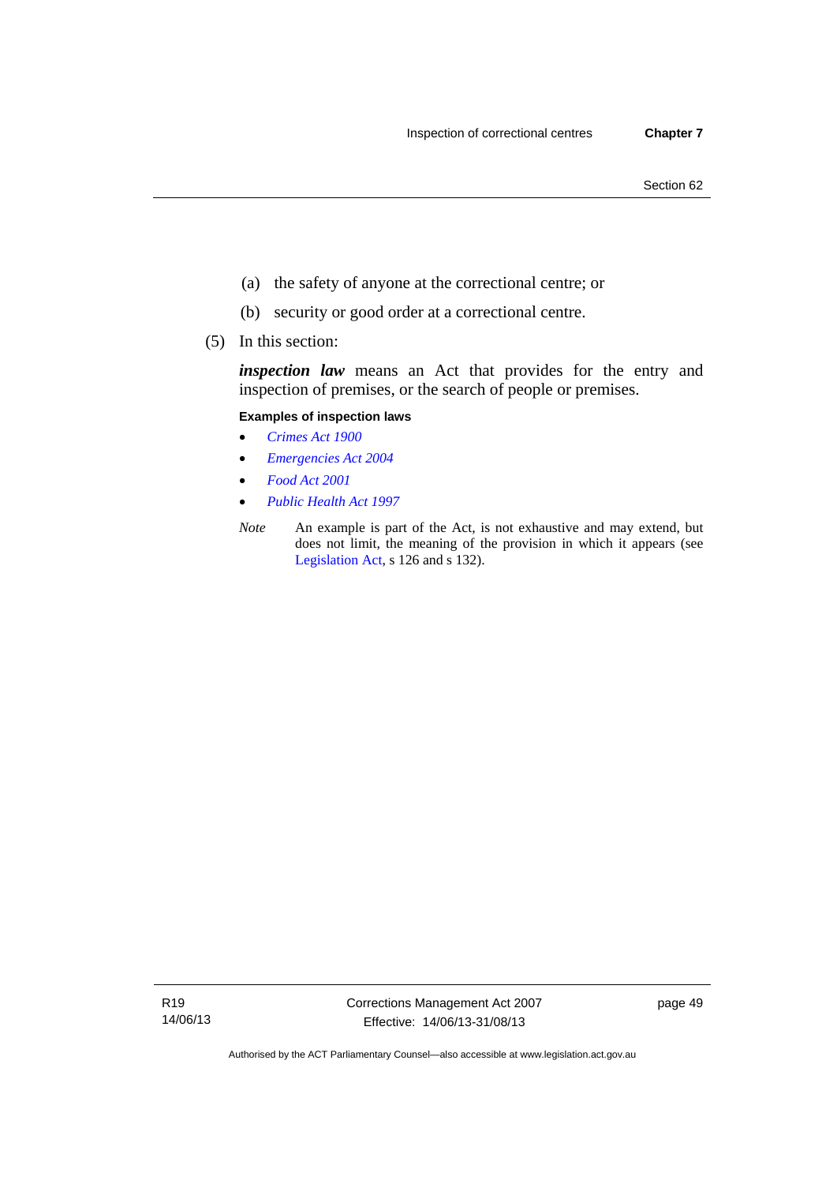(a) the safety of anyone at the correctional centre; or

(b) security or good order at a correctional centre.

(5) In this section:

***inspection law*** means an Act that provides for the entry and inspection of premises, or the search of people or premises.

**Examples of inspection laws**

- *Crimes Act 1900*
- *Emergencies Act 2004*
- *Food Act 2001*
- *Public Health Act 1997*

*Note* An example is part of the Act, is not exhaustive and may extend, but does not limit, the meaning of the provision in which it appears (see Legislation Act, s 126 and s 132).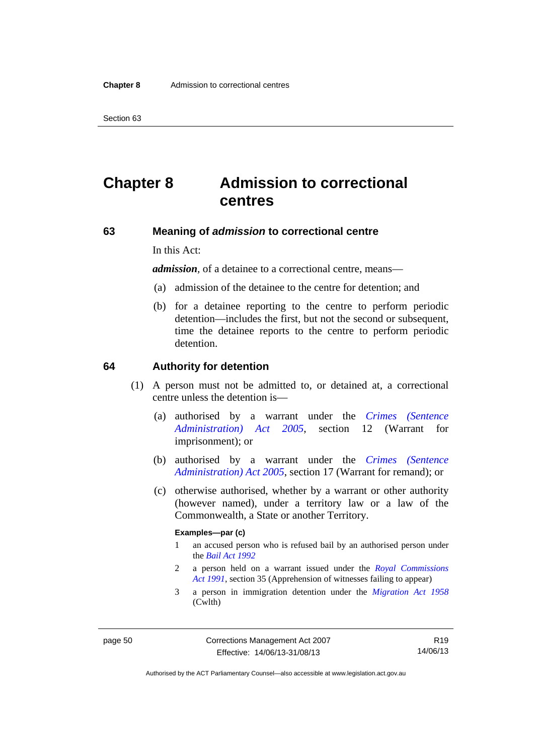# Chapter 8 Admission to correctional centres

## 63 Meaning of *admission* to correctional centre

In this Act:

***admission***, of a detainee to a correctional centre, means—

(a) admission of the detainee to the centre for detention; and

(b) for a detainee reporting to the centre to perform periodic detention—includes the first, but not the second or subsequent, time the detainee reports to the centre to perform periodic detention.

## 64 Authority for detention

(1) A person must not be admitted to, or detained at, a correctional centre unless the detention is—

(a) authorised by a warrant under the *Crimes (Sentence Administration) Act 2005*, section 12 (Warrant for imprisonment); or

(b) authorised by a warrant under the *Crimes (Sentence Administration) Act 2005*, section 17 (Warrant for remand); or

(c) otherwise authorised, whether by a warrant or other authority (however named), under a territory law or a law of the Commonwealth, a State or another Territory.

**Examples—par (c)**

1 an accused person who is refused bail by an authorised person under the *Bail Act 1992*

2 a person held on a warrant issued under the *Royal Commissions Act 1991*, section 35 (Apprehension of witnesses failing to appear)

3 a person in immigration detention under the *Migration Act 1958* (Cwlth)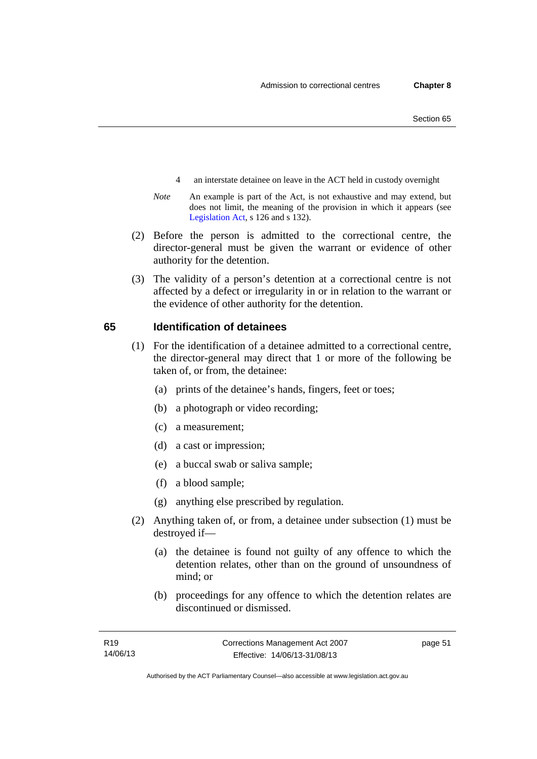4 an interstate detainee on leave in the ACT held in custody overnight

*Note* An example is part of the Act, is not exhaustive and may extend, but does not limit, the meaning of the provision in which it appears (see Legislation Act, s 126 and s 132).

(2) Before the person is admitted to the correctional centre, the director-general must be given the warrant or evidence of other authority for the detention.

(3) The validity of a person's detention at a correctional centre is not affected by a defect or irregularity in or in relation to the warrant or the evidence of other authority for the detention.

## 65 Identification of detainees

(1) For the identification of a detainee admitted to a correctional centre, the director-general may direct that 1 or more of the following be taken of, or from, the detainee:

(a) prints of the detainee's hands, fingers, feet or toes;

(b) a photograph or video recording;

(c) a measurement;

(d) a cast or impression;

(e) a buccal swab or saliva sample;

(f) a blood sample;

(g) anything else prescribed by regulation.

(2) Anything taken of, or from, a detainee under subsection (1) must be destroyed if—

(a) the detainee is found not guilty of any offence to which the detention relates, other than on the ground of unsoundness of mind; or

(b) proceedings for any offence to which the detention relates are discontinued or dismissed.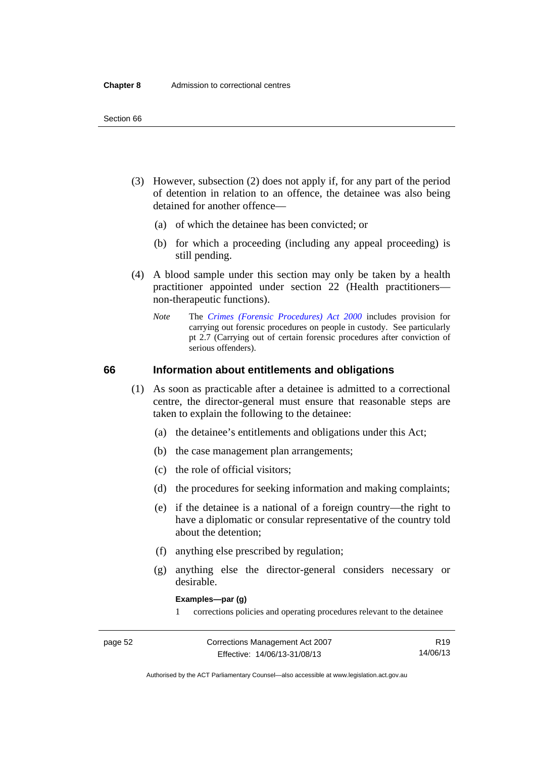(3) However, subsection (2) does not apply if, for any part of the period of detention in relation to an offence, the detainee was also being detained for another offence—

(a) of which the detainee has been convicted; or

(b) for which a proceeding (including any appeal proceeding) is still pending.

(4) A blood sample under this section may only be taken by a health practitioner appointed under section 22 (Health practitioners—non-therapeutic functions).

*Note* The *Crimes (Forensic Procedures) Act 2000* includes provision for carrying out forensic procedures on people in custody. See particularly pt 2.7 (Carrying out of certain forensic procedures after conviction of serious offenders).

## 66 Information about entitlements and obligations

(1) As soon as practicable after a detainee is admitted to a correctional centre, the director-general must ensure that reasonable steps are taken to explain the following to the detainee:

(a) the detainee's entitlements and obligations under this Act;

(b) the case management plan arrangements;

(c) the role of official visitors;

(d) the procedures for seeking information and making complaints;

(e) if the detainee is a national of a foreign country—the right to have a diplomatic or consular representative of the country told about the detention;

(f) anything else prescribed by regulation;

(g) anything else the director-general considers necessary or desirable.

**Examples—par (g)**

1 corrections policies and operating procedures relevant to the detainee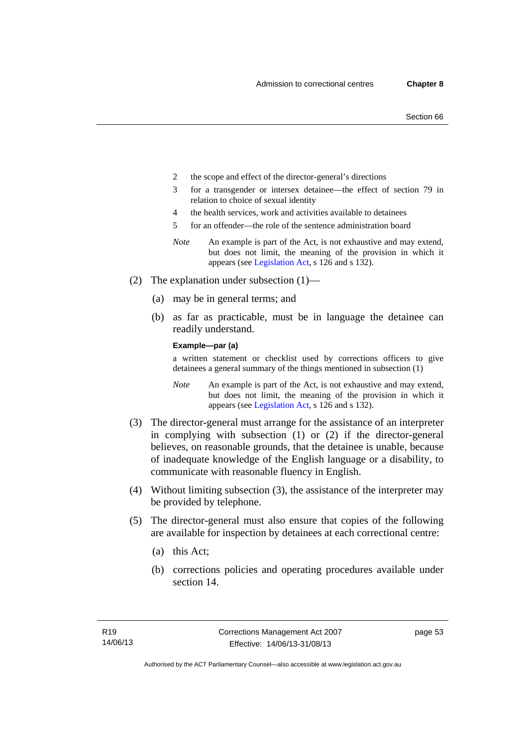2 the scope and effect of the director-general's directions

3 for a transgender or intersex detainee—the effect of section 79 in relation to choice of sexual identity

4 the health services, work and activities available to detainees

5 for an offender—the role of the sentence administration board

*Note* An example is part of the Act, is not exhaustive and may extend, but does not limit, the meaning of the provision in which it appears (see Legislation Act, s 126 and s 132).

(2) The explanation under subsection (1)—

(a) may be in general terms; and

(b) as far as practicable, must be in language the detainee can readily understand.

**Example—par (a)**

a written statement or checklist used by corrections officers to give detainees a general summary of the things mentioned in subsection (1)

*Note* An example is part of the Act, is not exhaustive and may extend, but does not limit, the meaning of the provision in which it appears (see Legislation Act, s 126 and s 132).

(3) The director-general must arrange for the assistance of an interpreter in complying with subsection (1) or (2) if the director-general believes, on reasonable grounds, that the detainee is unable, because of inadequate knowledge of the English language or a disability, to communicate with reasonable fluency in English.

(4) Without limiting subsection (3), the assistance of the interpreter may be provided by telephone.

(5) The director-general must also ensure that copies of the following are available for inspection by detainees at each correctional centre:

(a) this Act;

(b) corrections policies and operating procedures available under section 14.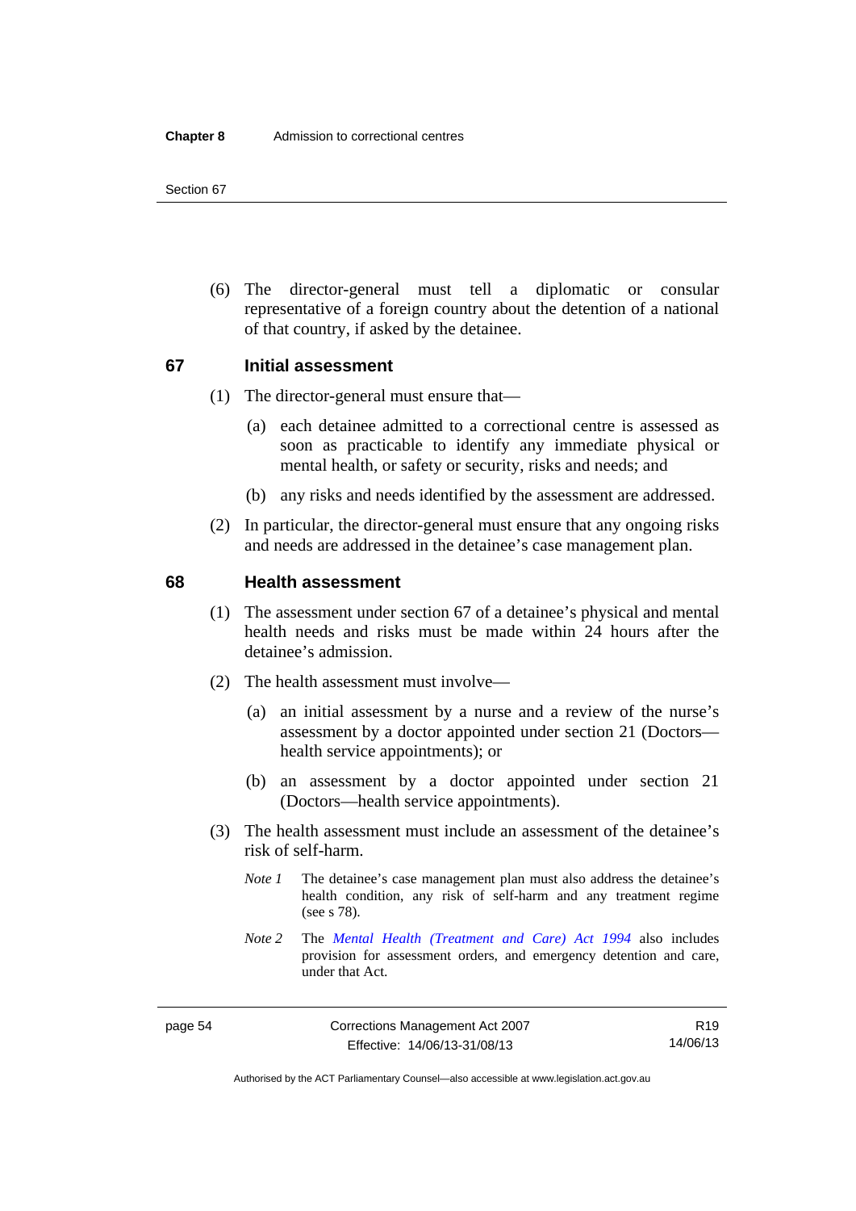(6) The director-general must tell a diplomatic or consular representative of a foreign country about the detention of a national of that country, if asked by the detainee.

## 67 Initial assessment

(1) The director-general must ensure that—

(a) each detainee admitted to a correctional centre is assessed as soon as practicable to identify any immediate physical or mental health, or safety or security, risks and needs; and

(b) any risks and needs identified by the assessment are addressed.

(2) In particular, the director-general must ensure that any ongoing risks and needs are addressed in the detainee's case management plan.

## 68 Health assessment

(1) The assessment under section 67 of a detainee's physical and mental health needs and risks must be made within 24 hours after the detainee's admission.

(2) The health assessment must involve—

(a) an initial assessment by a nurse and a review of the nurse's assessment by a doctor appointed under section 21 (Doctors—health service appointments); or

(b) an assessment by a doctor appointed under section 21 (Doctors—health service appointments).

(3) The health assessment must include an assessment of the detainee's risk of self-harm.

*Note 1* The detainee's case management plan must also address the detainee's health condition, any risk of self-harm and any treatment regime (see s 78).

*Note 2* The *Mental Health (Treatment and Care) Act 1994* also includes provision for assessment orders, and emergency detention and care, under that Act.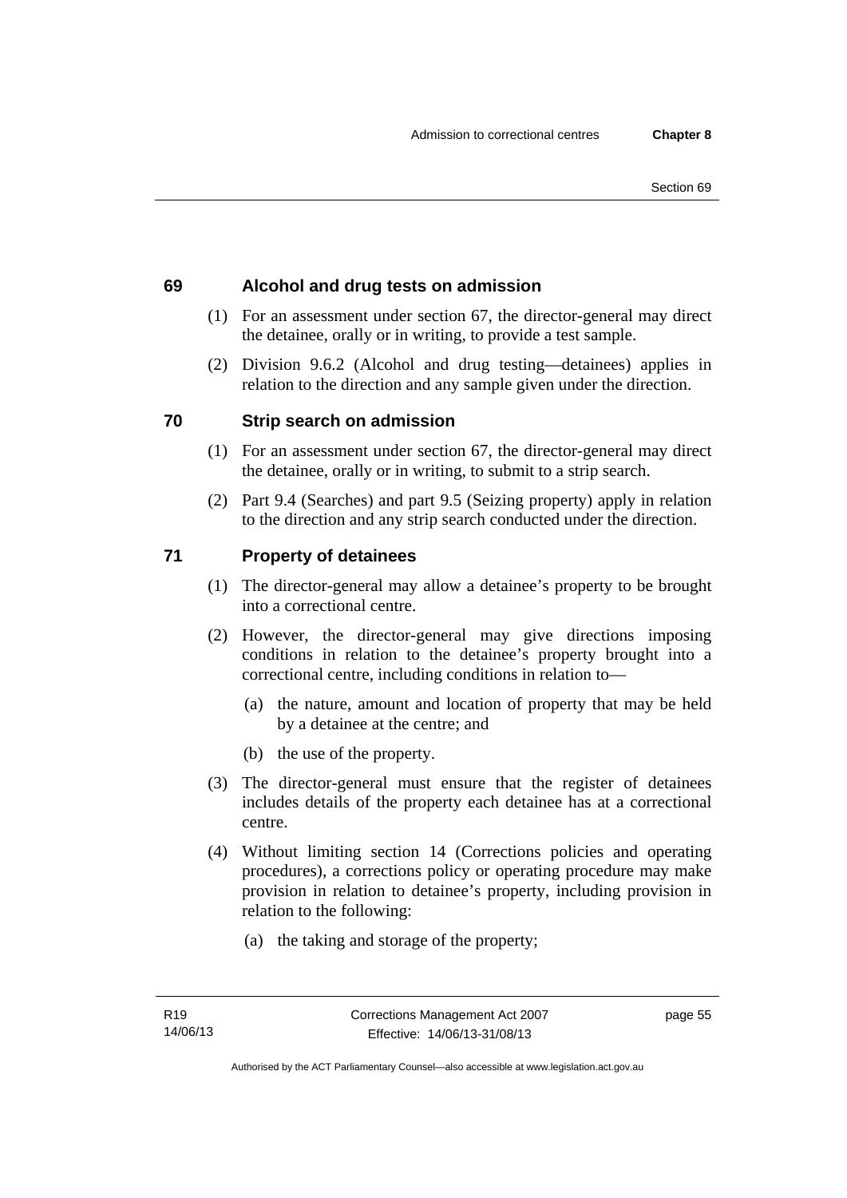## 69 Alcohol and drug tests on admission

(1) For an assessment under section 67, the director-general may direct the detainee, orally or in writing, to provide a test sample.

(2) Division 9.6.2 (Alcohol and drug testing—detainees) applies in relation to the direction and any sample given under the direction.

## 70 Strip search on admission

(1) For an assessment under section 67, the director-general may direct the detainee, orally or in writing, to submit to a strip search.

(2) Part 9.4 (Searches) and part 9.5 (Seizing property) apply in relation to the direction and any strip search conducted under the direction.

## 71 Property of detainees

(1) The director-general may allow a detainee's property to be brought into a correctional centre.

(2) However, the director-general may give directions imposing conditions in relation to the detainee's property brought into a correctional centre, including conditions in relation to—

- (a) the nature, amount and location of property that may be held by a detainee at the centre; and
- (b) the use of the property.

(3) The director-general must ensure that the register of detainees includes details of the property each detainee has at a correctional centre.

(4) Without limiting section 14 (Corrections policies and operating procedures), a corrections policy or operating procedure may make provision in relation to detainee's property, including provision in relation to the following:

- (a) the taking and storage of the property;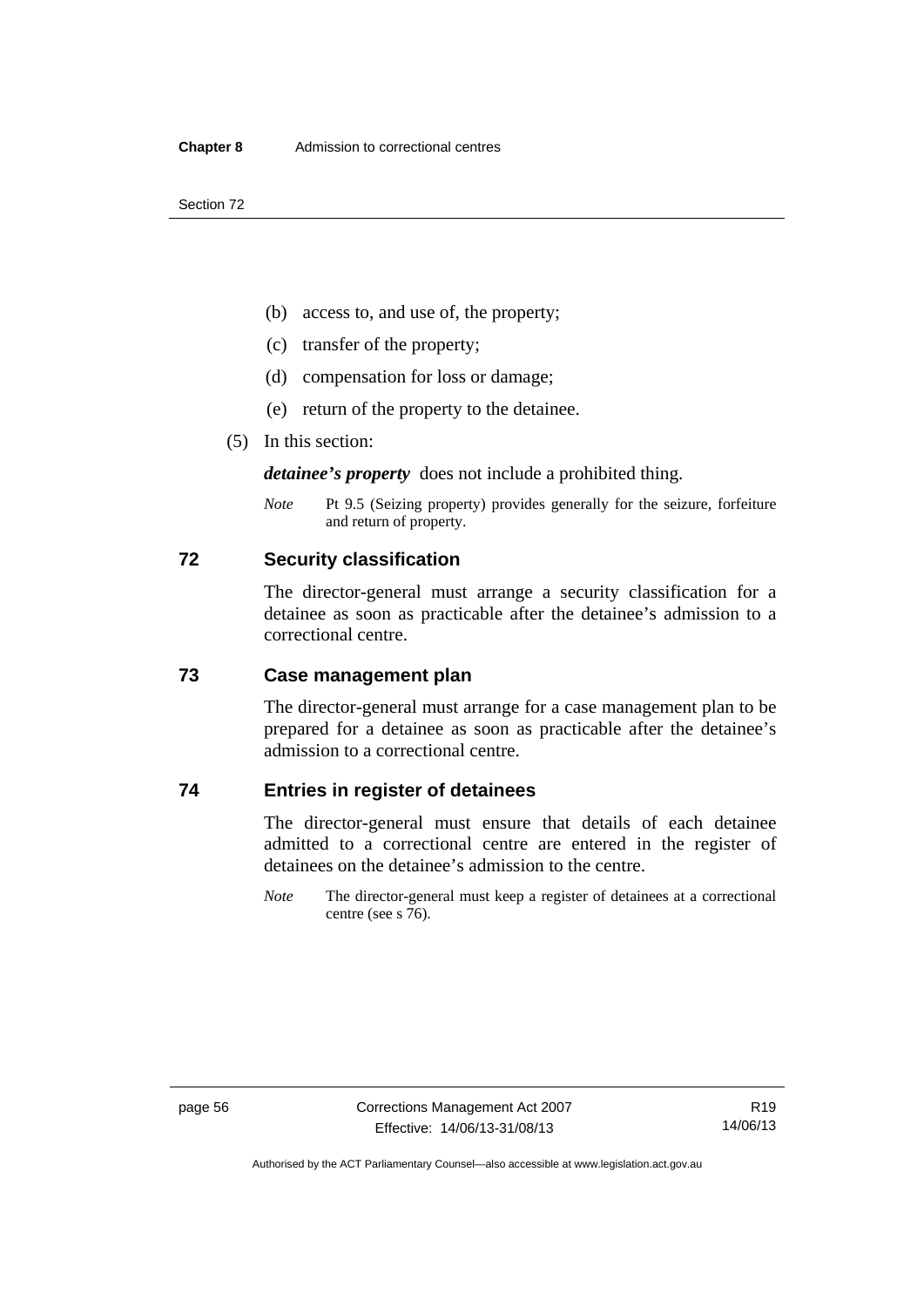(b) access to, and use of, the property;

(c) transfer of the property;

(d) compensation for loss or damage;

(e) return of the property to the detainee.

(5) In this section:

***detainee's property*** does not include a prohibited thing.

*Note* Pt 9.5 (Seizing property) provides generally for the seizure, forfeiture and return of property.

## 72 Security classification

The director-general must arrange a security classification for a detainee as soon as practicable after the detainee's admission to a correctional centre.

## 73 Case management plan

The director-general must arrange for a case management plan to be prepared for a detainee as soon as practicable after the detainee's admission to a correctional centre.

## 74 Entries in register of detainees

The director-general must ensure that details of each detainee admitted to a correctional centre are entered in the register of detainees on the detainee's admission to the centre.

*Note* The director-general must keep a register of detainees at a correctional centre (see s 76).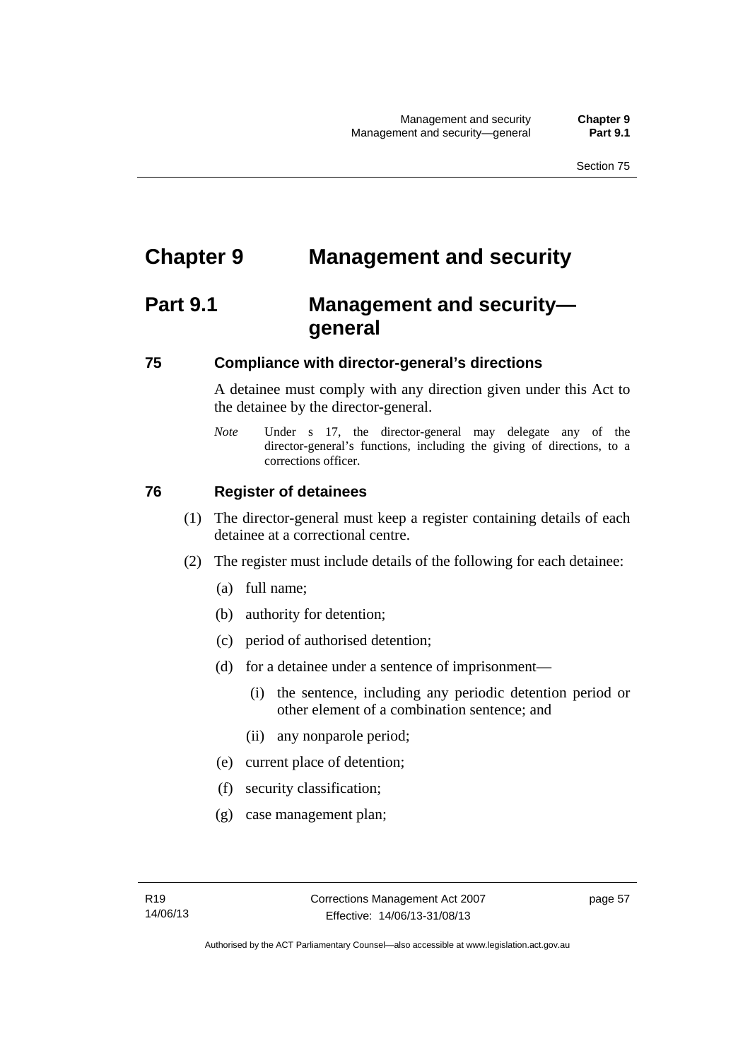# Chapter 9 Management and security

## Part 9.1 Management and security—general

### 75 Compliance with director-general's directions

A detainee must comply with any direction given under this Act to the detainee by the director-general.

*Note* Under s 17, the director-general may delegate any of the director-general's functions, including the giving of directions, to a corrections officer.

### 76 Register of detainees

(1) The director-general must keep a register containing details of each detainee at a correctional centre.

(2) The register must include details of the following for each detainee:

(a) full name;

(b) authority for detention;

(c) period of authorised detention;

(d) for a detainee under a sentence of imprisonment—

(i) the sentence, including any periodic detention period or other element of a combination sentence; and

(ii) any nonparole period;

(e) current place of detention;

(f) security classification;

(g) case management plan;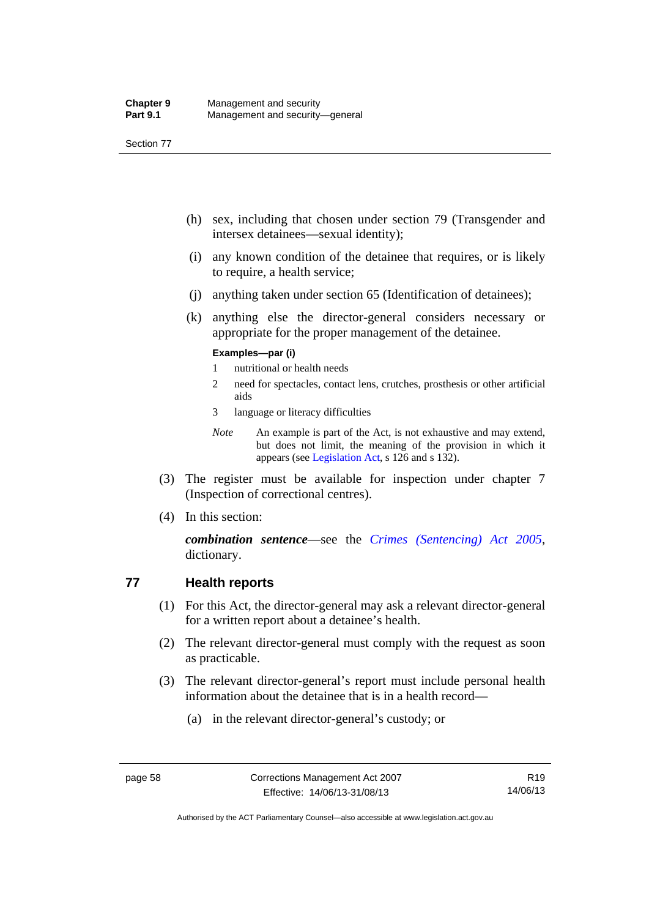(h) sex, including that chosen under section 79 (Transgender and intersex detainees—sexual identity);

(i) any known condition of the detainee that requires, or is likely to require, a health service;

(j) anything taken under section 65 (Identification of detainees);

(k) anything else the director-general considers necessary or appropriate for the proper management of the detainee.

**Examples—par (i)**

1 nutritional or health needs

2 need for spectacles, contact lens, crutches, prosthesis or other artificial aids

3 language or literacy difficulties

*Note* An example is part of the Act, is not exhaustive and may extend, but does not limit, the meaning of the provision in which it appears (see Legislation Act, s 126 and s 132).

(3) The register must be available for inspection under chapter 7 (Inspection of correctional centres).

(4) In this section:

***combination sentence***—see the *Crimes (Sentencing) Act 2005*, dictionary.

## 77 Health reports

(1) For this Act, the director-general may ask a relevant director-general for a written report about a detainee's health.

(2) The relevant director-general must comply with the request as soon as practicable.

(3) The relevant director-general's report must include personal health information about the detainee that is in a health record—

(a) in the relevant director-general's custody; or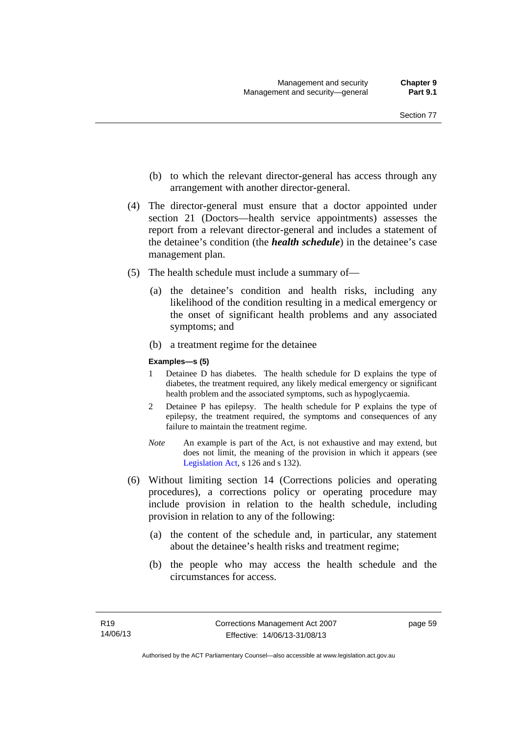(b) to which the relevant director-general has access through any arrangement with another director-general.

(4) The director-general must ensure that a doctor appointed under section 21 (Doctors—health service appointments) assesses the report from a relevant director-general and includes a statement of the detainee's condition (the ***health schedule***) in the detainee's case management plan.

(5) The health schedule must include a summary of—

(a) the detainee's condition and health risks, including any likelihood of the condition resulting in a medical emergency or the onset of significant health problems and any associated symptoms; and

(b) a treatment regime for the detainee

**Examples—s (5)**

1 Detainee D has diabetes. The health schedule for D explains the type of diabetes, the treatment required, any likely medical emergency or significant health problem and the associated symptoms, such as hypoglycaemia.

2 Detainee P has epilepsy. The health schedule for P explains the type of epilepsy, the treatment required, the symptoms and consequences of any failure to maintain the treatment regime.

*Note* An example is part of the Act, is not exhaustive and may extend, but does not limit, the meaning of the provision in which it appears (see Legislation Act, s 126 and s 132).

(6) Without limiting section 14 (Corrections policies and operating procedures), a corrections policy or operating procedure may include provision in relation to the health schedule, including provision in relation to any of the following:

(a) the content of the schedule and, in particular, any statement about the detainee's health risks and treatment regime;

(b) the people who may access the health schedule and the circumstances for access.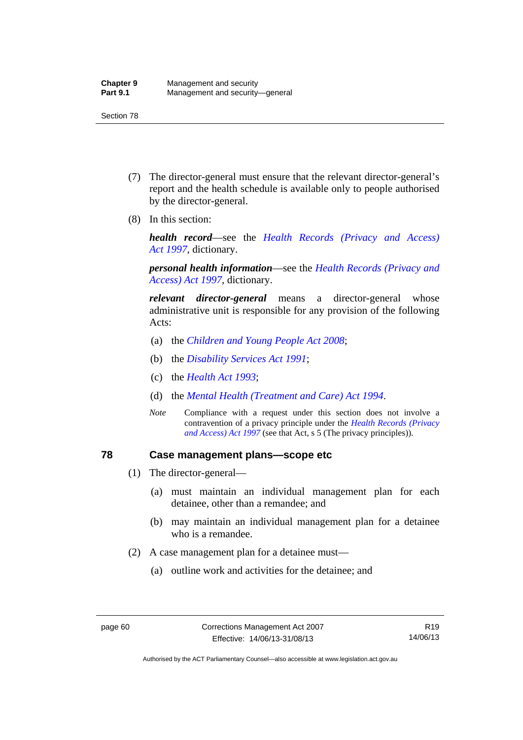(7) The director-general must ensure that the relevant director-general's report and the health schedule is available only to people authorised by the director-general.

(8) In this section:

***health record***—see the *Health Records (Privacy and Access) Act 1997*, dictionary.

***personal health information***—see the *Health Records (Privacy and Access) Act 1997*, dictionary.

***relevant director-general*** means a director-general whose administrative unit is responsible for any provision of the following Acts:

(a) the *Children and Young People Act 2008*;

(b) the *Disability Services Act 1991*;

(c) the *Health Act 1993*;

(d) the *Mental Health (Treatment and Care) Act 1994*.

*Note* Compliance with a request under this section does not involve a contravention of a privacy principle under the *Health Records (Privacy and Access) Act 1997* (see that Act, s 5 (The privacy principles)).

## 78 Case management plans—scope etc

(1) The director-general—

(a) must maintain an individual management plan for each detainee, other than a remandee; and

(b) may maintain an individual management plan for a detainee who is a remandee.

(2) A case management plan for a detainee must—

(a) outline work and activities for the detainee; and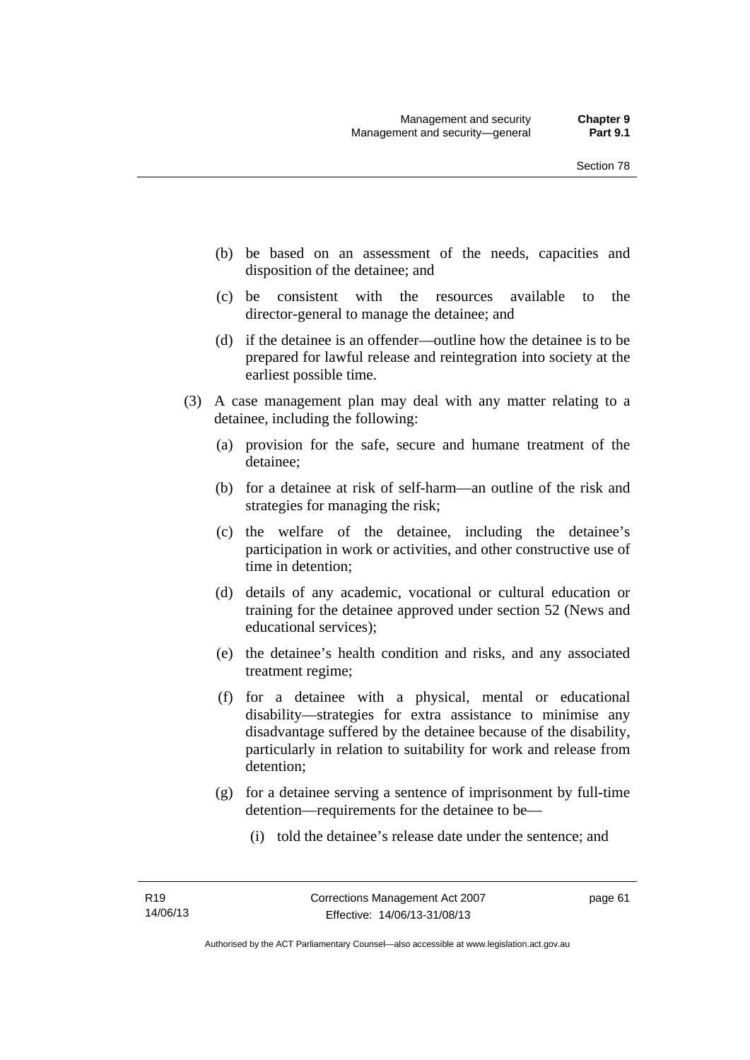(b) be based on an assessment of the needs, capacities and disposition of the detainee; and

(c) be consistent with the resources available to the director-general to manage the detainee; and

(d) if the detainee is an offender—outline how the detainee is to be prepared for lawful release and reintegration into society at the earliest possible time.

(3) A case management plan may deal with any matter relating to a detainee, including the following:

(a) provision for the safe, secure and humane treatment of the detainee;

(b) for a detainee at risk of self-harm—an outline of the risk and strategies for managing the risk;

(c) the welfare of the detainee, including the detainee's participation in work or activities, and other constructive use of time in detention;

(d) details of any academic, vocational or cultural education or training for the detainee approved under section 52 (News and educational services);

(e) the detainee's health condition and risks, and any associated treatment regime;

(f) for a detainee with a physical, mental or educational disability—strategies for extra assistance to minimise any disadvantage suffered by the detainee because of the disability, particularly in relation to suitability for work and release from detention;

(g) for a detainee serving a sentence of imprisonment by full-time detention—requirements for the detainee to be—

(i) told the detainee's release date under the sentence; and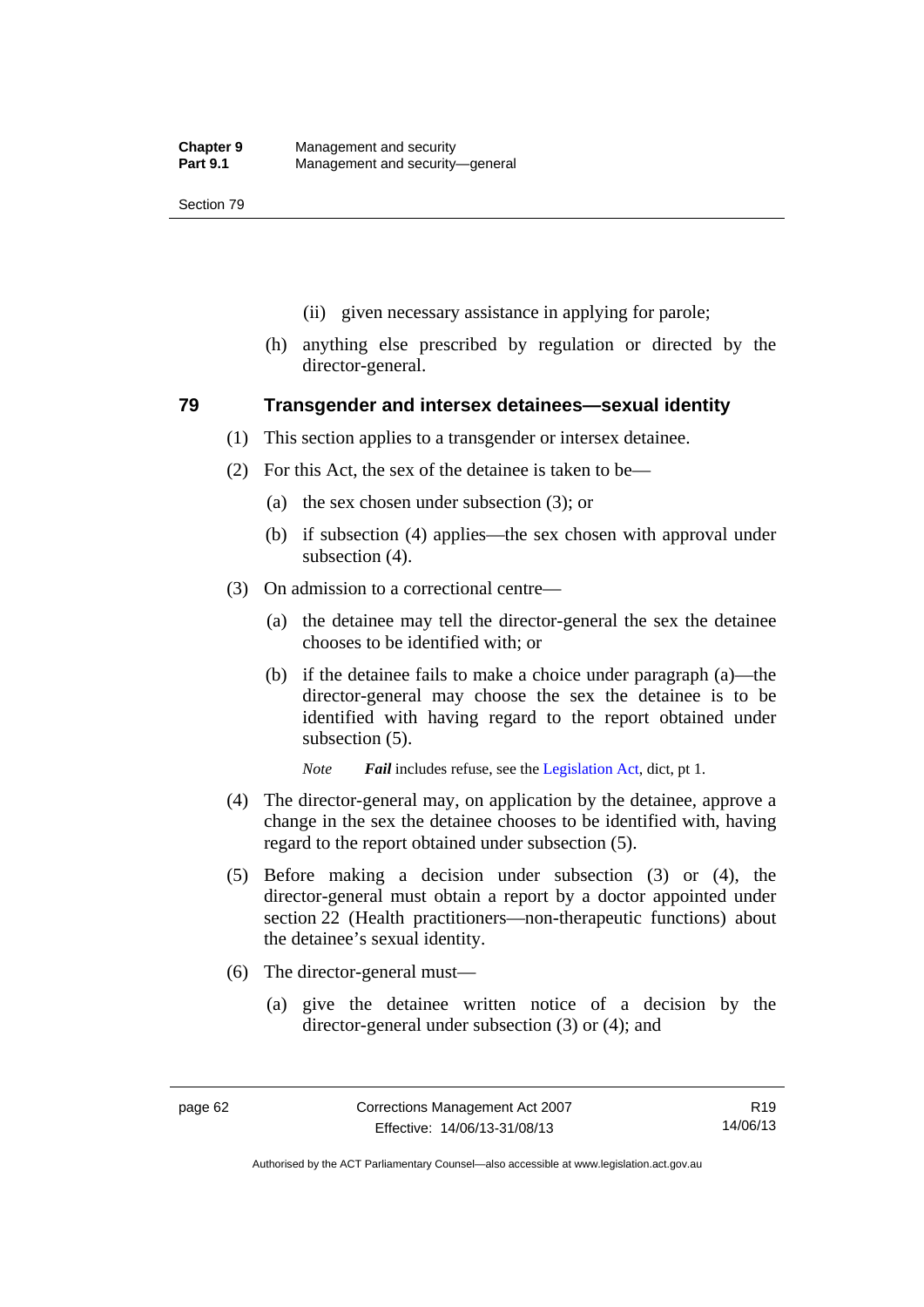(ii) given necessary assistance in applying for parole;

(h) anything else prescribed by regulation or directed by the director-general.

## 79 Transgender and intersex detainees—sexual identity

(1) This section applies to a transgender or intersex detainee.

(2) For this Act, the sex of the detainee is taken to be—

(a) the sex chosen under subsection (3); or

(b) if subsection (4) applies—the sex chosen with approval under subsection (4).

(3) On admission to a correctional centre—

(a) the detainee may tell the director-general the sex the detainee chooses to be identified with; or

(b) if the detainee fails to make a choice under paragraph (a)—the director-general may choose the sex the detainee is to be identified with having regard to the report obtained under subsection (5).

*Note* ***Fail*** includes refuse, see the Legislation Act, dict, pt 1.

(4) The director-general may, on application by the detainee, approve a change in the sex the detainee chooses to be identified with, having regard to the report obtained under subsection (5).

(5) Before making a decision under subsection (3) or (4), the director-general must obtain a report by a doctor appointed under section 22 (Health practitioners—non-therapeutic functions) about the detainee's sexual identity.

(6) The director-general must—

(a) give the detainee written notice of a decision by the director-general under subsection (3) or (4); and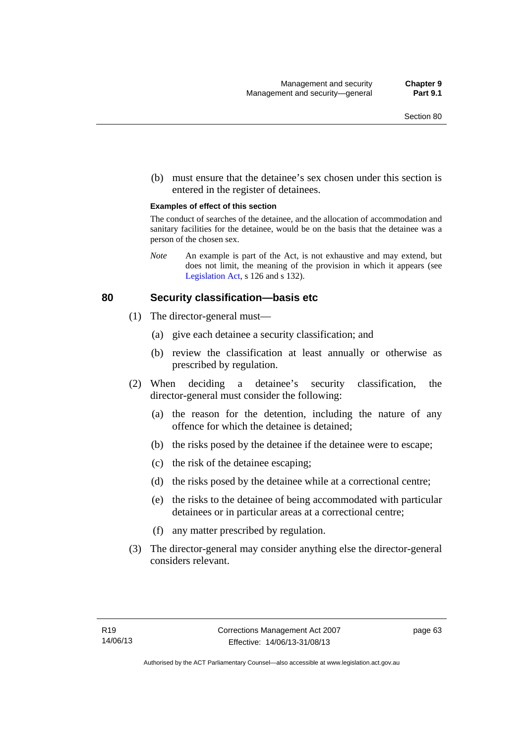(b) must ensure that the detainee's sex chosen under this section is entered in the register of detainees.

**Examples of effect of this section**

The conduct of searches of the detainee, and the allocation of accommodation and sanitary facilities for the detainee, would be on the basis that the detainee was a person of the chosen sex.

*Note* An example is part of the Act, is not exhaustive and may extend, but does not limit, the meaning of the provision in which it appears (see Legislation Act, s 126 and s 132).

## 80 Security classification—basis etc

(1) The director-general must—

(a) give each detainee a security classification; and

(b) review the classification at least annually or otherwise as prescribed by regulation.

(2) When deciding a detainee's security classification, the director-general must consider the following:

(a) the reason for the detention, including the nature of any offence for which the detainee is detained;

(b) the risks posed by the detainee if the detainee were to escape;

(c) the risk of the detainee escaping;

(d) the risks posed by the detainee while at a correctional centre;

(e) the risks to the detainee of being accommodated with particular detainees or in particular areas at a correctional centre;

(f) any matter prescribed by regulation.

(3) The director-general may consider anything else the director-general considers relevant.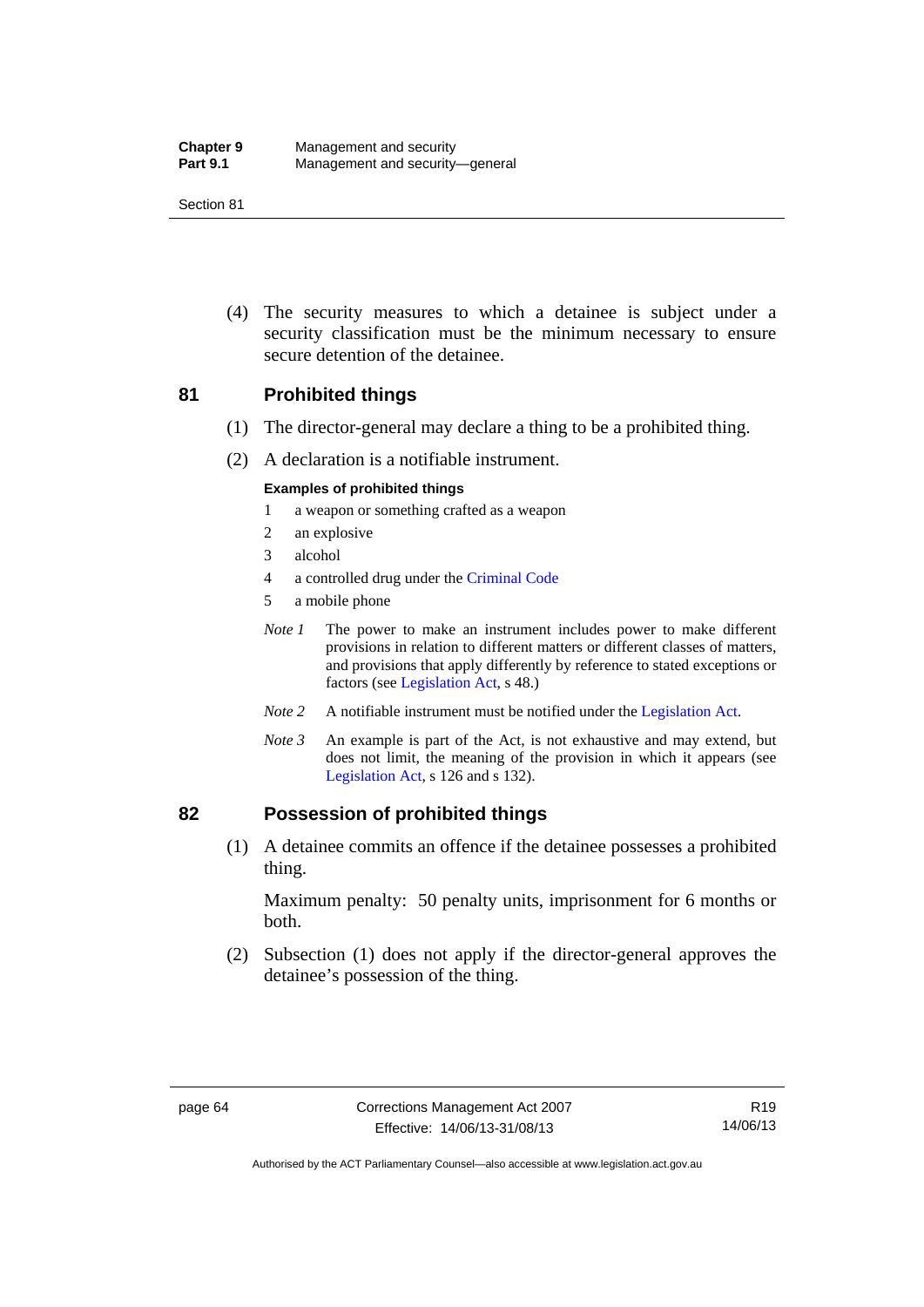(4) The security measures to which a detainee is subject under a security classification must be the minimum necessary to ensure secure detention of the detainee.

## 81 Prohibited things

(1) The director-general may declare a thing to be a prohibited thing.

(2) A declaration is a notifiable instrument.

**Examples of prohibited things**

1 a weapon or something crafted as a weapon
2 an explosive
3 alcohol
4 a controlled drug under the Criminal Code
5 a mobile phone

*Note 1* The power to make an instrument includes power to make different provisions in relation to different matters or different classes of matters, and provisions that apply differently by reference to stated exceptions or factors (see Legislation Act, s 48.)

*Note 2* A notifiable instrument must be notified under the Legislation Act.

*Note 3* An example is part of the Act, is not exhaustive and may extend, but does not limit, the meaning of the provision in which it appears (see Legislation Act, s 126 and s 132).

## 82 Possession of prohibited things

(1) A detainee commits an offence if the detainee possesses a prohibited thing.

Maximum penalty: 50 penalty units, imprisonment for 6 months or both.

(2) Subsection (1) does not apply if the director-general approves the detainee's possession of the thing.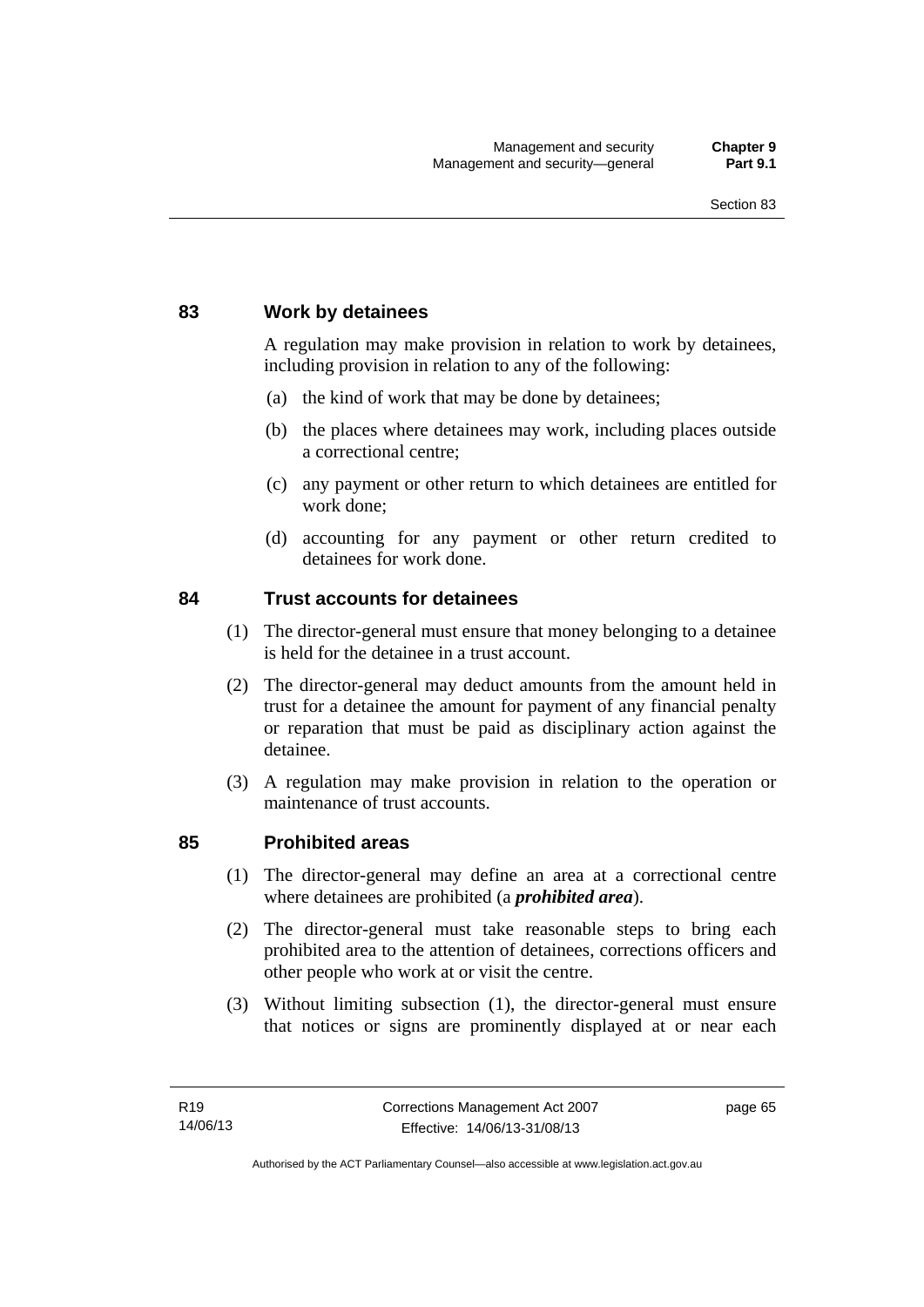## 83 Work by detainees

A regulation may make provision in relation to work by detainees, including provision in relation to any of the following:

(a) the kind of work that may be done by detainees;

(b) the places where detainees may work, including places outside a correctional centre;

(c) any payment or other return to which detainees are entitled for work done;

(d) accounting for any payment or other return credited to detainees for work done.

## 84 Trust accounts for detainees

(1) The director-general must ensure that money belonging to a detainee is held for the detainee in a trust account.

(2) The director-general may deduct amounts from the amount held in trust for a detainee the amount for payment of any financial penalty or reparation that must be paid as disciplinary action against the detainee.

(3) A regulation may make provision in relation to the operation or maintenance of trust accounts.

## 85 Prohibited areas

(1) The director-general may define an area at a correctional centre where detainees are prohibited (a ***prohibited area***).

(2) The director-general must take reasonable steps to bring each prohibited area to the attention of detainees, corrections officers and other people who work at or visit the centre.

(3) Without limiting subsection (1), the director-general must ensure that notices or signs are prominently displayed at or near each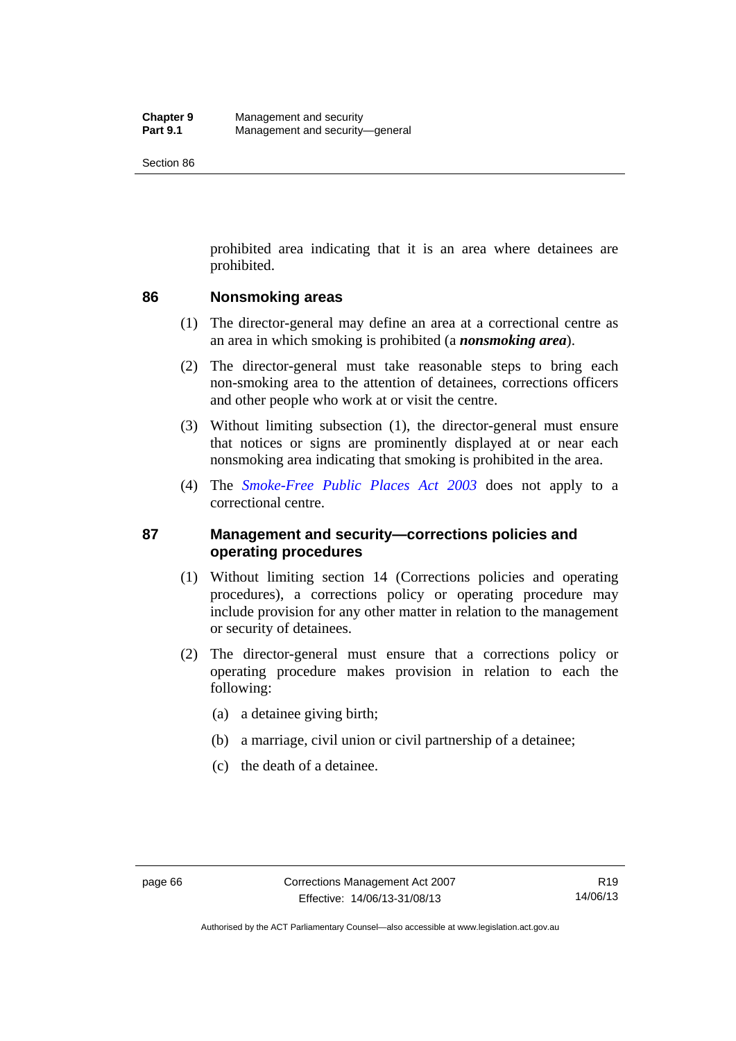prohibited area indicating that it is an area where detainees are prohibited.

## 86 Nonsmoking areas

(1) The director-general may define an area at a correctional centre as an area in which smoking is prohibited (a ***nonsmoking area***).

(2) The director-general must take reasonable steps to bring each non-smoking area to the attention of detainees, corrections officers and other people who work at or visit the centre.

(3) Without limiting subsection (1), the director-general must ensure that notices or signs are prominently displayed at or near each nonsmoking area indicating that smoking is prohibited in the area.

(4) The *Smoke-Free Public Places Act 2003* does not apply to a correctional centre.

## 87 Management and security—corrections policies and operating procedures

(1) Without limiting section 14 (Corrections policies and operating procedures), a corrections policy or operating procedure may include provision for any other matter in relation to the management or security of detainees.

(2) The director-general must ensure that a corrections policy or operating procedure makes provision in relation to each the following:

(a) a detainee giving birth;

(b) a marriage, civil union or civil partnership of a detainee;

(c) the death of a detainee.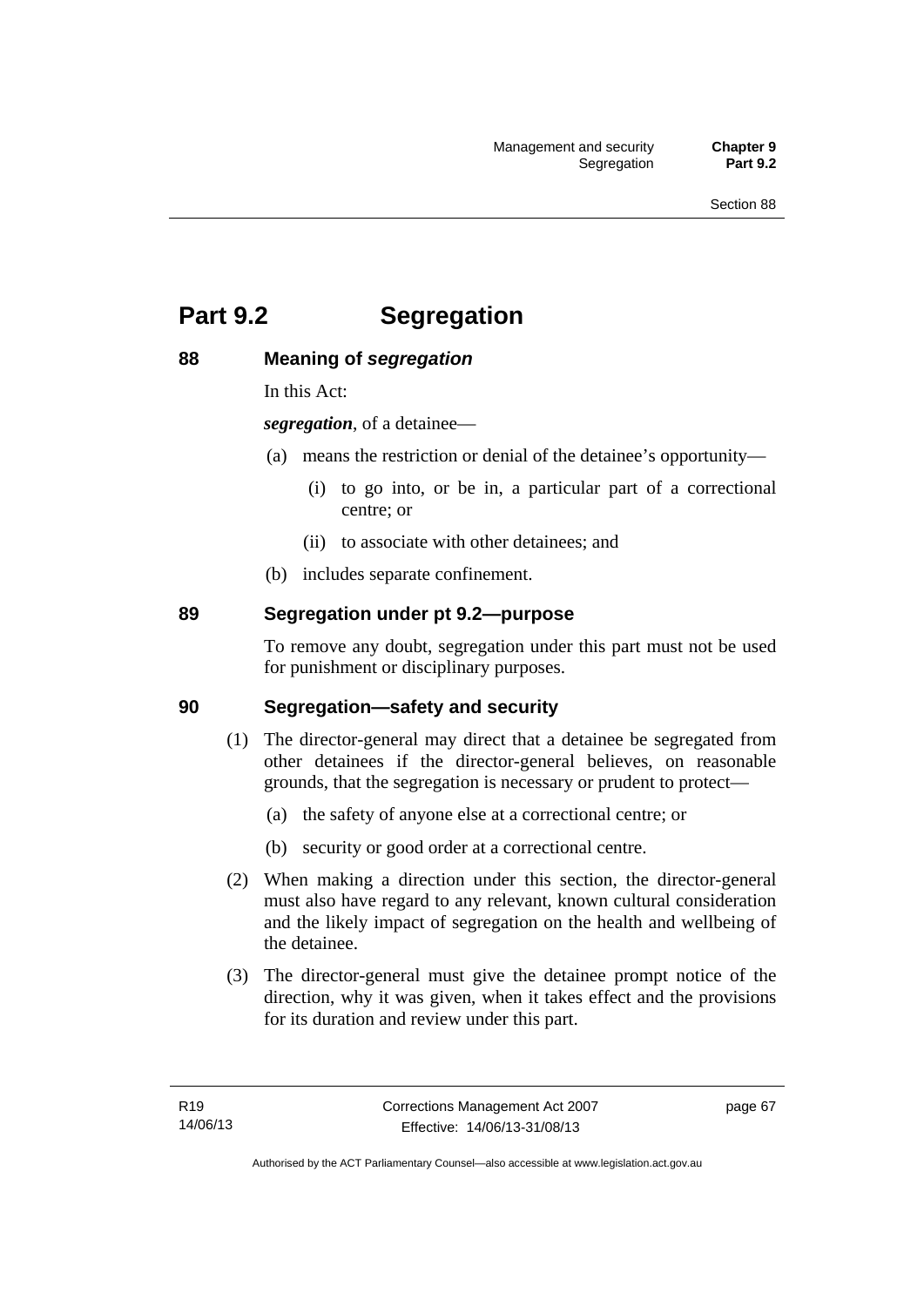# Part 9.2 Segregation

## 88 Meaning of *segregation*

In this Act:

***segregation***, of a detainee—

(a) means the restriction or denial of the detainee's opportunity—

(i) to go into, or be in, a particular part of a correctional centre; or

(ii) to associate with other detainees; and

(b) includes separate confinement.

## 89 Segregation under pt 9.2—purpose

To remove any doubt, segregation under this part must not be used for punishment or disciplinary purposes.

## 90 Segregation—safety and security

(1) The director-general may direct that a detainee be segregated from other detainees if the director-general believes, on reasonable grounds, that the segregation is necessary or prudent to protect—

(a) the safety of anyone else at a correctional centre; or

(b) security or good order at a correctional centre.

(2) When making a direction under this section, the director-general must also have regard to any relevant, known cultural consideration and the likely impact of segregation on the health and wellbeing of the detainee.

(3) The director-general must give the detainee prompt notice of the direction, why it was given, when it takes effect and the provisions for its duration and review under this part.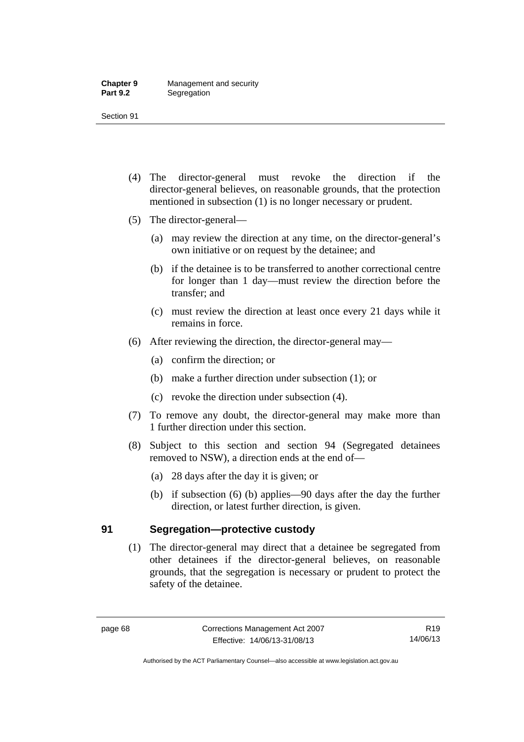(4) The director-general must revoke the direction if the director-general believes, on reasonable grounds, that the protection mentioned in subsection (1) is no longer necessary or prudent.

(5) The director-general—

(a) may review the direction at any time, on the director-general's own initiative or on request by the detainee; and

(b) if the detainee is to be transferred to another correctional centre for longer than 1 day—must review the direction before the transfer; and

(c) must review the direction at least once every 21 days while it remains in force.

(6) After reviewing the direction, the director-general may—

(a) confirm the direction; or

(b) make a further direction under subsection (1); or

(c) revoke the direction under subsection (4).

(7) To remove any doubt, the director-general may make more than 1 further direction under this section.

(8) Subject to this section and section 94 (Segregated detainees removed to NSW), a direction ends at the end of—

(a) 28 days after the day it is given; or

(b) if subsection (6) (b) applies—90 days after the day the further direction, or latest further direction, is given.

## 91 Segregation—protective custody

(1) The director-general may direct that a detainee be segregated from other detainees if the director-general believes, on reasonable grounds, that the segregation is necessary or prudent to protect the safety of the detainee.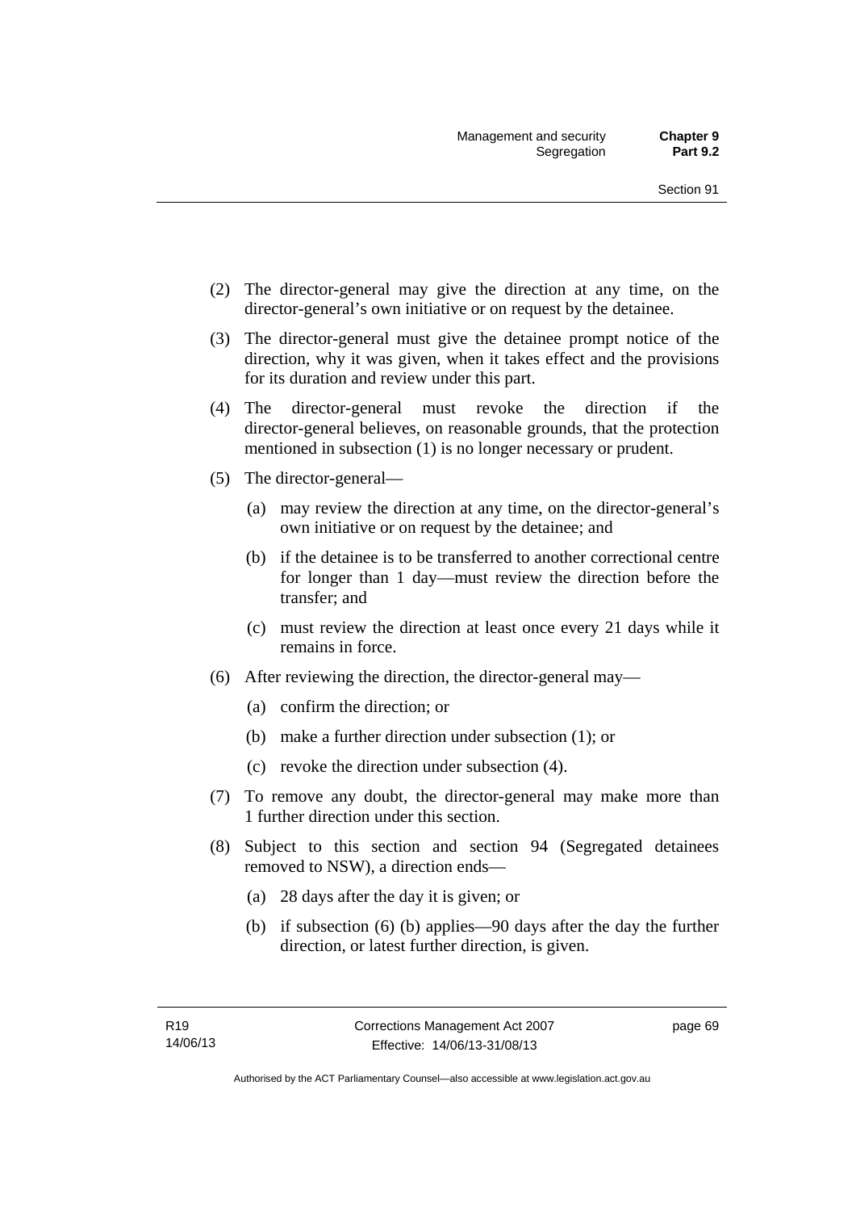(2) The director-general may give the direction at any time, on the director-general's own initiative or on request by the detainee.

(3) The director-general must give the detainee prompt notice of the direction, why it was given, when it takes effect and the provisions for its duration and review under this part.

(4) The director-general must revoke the direction if the director-general believes, on reasonable grounds, that the protection mentioned in subsection (1) is no longer necessary or prudent.

(5) The director-general—

  (a) may review the direction at any time, on the director-general's own initiative or on request by the detainee; and

  (b) if the detainee is to be transferred to another correctional centre for longer than 1 day—must review the direction before the transfer; and

  (c) must review the direction at least once every 21 days while it remains in force.

(6) After reviewing the direction, the director-general may—

  (a) confirm the direction; or

  (b) make a further direction under subsection (1); or

  (c) revoke the direction under subsection (4).

(7) To remove any doubt, the director-general may make more than 1 further direction under this section.

(8) Subject to this section and section 94 (Segregated detainees removed to NSW), a direction ends—

  (a) 28 days after the day it is given; or

  (b) if subsection (6) (b) applies—90 days after the day the further direction, or latest further direction, is given.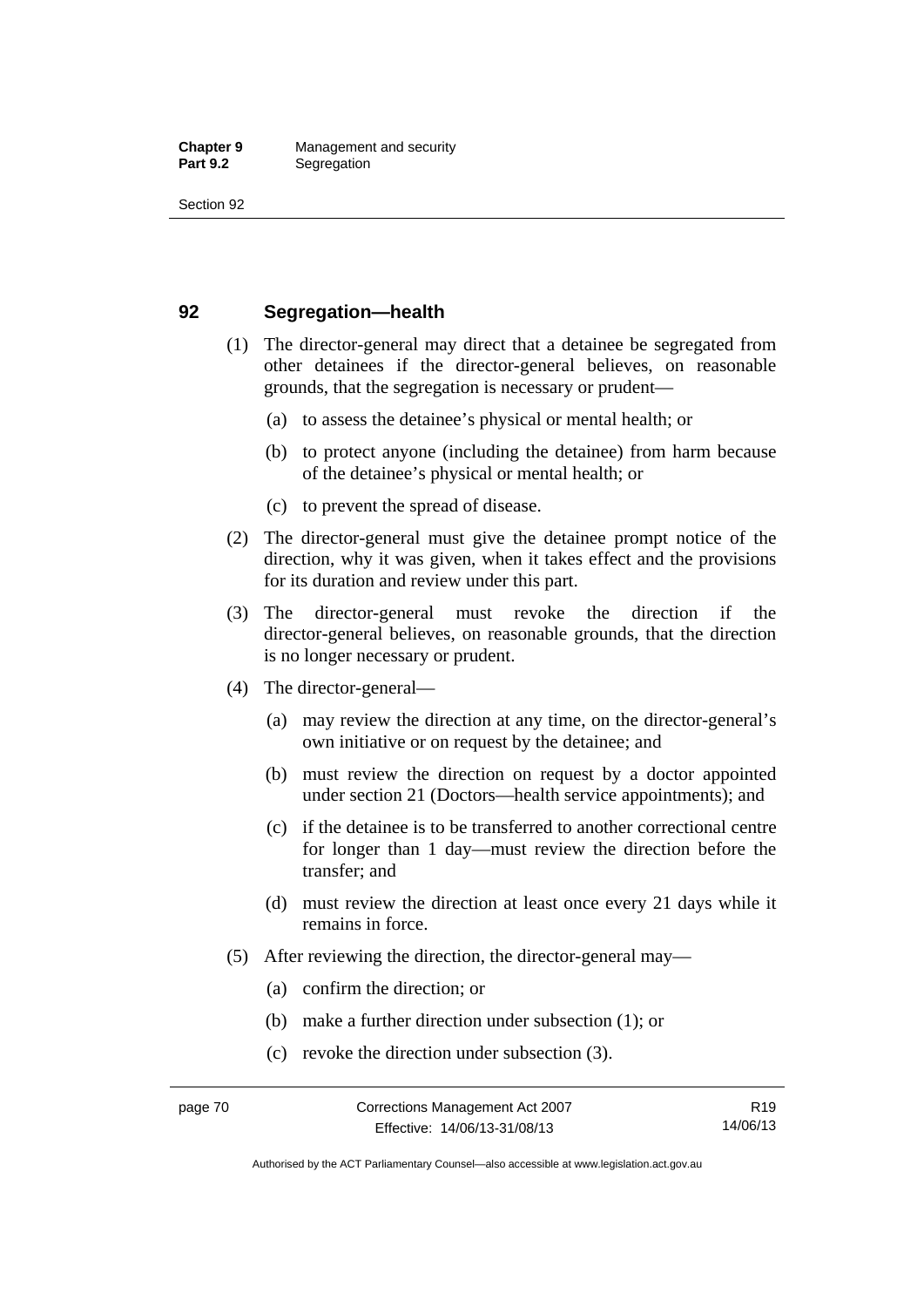## 92 Segregation—health

(1) The director-general may direct that a detainee be segregated from other detainees if the director-general believes, on reasonable grounds, that the segregation is necessary or prudent—

(a) to assess the detainee's physical or mental health; or

(b) to protect anyone (including the detainee) from harm because of the detainee's physical or mental health; or

(c) to prevent the spread of disease.

(2) The director-general must give the detainee prompt notice of the direction, why it was given, when it takes effect and the provisions for its duration and review under this part.

(3) The director-general must revoke the direction if the director-general believes, on reasonable grounds, that the direction is no longer necessary or prudent.

(4) The director-general—

(a) may review the direction at any time, on the director-general's own initiative or on request by the detainee; and

(b) must review the direction on request by a doctor appointed under section 21 (Doctors—health service appointments); and

(c) if the detainee is to be transferred to another correctional centre for longer than 1 day—must review the direction before the transfer; and

(d) must review the direction at least once every 21 days while it remains in force.

(5) After reviewing the direction, the director-general may—

(a) confirm the direction; or

(b) make a further direction under subsection (1); or

(c) revoke the direction under subsection (3).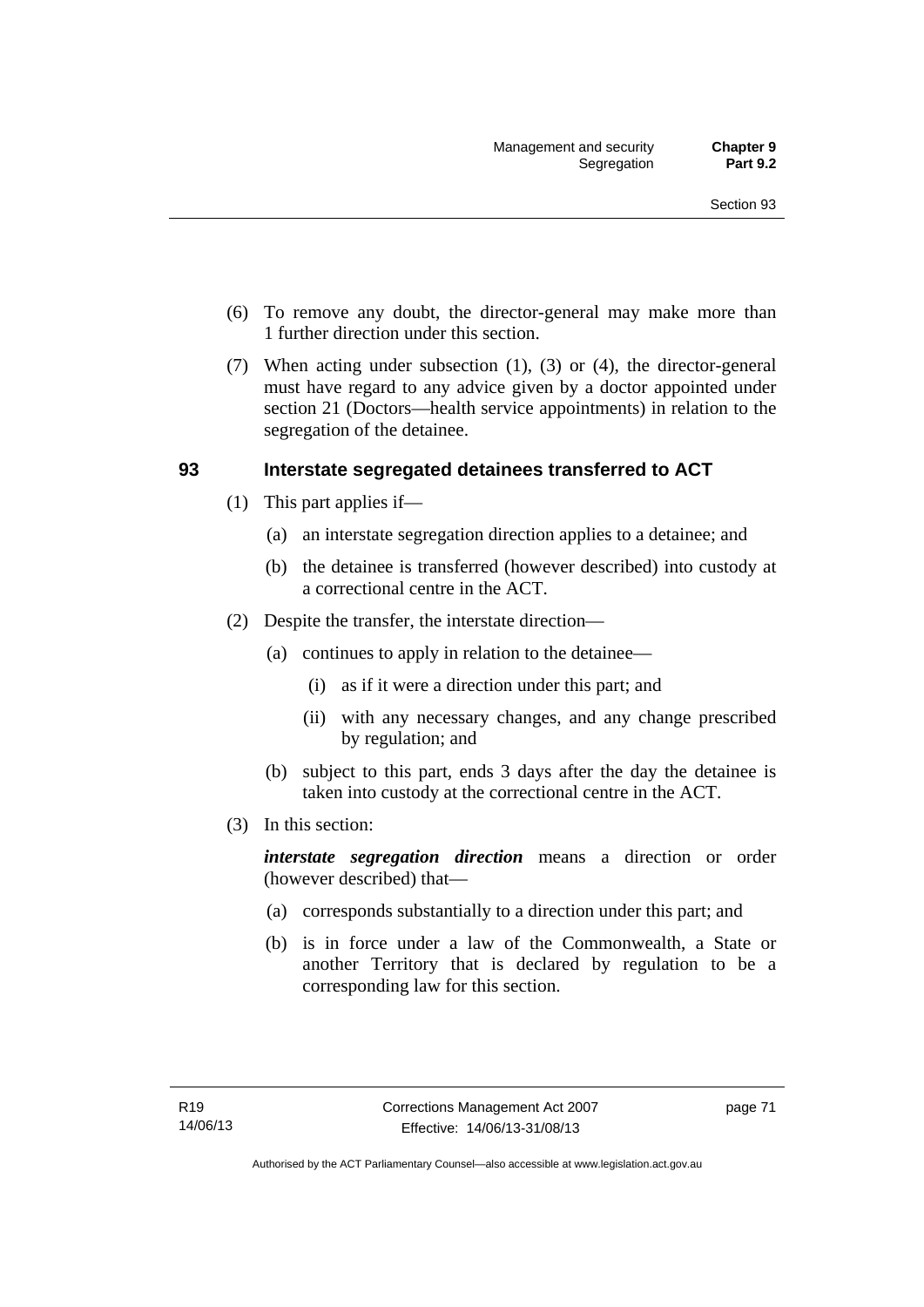(6) To remove any doubt, the director-general may make more than 1 further direction under this section.

(7) When acting under subsection (1), (3) or (4), the director-general must have regard to any advice given by a doctor appointed under section 21 (Doctors—health service appointments) in relation to the segregation of the detainee.

## 93 Interstate segregated detainees transferred to ACT

(1) This part applies if—

(a) an interstate segregation direction applies to a detainee; and

(b) the detainee is transferred (however described) into custody at a correctional centre in the ACT.

(2) Despite the transfer, the interstate direction—

(a) continues to apply in relation to the detainee—

(i) as if it were a direction under this part; and

(ii) with any necessary changes, and any change prescribed by regulation; and

(b) subject to this part, ends 3 days after the day the detainee is taken into custody at the correctional centre in the ACT.

(3) In this section:

***interstate segregation direction*** means a direction or order (however described) that—

(a) corresponds substantially to a direction under this part; and

(b) is in force under a law of the Commonwealth, a State or another Territory that is declared by regulation to be a corresponding law for this section.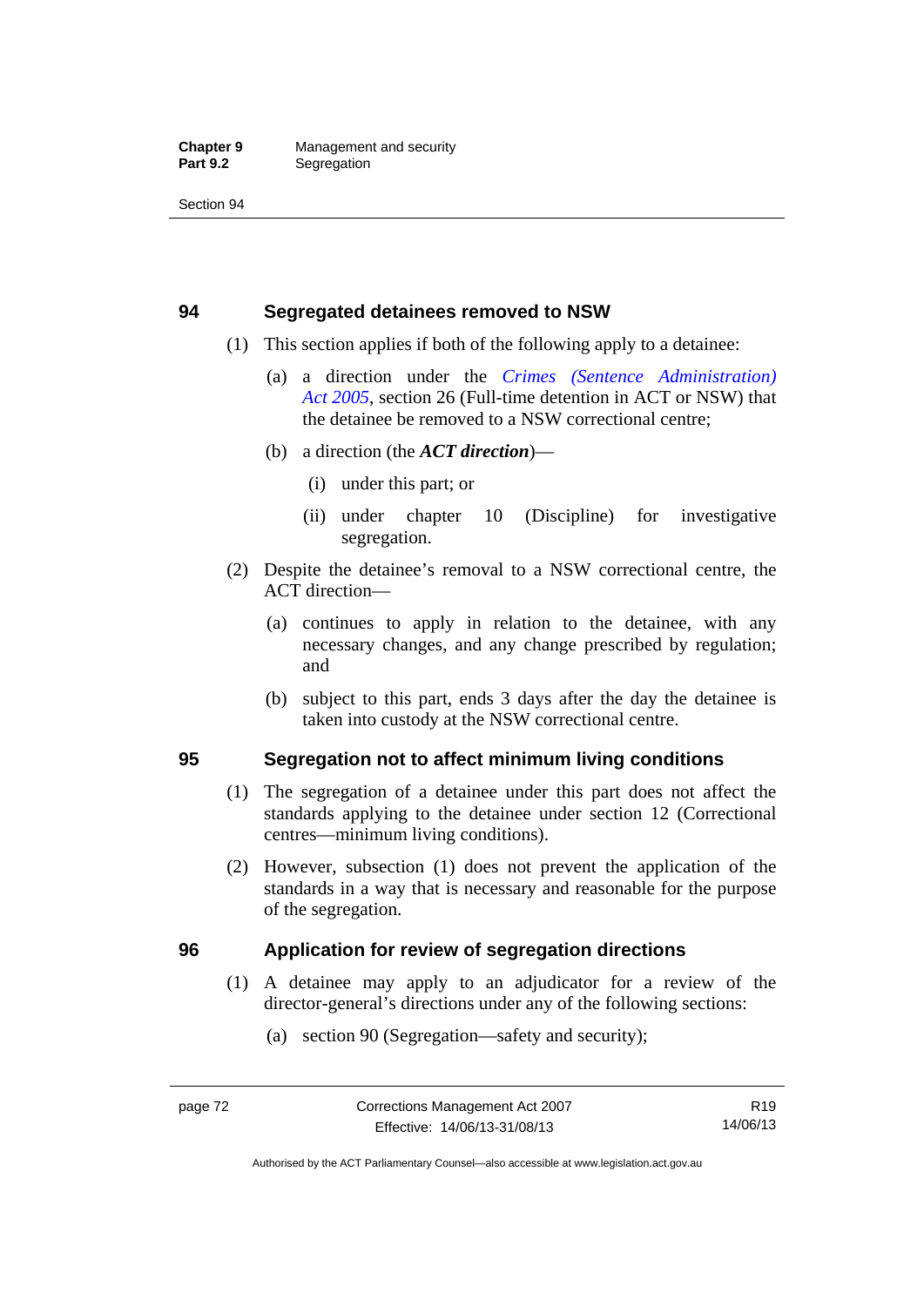## 94 Segregated detainees removed to NSW

(1) This section applies if both of the following apply to a detainee:

(a) a direction under the *Crimes (Sentence Administration) Act 2005*, section 26 (Full-time detention in ACT or NSW) that the detainee be removed to a NSW correctional centre;

(b) a direction (the ***ACT direction***)—

(i) under this part; or

(ii) under chapter 10 (Discipline) for investigative segregation.

(2) Despite the detainee's removal to a NSW correctional centre, the ACT direction—

(a) continues to apply in relation to the detainee, with any necessary changes, and any change prescribed by regulation; and

(b) subject to this part, ends 3 days after the day the detainee is taken into custody at the NSW correctional centre.

## 95 Segregation not to affect minimum living conditions

(1) The segregation of a detainee under this part does not affect the standards applying to the detainee under section 12 (Correctional centres—minimum living conditions).

(2) However, subsection (1) does not prevent the application of the standards in a way that is necessary and reasonable for the purpose of the segregation.

## 96 Application for review of segregation directions

(1) A detainee may apply to an adjudicator for a review of the director-general's directions under any of the following sections:

(a) section 90 (Segregation—safety and security);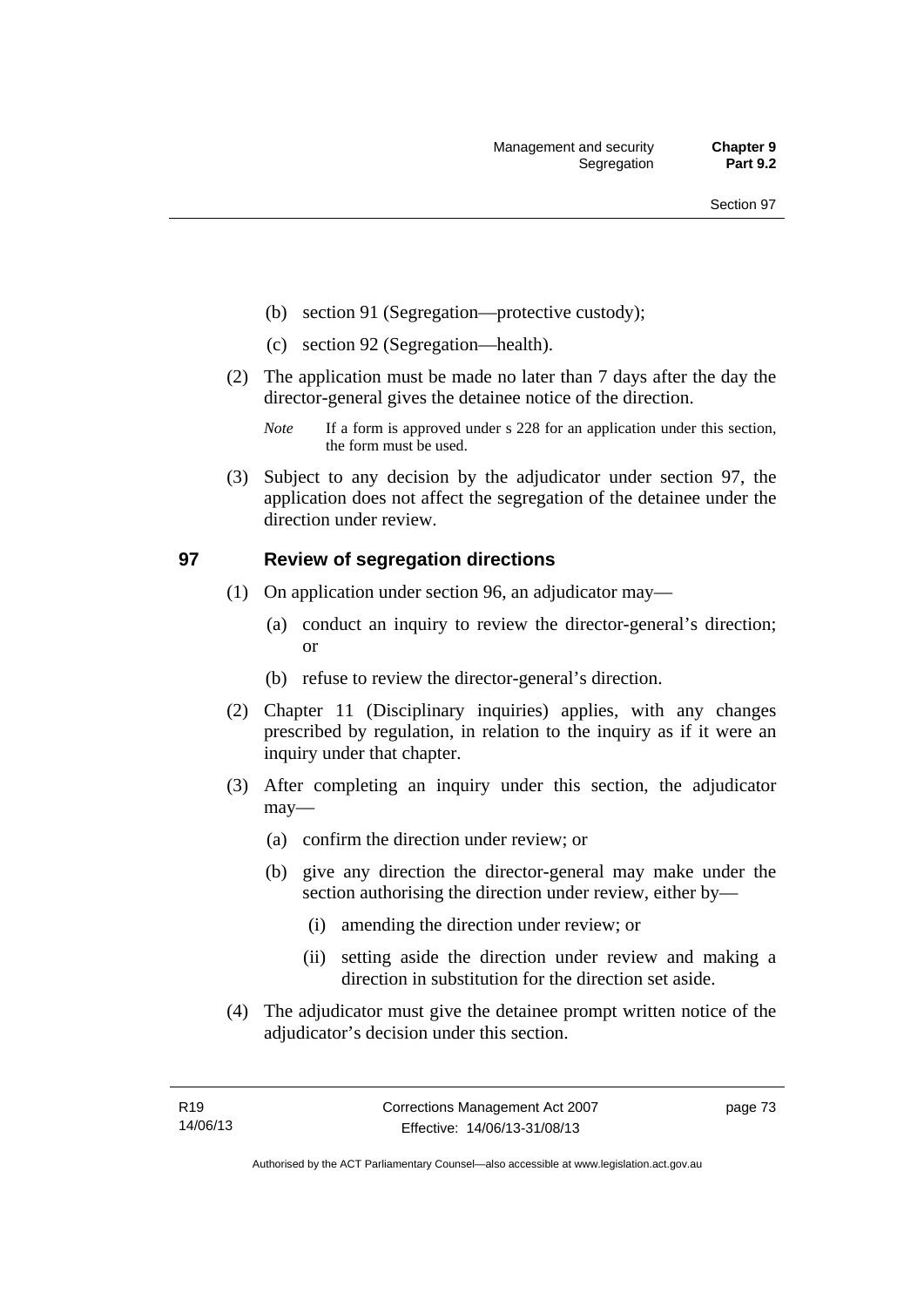(b) section 91 (Segregation—protective custody);

(c) section 92 (Segregation—health).

(2) The application must be made no later than 7 days after the day the director-general gives the detainee notice of the direction.

*Note* If a form is approved under s 228 for an application under this section, the form must be used.

(3) Subject to any decision by the adjudicator under section 97, the application does not affect the segregation of the detainee under the direction under review.

## 97 Review of segregation directions

(1) On application under section 96, an adjudicator may—

(a) conduct an inquiry to review the director-general's direction; or

(b) refuse to review the director-general's direction.

(2) Chapter 11 (Disciplinary inquiries) applies, with any changes prescribed by regulation, in relation to the inquiry as if it were an inquiry under that chapter.

(3) After completing an inquiry under this section, the adjudicator may—

(a) confirm the direction under review; or

(b) give any direction the director-general may make under the section authorising the direction under review, either by—

(i) amending the direction under review; or

(ii) setting aside the direction under review and making a direction in substitution for the direction set aside.

(4) The adjudicator must give the detainee prompt written notice of the adjudicator's decision under this section.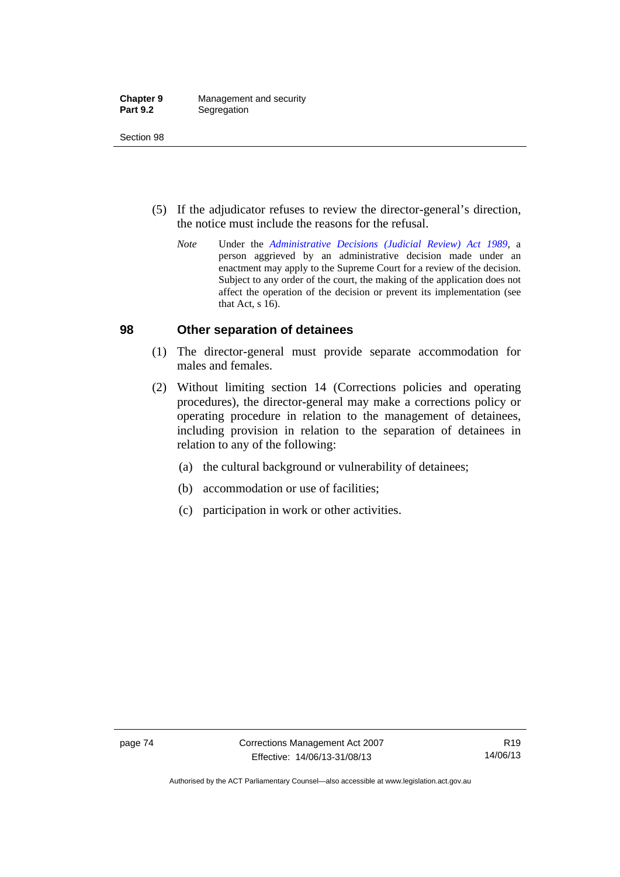(5) If the adjudicator refuses to review the director-general's direction, the notice must include the reasons for the refusal.

*Note* Under the *Administrative Decisions (Judicial Review) Act 1989*, a person aggrieved by an administrative decision made under an enactment may apply to the Supreme Court for a review of the decision. Subject to any order of the court, the making of the application does not affect the operation of the decision or prevent its implementation (see that Act, s 16).

## 98 Other separation of detainees

(1) The director-general must provide separate accommodation for males and females.

(2) Without limiting section 14 (Corrections policies and operating procedures), the director-general may make a corrections policy or operating procedure in relation to the management of detainees, including provision in relation to the separation of detainees in relation to any of the following:

(a) the cultural background or vulnerability of detainees;

(b) accommodation or use of facilities;

(c) participation in work or other activities.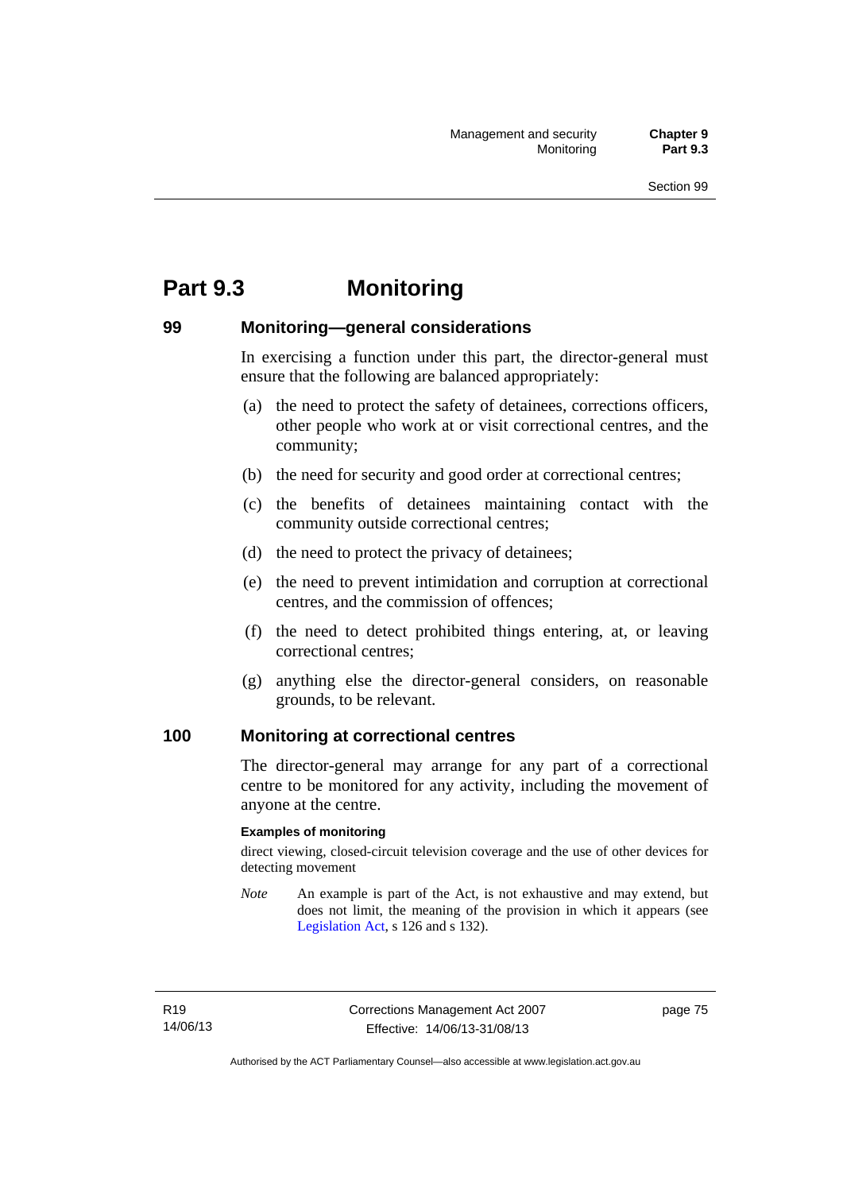# Part 9.3 Monitoring

## 99 Monitoring—general considerations

In exercising a function under this part, the director-general must ensure that the following are balanced appropriately:

(a) the need to protect the safety of detainees, corrections officers, other people who work at or visit correctional centres, and the community;

(b) the need for security and good order at correctional centres;

(c) the benefits of detainees maintaining contact with the community outside correctional centres;

(d) the need to protect the privacy of detainees;

(e) the need to prevent intimidation and corruption at correctional centres, and the commission of offences;

(f) the need to detect prohibited things entering, at, or leaving correctional centres;

(g) anything else the director-general considers, on reasonable grounds, to be relevant.

## 100 Monitoring at correctional centres

The director-general may arrange for any part of a correctional centre to be monitored for any activity, including the movement of anyone at the centre.

**Examples of monitoring**

direct viewing, closed-circuit television coverage and the use of other devices for detecting movement

*Note* An example is part of the Act, is not exhaustive and may extend, but does not limit, the meaning of the provision in which it appears (see Legislation Act, s 126 and s 132).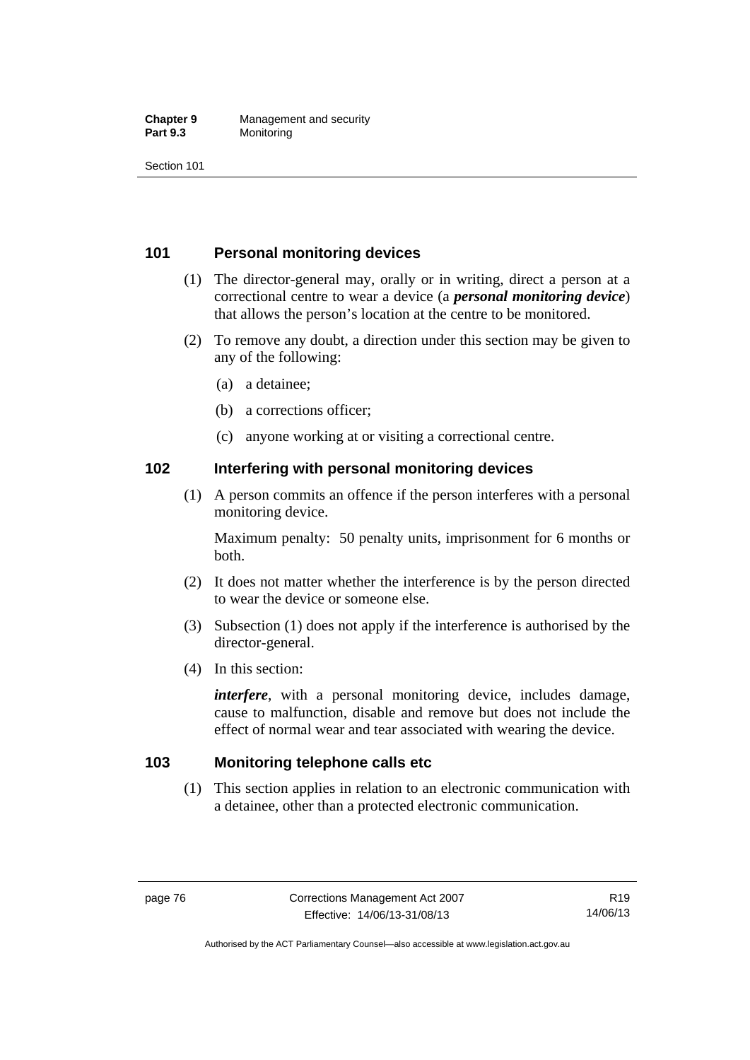## 101 Personal monitoring devices

(1) The director-general may, orally or in writing, direct a person at a correctional centre to wear a device (a ***personal monitoring device***) that allows the person's location at the centre to be monitored.

(2) To remove any doubt, a direction under this section may be given to any of the following:

(a) a detainee;

(b) a corrections officer;

(c) anyone working at or visiting a correctional centre.

## 102 Interfering with personal monitoring devices

(1) A person commits an offence if the person interferes with a personal monitoring device.

Maximum penalty: 50 penalty units, imprisonment for 6 months or both.

(2) It does not matter whether the interference is by the person directed to wear the device or someone else.

(3) Subsection (1) does not apply if the interference is authorised by the director-general.

(4) In this section:

***interfere***, with a personal monitoring device, includes damage, cause to malfunction, disable and remove but does not include the effect of normal wear and tear associated with wearing the device.

## 103 Monitoring telephone calls etc

(1) This section applies in relation to an electronic communication with a detainee, other than a protected electronic communication.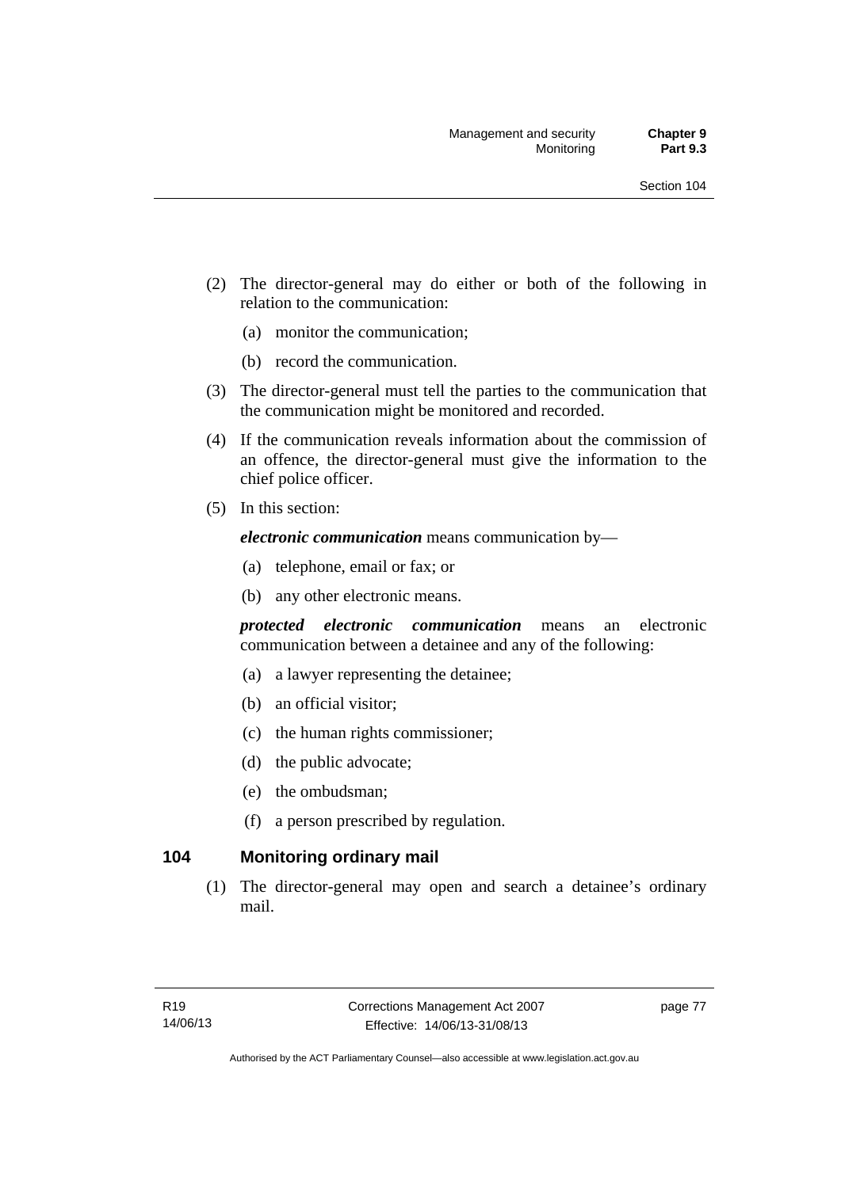(2) The director-general may do either or both of the following in relation to the communication:

  (a) monitor the communication;

  (b) record the communication.

(3) The director-general must tell the parties to the communication that the communication might be monitored and recorded.

(4) If the communication reveals information about the commission of an offence, the director-general must give the information to the chief police officer.

(5) In this section:

***electronic communication*** means communication by—

  (a) telephone, email or fax; or

  (b) any other electronic means.

***protected electronic communication*** means an electronic communication between a detainee and any of the following:

  (a) a lawyer representing the detainee;

  (b) an official visitor;

  (c) the human rights commissioner;

  (d) the public advocate;

  (e) the ombudsman;

  (f) a person prescribed by regulation.

## 104 Monitoring ordinary mail

(1) The director-general may open and search a detainee's ordinary mail.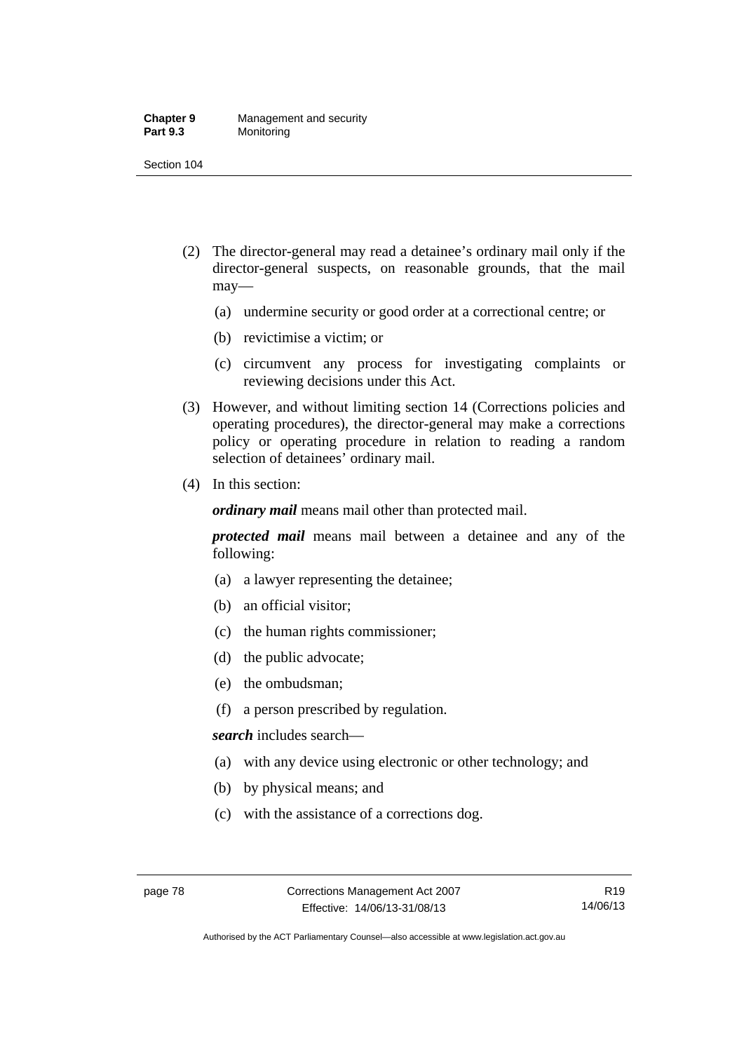(2) The director-general may read a detainee's ordinary mail only if the director-general suspects, on reasonable grounds, that the mail may—

   (a) undermine security or good order at a correctional centre; or

   (b) revictimise a victim; or

   (c) circumvent any process for investigating complaints or reviewing decisions under this Act.

(3) However, and without limiting section 14 (Corrections policies and operating procedures), the director-general may make a corrections policy or operating procedure in relation to reading a random selection of detainees' ordinary mail.

(4) In this section:

***ordinary mail*** means mail other than protected mail.

***protected mail*** means mail between a detainee and any of the following:

   (a) a lawyer representing the detainee;

   (b) an official visitor;

   (c) the human rights commissioner;

   (d) the public advocate;

   (e) the ombudsman;

   (f) a person prescribed by regulation.

***search*** includes search—

   (a) with any device using electronic or other technology; and

   (b) by physical means; and

   (c) with the assistance of a corrections dog.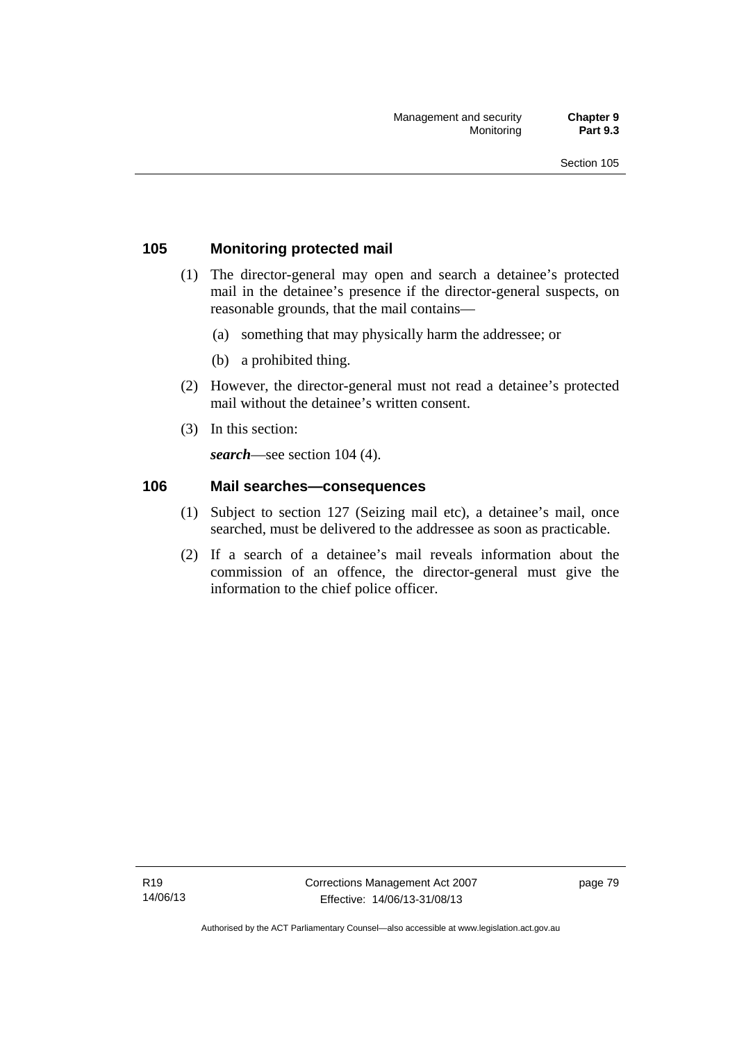## 105 Monitoring protected mail

(1) The director-general may open and search a detainee's protected mail in the detainee's presence if the director-general suspects, on reasonable grounds, that the mail contains—

(a) something that may physically harm the addressee; or

(b) a prohibited thing.

(2) However, the director-general must not read a detainee's protected mail without the detainee's written consent.

(3) In this section:

***search***—see section 104 (4).

## 106 Mail searches—consequences

(1) Subject to section 127 (Seizing mail etc), a detainee's mail, once searched, must be delivered to the addressee as soon as practicable.

(2) If a search of a detainee's mail reveals information about the commission of an offence, the director-general must give the information to the chief police officer.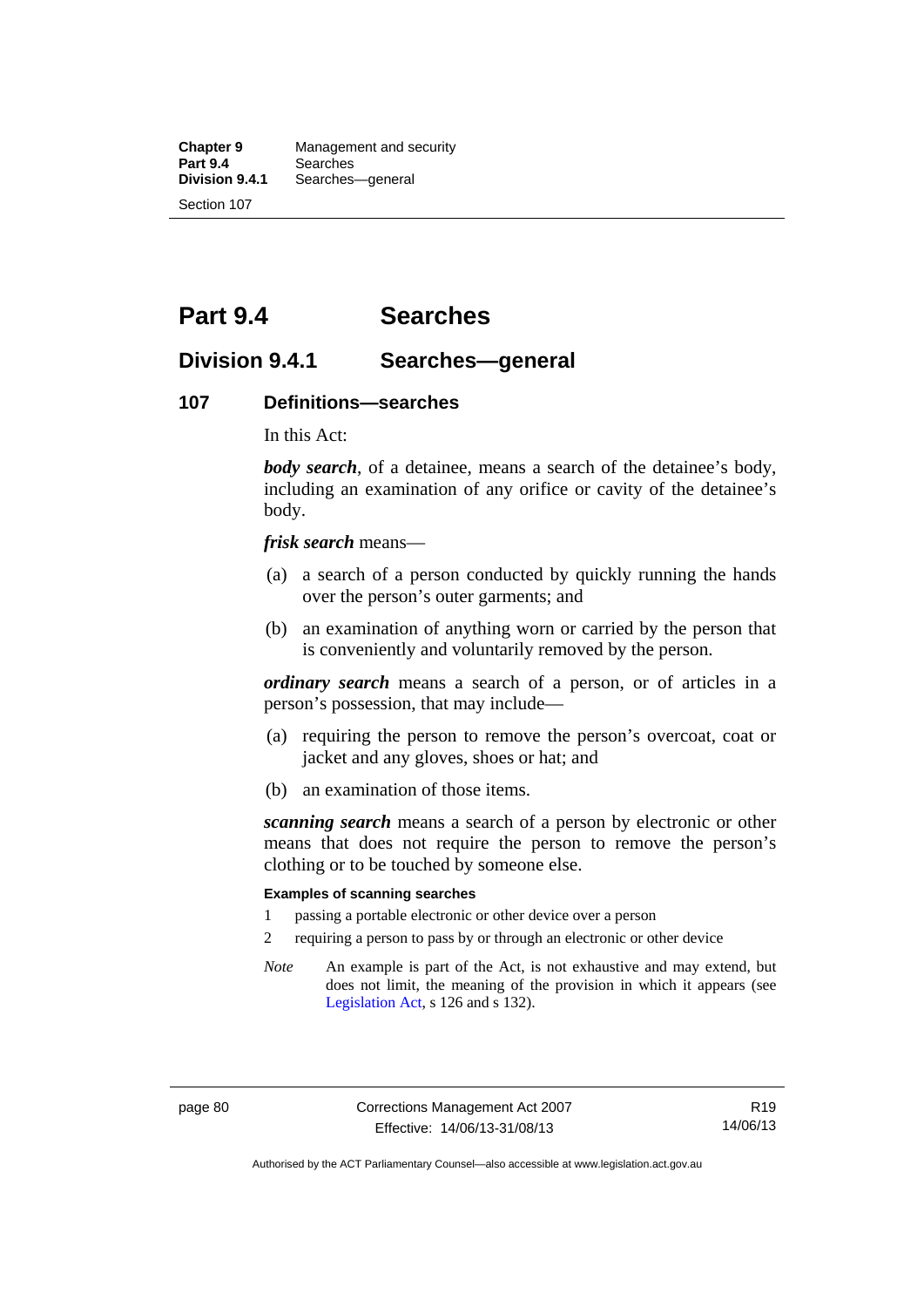# Part 9.4 Searches

## Division 9.4.1 Searches—general

### 107 Definitions—searches

In this Act:

***body search***, of a detainee, means a search of the detainee's body, including an examination of any orifice or cavity of the detainee's body.

***frisk search*** means—

(a) a search of a person conducted by quickly running the hands over the person's outer garments; and

(b) an examination of anything worn or carried by the person that is conveniently and voluntarily removed by the person.

***ordinary search*** means a search of a person, or of articles in a person's possession, that may include—

(a) requiring the person to remove the person's overcoat, coat or jacket and any gloves, shoes or hat; and

(b) an examination of those items.

***scanning search*** means a search of a person by electronic or other means that does not require the person to remove the person's clothing or to be touched by someone else.

**Examples of scanning searches**

1 passing a portable electronic or other device over a person

2 requiring a person to pass by or through an electronic or other device

*Note* An example is part of the Act, is not exhaustive and may extend, but does not limit, the meaning of the provision in which it appears (see Legislation Act, s 126 and s 132).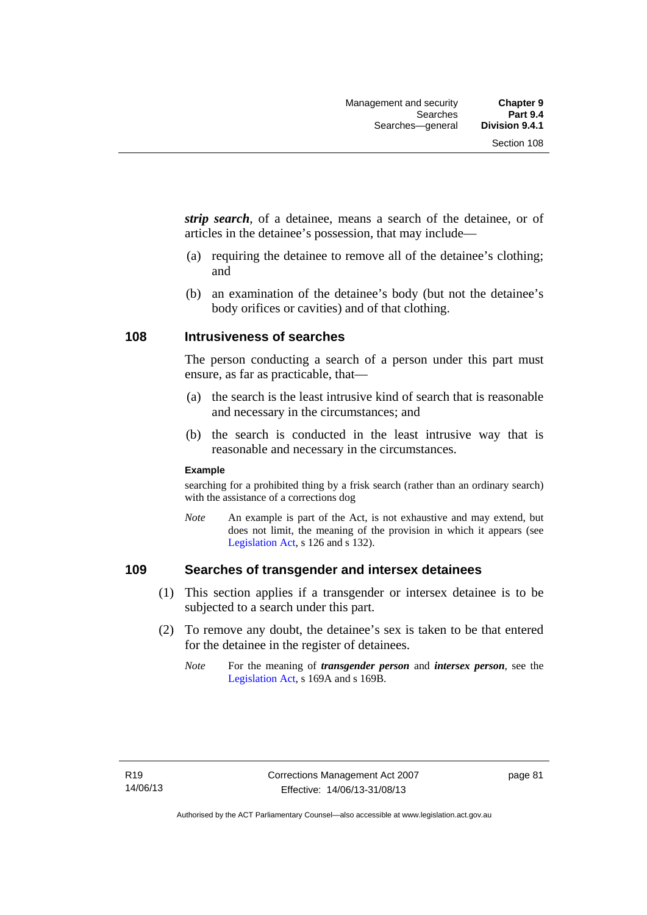***strip search***, of a detainee, means a search of the detainee, or of articles in the detainee's possession, that may include—

(a) requiring the detainee to remove all of the detainee's clothing; and

(b) an examination of the detainee's body (but not the detainee's body orifices or cavities) and of that clothing.

## 108 Intrusiveness of searches

The person conducting a search of a person under this part must ensure, as far as practicable, that—

(a) the search is the least intrusive kind of search that is reasonable and necessary in the circumstances; and

(b) the search is conducted in the least intrusive way that is reasonable and necessary in the circumstances.

**Example**

searching for a prohibited thing by a frisk search (rather than an ordinary search) with the assistance of a corrections dog

*Note* An example is part of the Act, is not exhaustive and may extend, but does not limit, the meaning of the provision in which it appears (see Legislation Act, s 126 and s 132).

## 109 Searches of transgender and intersex detainees

(1) This section applies if a transgender or intersex detainee is to be subjected to a search under this part.

(2) To remove any doubt, the detainee's sex is taken to be that entered for the detainee in the register of detainees.

*Note* For the meaning of ***transgender person*** and ***intersex person***, see the Legislation Act, s 169A and s 169B.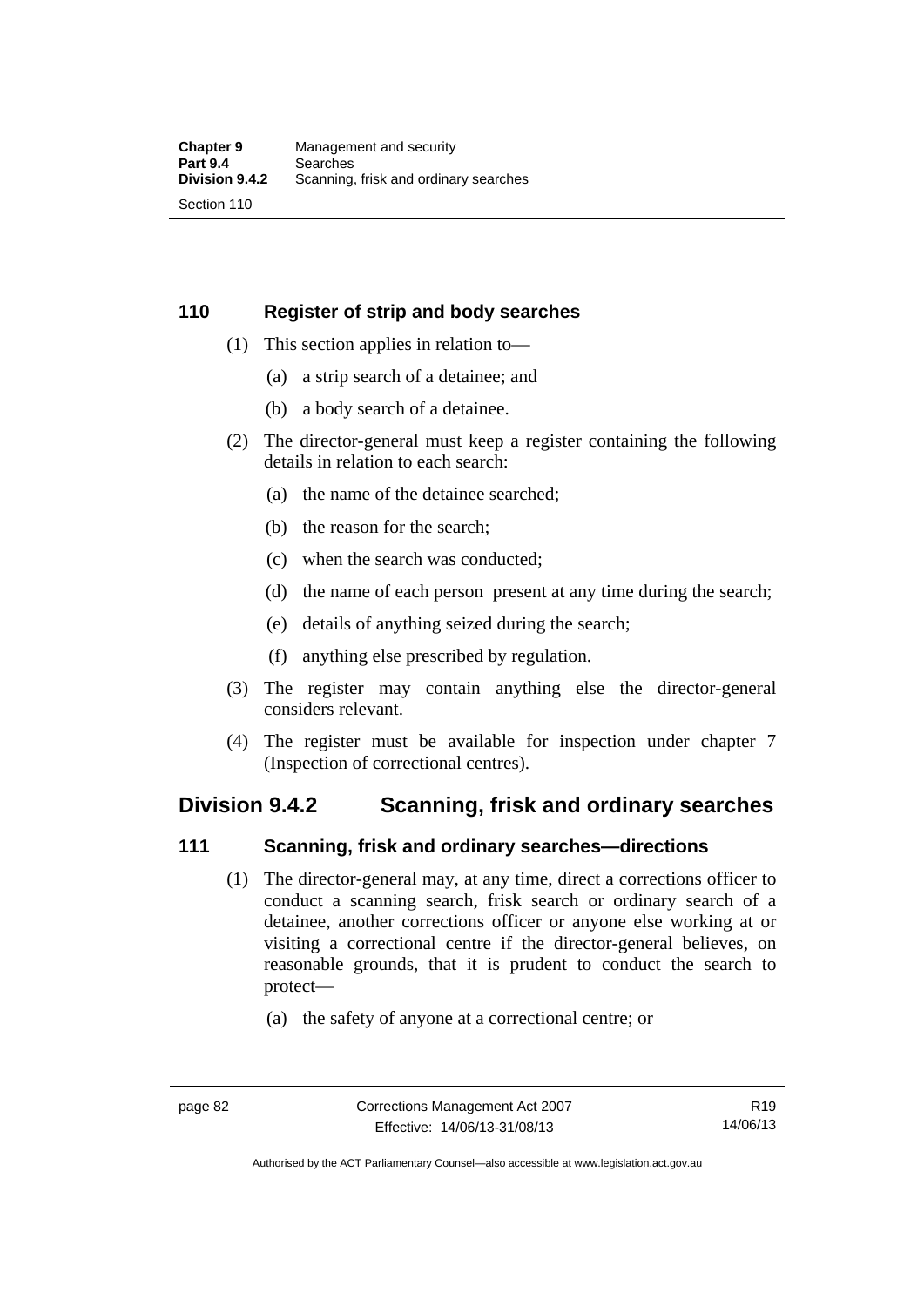### 110 Register of strip and body searches

(1) This section applies in relation to—

(a) a strip search of a detainee; and

(b) a body search of a detainee.

(2) The director-general must keep a register containing the following details in relation to each search:

(a) the name of the detainee searched;

(b) the reason for the search;

(c) when the search was conducted;

(d) the name of each person present at any time during the search;

(e) details of anything seized during the search;

(f) anything else prescribed by regulation.

(3) The register may contain anything else the director-general considers relevant.

(4) The register must be available for inspection under chapter 7 (Inspection of correctional centres).

## Division 9.4.2 Scanning, frisk and ordinary searches

### 111 Scanning, frisk and ordinary searches—directions

(1) The director-general may, at any time, direct a corrections officer to conduct a scanning search, frisk search or ordinary search of a detainee, another corrections officer or anyone else working at or visiting a correctional centre if the director-general believes, on reasonable grounds, that it is prudent to conduct the search to protect—

(a) the safety of anyone at a correctional centre; or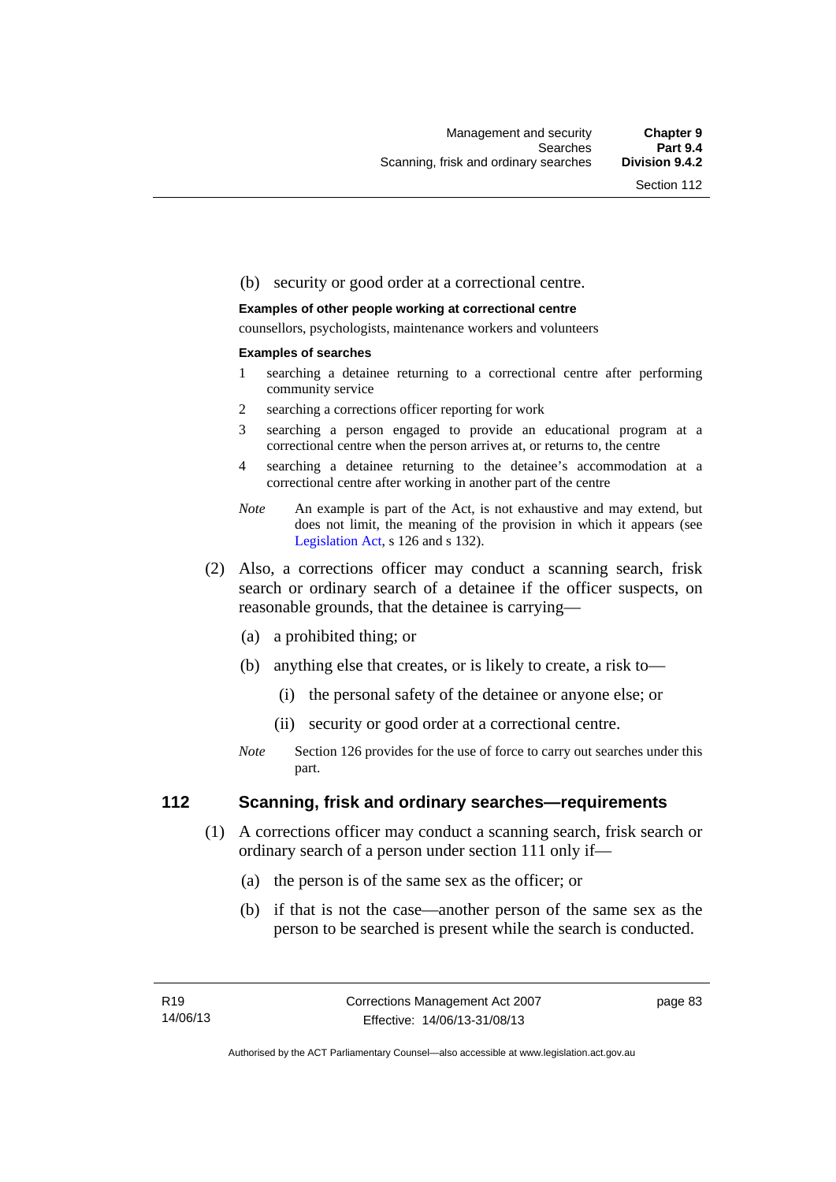(b) security or good order at a correctional centre.

**Examples of other people working at correctional centre**

counsellors, psychologists, maintenance workers and volunteers

**Examples of searches**

1 searching a detainee returning to a correctional centre after performing community service
2 searching a corrections officer reporting for work
3 searching a person engaged to provide an educational program at a correctional centre when the person arrives at, or returns to, the centre
4 searching a detainee returning to the detainee's accommodation at a correctional centre after working in another part of the centre

*Note* An example is part of the Act, is not exhaustive and may extend, but does not limit, the meaning of the provision in which it appears (see Legislation Act, s 126 and s 132).

(2) Also, a corrections officer may conduct a scanning search, frisk search or ordinary search of a detainee if the officer suspects, on reasonable grounds, that the detainee is carrying—

(a) a prohibited thing; or

(b) anything else that creates, or is likely to create, a risk to—

(i) the personal safety of the detainee or anyone else; or

(ii) security or good order at a correctional centre.

*Note* Section 126 provides for the use of force to carry out searches under this part.

## 112 Scanning, frisk and ordinary searches—requirements

(1) A corrections officer may conduct a scanning search, frisk search or ordinary search of a person under section 111 only if—

(a) the person is of the same sex as the officer; or

(b) if that is not the case—another person of the same sex as the person to be searched is present while the search is conducted.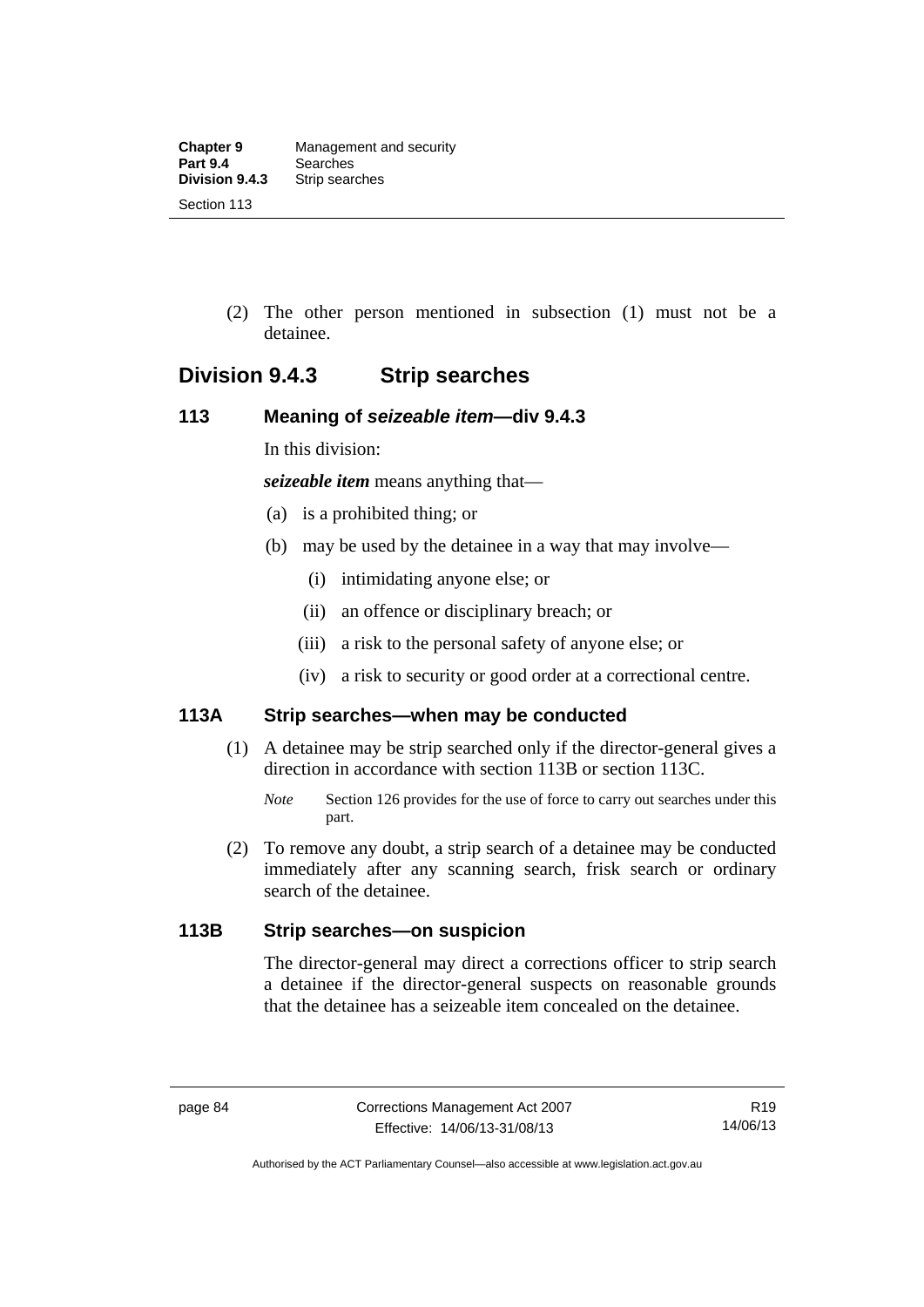(2) The other person mentioned in subsection (1) must not be a detainee.

## Division 9.4.3 Strip searches

### 113 Meaning of *seizeable item*—div 9.4.3

In this division:

***seizeable item*** means anything that—

(a) is a prohibited thing; or

(b) may be used by the detainee in a way that may involve—

(i) intimidating anyone else; or

(ii) an offence or disciplinary breach; or

(iii) a risk to the personal safety of anyone else; or

(iv) a risk to security or good order at a correctional centre.

### 113A Strip searches—when may be conducted

(1) A detainee may be strip searched only if the director-general gives a direction in accordance with section 113B or section 113C.

*Note* Section 126 provides for the use of force to carry out searches under this part.

(2) To remove any doubt, a strip search of a detainee may be conducted immediately after any scanning search, frisk search or ordinary search of the detainee.

### 113B Strip searches—on suspicion

The director-general may direct a corrections officer to strip search a detainee if the director-general suspects on reasonable grounds that the detainee has a seizeable item concealed on the detainee.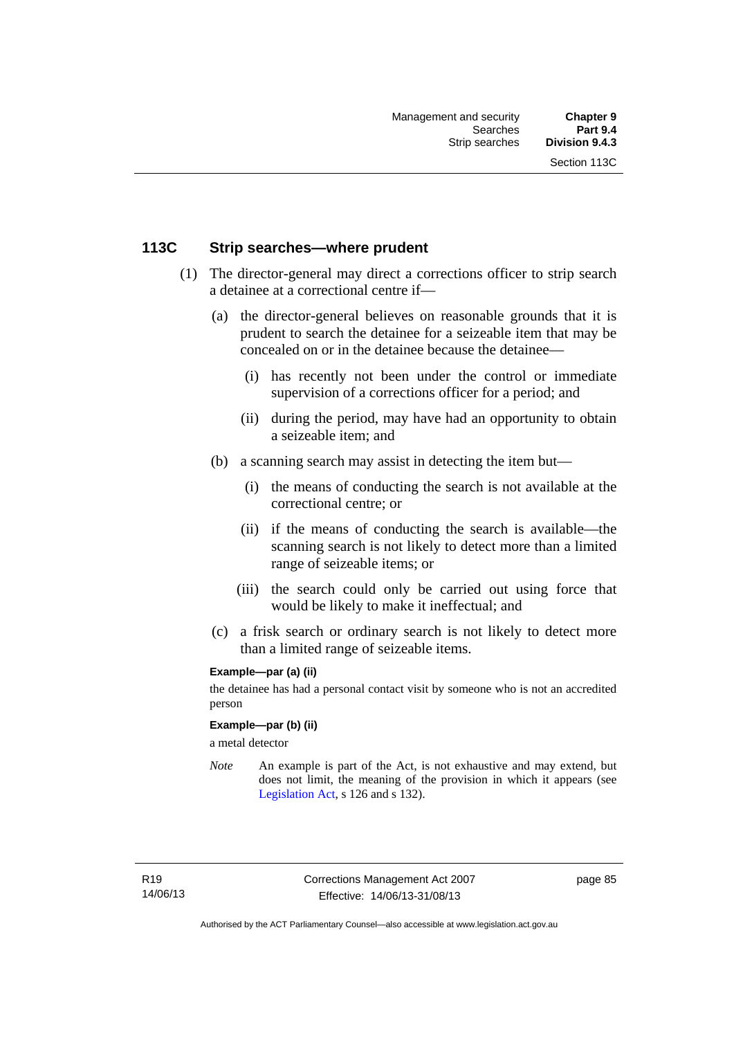## 113C Strip searches—where prudent

(1) The director-general may direct a corrections officer to strip search a detainee at a correctional centre if—

(a) the director-general believes on reasonable grounds that it is prudent to search the detainee for a seizeable item that may be concealed on or in the detainee because the detainee—

(i) has recently not been under the control or immediate supervision of a corrections officer for a period; and

(ii) during the period, may have had an opportunity to obtain a seizeable item; and

(b) a scanning search may assist in detecting the item but—

(i) the means of conducting the search is not available at the correctional centre; or

(ii) if the means of conducting the search is available—the scanning search is not likely to detect more than a limited range of seizeable items; or

(iii) the search could only be carried out using force that would be likely to make it ineffectual; and

(c) a frisk search or ordinary search is not likely to detect more than a limited range of seizeable items.

**Example—par (a) (ii)**

the detainee has had a personal contact visit by someone who is not an accredited person

**Example—par (b) (ii)**

a metal detector

*Note* An example is part of the Act, is not exhaustive and may extend, but does not limit, the meaning of the provision in which it appears (see Legislation Act, s 126 and s 132).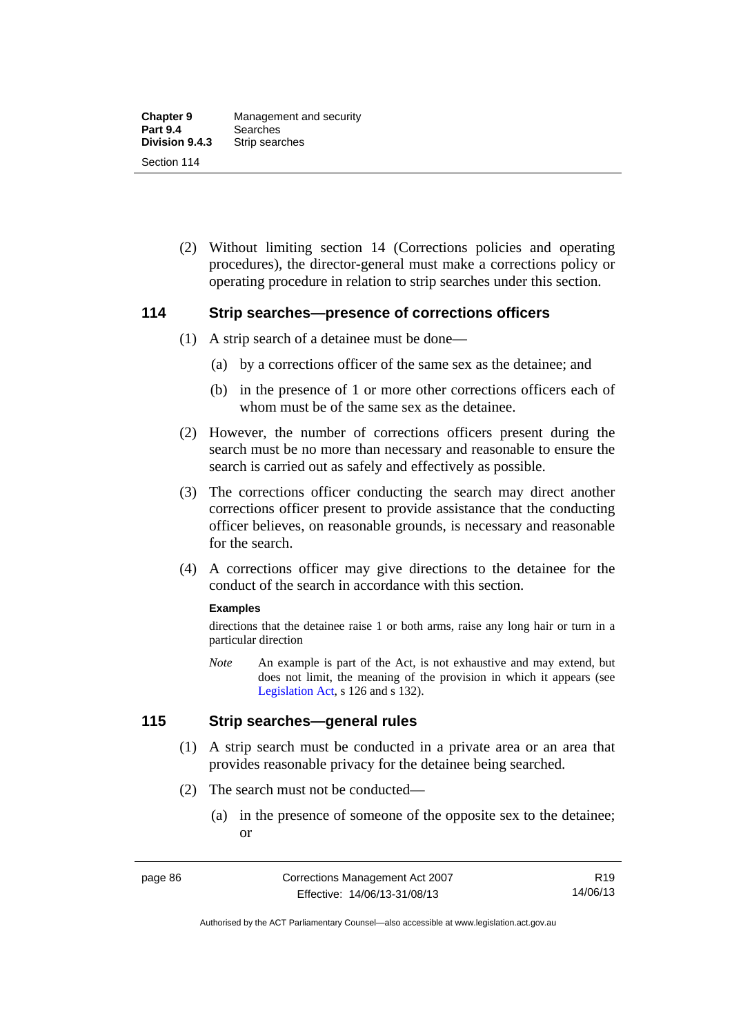(2) Without limiting section 14 (Corrections policies and operating procedures), the director-general must make a corrections policy or operating procedure in relation to strip searches under this section.

## 114 Strip searches—presence of corrections officers

(1) A strip search of a detainee must be done—

(a) by a corrections officer of the same sex as the detainee; and

(b) in the presence of 1 or more other corrections officers each of whom must be of the same sex as the detainee.

(2) However, the number of corrections officers present during the search must be no more than necessary and reasonable to ensure the search is carried out as safely and effectively as possible.

(3) The corrections officer conducting the search may direct another corrections officer present to provide assistance that the conducting officer believes, on reasonable grounds, is necessary and reasonable for the search.

(4) A corrections officer may give directions to the detainee for the conduct of the search in accordance with this section.

**Examples**

directions that the detainee raise 1 or both arms, raise any long hair or turn in a particular direction

*Note* An example is part of the Act, is not exhaustive and may extend, but does not limit, the meaning of the provision in which it appears (see Legislation Act, s 126 and s 132).

## 115 Strip searches—general rules

(1) A strip search must be conducted in a private area or an area that provides reasonable privacy for the detainee being searched.

(2) The search must not be conducted—

(a) in the presence of someone of the opposite sex to the detainee; or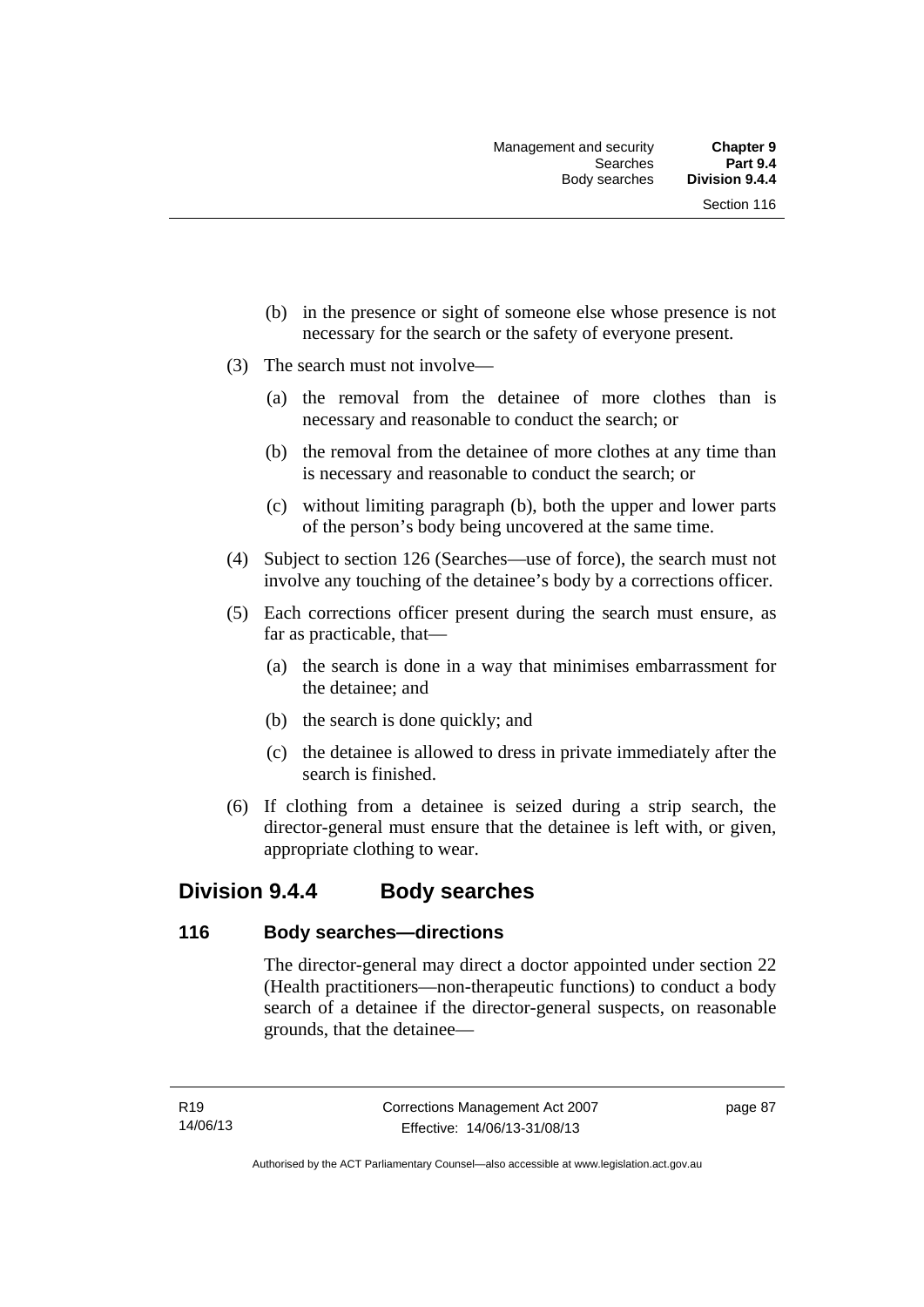(b) in the presence or sight of someone else whose presence is not necessary for the search or the safety of everyone present.

(3) The search must not involve—

(a) the removal from the detainee of more clothes than is necessary and reasonable to conduct the search; or

(b) the removal from the detainee of more clothes at any time than is necessary and reasonable to conduct the search; or

(c) without limiting paragraph (b), both the upper and lower parts of the person's body being uncovered at the same time.

(4) Subject to section 126 (Searches—use of force), the search must not involve any touching of the detainee's body by a corrections officer.

(5) Each corrections officer present during the search must ensure, as far as practicable, that—

(a) the search is done in a way that minimises embarrassment for the detainee; and

(b) the search is done quickly; and

(c) the detainee is allowed to dress in private immediately after the search is finished.

(6) If clothing from a detainee is seized during a strip search, the director-general must ensure that the detainee is left with, or given, appropriate clothing to wear.

## Division 9.4.4 Body searches

### 116 Body searches—directions

The director-general may direct a doctor appointed under section 22 (Health practitioners—non-therapeutic functions) to conduct a body search of a detainee if the director-general suspects, on reasonable grounds, that the detainee—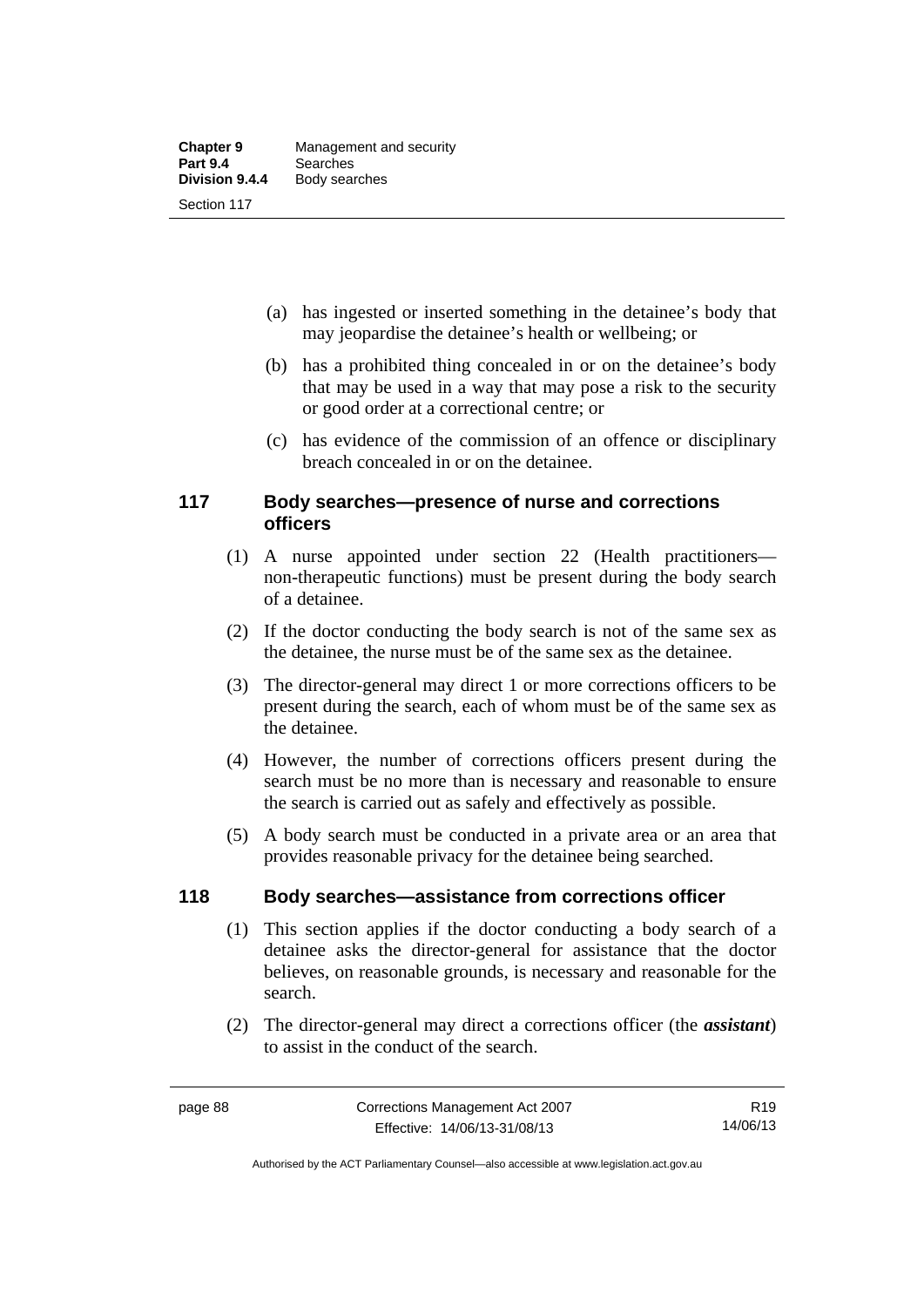(a) has ingested or inserted something in the detainee's body that may jeopardise the detainee's health or wellbeing; or

(b) has a prohibited thing concealed in or on the detainee's body that may be used in a way that may pose a risk to the security or good order at a correctional centre; or

(c) has evidence of the commission of an offence or disciplinary breach concealed in or on the detainee.

## 117 Body searches—presence of nurse and corrections officers

(1) A nurse appointed under section 22 (Health practitioners—non-therapeutic functions) must be present during the body search of a detainee.

(2) If the doctor conducting the body search is not of the same sex as the detainee, the nurse must be of the same sex as the detainee.

(3) The director-general may direct 1 or more corrections officers to be present during the search, each of whom must be of the same sex as the detainee.

(4) However, the number of corrections officers present during the search must be no more than is necessary and reasonable to ensure the search is carried out as safely and effectively as possible.

(5) A body search must be conducted in a private area or an area that provides reasonable privacy for the detainee being searched.

## 118 Body searches—assistance from corrections officer

(1) This section applies if the doctor conducting a body search of a detainee asks the director-general for assistance that the doctor believes, on reasonable grounds, is necessary and reasonable for the search.

(2) The director-general may direct a corrections officer (the ***assistant***) to assist in the conduct of the search.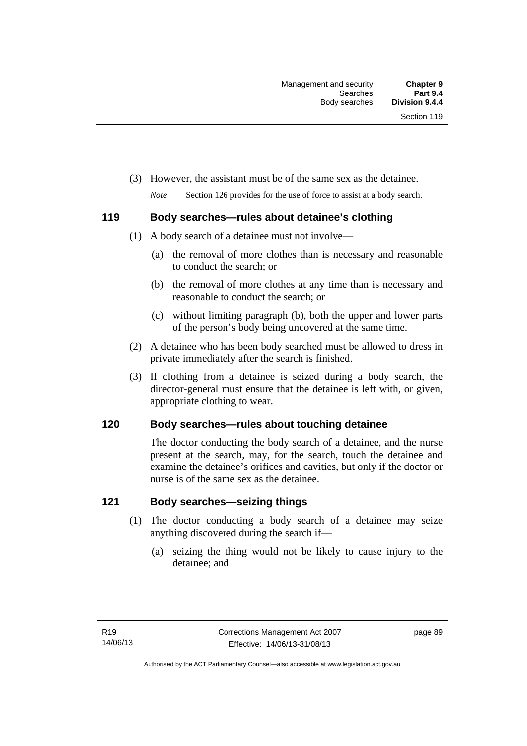(3) However, the assistant must be of the same sex as the detainee.

*Note* Section 126 provides for the use of force to assist at a body search.

## 119 Body searches—rules about detainee's clothing

(1) A body search of a detainee must not involve—

(a) the removal of more clothes than is necessary and reasonable to conduct the search; or

(b) the removal of more clothes at any time than is necessary and reasonable to conduct the search; or

(c) without limiting paragraph (b), both the upper and lower parts of the person's body being uncovered at the same time.

(2) A detainee who has been body searched must be allowed to dress in private immediately after the search is finished.

(3) If clothing from a detainee is seized during a body search, the director-general must ensure that the detainee is left with, or given, appropriate clothing to wear.

## 120 Body searches—rules about touching detainee

The doctor conducting the body search of a detainee, and the nurse present at the search, may, for the search, touch the detainee and examine the detainee's orifices and cavities, but only if the doctor or nurse is of the same sex as the detainee.

## 121 Body searches—seizing things

(1) The doctor conducting a body search of a detainee may seize anything discovered during the search if—

(a) seizing the thing would not be likely to cause injury to the detainee; and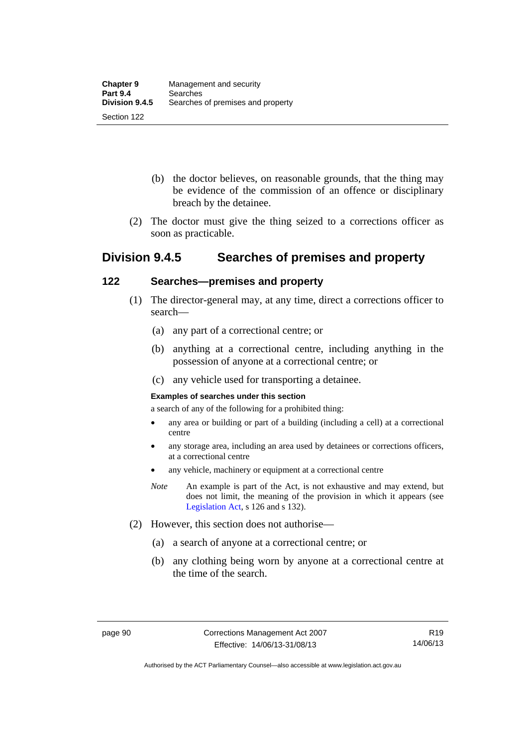(b) the doctor believes, on reasonable grounds, that the thing may be evidence of the commission of an offence or disciplinary breach by the detainee.

(2) The doctor must give the thing seized to a corrections officer as soon as practicable.

## Division 9.4.5 Searches of premises and property

### 122 Searches—premises and property

(1) The director-general may, at any time, direct a corrections officer to search—

(a) any part of a correctional centre; or

(b) anything at a correctional centre, including anything in the possession of anyone at a correctional centre; or

(c) any vehicle used for transporting a detainee.

**Examples of searches under this section**

a search of any of the following for a prohibited thing:

- any area or building or part of a building (including a cell) at a correctional centre
- any storage area, including an area used by detainees or corrections officers, at a correctional centre
- any vehicle, machinery or equipment at a correctional centre

*Note* An example is part of the Act, is not exhaustive and may extend, but does not limit, the meaning of the provision in which it appears (see Legislation Act, s 126 and s 132).

(2) However, this section does not authorise—

(a) a search of anyone at a correctional centre; or

(b) any clothing being worn by anyone at a correctional centre at the time of the search.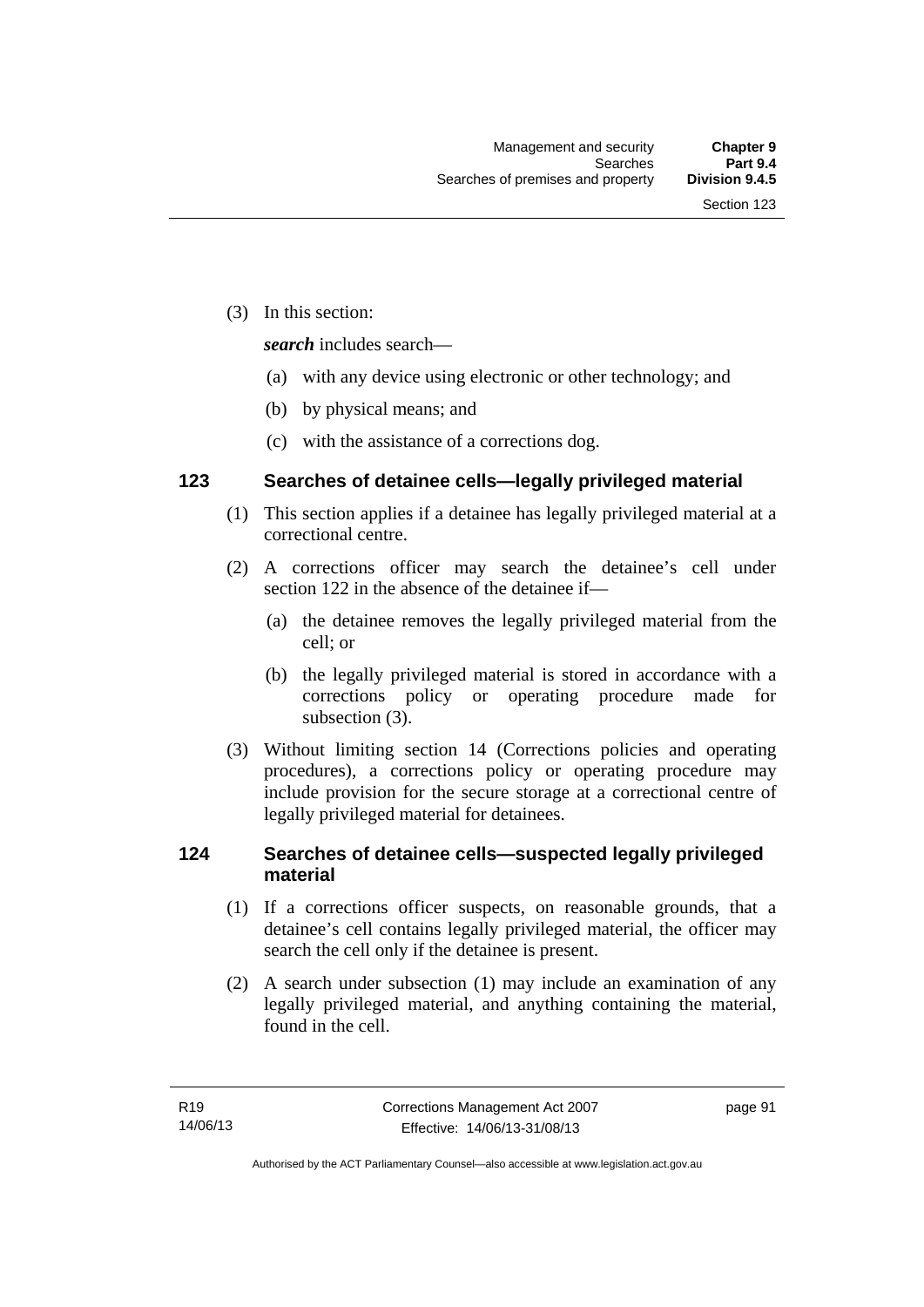(3) In this section:

***search*** includes search—

(a) with any device using electronic or other technology; and

(b) by physical means; and

(c) with the assistance of a corrections dog.

### 123 Searches of detainee cells—legally privileged material

(1) This section applies if a detainee has legally privileged material at a correctional centre.

(2) A corrections officer may search the detainee's cell under section 122 in the absence of the detainee if—

(a) the detainee removes the legally privileged material from the cell; or

(b) the legally privileged material is stored in accordance with a corrections policy or operating procedure made for subsection (3).

(3) Without limiting section 14 (Corrections policies and operating procedures), a corrections policy or operating procedure may include provision for the secure storage at a correctional centre of legally privileged material for detainees.

### 124 Searches of detainee cells—suspected legally privileged material

(1) If a corrections officer suspects, on reasonable grounds, that a detainee's cell contains legally privileged material, the officer may search the cell only if the detainee is present.

(2) A search under subsection (1) may include an examination of any legally privileged material, and anything containing the material, found in the cell.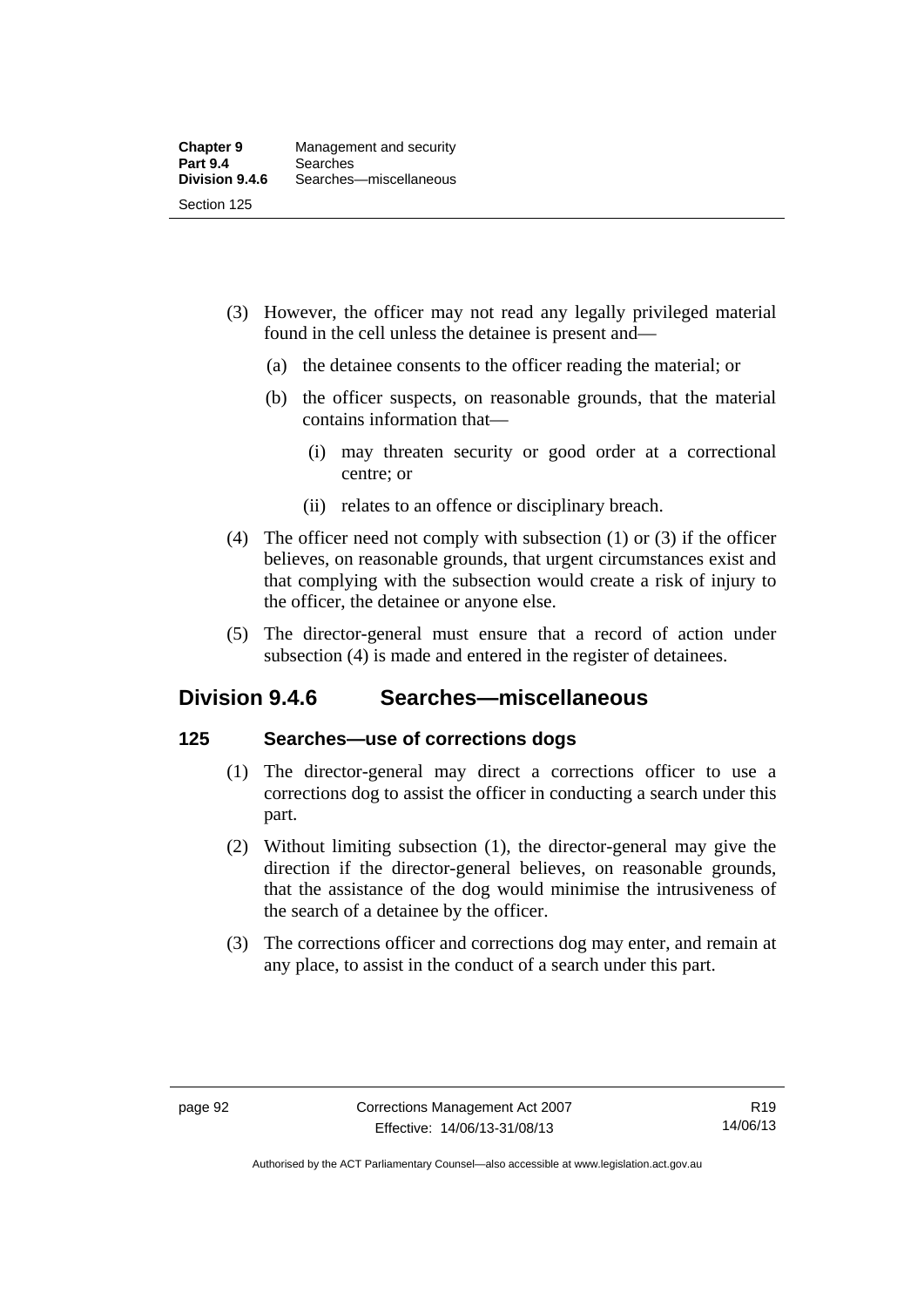(3) However, the officer may not read any legally privileged material found in the cell unless the detainee is present and—

(a) the detainee consents to the officer reading the material; or

(b) the officer suspects, on reasonable grounds, that the material contains information that—

(i) may threaten security or good order at a correctional centre; or

(ii) relates to an offence or disciplinary breach.

(4) The officer need not comply with subsection (1) or (3) if the officer believes, on reasonable grounds, that urgent circumstances exist and that complying with the subsection would create a risk of injury to the officer, the detainee or anyone else.

(5) The director-general must ensure that a record of action under subsection (4) is made and entered in the register of detainees.

## Division 9.4.6 Searches—miscellaneous

### 125 Searches—use of corrections dogs

(1) The director-general may direct a corrections officer to use a corrections dog to assist the officer in conducting a search under this part.

(2) Without limiting subsection (1), the director-general may give the direction if the director-general believes, on reasonable grounds, that the assistance of the dog would minimise the intrusiveness of the search of a detainee by the officer.

(3) The corrections officer and corrections dog may enter, and remain at any place, to assist in the conduct of a search under this part.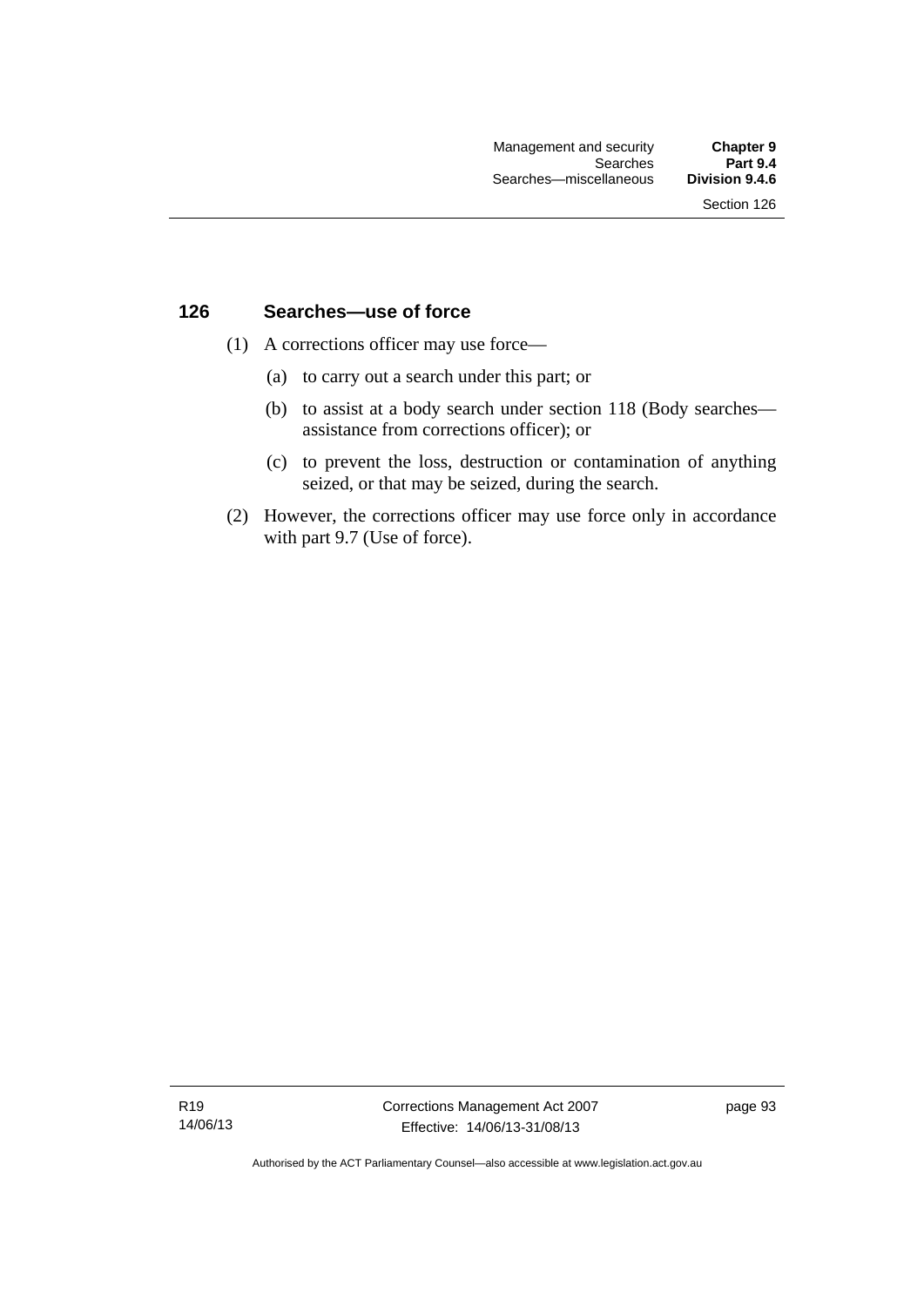## 126 Searches—use of force

(1) A corrections officer may use force—

(a) to carry out a search under this part; or

(b) to assist at a body search under section 118 (Body searches—assistance from corrections officer); or

(c) to prevent the loss, destruction or contamination of anything seized, or that may be seized, during the search.

(2) However, the corrections officer may use force only in accordance with part 9.7 (Use of force).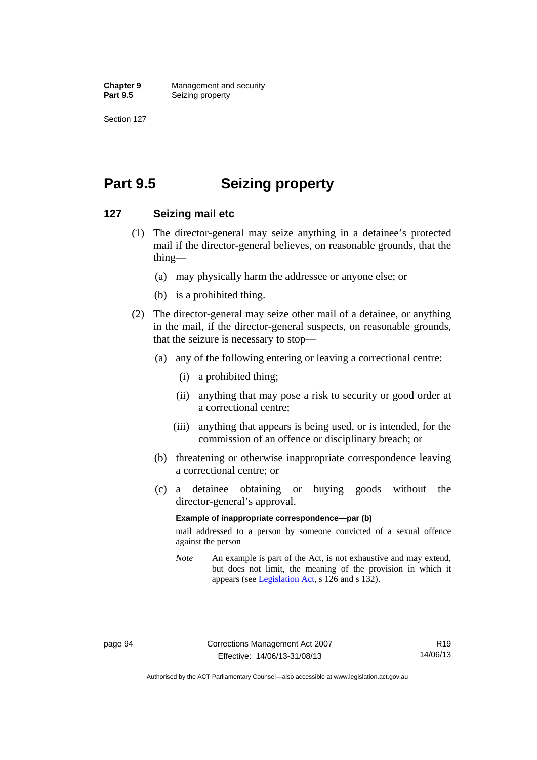# Part 9.5 Seizing property

## 127 Seizing mail etc

(1) The director-general may seize anything in a detainee's protected mail if the director-general believes, on reasonable grounds, that the thing—

(a) may physically harm the addressee or anyone else; or

(b) is a prohibited thing.

(2) The director-general may seize other mail of a detainee, or anything in the mail, if the director-general suspects, on reasonable grounds, that the seizure is necessary to stop—

(a) any of the following entering or leaving a correctional centre:

(i) a prohibited thing;

(ii) anything that may pose a risk to security or good order at a correctional centre;

(iii) anything that appears is being used, or is intended, for the commission of an offence or disciplinary breach; or

(b) threatening or otherwise inappropriate correspondence leaving a correctional centre; or

(c) a detainee obtaining or buying goods without the director-general's approval.

**Example of inappropriate correspondence—par (b)**

mail addressed to a person by someone convicted of a sexual offence against the person

*Note* An example is part of the Act, is not exhaustive and may extend, but does not limit, the meaning of the provision in which it appears (see Legislation Act, s 126 and s 132).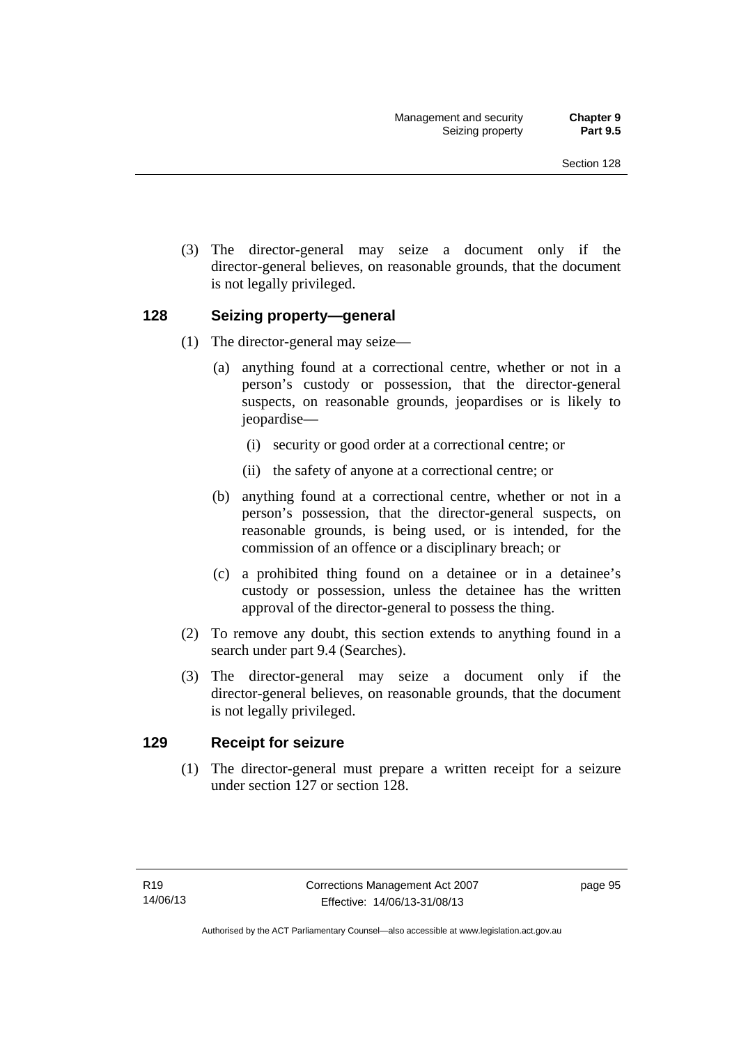(3) The director-general may seize a document only if the director-general believes, on reasonable grounds, that the document is not legally privileged.

## 128 Seizing property—general

(1) The director-general may seize—

(a) anything found at a correctional centre, whether or not in a person's custody or possession, that the director-general suspects, on reasonable grounds, jeopardises or is likely to jeopardise—

(i) security or good order at a correctional centre; or

(ii) the safety of anyone at a correctional centre; or

(b) anything found at a correctional centre, whether or not in a person's possession, that the director-general suspects, on reasonable grounds, is being used, or is intended, for the commission of an offence or a disciplinary breach; or

(c) a prohibited thing found on a detainee or in a detainee's custody or possession, unless the detainee has the written approval of the director-general to possess the thing.

(2) To remove any doubt, this section extends to anything found in a search under part 9.4 (Searches).

(3) The director-general may seize a document only if the director-general believes, on reasonable grounds, that the document is not legally privileged.

## 129 Receipt for seizure

(1) The director-general must prepare a written receipt for a seizure under section 127 or section 128.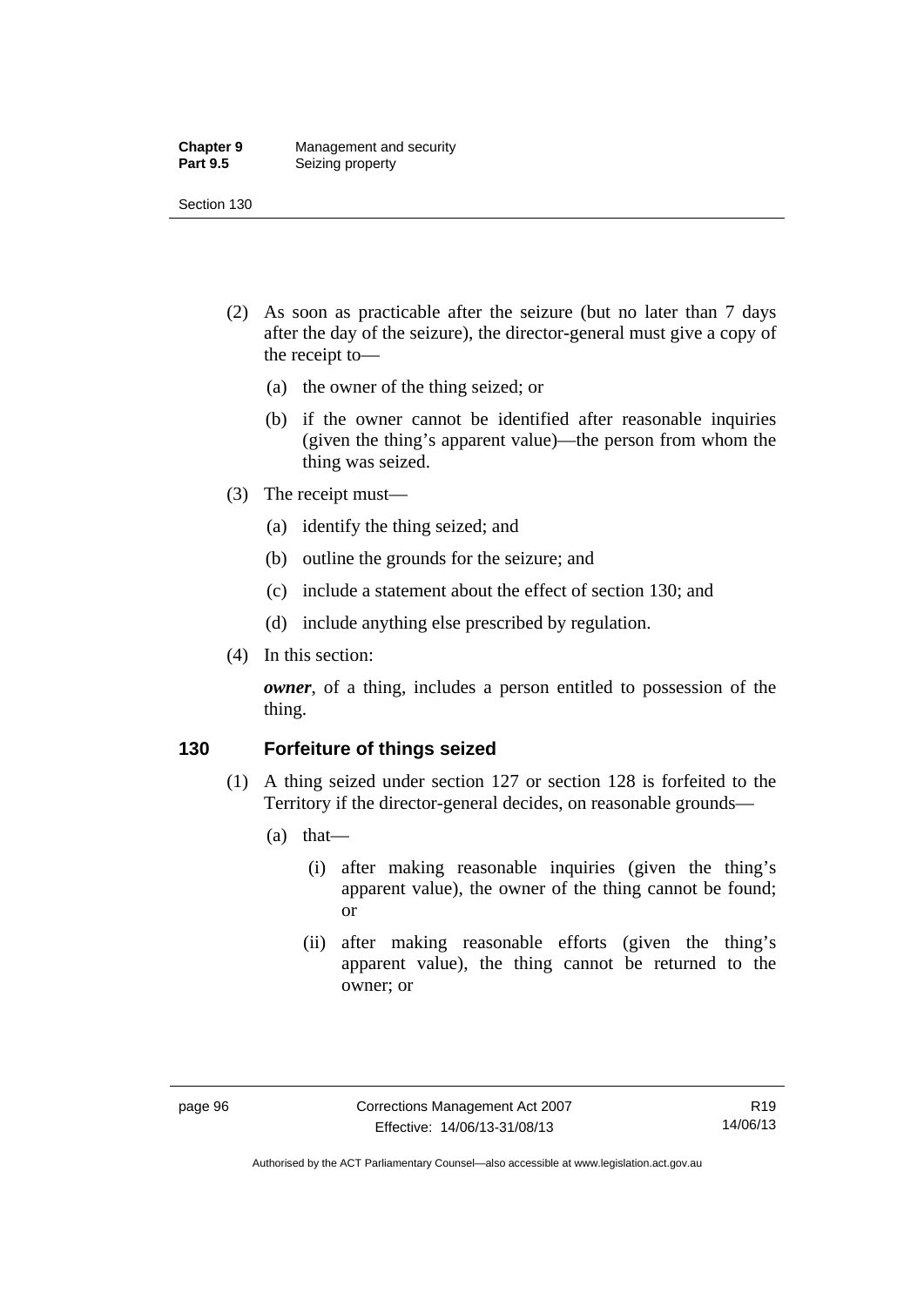(2) As soon as practicable after the seizure (but no later than 7 days after the day of the seizure), the director-general must give a copy of the receipt to—

(a) the owner of the thing seized; or

(b) if the owner cannot be identified after reasonable inquiries (given the thing's apparent value)—the person from whom the thing was seized.

(3) The receipt must—

(a) identify the thing seized; and

(b) outline the grounds for the seizure; and

(c) include a statement about the effect of section 130; and

(d) include anything else prescribed by regulation.

(4) In this section:

***owner***, of a thing, includes a person entitled to possession of the thing.

## 130 Forfeiture of things seized

(1) A thing seized under section 127 or section 128 is forfeited to the Territory if the director-general decides, on reasonable grounds—

(a) that—

(i) after making reasonable inquiries (given the thing's apparent value), the owner of the thing cannot be found; or

(ii) after making reasonable efforts (given the thing's apparent value), the thing cannot be returned to the owner; or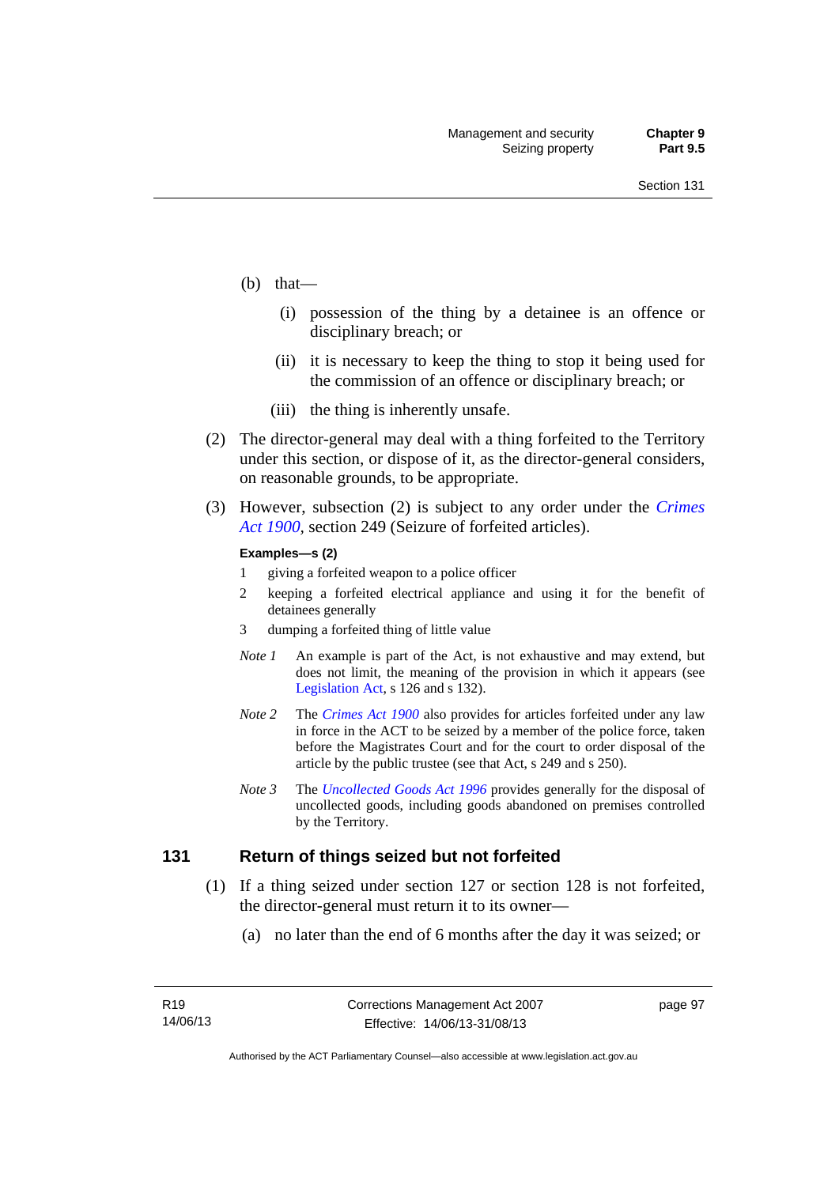(b) that—

(i) possession of the thing by a detainee is an offence or disciplinary breach; or

(ii) it is necessary to keep the thing to stop it being used for the commission of an offence or disciplinary breach; or

(iii) the thing is inherently unsafe.

(2) The director-general may deal with a thing forfeited to the Territory under this section, or dispose of it, as the director-general considers, on reasonable grounds, to be appropriate.

(3) However, subsection (2) is subject to any order under the *Crimes Act 1900*, section 249 (Seizure of forfeited articles).

**Examples—s (2)**

1 giving a forfeited weapon to a police officer

2 keeping a forfeited electrical appliance and using it for the benefit of detainees generally

3 dumping a forfeited thing of little value

*Note 1* An example is part of the Act, is not exhaustive and may extend, but does not limit, the meaning of the provision in which it appears (see Legislation Act, s 126 and s 132).

*Note 2* The *Crimes Act 1900* also provides for articles forfeited under any law in force in the ACT to be seized by a member of the police force, taken before the Magistrates Court and for the court to order disposal of the article by the public trustee (see that Act, s 249 and s 250).

*Note 3* The *Uncollected Goods Act 1996* provides generally for the disposal of uncollected goods, including goods abandoned on premises controlled by the Territory.

## 131 Return of things seized but not forfeited

(1) If a thing seized under section 127 or section 128 is not forfeited, the director-general must return it to its owner—

(a) no later than the end of 6 months after the day it was seized; or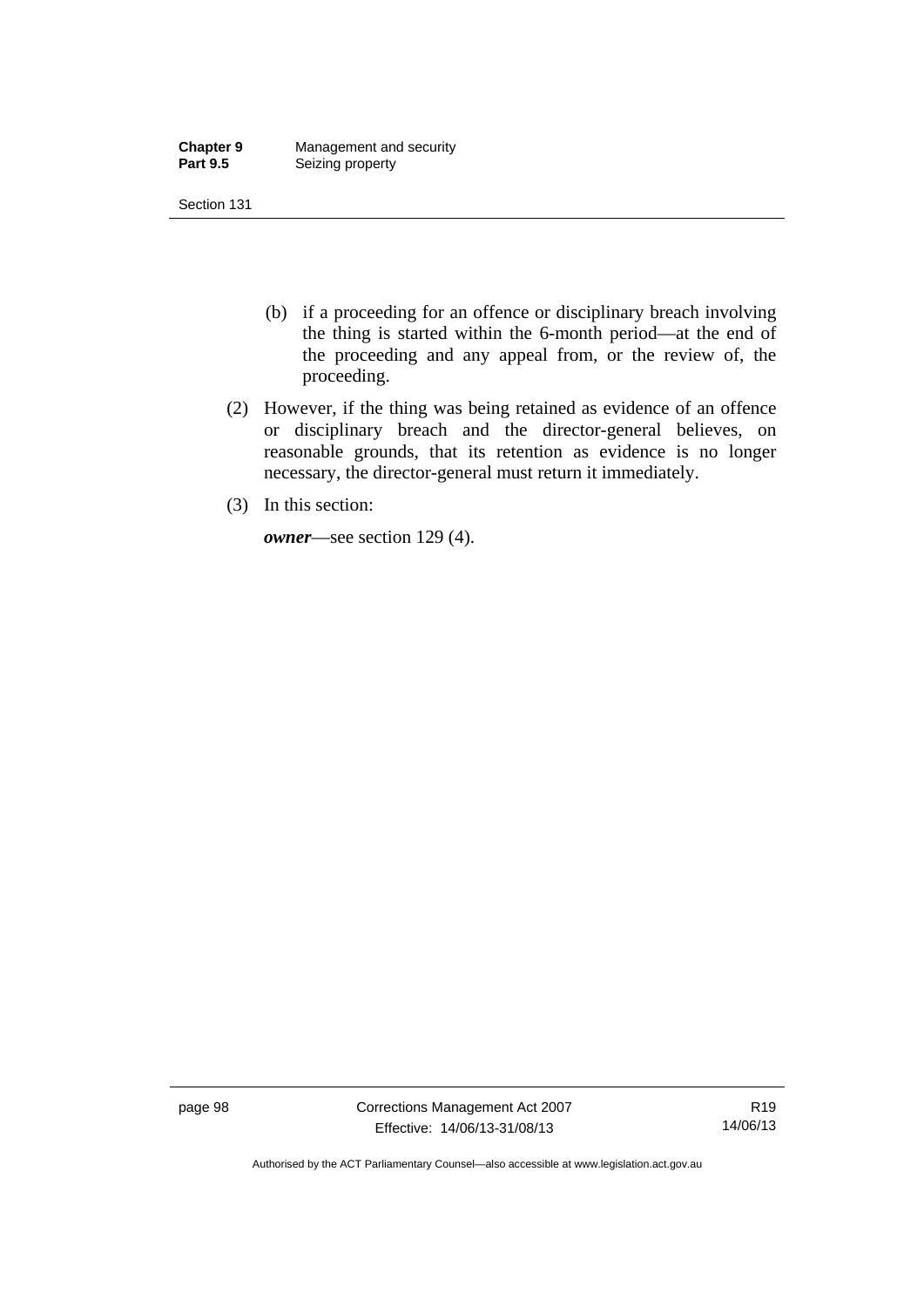(b) if a proceeding for an offence or disciplinary breach involving the thing is started within the 6-month period—at the end of the proceeding and any appeal from, or the review of, the proceeding.

(2) However, if the thing was being retained as evidence of an offence or disciplinary breach and the director-general believes, on reasonable grounds, that its retention as evidence is no longer necessary, the director-general must return it immediately.

(3) In this section:

***owner***—see section 129 (4).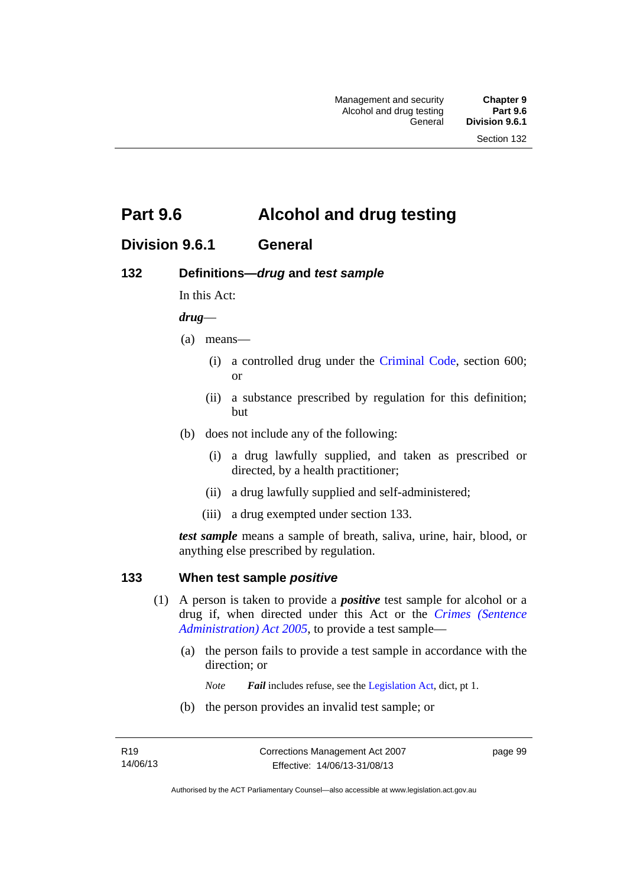# Part 9.6 Alcohol and drug testing

## Division 9.6.1 General

### 132 Definitions—*drug* and *test sample*

In this Act:

***drug***—

(a) means—

(i) a controlled drug under the Criminal Code, section 600; or

(ii) a substance prescribed by regulation for this definition; but

(b) does not include any of the following:

(i) a drug lawfully supplied, and taken as prescribed or directed, by a health practitioner;

(ii) a drug lawfully supplied and self-administered;

(iii) a drug exempted under section 133.

***test sample*** means a sample of breath, saliva, urine, hair, blood, or anything else prescribed by regulation.

### 133 When test sample *positive*

(1) A person is taken to provide a ***positive*** test sample for alcohol or a drug if, when directed under this Act or the *Crimes (Sentence Administration) Act 2005*, to provide a test sample—

(a) the person fails to provide a test sample in accordance with the direction; or

*Note* ***Fail*** includes refuse, see the Legislation Act, dict, pt 1.

(b) the person provides an invalid test sample; or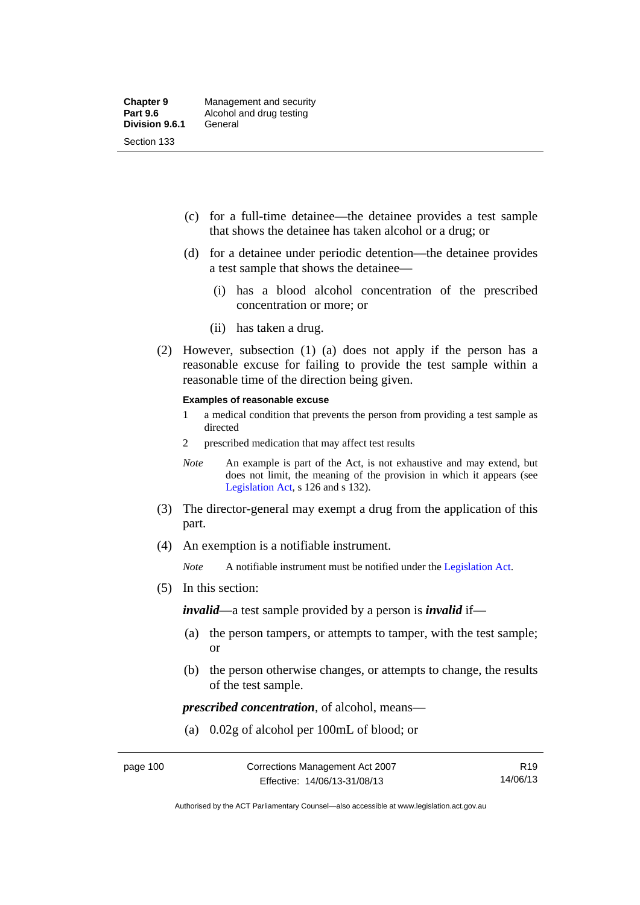(c) for a full-time detainee—the detainee provides a test sample that shows the detainee has taken alcohol or a drug; or

(d) for a detainee under periodic detention—the detainee provides a test sample that shows the detainee—

(i) has a blood alcohol concentration of the prescribed concentration or more; or

(ii) has taken a drug.

(2) However, subsection (1) (a) does not apply if the person has a reasonable excuse for failing to provide the test sample within a reasonable time of the direction being given.

**Examples of reasonable excuse**

1 a medical condition that prevents the person from providing a test sample as directed

2 prescribed medication that may affect test results

*Note* An example is part of the Act, is not exhaustive and may extend, but does not limit, the meaning of the provision in which it appears (see Legislation Act, s 126 and s 132).

(3) The director-general may exempt a drug from the application of this part.

(4) An exemption is a notifiable instrument.

*Note* A notifiable instrument must be notified under the Legislation Act.

(5) In this section:

***invalid***—a test sample provided by a person is ***invalid*** if—

(a) the person tampers, or attempts to tamper, with the test sample; or

(b) the person otherwise changes, or attempts to change, the results of the test sample.

***prescribed concentration***, of alcohol, means—

(a) 0.02g of alcohol per 100mL of blood; or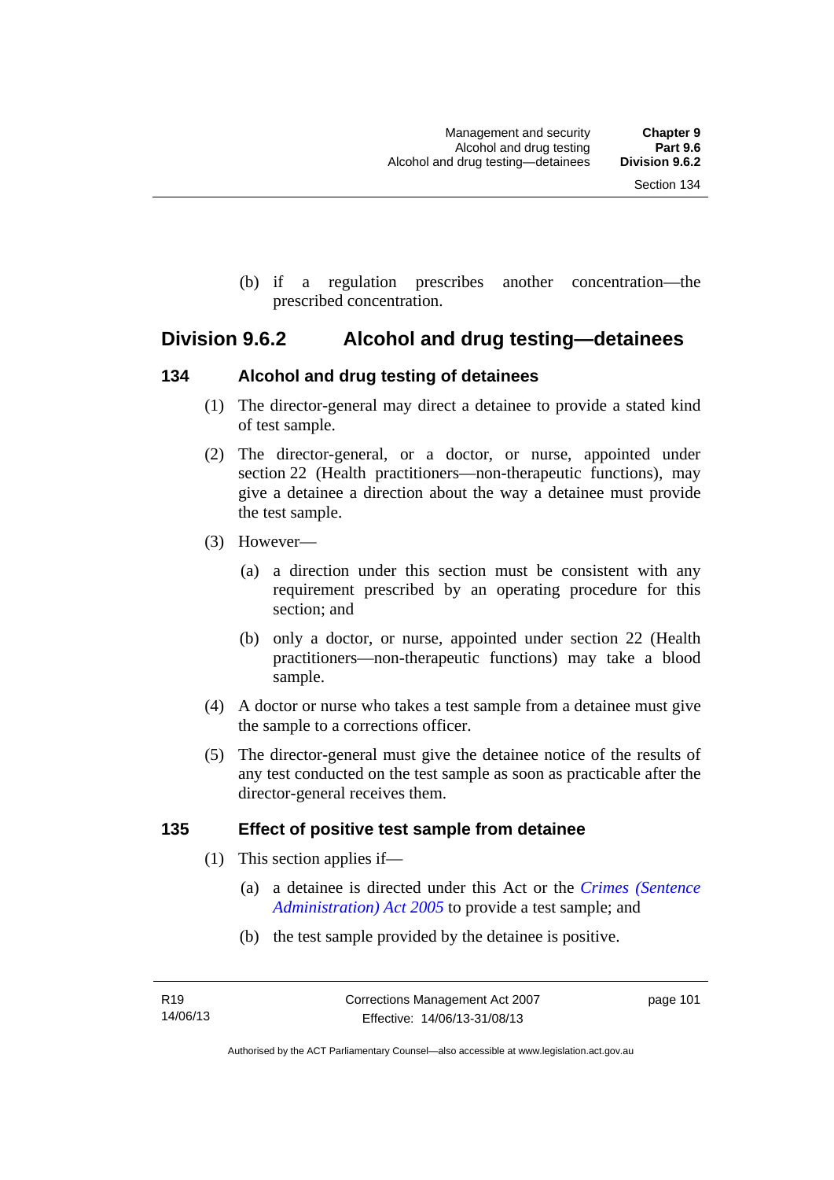(b) if a regulation prescribes another concentration—the prescribed concentration.

## Division 9.6.2 Alcohol and drug testing—detainees

### 134 Alcohol and drug testing of detainees

(1) The director-general may direct a detainee to provide a stated kind of test sample.

(2) The director-general, or a doctor, or nurse, appointed under section 22 (Health practitioners—non-therapeutic functions), may give a detainee a direction about the way a detainee must provide the test sample.

(3) However—

(a) a direction under this section must be consistent with any requirement prescribed by an operating procedure for this section; and

(b) only a doctor, or nurse, appointed under section 22 (Health practitioners—non-therapeutic functions) may take a blood sample.

(4) A doctor or nurse who takes a test sample from a detainee must give the sample to a corrections officer.

(5) The director-general must give the detainee notice of the results of any test conducted on the test sample as soon as practicable after the director-general receives them.

### 135 Effect of positive test sample from detainee

(1) This section applies if—

(a) a detainee is directed under this Act or the *Crimes (Sentence Administration) Act 2005* to provide a test sample; and

(b) the test sample provided by the detainee is positive.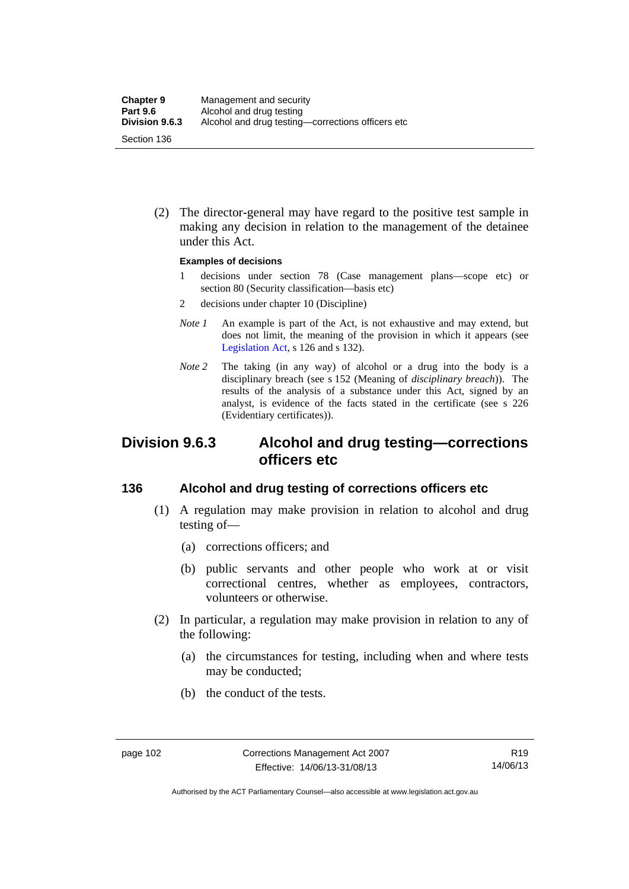(2) The director-general may have regard to the positive test sample in making any decision in relation to the management of the detainee under this Act.

**Examples of decisions**

1 decisions under section 78 (Case management plans—scope etc) or section 80 (Security classification—basis etc)

2 decisions under chapter 10 (Discipline)

*Note 1* An example is part of the Act, is not exhaustive and may extend, but does not limit, the meaning of the provision in which it appears (see Legislation Act, s 126 and s 132).

*Note 2* The taking (in any way) of alcohol or a drug into the body is a disciplinary breach (see s 152 (Meaning of *disciplinary breach*)). The results of the analysis of a substance under this Act, signed by an analyst, is evidence of the facts stated in the certificate (see s 226 (Evidentiary certificates)).

## Division 9.6.3 Alcohol and drug testing—corrections officers etc

### 136 Alcohol and drug testing of corrections officers etc

(1) A regulation may make provision in relation to alcohol and drug testing of—

(a) corrections officers; and

(b) public servants and other people who work at or visit correctional centres, whether as employees, contractors, volunteers or otherwise.

(2) In particular, a regulation may make provision in relation to any of the following:

(a) the circumstances for testing, including when and where tests may be conducted;

(b) the conduct of the tests.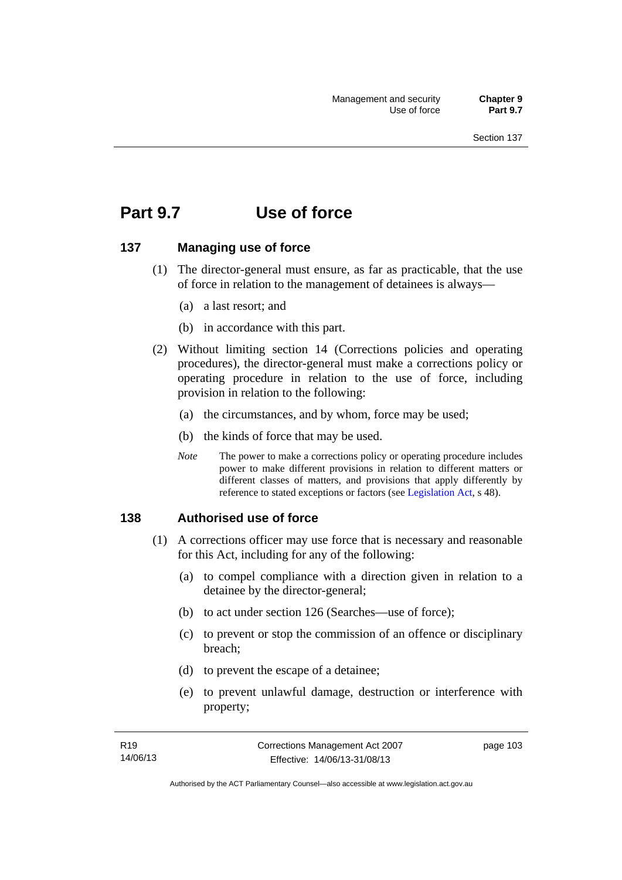# Part 9.7 Use of force

## 137 Managing use of force

(1) The director-general must ensure, as far as practicable, that the use of force in relation to the management of detainees is always—

(a) a last resort; and

(b) in accordance with this part.

(2) Without limiting section 14 (Corrections policies and operating procedures), the director-general must make a corrections policy or operating procedure in relation to the use of force, including provision in relation to the following:

(a) the circumstances, and by whom, force may be used;

(b) the kinds of force that may be used.

*Note* The power to make a corrections policy or operating procedure includes power to make different provisions in relation to different matters or different classes of matters, and provisions that apply differently by reference to stated exceptions or factors (see Legislation Act, s 48).

## 138 Authorised use of force

(1) A corrections officer may use force that is necessary and reasonable for this Act, including for any of the following:

(a) to compel compliance with a direction given in relation to a detainee by the director-general;

(b) to act under section 126 (Searches—use of force);

(c) to prevent or stop the commission of an offence or disciplinary breach;

(d) to prevent the escape of a detainee;

(e) to prevent unlawful damage, destruction or interference with property;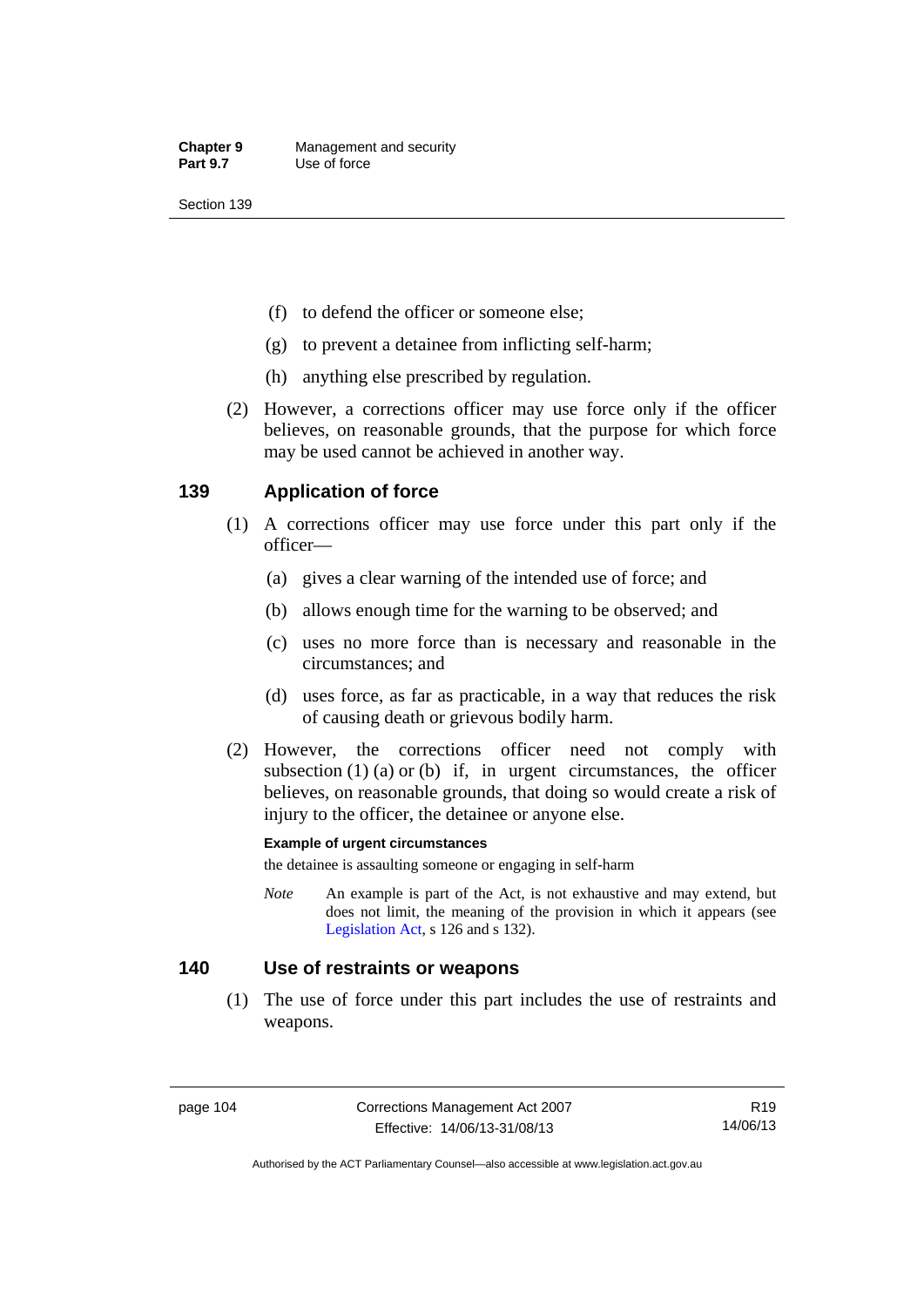(f) to defend the officer or someone else;

(g) to prevent a detainee from inflicting self-harm;

(h) anything else prescribed by regulation.

(2) However, a corrections officer may use force only if the officer believes, on reasonable grounds, that the purpose for which force may be used cannot be achieved in another way.

## 139 Application of force

(1) A corrections officer may use force under this part only if the officer—

(a) gives a clear warning of the intended use of force; and

(b) allows enough time for the warning to be observed; and

(c) uses no more force than is necessary and reasonable in the circumstances; and

(d) uses force, as far as practicable, in a way that reduces the risk of causing death or grievous bodily harm.

(2) However, the corrections officer need not comply with subsection (1) (a) or (b) if, in urgent circumstances, the officer believes, on reasonable grounds, that doing so would create a risk of injury to the officer, the detainee or anyone else.

**Example of urgent circumstances**

the detainee is assaulting someone or engaging in self-harm

*Note* An example is part of the Act, is not exhaustive and may extend, but does not limit, the meaning of the provision in which it appears (see Legislation Act, s 126 and s 132).

## 140 Use of restraints or weapons

(1) The use of force under this part includes the use of restraints and weapons.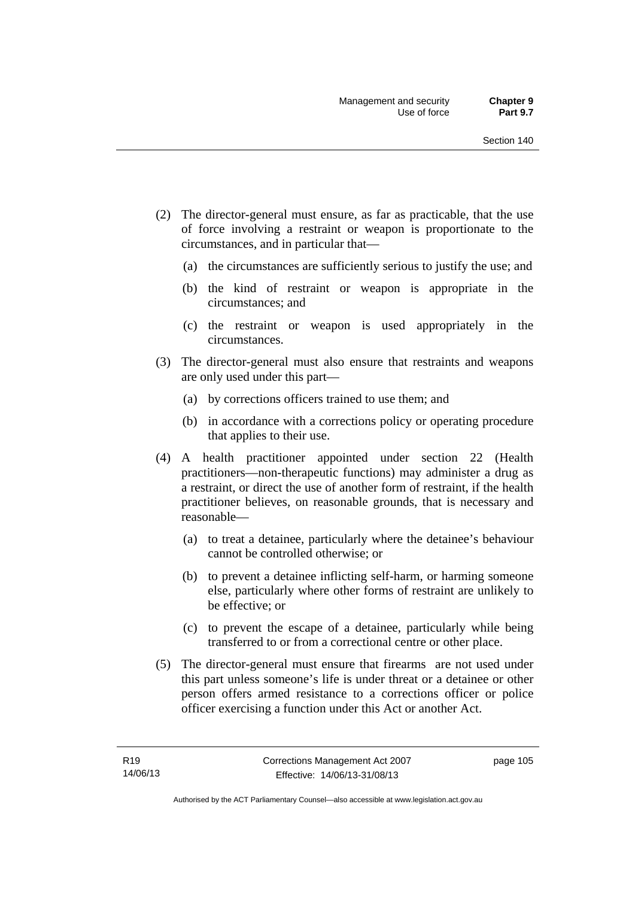(2) The director-general must ensure, as far as practicable, that the use of force involving a restraint or weapon is proportionate to the circumstances, and in particular that—

  (a) the circumstances are sufficiently serious to justify the use; and

  (b) the kind of restraint or weapon is appropriate in the circumstances; and

  (c) the restraint or weapon is used appropriately in the circumstances.

(3) The director-general must also ensure that restraints and weapons are only used under this part—

  (a) by corrections officers trained to use them; and

  (b) in accordance with a corrections policy or operating procedure that applies to their use.

(4) A health practitioner appointed under section 22 (Health practitioners—non-therapeutic functions) may administer a drug as a restraint, or direct the use of another form of restraint, if the health practitioner believes, on reasonable grounds, that is necessary and reasonable—

  (a) to treat a detainee, particularly where the detainee's behaviour cannot be controlled otherwise; or

  (b) to prevent a detainee inflicting self-harm, or harming someone else, particularly where other forms of restraint are unlikely to be effective; or

  (c) to prevent the escape of a detainee, particularly while being transferred to or from a correctional centre or other place.

(5) The director-general must ensure that firearms are not used under this part unless someone's life is under threat or a detainee or other person offers armed resistance to a corrections officer or police officer exercising a function under this Act or another Act.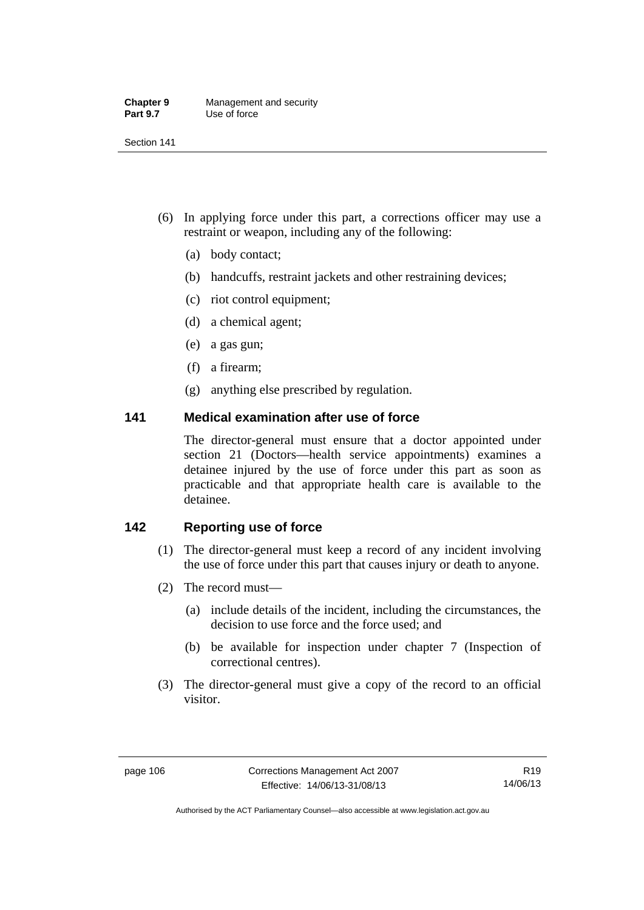(6) In applying force under this part, a corrections officer may use a restraint or weapon, including any of the following:

(a) body contact;

(b) handcuffs, restraint jackets and other restraining devices;

(c) riot control equipment;

(d) a chemical agent;

(e) a gas gun;

(f) a firearm;

(g) anything else prescribed by regulation.

## 141 Medical examination after use of force

The director-general must ensure that a doctor appointed under section 21 (Doctors—health service appointments) examines a detainee injured by the use of force under this part as soon as practicable and that appropriate health care is available to the detainee.

## 142 Reporting use of force

(1) The director-general must keep a record of any incident involving the use of force under this part that causes injury or death to anyone.

(2) The record must—

(a) include details of the incident, including the circumstances, the decision to use force and the force used; and

(b) be available for inspection under chapter 7 (Inspection of correctional centres).

(3) The director-general must give a copy of the record to an official visitor.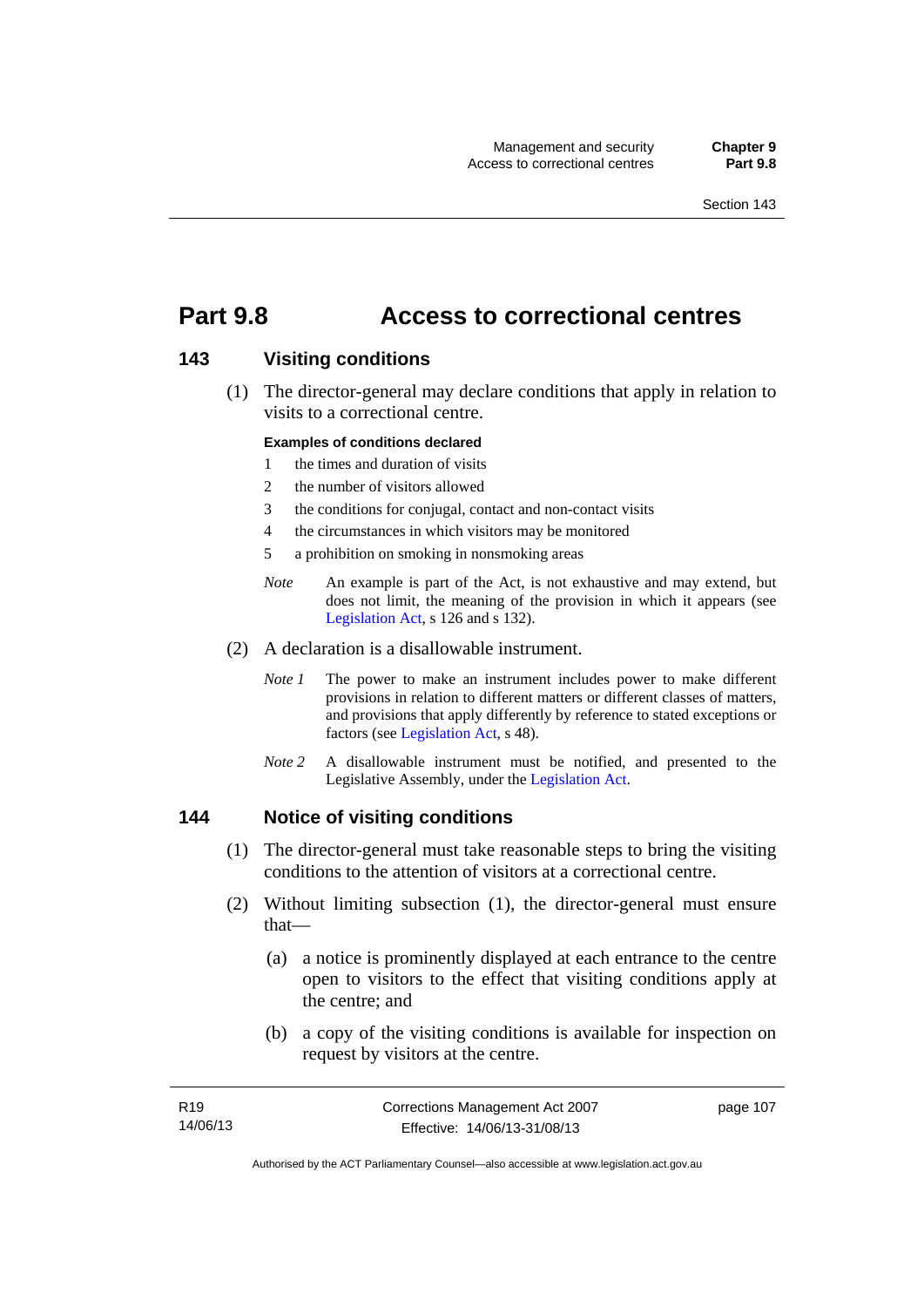# Part 9.8 Access to correctional centres

## 143 Visiting conditions

(1) The director-general may declare conditions that apply in relation to visits to a correctional centre.

**Examples of conditions declared**

1 the times and duration of visits
2 the number of visitors allowed
3 the conditions for conjugal, contact and non-contact visits
4 the circumstances in which visitors may be monitored
5 a prohibition on smoking in nonsmoking areas

*Note* An example is part of the Act, is not exhaustive and may extend, but does not limit, the meaning of the provision in which it appears (see Legislation Act, s 126 and s 132).

(2) A declaration is a disallowable instrument.

*Note 1* The power to make an instrument includes power to make different provisions in relation to different matters or different classes of matters, and provisions that apply differently by reference to stated exceptions or factors (see Legislation Act, s 48).

*Note 2* A disallowable instrument must be notified, and presented to the Legislative Assembly, under the Legislation Act.

## 144 Notice of visiting conditions

(1) The director-general must take reasonable steps to bring the visiting conditions to the attention of visitors at a correctional centre.

(2) Without limiting subsection (1), the director-general must ensure that—

(a) a notice is prominently displayed at each entrance to the centre open to visitors to the effect that visiting conditions apply at the centre; and

(b) a copy of the visiting conditions is available for inspection on request by visitors at the centre.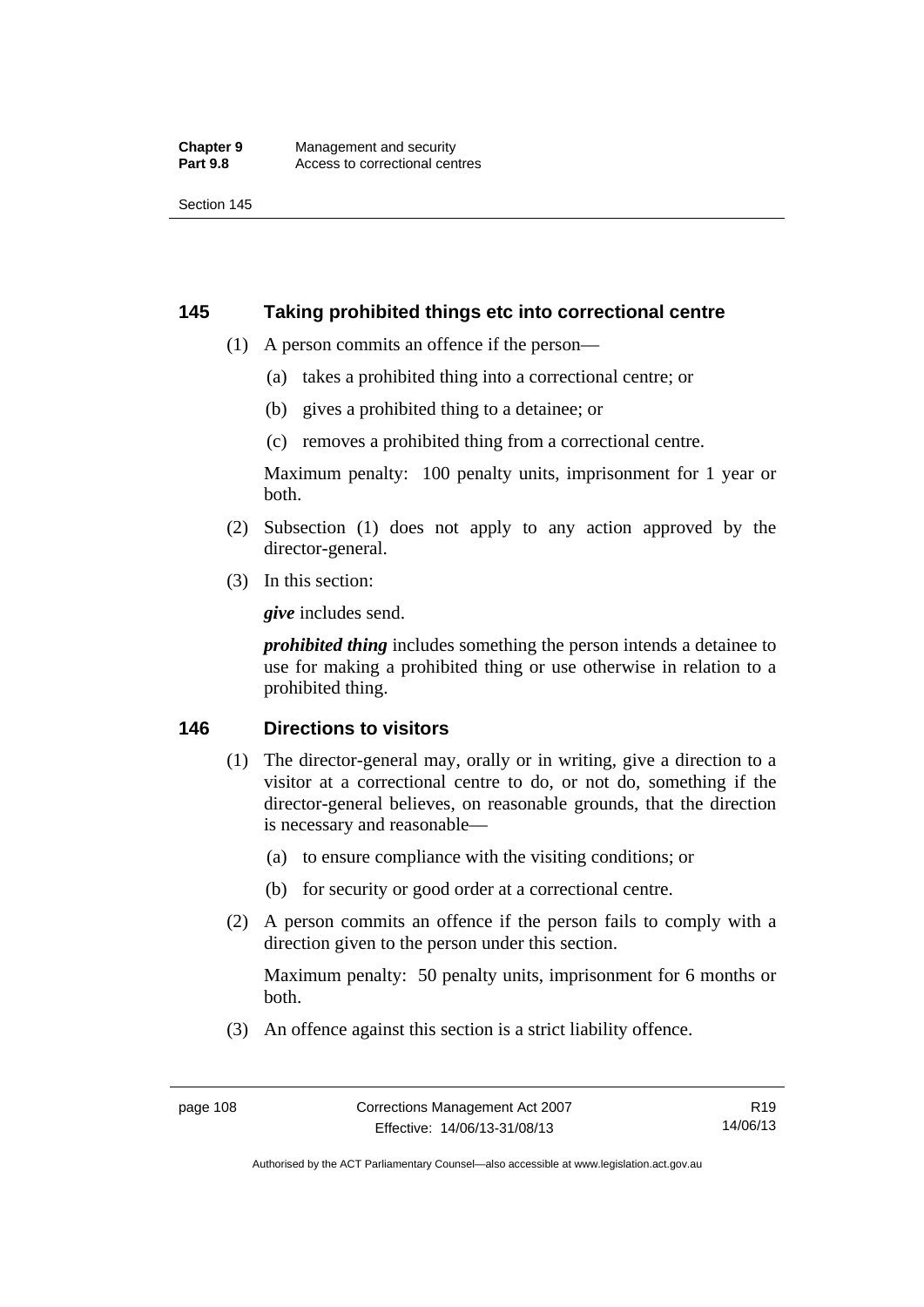## 145 Taking prohibited things etc into correctional centre

(1) A person commits an offence if the person—

(a) takes a prohibited thing into a correctional centre; or

(b) gives a prohibited thing to a detainee; or

(c) removes a prohibited thing from a correctional centre.

Maximum penalty: 100 penalty units, imprisonment for 1 year or both.

(2) Subsection (1) does not apply to any action approved by the director-general.

(3) In this section:

***give*** includes send.

***prohibited thing*** includes something the person intends a detainee to use for making a prohibited thing or use otherwise in relation to a prohibited thing.

## 146 Directions to visitors

(1) The director-general may, orally or in writing, give a direction to a visitor at a correctional centre to do, or not do, something if the director-general believes, on reasonable grounds, that the direction is necessary and reasonable—

(a) to ensure compliance with the visiting conditions; or

(b) for security or good order at a correctional centre.

(2) A person commits an offence if the person fails to comply with a direction given to the person under this section.

Maximum penalty: 50 penalty units, imprisonment for 6 months or both.

(3) An offence against this section is a strict liability offence.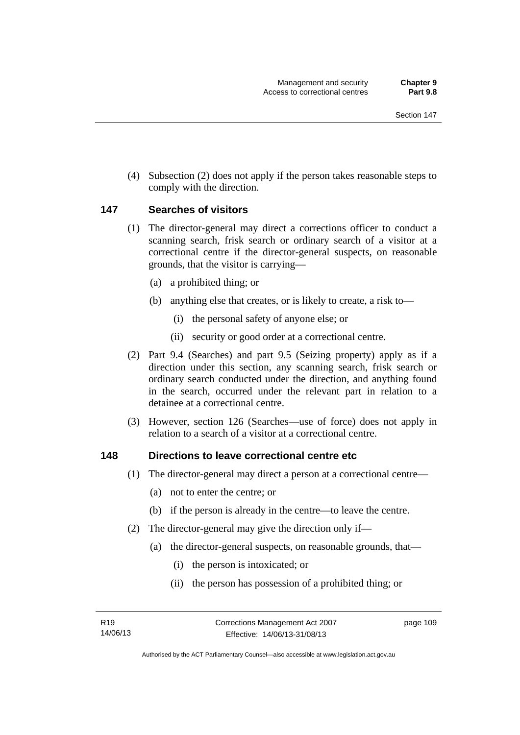(4) Subsection (2) does not apply if the person takes reasonable steps to comply with the direction.

## 147 Searches of visitors

(1) The director-general may direct a corrections officer to conduct a scanning search, frisk search or ordinary search of a visitor at a correctional centre if the director-general suspects, on reasonable grounds, that the visitor is carrying—

(a) a prohibited thing; or

(b) anything else that creates, or is likely to create, a risk to—

(i) the personal safety of anyone else; or

(ii) security or good order at a correctional centre.

(2) Part 9.4 (Searches) and part 9.5 (Seizing property) apply as if a direction under this section, any scanning search, frisk search or ordinary search conducted under the direction, and anything found in the search, occurred under the relevant part in relation to a detainee at a correctional centre.

(3) However, section 126 (Searches—use of force) does not apply in relation to a search of a visitor at a correctional centre.

## 148 Directions to leave correctional centre etc

(1) The director-general may direct a person at a correctional centre—

(a) not to enter the centre; or

(b) if the person is already in the centre—to leave the centre.

(2) The director-general may give the direction only if—

(a) the director-general suspects, on reasonable grounds, that—

(i) the person is intoxicated; or

(ii) the person has possession of a prohibited thing; or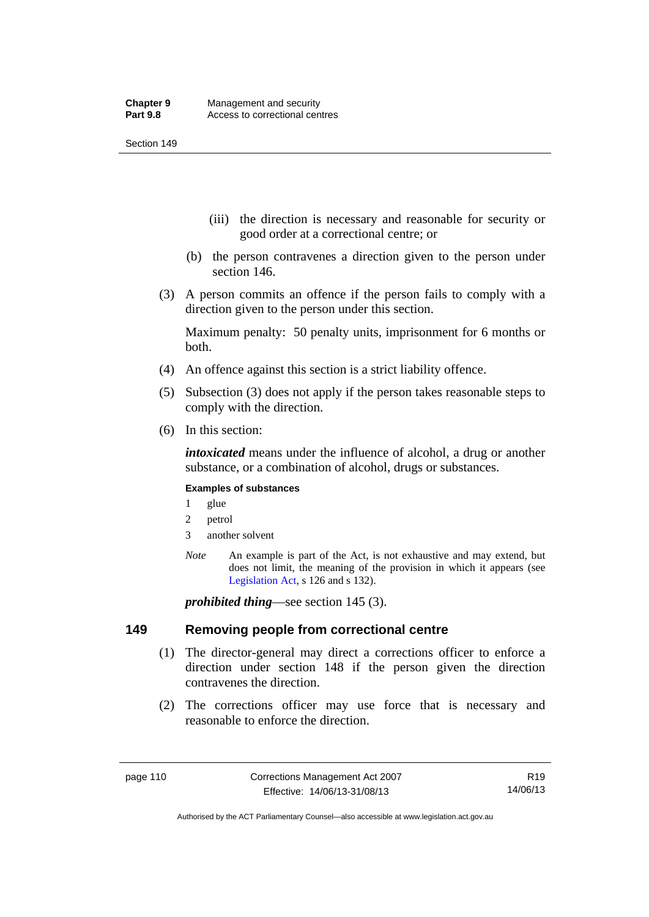(iii) the direction is necessary and reasonable for security or good order at a correctional centre; or

(b) the person contravenes a direction given to the person under section 146.

(3) A person commits an offence if the person fails to comply with a direction given to the person under this section.

Maximum penalty: 50 penalty units, imprisonment for 6 months or both.

(4) An offence against this section is a strict liability offence.

(5) Subsection (3) does not apply if the person takes reasonable steps to comply with the direction.

(6) In this section:

***intoxicated*** means under the influence of alcohol, a drug or another substance, or a combination of alcohol, drugs or substances.

**Examples of substances**

1 glue

2 petrol

3 another solvent

*Note* An example is part of the Act, is not exhaustive and may extend, but does not limit, the meaning of the provision in which it appears (see Legislation Act, s 126 and s 132).

***prohibited thing***—see section 145 (3).

## 149 Removing people from correctional centre

(1) The director-general may direct a corrections officer to enforce a direction under section 148 if the person given the direction contravenes the direction.

(2) The corrections officer may use force that is necessary and reasonable to enforce the direction.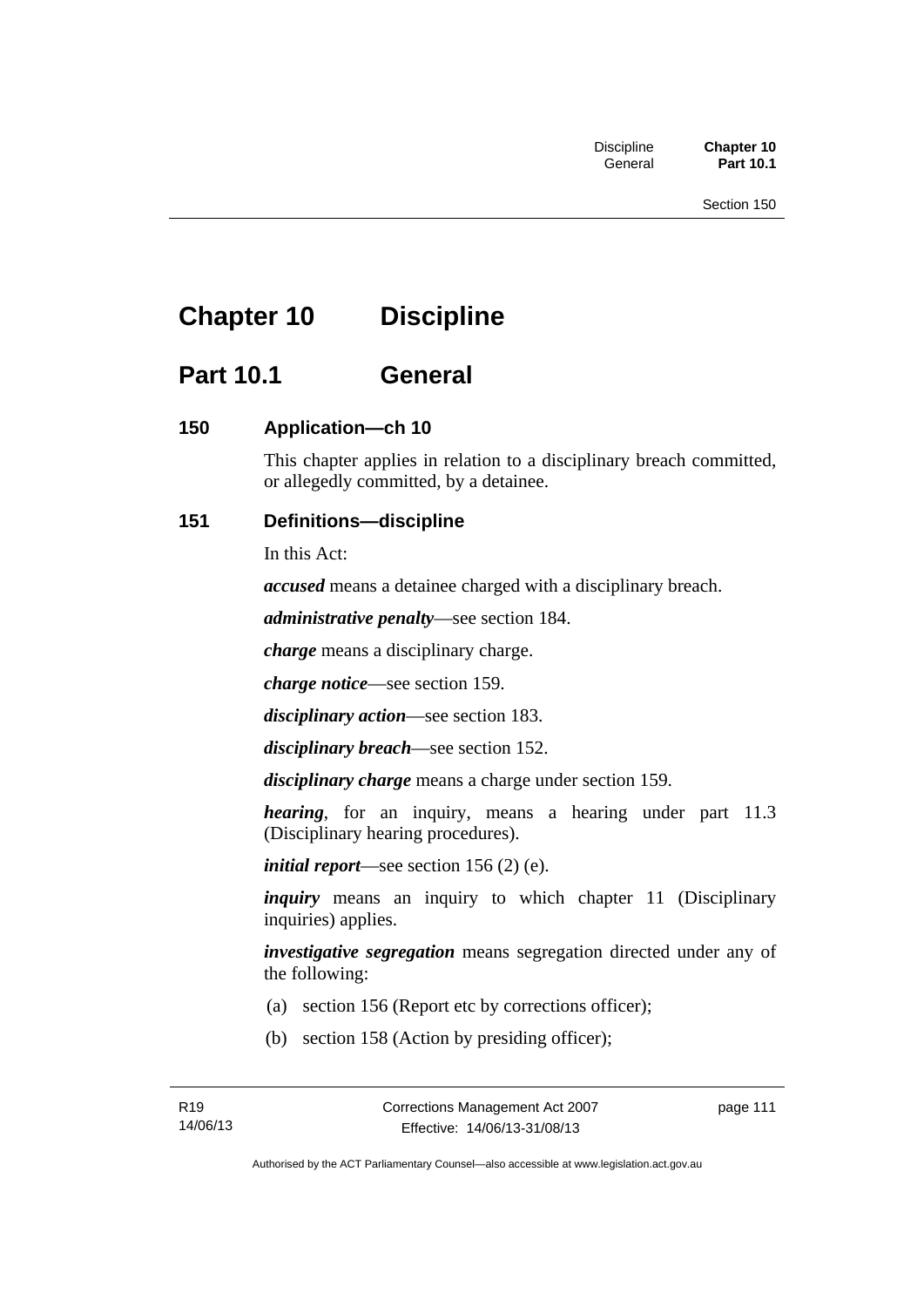# Chapter 10 Discipline

## Part 10.1 General

### 150 Application—ch 10

This chapter applies in relation to a disciplinary breach committed, or allegedly committed, by a detainee.

### 151 Definitions—discipline

In this Act:

***accused*** means a detainee charged with a disciplinary breach.

***administrative penalty***—see section 184.

***charge*** means a disciplinary charge.

***charge notice***—see section 159.

***disciplinary action***—see section 183.

***disciplinary breach***—see section 152.

***disciplinary charge*** means a charge under section 159.

***hearing***, for an inquiry, means a hearing under part 11.3 (Disciplinary hearing procedures).

***initial report***—see section 156 (2) (e).

***inquiry*** means an inquiry to which chapter 11 (Disciplinary inquiries) applies.

***investigative segregation*** means segregation directed under any of the following:

(a) section 156 (Report etc by corrections officer);

(b) section 158 (Action by presiding officer);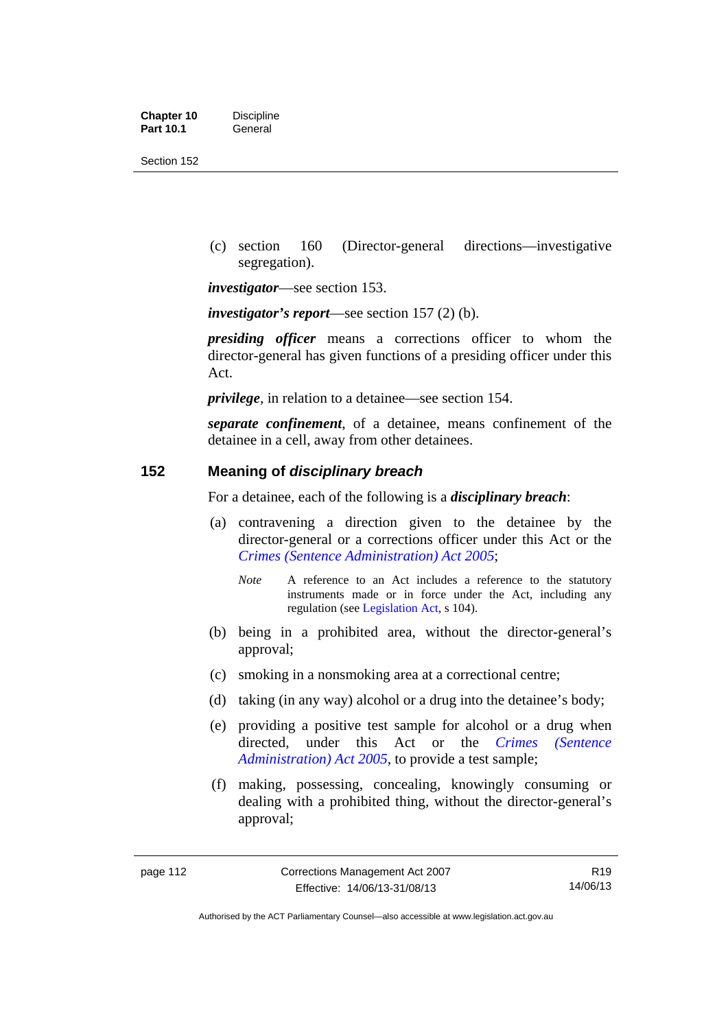(c) section 160 (Director-general directions—investigative segregation).

***investigator***—see section 153.

***investigator's report***—see section 157 (2) (b).

***presiding officer*** means a corrections officer to whom the director-general has given functions of a presiding officer under this Act.

***privilege***, in relation to a detainee—see section 154.

***separate confinement***, of a detainee, means confinement of the detainee in a cell, away from other detainees.

## 152 Meaning of *disciplinary breach*

For a detainee, each of the following is a ***disciplinary breach***:

(a) contravening a direction given to the detainee by the director-general or a corrections officer under this Act or the *Crimes (Sentence Administration) Act 2005*;

> *Note* A reference to an Act includes a reference to the statutory instruments made or in force under the Act, including any regulation (see Legislation Act, s 104).

(b) being in a prohibited area, without the director-general's approval;

(c) smoking in a nonsmoking area at a correctional centre;

(d) taking (in any way) alcohol or a drug into the detainee's body;

(e) providing a positive test sample for alcohol or a drug when directed, under this Act or the *Crimes (Sentence Administration) Act 2005*, to provide a test sample;

(f) making, possessing, concealing, knowingly consuming or dealing with a prohibited thing, without the director-general's approval;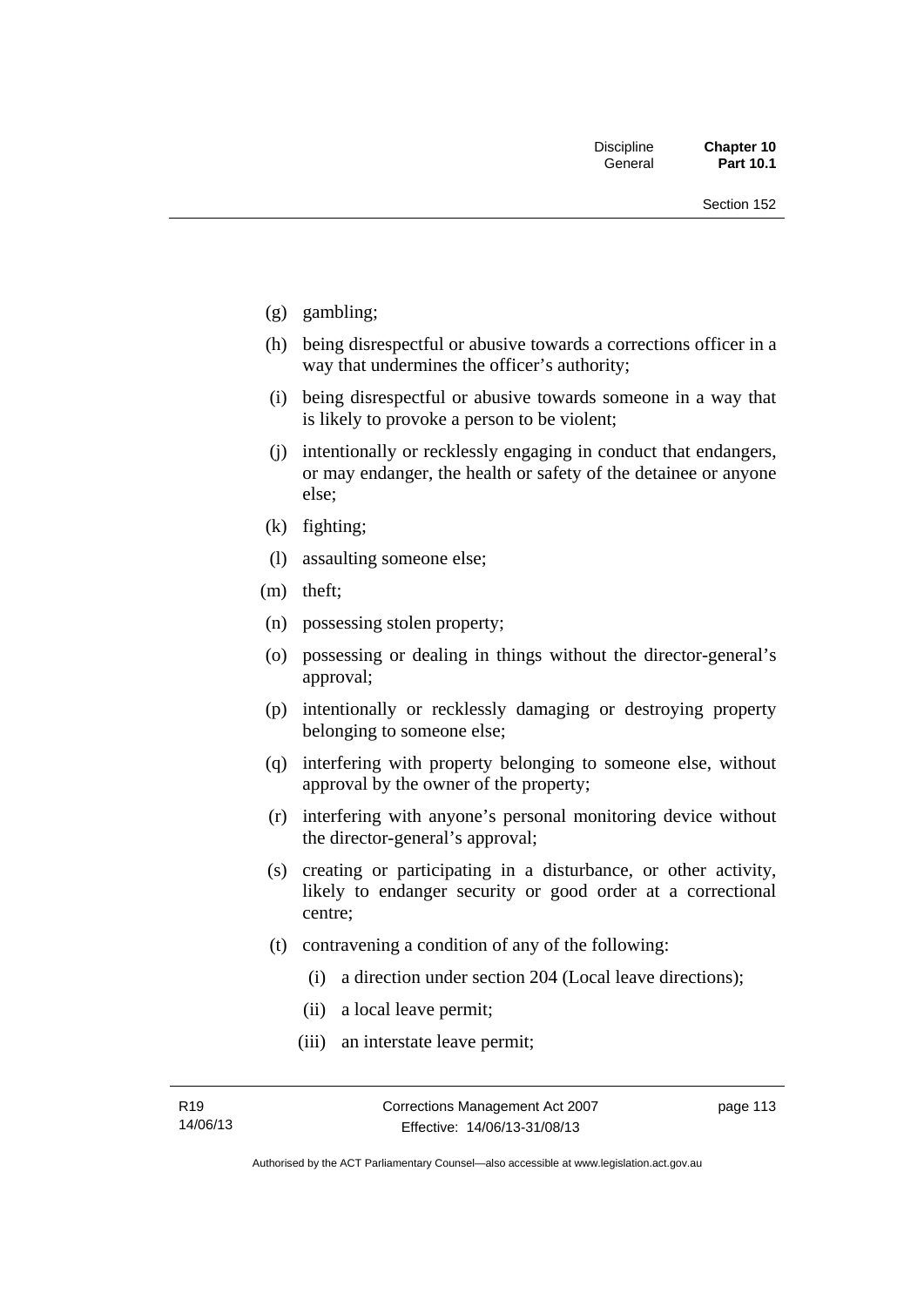(g) gambling;

(h) being disrespectful or abusive towards a corrections officer in a way that undermines the officer's authority;

(i) being disrespectful or abusive towards someone in a way that is likely to provoke a person to be violent;

(j) intentionally or recklessly engaging in conduct that endangers, or may endanger, the health or safety of the detainee or anyone else;

(k) fighting;

(l) assaulting someone else;

(m) theft;

(n) possessing stolen property;

(o) possessing or dealing in things without the director-general's approval;

(p) intentionally or recklessly damaging or destroying property belonging to someone else;

(q) interfering with property belonging to someone else, without approval by the owner of the property;

(r) interfering with anyone's personal monitoring device without the director-general's approval;

(s) creating or participating in a disturbance, or other activity, likely to endanger security or good order at a correctional centre;

(t) contravening a condition of any of the following:

  (i) a direction under section 204 (Local leave directions);

  (ii) a local leave permit;

  (iii) an interstate leave permit;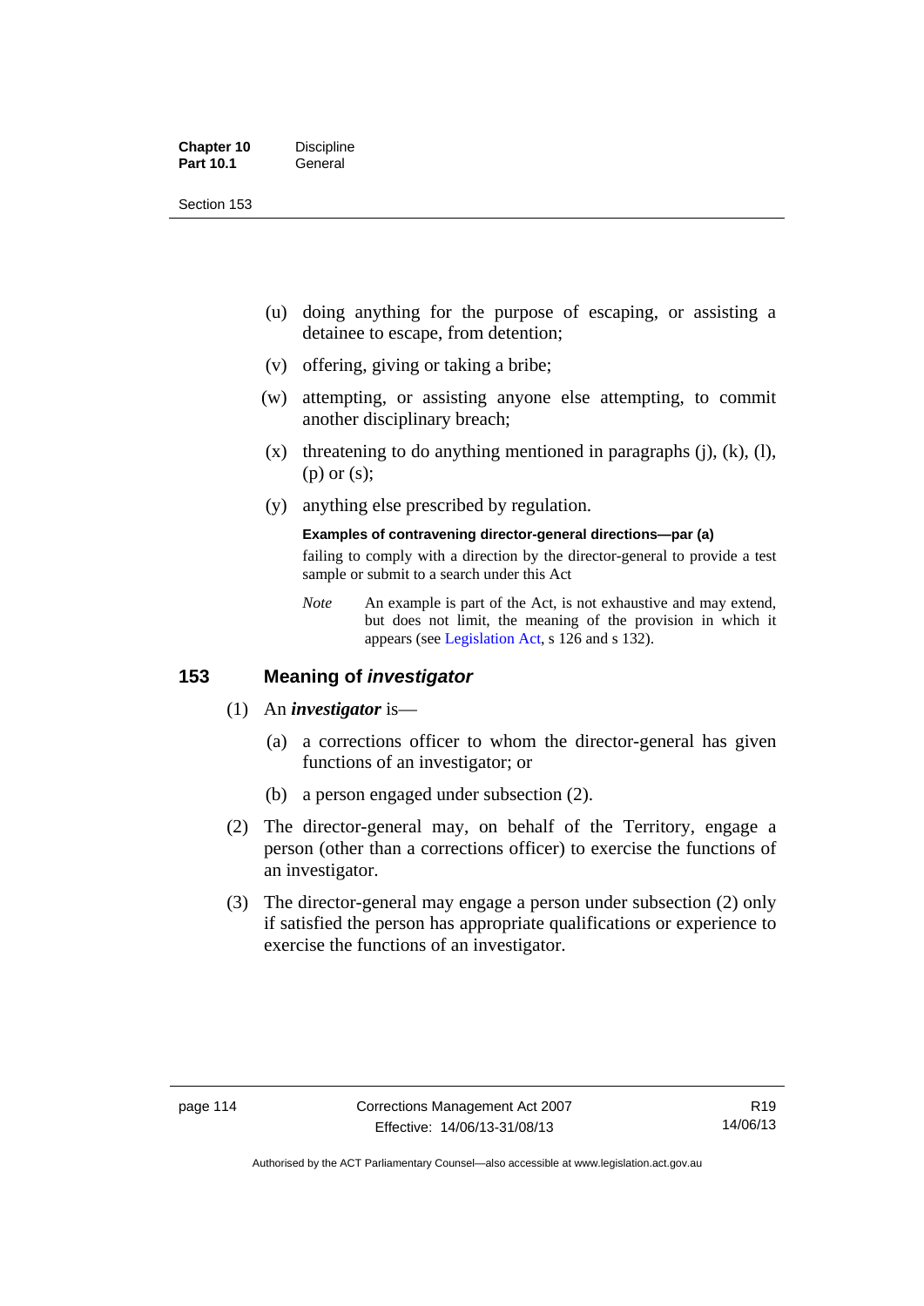(u) doing anything for the purpose of escaping, or assisting a detainee to escape, from detention;

(v) offering, giving or taking a bribe;

(w) attempting, or assisting anyone else attempting, to commit another disciplinary breach;

(x) threatening to do anything mentioned in paragraphs (j), (k), (l), (p) or (s);

(y) anything else prescribed by regulation.

**Examples of contravening director-general directions—par (a)**

failing to comply with a direction by the director-general to provide a test sample or submit to a search under this Act

*Note* An example is part of the Act, is not exhaustive and may extend, but does not limit, the meaning of the provision in which it appears (see Legislation Act, s 126 and s 132).

## 153 Meaning of *investigator*

(1) An ***investigator*** is—

(a) a corrections officer to whom the director-general has given functions of an investigator; or

(b) a person engaged under subsection (2).

(2) The director-general may, on behalf of the Territory, engage a person (other than a corrections officer) to exercise the functions of an investigator.

(3) The director-general may engage a person under subsection (2) only if satisfied the person has appropriate qualifications or experience to exercise the functions of an investigator.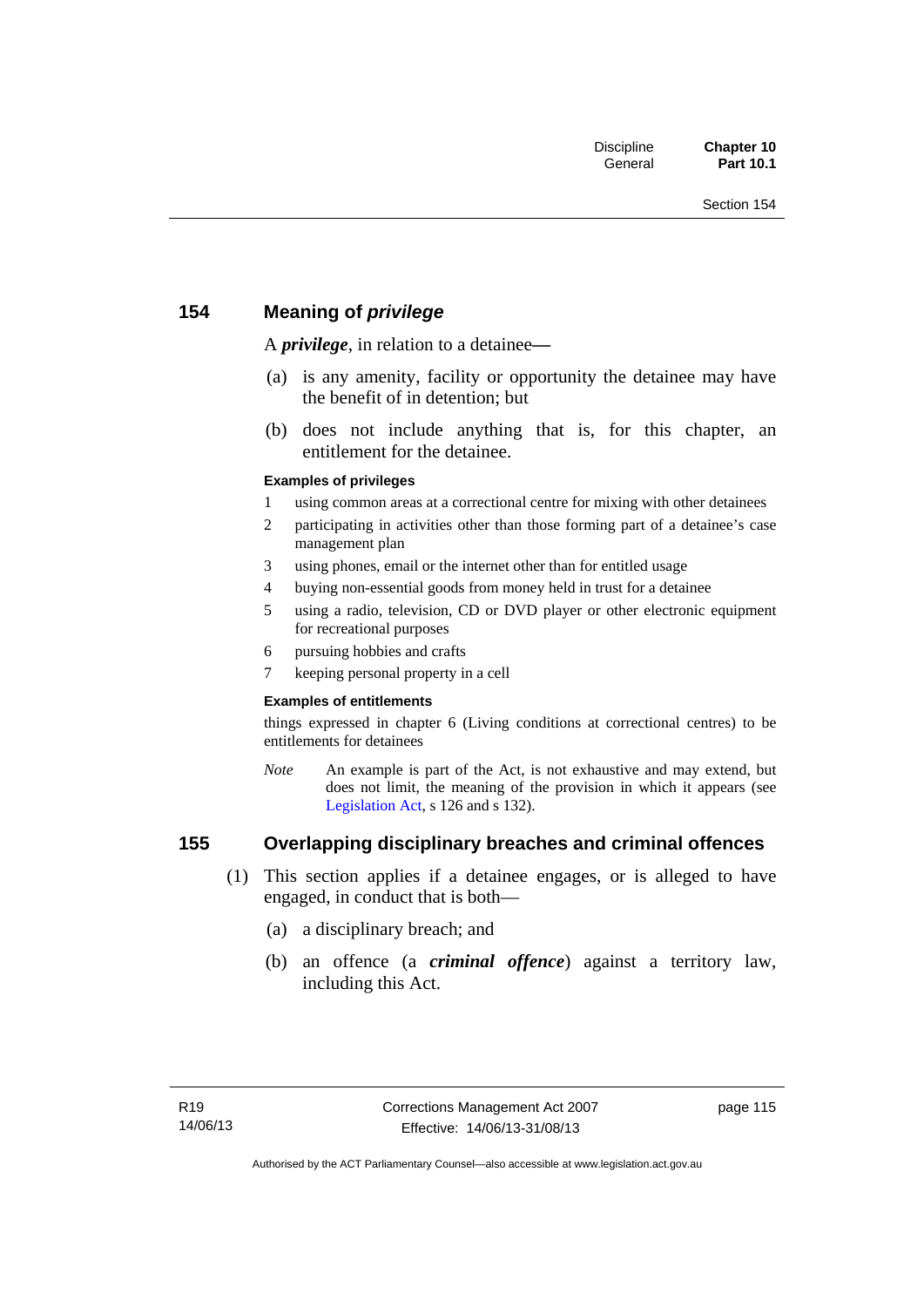## 154 Meaning of *privilege*

A ***privilege***, in relation to a detainee—

(a) is any amenity, facility or opportunity the detainee may have the benefit of in detention; but

(b) does not include anything that is, for this chapter, an entitlement for the detainee.

**Examples of privileges**

1. using common areas at a correctional centre for mixing with other detainees
2. participating in activities other than those forming part of a detainee's case management plan
3. using phones, email or the internet other than for entitled usage
4. buying non-essential goods from money held in trust for a detainee
5. using a radio, television, CD or DVD player or other electronic equipment for recreational purposes
6. pursuing hobbies and crafts
7. keeping personal property in a cell

**Examples of entitlements**

things expressed in chapter 6 (Living conditions at correctional centres) to be entitlements for detainees

*Note* An example is part of the Act, is not exhaustive and may extend, but does not limit, the meaning of the provision in which it appears (see Legislation Act, s 126 and s 132).

## 155 Overlapping disciplinary breaches and criminal offences

(1) This section applies if a detainee engages, or is alleged to have engaged, in conduct that is both—

(a) a disciplinary breach; and

(b) an offence (a ***criminal offence***) against a territory law, including this Act.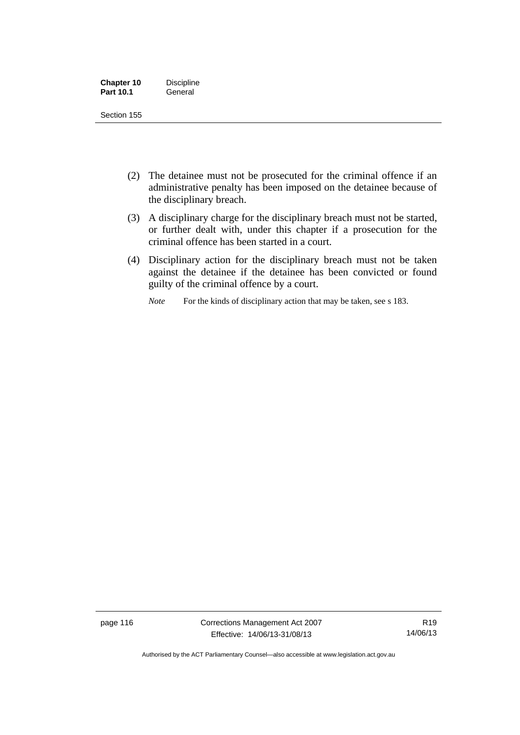(2) The detainee must not be prosecuted for the criminal offence if an administrative penalty has been imposed on the detainee because of the disciplinary breach.

(3) A disciplinary charge for the disciplinary breach must not be started, or further dealt with, under this chapter if a prosecution for the criminal offence has been started in a court.

(4) Disciplinary action for the disciplinary breach must not be taken against the detainee if the detainee has been convicted or found guilty of the criminal offence by a court.

*Note* For the kinds of disciplinary action that may be taken, see s 183.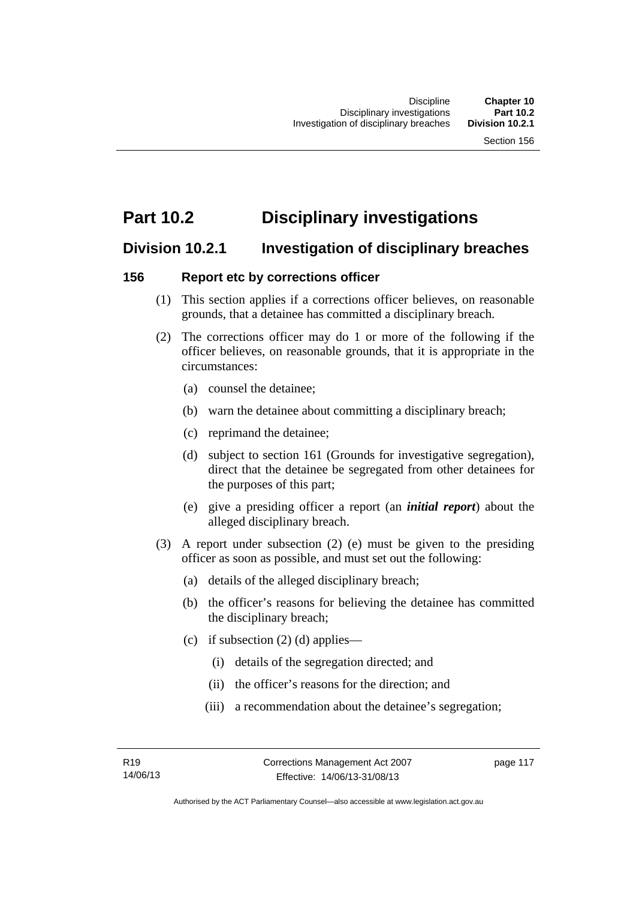# Part 10.2 Disciplinary investigations

## Division 10.2.1 Investigation of disciplinary breaches

### 156 Report etc by corrections officer

(1) This section applies if a corrections officer believes, on reasonable grounds, that a detainee has committed a disciplinary breach.

(2) The corrections officer may do 1 or more of the following if the officer believes, on reasonable grounds, that it is appropriate in the circumstances:

- (a) counsel the detainee;
- (b) warn the detainee about committing a disciplinary breach;
- (c) reprimand the detainee;
- (d) subject to section 161 (Grounds for investigative segregation), direct that the detainee be segregated from other detainees for the purposes of this part;
- (e) give a presiding officer a report (an ***initial report***) about the alleged disciplinary breach.

(3) A report under subsection (2) (e) must be given to the presiding officer as soon as possible, and must set out the following:

- (a) details of the alleged disciplinary breach;
- (b) the officer's reasons for believing the detainee has committed the disciplinary breach;
- (c) if subsection (2) (d) applies—
  - (i) details of the segregation directed; and
  - (ii) the officer's reasons for the direction; and
  - (iii) a recommendation about the detainee's segregation;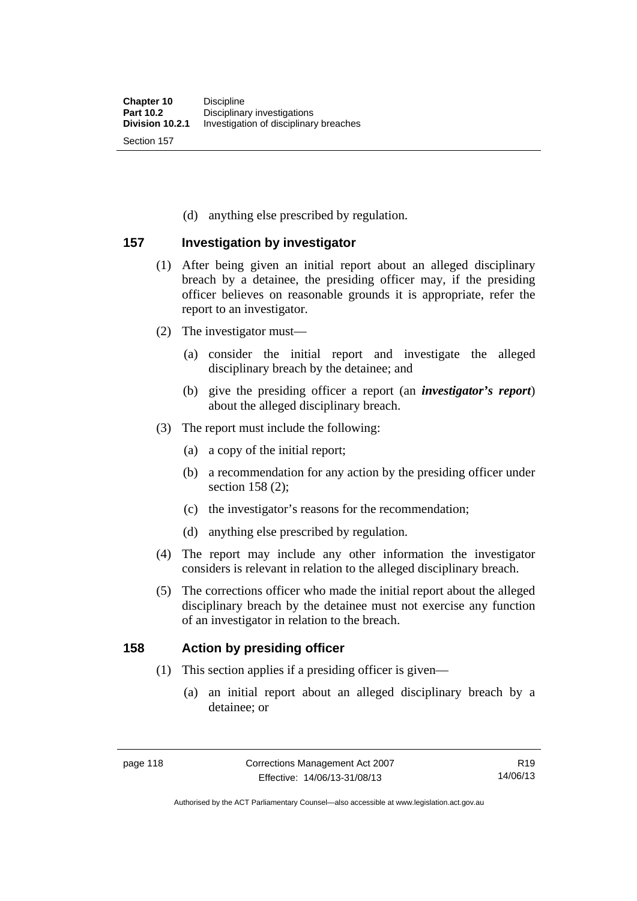(d) anything else prescribed by regulation.

## 157 Investigation by investigator

(1) After being given an initial report about an alleged disciplinary breach by a detainee, the presiding officer may, if the presiding officer believes on reasonable grounds it is appropriate, refer the report to an investigator.

(2) The investigator must—

(a) consider the initial report and investigate the alleged disciplinary breach by the detainee; and

(b) give the presiding officer a report (an ***investigator's report***) about the alleged disciplinary breach.

(3) The report must include the following:

(a) a copy of the initial report;

(b) a recommendation for any action by the presiding officer under section 158 (2);

(c) the investigator's reasons for the recommendation;

(d) anything else prescribed by regulation.

(4) The report may include any other information the investigator considers is relevant in relation to the alleged disciplinary breach.

(5) The corrections officer who made the initial report about the alleged disciplinary breach by the detainee must not exercise any function of an investigator in relation to the breach.

## 158 Action by presiding officer

(1) This section applies if a presiding officer is given—

(a) an initial report about an alleged disciplinary breach by a detainee; or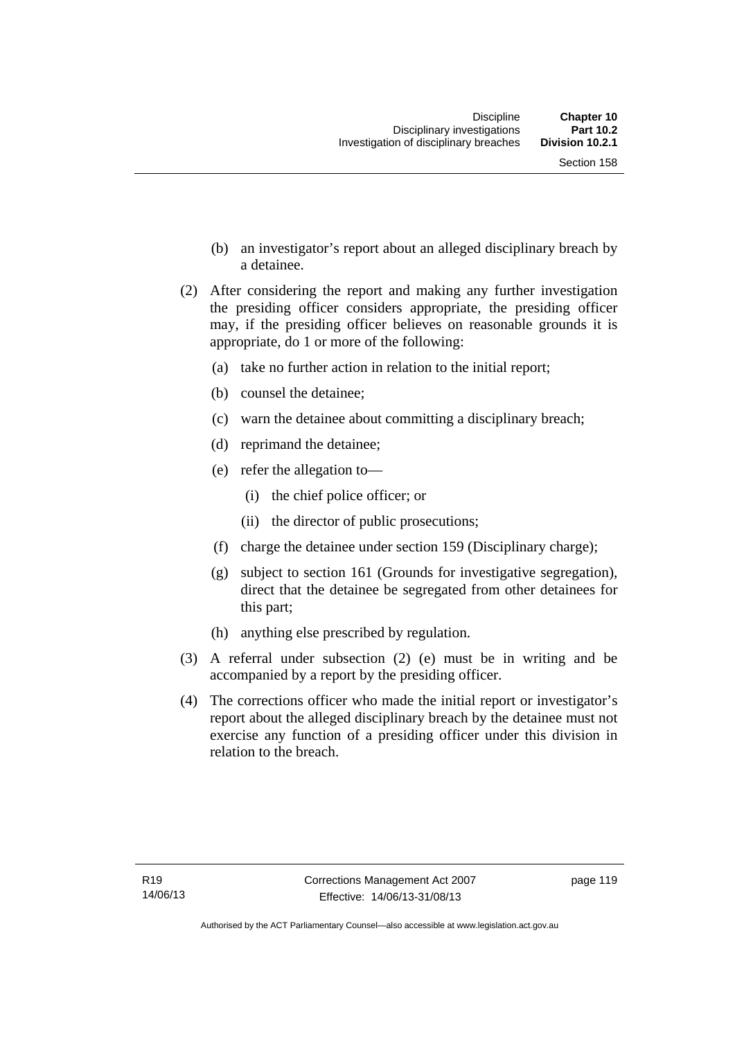(b) an investigator's report about an alleged disciplinary breach by a detainee.

(2) After considering the report and making any further investigation the presiding officer considers appropriate, the presiding officer may, if the presiding officer believes on reasonable grounds it is appropriate, do 1 or more of the following:

(a) take no further action in relation to the initial report;

(b) counsel the detainee;

(c) warn the detainee about committing a disciplinary breach;

(d) reprimand the detainee;

(e) refer the allegation to—

(i) the chief police officer; or

(ii) the director of public prosecutions;

(f) charge the detainee under section 159 (Disciplinary charge);

(g) subject to section 161 (Grounds for investigative segregation), direct that the detainee be segregated from other detainees for this part;

(h) anything else prescribed by regulation.

(3) A referral under subsection (2) (e) must be in writing and be accompanied by a report by the presiding officer.

(4) The corrections officer who made the initial report or investigator's report about the alleged disciplinary breach by the detainee must not exercise any function of a presiding officer under this division in relation to the breach.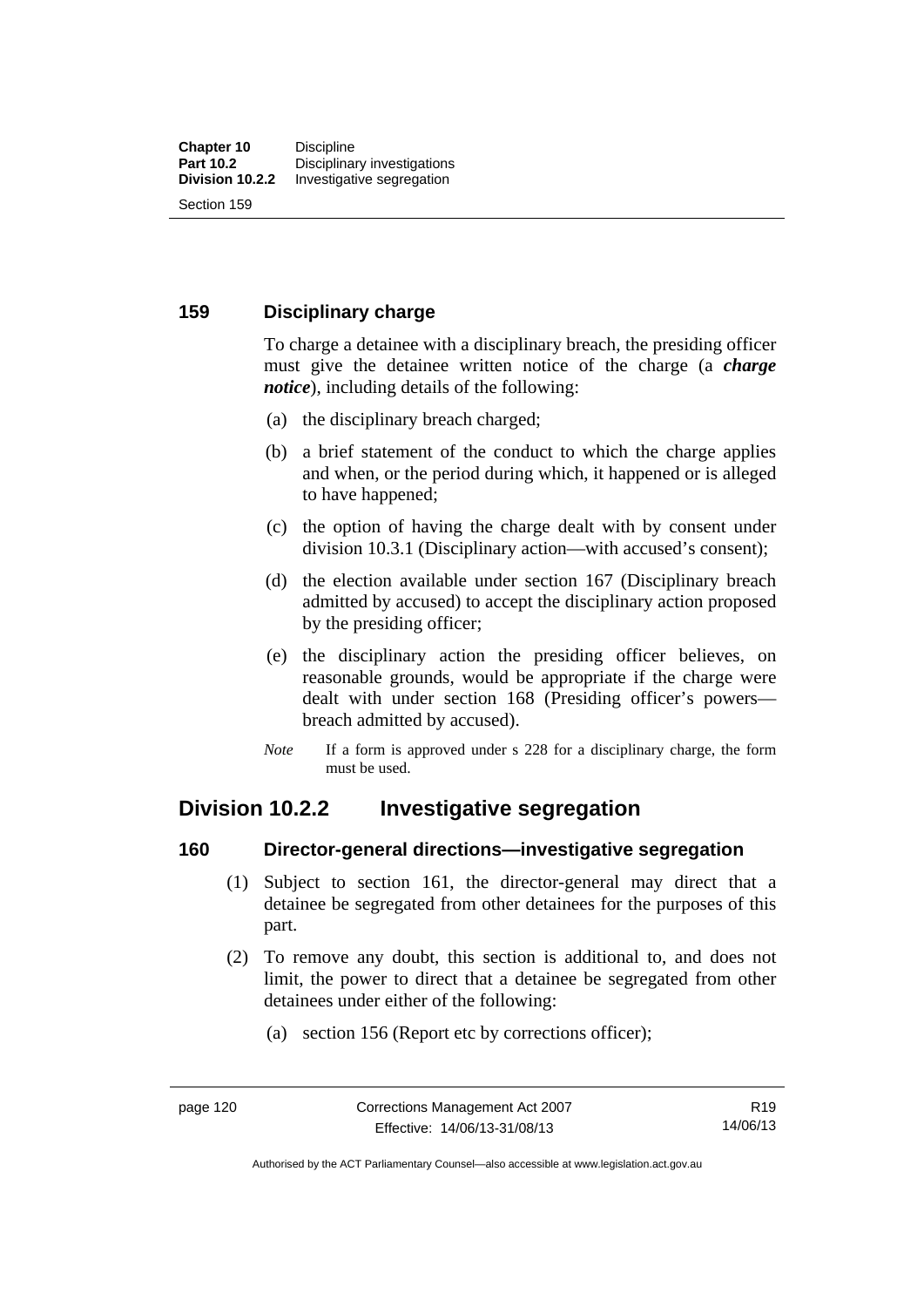### 159 Disciplinary charge

To charge a detainee with a disciplinary breach, the presiding officer must give the detainee written notice of the charge (a ***charge notice***), including details of the following:

(a) the disciplinary breach charged;

(b) a brief statement of the conduct to which the charge applies and when, or the period during which, it happened or is alleged to have happened;

(c) the option of having the charge dealt with by consent under division 10.3.1 (Disciplinary action—with accused's consent);

(d) the election available under section 167 (Disciplinary breach admitted by accused) to accept the disciplinary action proposed by the presiding officer;

(e) the disciplinary action the presiding officer believes, on reasonable grounds, would be appropriate if the charge were dealt with under section 168 (Presiding officer's powers—breach admitted by accused).

*Note* If a form is approved under s 228 for a disciplinary charge, the form must be used.

## Division 10.2.2 Investigative segregation

### 160 Director-general directions—investigative segregation

(1) Subject to section 161, the director-general may direct that a detainee be segregated from other detainees for the purposes of this part.

(2) To remove any doubt, this section is additional to, and does not limit, the power to direct that a detainee be segregated from other detainees under either of the following:

(a) section 156 (Report etc by corrections officer);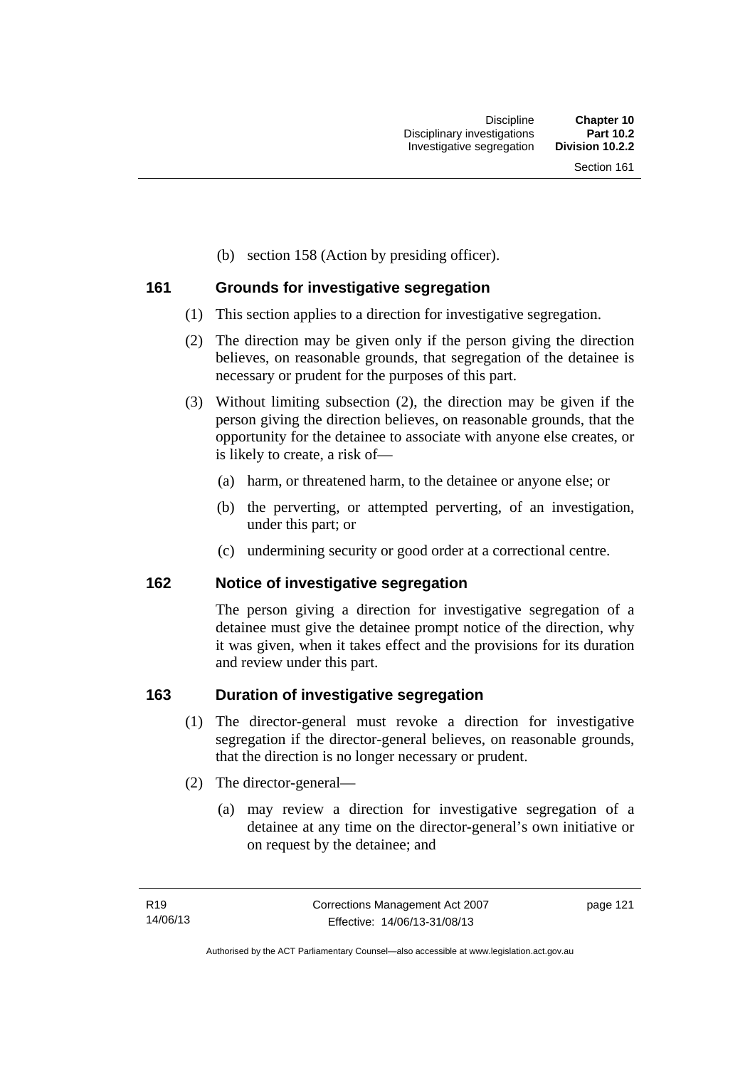(b) section 158 (Action by presiding officer).

### 161 Grounds for investigative segregation

(1) This section applies to a direction for investigative segregation.

(2) The direction may be given only if the person giving the direction believes, on reasonable grounds, that segregation of the detainee is necessary or prudent for the purposes of this part.

(3) Without limiting subsection (2), the direction may be given if the person giving the direction believes, on reasonable grounds, that the opportunity for the detainee to associate with anyone else creates, or is likely to create, a risk of—

(a) harm, or threatened harm, to the detainee or anyone else; or

(b) the perverting, or attempted perverting, of an investigation, under this part; or

(c) undermining security or good order at a correctional centre.

### 162 Notice of investigative segregation

The person giving a direction for investigative segregation of a detainee must give the detainee prompt notice of the direction, why it was given, when it takes effect and the provisions for its duration and review under this part.

### 163 Duration of investigative segregation

(1) The director-general must revoke a direction for investigative segregation if the director-general believes, on reasonable grounds, that the direction is no longer necessary or prudent.

(2) The director-general—

(a) may review a direction for investigative segregation of a detainee at any time on the director-general's own initiative or on request by the detainee; and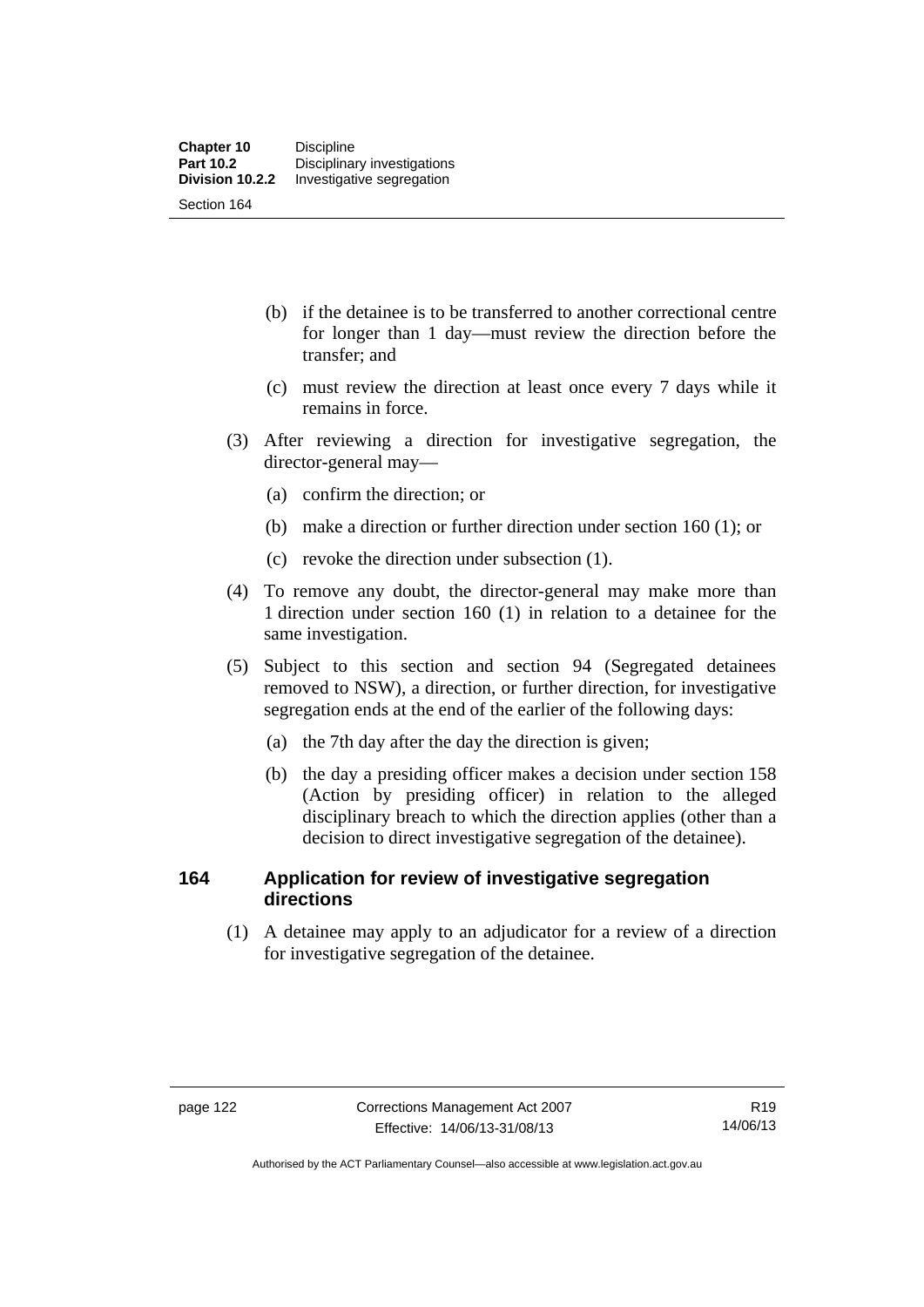(b) if the detainee is to be transferred to another correctional centre for longer than 1 day—must review the direction before the transfer; and

(c) must review the direction at least once every 7 days while it remains in force.

(3) After reviewing a direction for investigative segregation, the director-general may—

(a) confirm the direction; or

(b) make a direction or further direction under section 160 (1); or

(c) revoke the direction under subsection (1).

(4) To remove any doubt, the director-general may make more than 1 direction under section 160 (1) in relation to a detainee for the same investigation.

(5) Subject to this section and section 94 (Segregated detainees removed to NSW), a direction, or further direction, for investigative segregation ends at the end of the earlier of the following days:

(a) the 7th day after the day the direction is given;

(b) the day a presiding officer makes a decision under section 158 (Action by presiding officer) in relation to the alleged disciplinary breach to which the direction applies (other than a decision to direct investigative segregation of the detainee).

### 164 Application for review of investigative segregation directions

(1) A detainee may apply to an adjudicator for a review of a direction for investigative segregation of the detainee.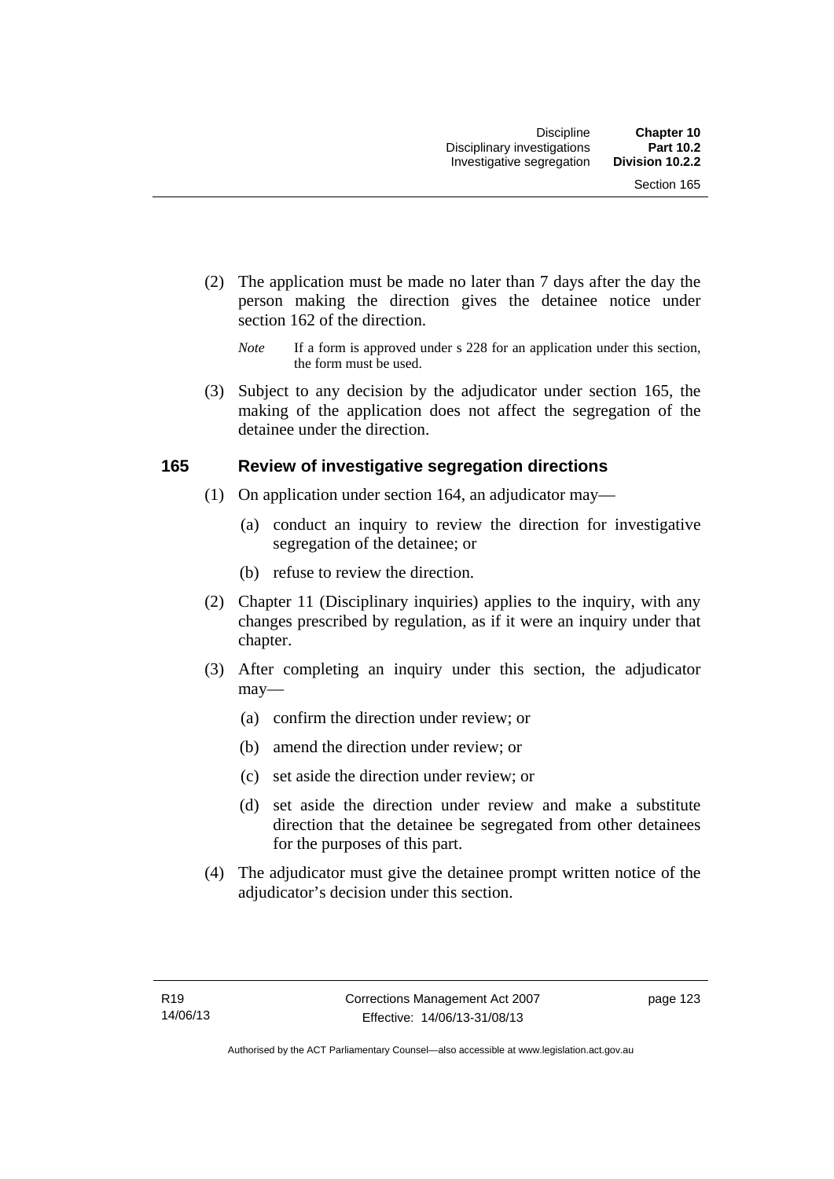(2) The application must be made no later than 7 days after the day the person making the direction gives the detainee notice under section 162 of the direction.

*Note* If a form is approved under s 228 for an application under this section, the form must be used.

(3) Subject to any decision by the adjudicator under section 165, the making of the application does not affect the segregation of the detainee under the direction.

### 165 Review of investigative segregation directions

(1) On application under section 164, an adjudicator may—

(a) conduct an inquiry to review the direction for investigative segregation of the detainee; or

(b) refuse to review the direction.

(2) Chapter 11 (Disciplinary inquiries) applies to the inquiry, with any changes prescribed by regulation, as if it were an inquiry under that chapter.

(3) After completing an inquiry under this section, the adjudicator may—

(a) confirm the direction under review; or

(b) amend the direction under review; or

(c) set aside the direction under review; or

(d) set aside the direction under review and make a substitute direction that the detainee be segregated from other detainees for the purposes of this part.

(4) The adjudicator must give the detainee prompt written notice of the adjudicator's decision under this section.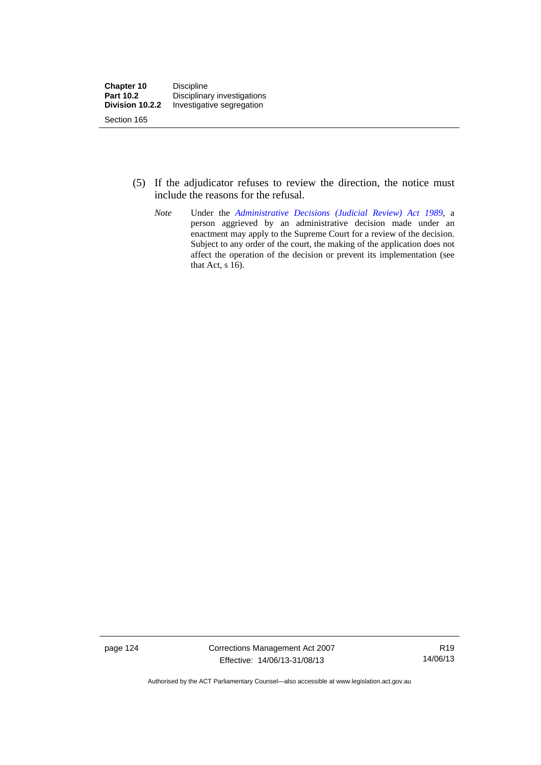(5) If the adjudicator refuses to review the direction, the notice must include the reasons for the refusal.

*Note* Under the *Administrative Decisions (Judicial Review) Act 1989*, a person aggrieved by an administrative decision made under an enactment may apply to the Supreme Court for a review of the decision. Subject to any order of the court, the making of the application does not affect the operation of the decision or prevent its implementation (see that Act, s 16).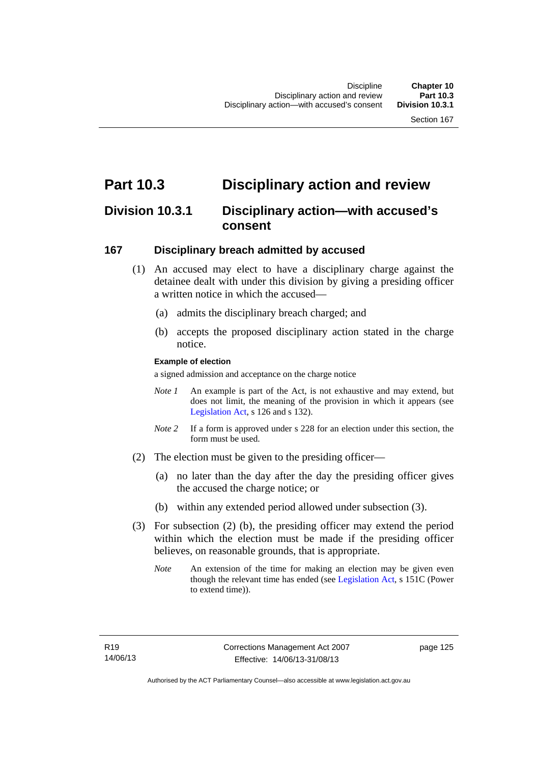# Part 10.3 Disciplinary action and review

## Division 10.3.1 Disciplinary action—with accused's consent

### 167 Disciplinary breach admitted by accused

(1) An accused may elect to have a disciplinary charge against the detainee dealt with under this division by giving a presiding officer a written notice in which the accused—

(a) admits the disciplinary breach charged; and

(b) accepts the proposed disciplinary action stated in the charge notice.

**Example of election**

a signed admission and acceptance on the charge notice

*Note 1* An example is part of the Act, is not exhaustive and may extend, but does not limit, the meaning of the provision in which it appears (see Legislation Act, s 126 and s 132).

*Note 2* If a form is approved under s 228 for an election under this section, the form must be used.

(2) The election must be given to the presiding officer—

(a) no later than the day after the day the presiding officer gives the accused the charge notice; or

(b) within any extended period allowed under subsection (3).

(3) For subsection (2) (b), the presiding officer may extend the period within which the election must be made if the presiding officer believes, on reasonable grounds, that is appropriate.

*Note* An extension of the time for making an election may be given even though the relevant time has ended (see Legislation Act, s 151C (Power to extend time)).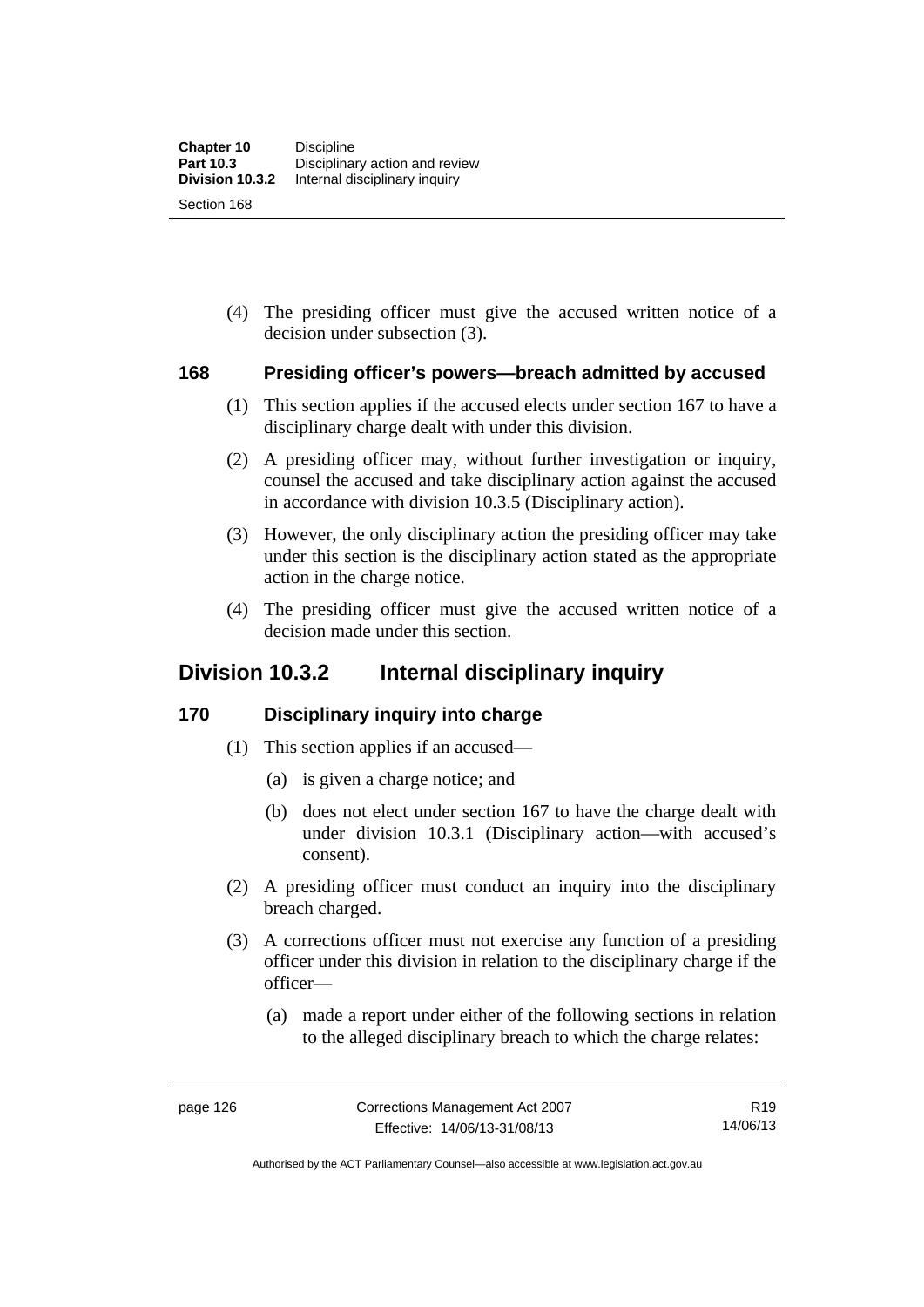(4) The presiding officer must give the accused written notice of a decision under subsection (3).

### 168 Presiding officer's powers—breach admitted by accused

(1) This section applies if the accused elects under section 167 to have a disciplinary charge dealt with under this division.

(2) A presiding officer may, without further investigation or inquiry, counsel the accused and take disciplinary action against the accused in accordance with division 10.3.5 (Disciplinary action).

(3) However, the only disciplinary action the presiding officer may take under this section is the disciplinary action stated as the appropriate action in the charge notice.

(4) The presiding officer must give the accused written notice of a decision made under this section.

## Division 10.3.2 Internal disciplinary inquiry

### 170 Disciplinary inquiry into charge

(1) This section applies if an accused—

(a) is given a charge notice; and

(b) does not elect under section 167 to have the charge dealt with under division 10.3.1 (Disciplinary action—with accused's consent).

(2) A presiding officer must conduct an inquiry into the disciplinary breach charged.

(3) A corrections officer must not exercise any function of a presiding officer under this division in relation to the disciplinary charge if the officer—

(a) made a report under either of the following sections in relation to the alleged disciplinary breach to which the charge relates: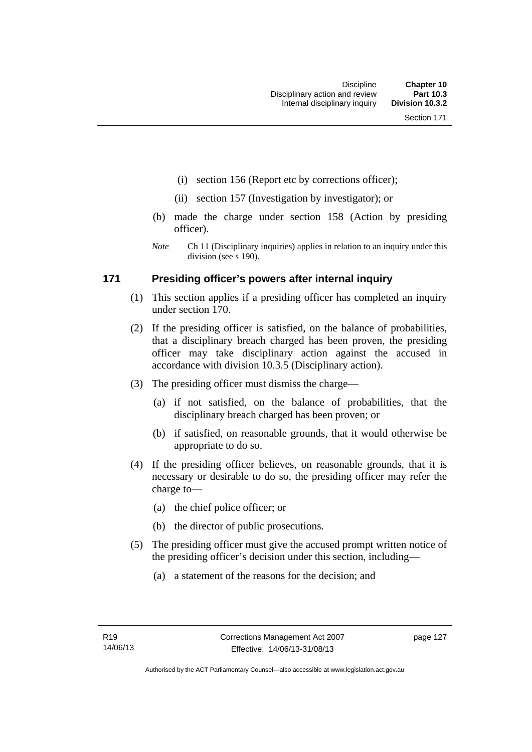(i) section 156 (Report etc by corrections officer);

(ii) section 157 (Investigation by investigator); or

(b) made the charge under section 158 (Action by presiding officer).

*Note* Ch 11 (Disciplinary inquiries) applies in relation to an inquiry under this division (see s 190).

## 171 Presiding officer's powers after internal inquiry

(1) This section applies if a presiding officer has completed an inquiry under section 170.

(2) If the presiding officer is satisfied, on the balance of probabilities, that a disciplinary breach charged has been proven, the presiding officer may take disciplinary action against the accused in accordance with division 10.3.5 (Disciplinary action).

(3) The presiding officer must dismiss the charge—

(a) if not satisfied, on the balance of probabilities, that the disciplinary breach charged has been proven; or

(b) if satisfied, on reasonable grounds, that it would otherwise be appropriate to do so.

(4) If the presiding officer believes, on reasonable grounds, that it is necessary or desirable to do so, the presiding officer may refer the charge to—

(a) the chief police officer; or

(b) the director of public prosecutions.

(5) The presiding officer must give the accused prompt written notice of the presiding officer's decision under this section, including—

(a) a statement of the reasons for the decision; and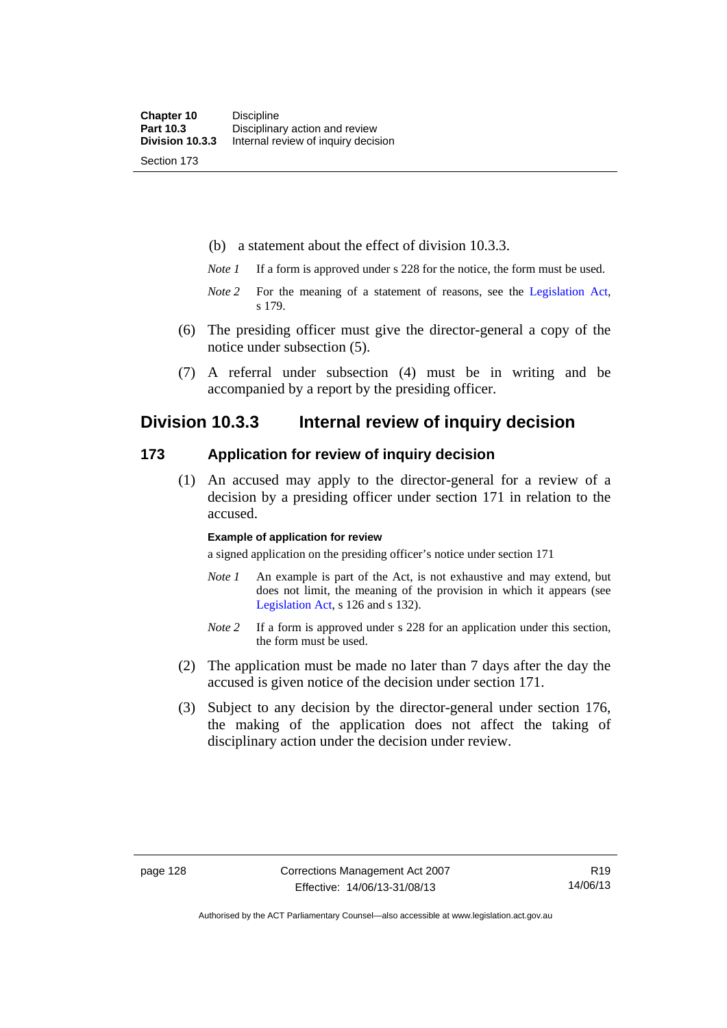(b) a statement about the effect of division 10.3.3.

*Note 1* If a form is approved under s 228 for the notice, the form must be used.

*Note 2* For the meaning of a statement of reasons, see the Legislation Act, s 179.

(6) The presiding officer must give the director-general a copy of the notice under subsection (5).

(7) A referral under subsection (4) must be in writing and be accompanied by a report by the presiding officer.

## Division 10.3.3 Internal review of inquiry decision

### 173 Application for review of inquiry decision

(1) An accused may apply to the director-general for a review of a decision by a presiding officer under section 171 in relation to the accused.

**Example of application for review**

a signed application on the presiding officer's notice under section 171

*Note 1* An example is part of the Act, is not exhaustive and may extend, but does not limit, the meaning of the provision in which it appears (see Legislation Act, s 126 and s 132).

*Note 2* If a form is approved under s 228 for an application under this section, the form must be used.

(2) The application must be made no later than 7 days after the day the accused is given notice of the decision under section 171.

(3) Subject to any decision by the director-general under section 176, the making of the application does not affect the taking of disciplinary action under the decision under review.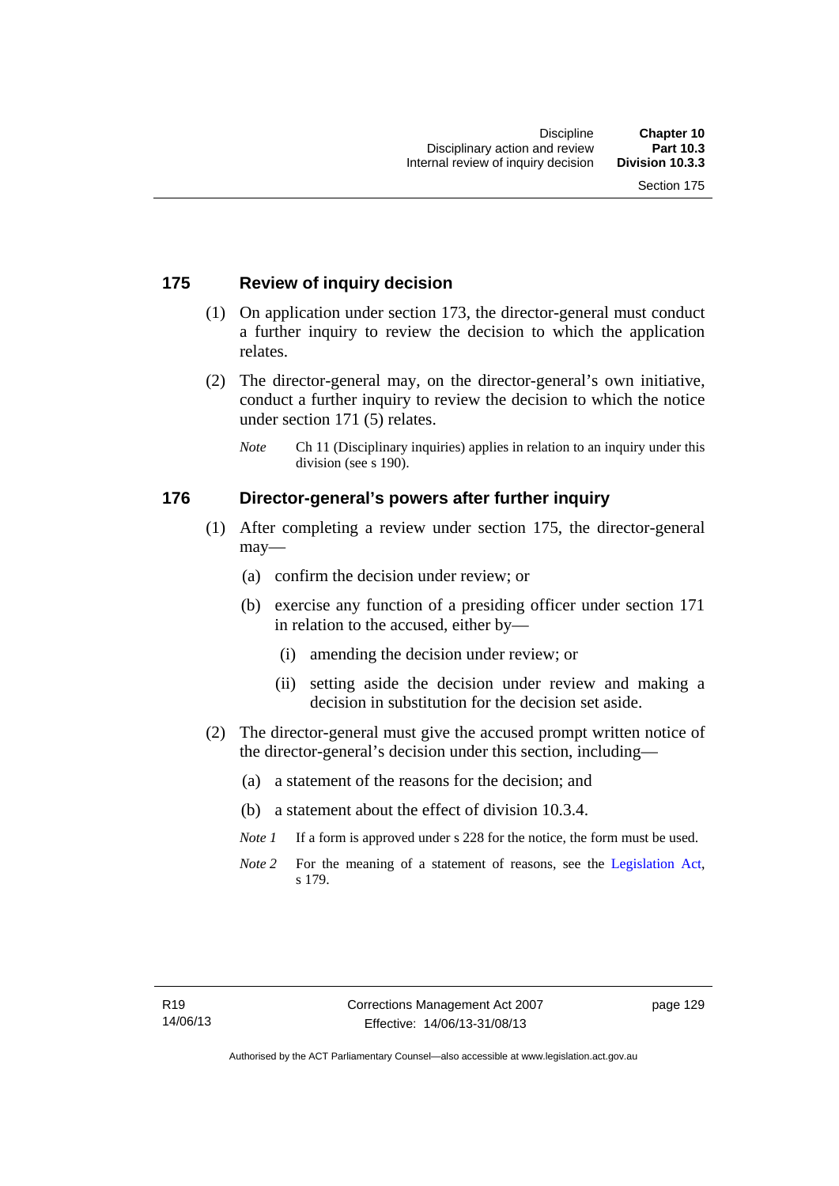## 175 Review of inquiry decision

(1) On application under section 173, the director-general must conduct a further inquiry to review the decision to which the application relates.

(2) The director-general may, on the director-general's own initiative, conduct a further inquiry to review the decision to which the notice under section 171 (5) relates.

*Note* Ch 11 (Disciplinary inquiries) applies in relation to an inquiry under this division (see s 190).

## 176 Director-general's powers after further inquiry

(1) After completing a review under section 175, the director-general may—

(a) confirm the decision under review; or

(b) exercise any function of a presiding officer under section 171 in relation to the accused, either by—

(i) amending the decision under review; or

(ii) setting aside the decision under review and making a decision in substitution for the decision set aside.

(2) The director-general must give the accused prompt written notice of the director-general's decision under this section, including—

(a) a statement of the reasons for the decision; and

(b) a statement about the effect of division 10.3.4.

*Note 1* If a form is approved under s 228 for the notice, the form must be used.

*Note 2* For the meaning of a statement of reasons, see the Legislation Act, s 179.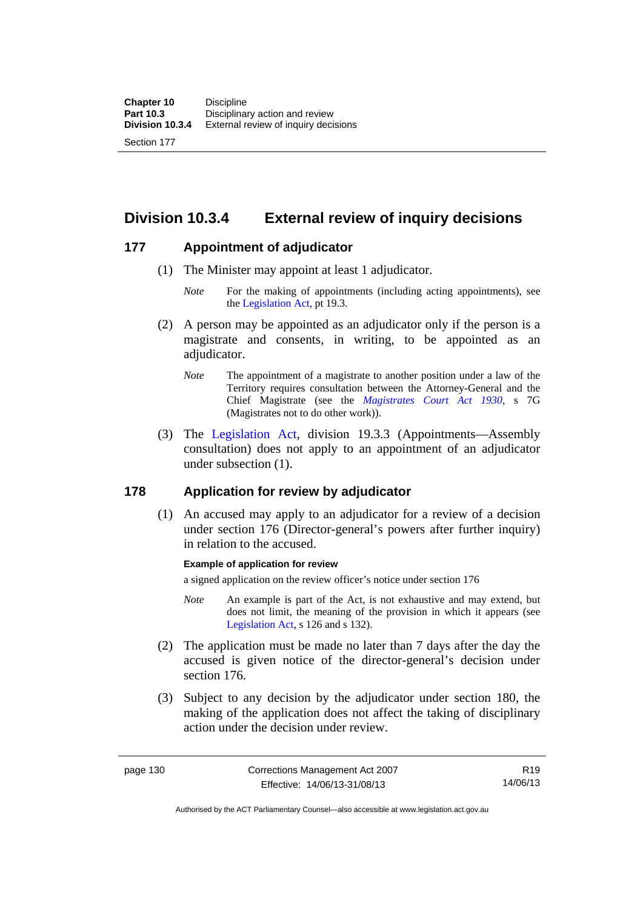## Division 10.3.4 External review of inquiry decisions

### 177 Appointment of adjudicator

(1) The Minister may appoint at least 1 adjudicator.

*Note* For the making of appointments (including acting appointments), see the Legislation Act, pt 19.3.

(2) A person may be appointed as an adjudicator only if the person is a magistrate and consents, in writing, to be appointed as an adjudicator.

*Note* The appointment of a magistrate to another position under a law of the Territory requires consultation between the Attorney-General and the Chief Magistrate (see the *Magistrates Court Act 1930*, s 7G (Magistrates not to do other work)).

(3) The Legislation Act, division 19.3.3 (Appointments—Assembly consultation) does not apply to an appointment of an adjudicator under subsection (1).

### 178 Application for review by adjudicator

(1) An accused may apply to an adjudicator for a review of a decision under section 176 (Director-general's powers after further inquiry) in relation to the accused.

**Example of application for review**

a signed application on the review officer's notice under section 176

*Note* An example is part of the Act, is not exhaustive and may extend, but does not limit, the meaning of the provision in which it appears (see Legislation Act, s 126 and s 132).

(2) The application must be made no later than 7 days after the day the accused is given notice of the director-general's decision under section 176.

(3) Subject to any decision by the adjudicator under section 180, the making of the application does not affect the taking of disciplinary action under the decision under review.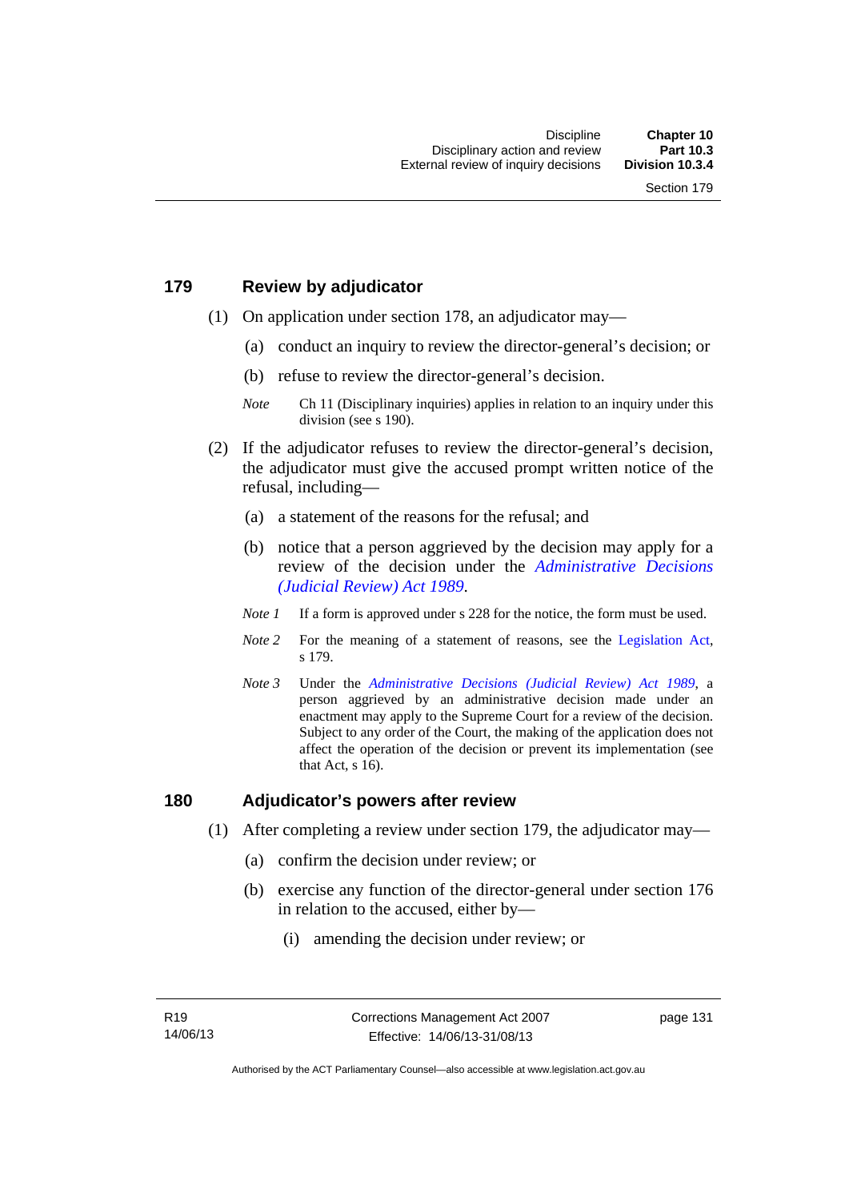## 179 Review by adjudicator

(1) On application under section 178, an adjudicator may—

(a) conduct an inquiry to review the director-general's decision; or

(b) refuse to review the director-general's decision.

*Note* Ch 11 (Disciplinary inquiries) applies in relation to an inquiry under this division (see s 190).

(2) If the adjudicator refuses to review the director-general's decision, the adjudicator must give the accused prompt written notice of the refusal, including—

(a) a statement of the reasons for the refusal; and

(b) notice that a person aggrieved by the decision may apply for a review of the decision under the *Administrative Decisions (Judicial Review) Act 1989*.

*Note 1* If a form is approved under s 228 for the notice, the form must be used.

*Note 2* For the meaning of a statement of reasons, see the Legislation Act, s 179.

*Note 3* Under the *Administrative Decisions (Judicial Review) Act 1989*, a person aggrieved by an administrative decision made under an enactment may apply to the Supreme Court for a review of the decision. Subject to any order of the Court, the making of the application does not affect the operation of the decision or prevent its implementation (see that Act, s 16).

## 180 Adjudicator's powers after review

(1) After completing a review under section 179, the adjudicator may—

(a) confirm the decision under review; or

(b) exercise any function of the director-general under section 176 in relation to the accused, either by—

(i) amending the decision under review; or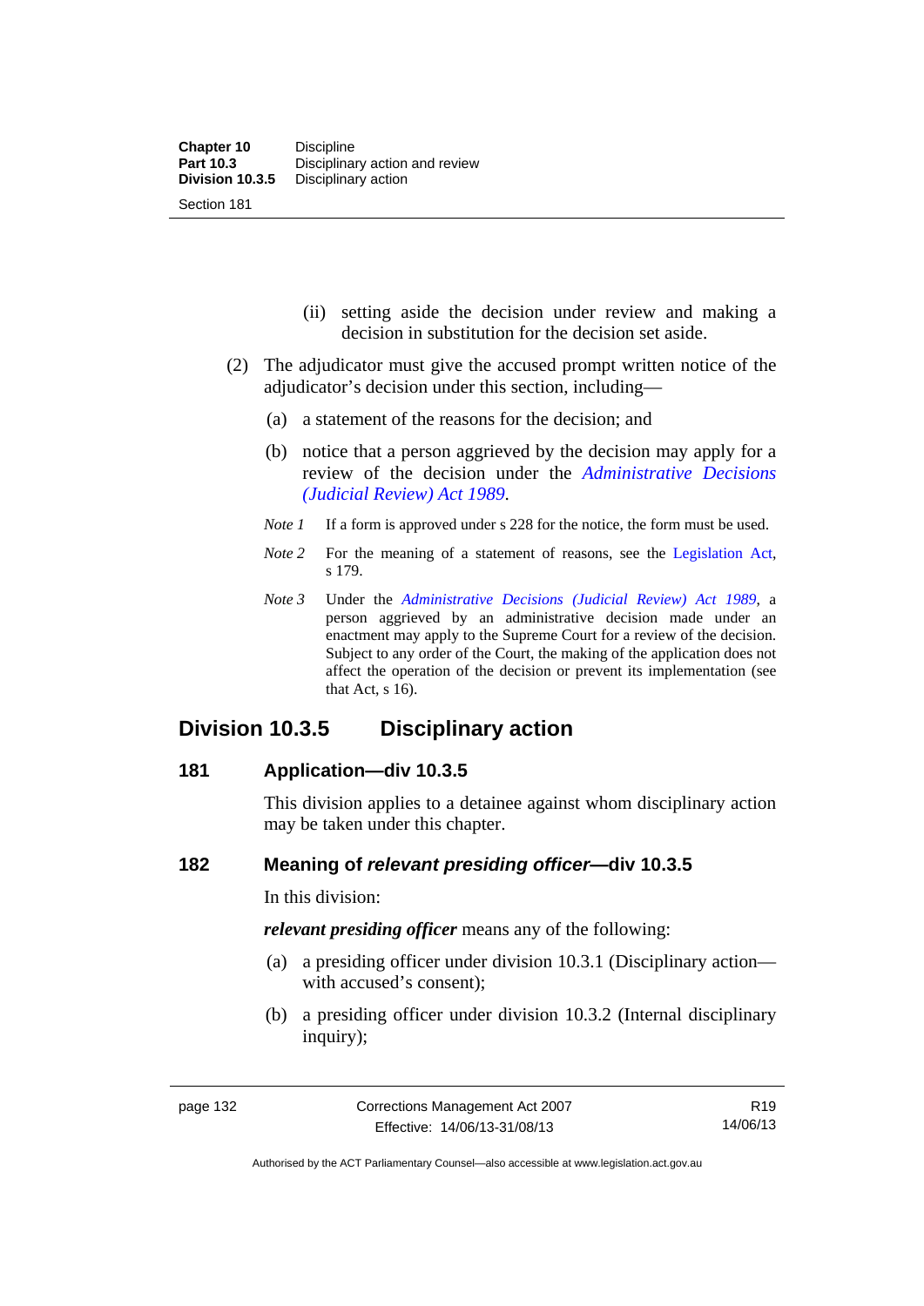(ii) setting aside the decision under review and making a decision in substitution for the decision set aside.

(2) The adjudicator must give the accused prompt written notice of the adjudicator's decision under this section, including—

(a) a statement of the reasons for the decision; and

(b) notice that a person aggrieved by the decision may apply for a review of the decision under the *Administrative Decisions (Judicial Review) Act 1989*.

*Note 1* If a form is approved under s 228 for the notice, the form must be used.

*Note 2* For the meaning of a statement of reasons, see the Legislation Act, s 179.

*Note 3* Under the *Administrative Decisions (Judicial Review) Act 1989*, a person aggrieved by an administrative decision made under an enactment may apply to the Supreme Court for a review of the decision. Subject to any order of the Court, the making of the application does not affect the operation of the decision or prevent its implementation (see that Act, s 16).

## Division 10.3.5 Disciplinary action

### 181 Application—div 10.3.5

This division applies to a detainee against whom disciplinary action may be taken under this chapter.

### 182 Meaning of *relevant presiding officer*—div 10.3.5

In this division:

***relevant presiding officer*** means any of the following:

(a) a presiding officer under division 10.3.1 (Disciplinary action—with accused's consent);

(b) a presiding officer under division 10.3.2 (Internal disciplinary inquiry);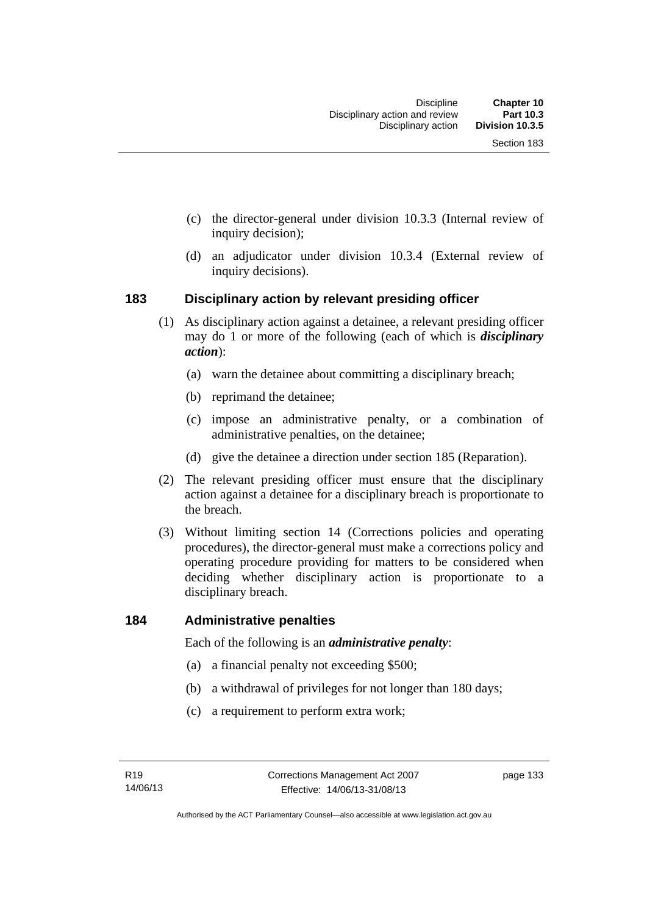- (c) the director-general under division 10.3.3 (Internal review of inquiry decision);
- (d) an adjudicator under division 10.3.4 (External review of inquiry decisions).

### 183 Disciplinary action by relevant presiding officer

(1) As disciplinary action against a detainee, a relevant presiding officer may do 1 or more of the following (each of which is ***disciplinary action***):

- (a) warn the detainee about committing a disciplinary breach;
- (b) reprimand the detainee;
- (c) impose an administrative penalty, or a combination of administrative penalties, on the detainee;
- (d) give the detainee a direction under section 185 (Reparation).

(2) The relevant presiding officer must ensure that the disciplinary action against a detainee for a disciplinary breach is proportionate to the breach.

(3) Without limiting section 14 (Corrections policies and operating procedures), the director-general must make a corrections policy and operating procedure providing for matters to be considered when deciding whether disciplinary action is proportionate to a disciplinary breach.

### 184 Administrative penalties

Each of the following is an ***administrative penalty***:

- (a) a financial penalty not exceeding $500;
- (b) a withdrawal of privileges for not longer than 180 days;
- (c) a requirement to perform extra work;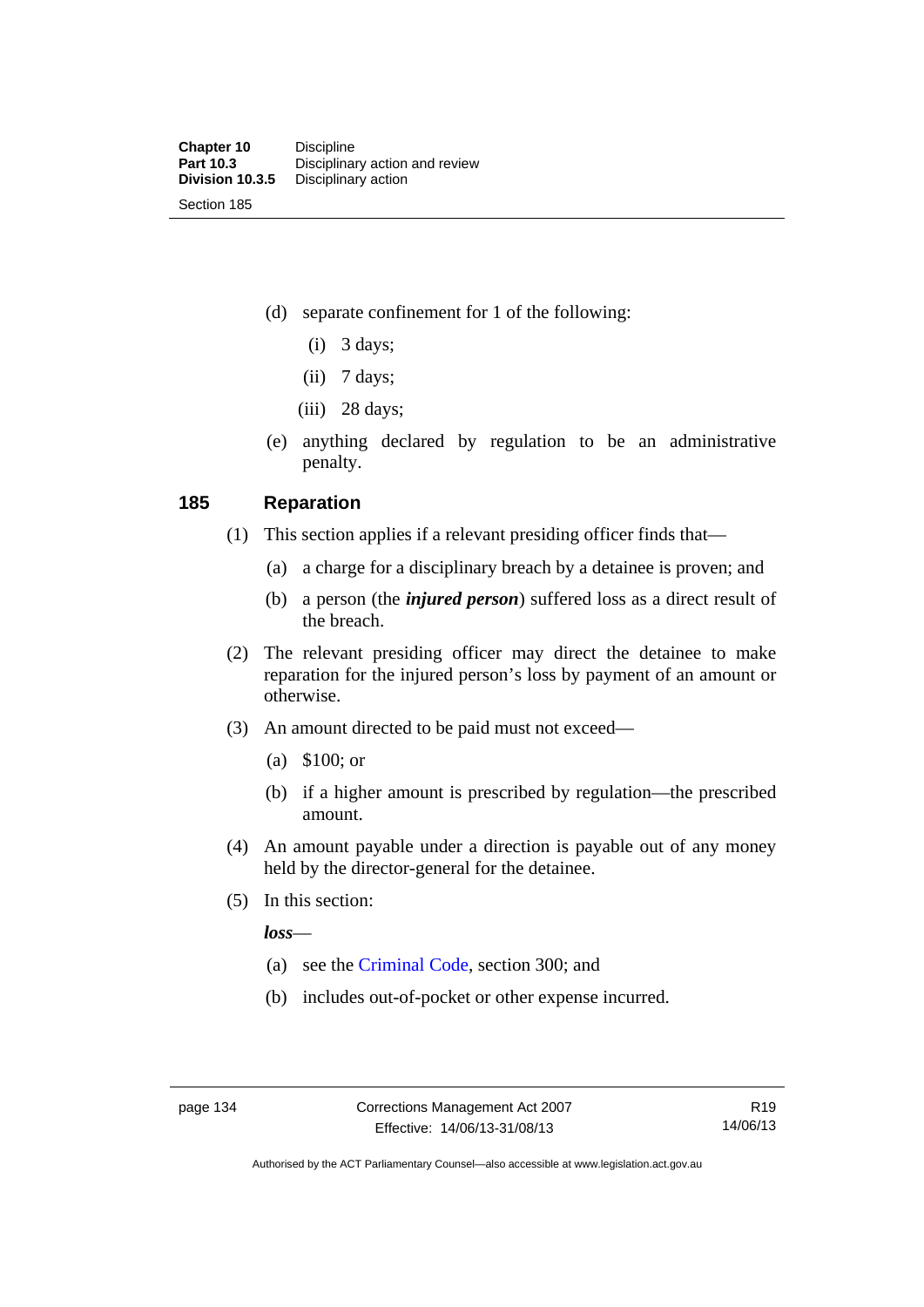(d) separate confinement for 1 of the following:

(i) 3 days;

(ii) 7 days;

(iii) 28 days;

(e) anything declared by regulation to be an administrative penalty.

## 185 Reparation

(1) This section applies if a relevant presiding officer finds that—

(a) a charge for a disciplinary breach by a detainee is proven; and

(b) a person (the ***injured person***) suffered loss as a direct result of the breach.

(2) The relevant presiding officer may direct the detainee to make reparation for the injured person's loss by payment of an amount or otherwise.

(3) An amount directed to be paid must not exceed—

(a) $100; or

(b) if a higher amount is prescribed by regulation—the prescribed amount.

(4) An amount payable under a direction is payable out of any money held by the director-general for the detainee.

(5) In this section:

***loss***—

(a) see the Criminal Code, section 300; and

(b) includes out-of-pocket or other expense incurred.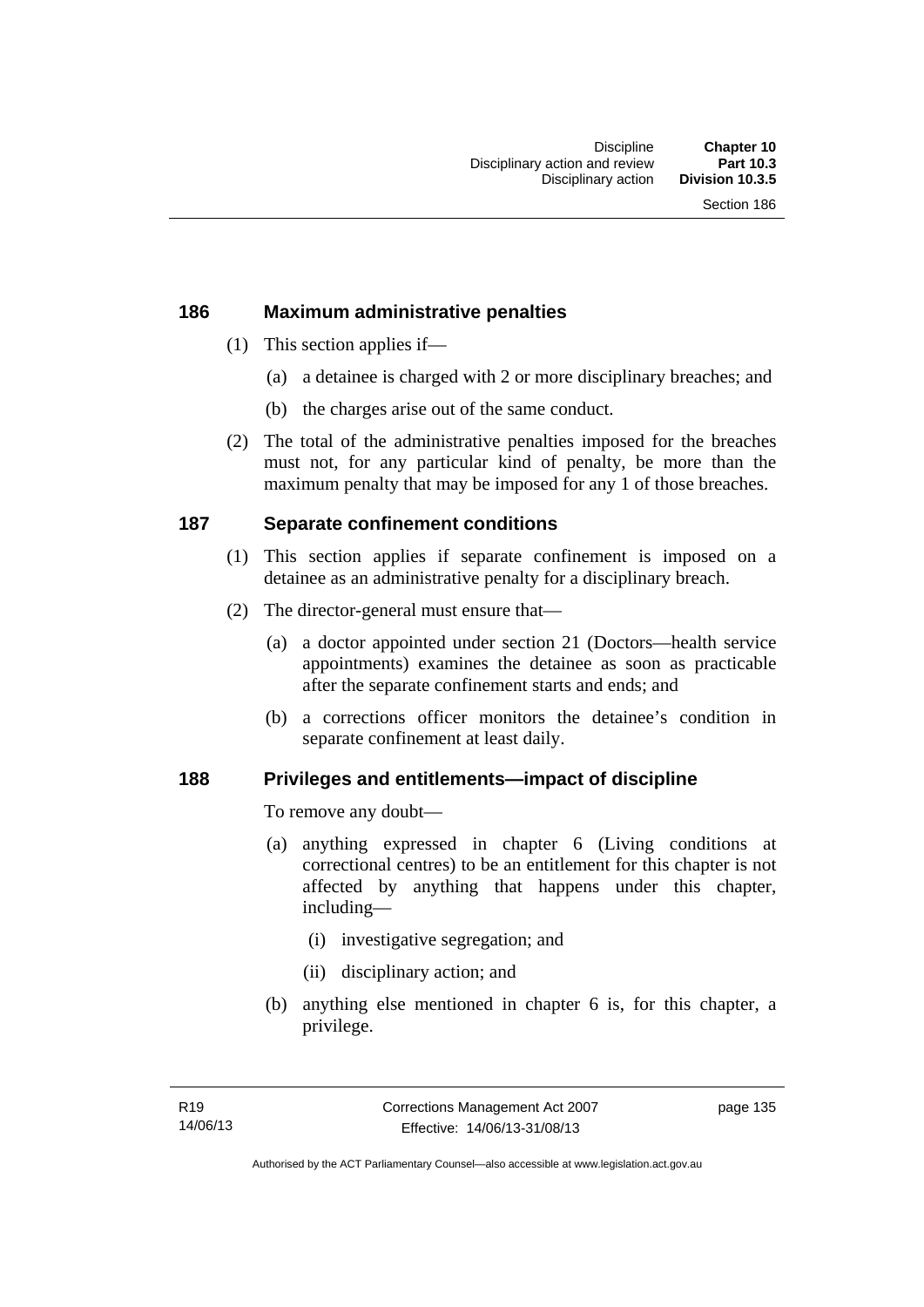## 186 Maximum administrative penalties

(1) This section applies if—

(a) a detainee is charged with 2 or more disciplinary breaches; and

(b) the charges arise out of the same conduct.

(2) The total of the administrative penalties imposed for the breaches must not, for any particular kind of penalty, be more than the maximum penalty that may be imposed for any 1 of those breaches.

## 187 Separate confinement conditions

(1) This section applies if separate confinement is imposed on a detainee as an administrative penalty for a disciplinary breach.

(2) The director-general must ensure that—

(a) a doctor appointed under section 21 (Doctors—health service appointments) examines the detainee as soon as practicable after the separate confinement starts and ends; and

(b) a corrections officer monitors the detainee's condition in separate confinement at least daily.

## 188 Privileges and entitlements—impact of discipline

To remove any doubt—

(a) anything expressed in chapter 6 (Living conditions at correctional centres) to be an entitlement for this chapter is not affected by anything that happens under this chapter, including—

(i) investigative segregation; and

(ii) disciplinary action; and

(b) anything else mentioned in chapter 6 is, for this chapter, a privilege.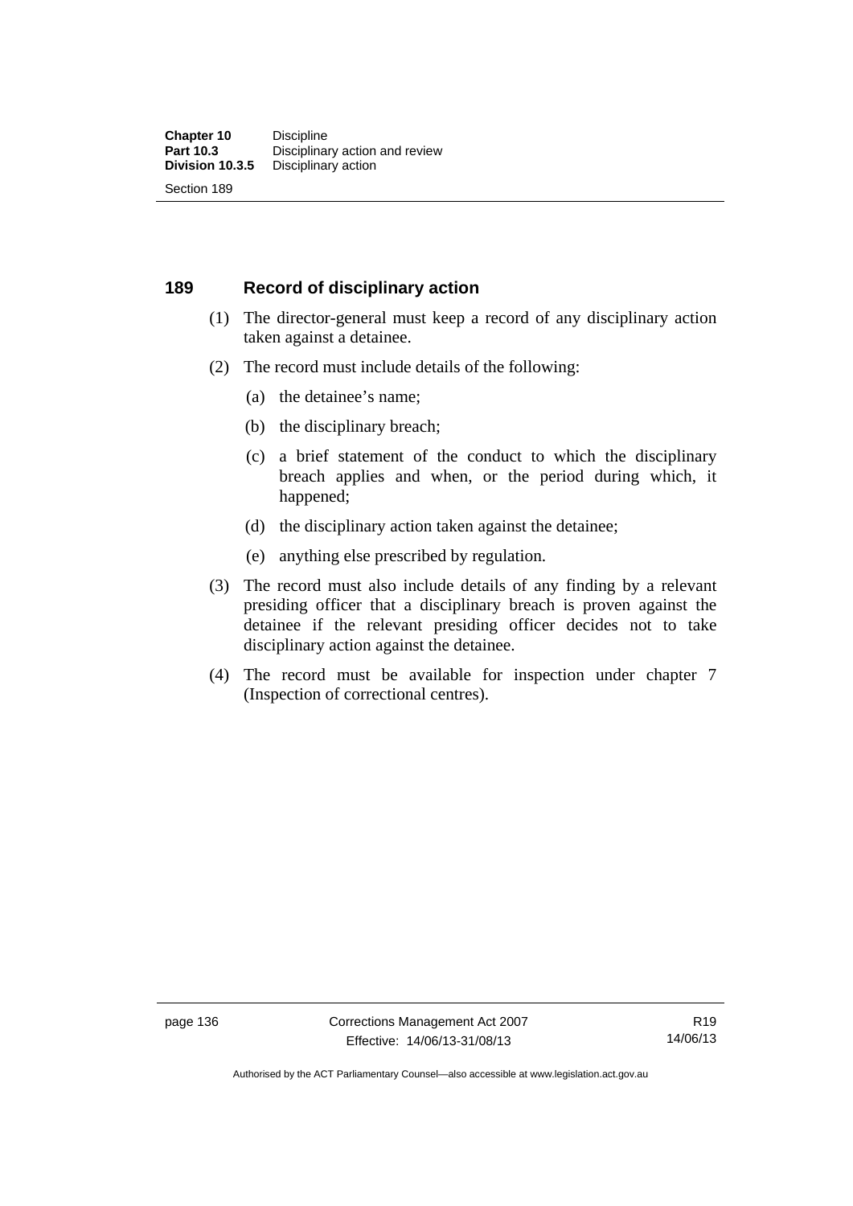## 189 Record of disciplinary action

(1) The director-general must keep a record of any disciplinary action taken against a detainee.

(2) The record must include details of the following:

- (a) the detainee's name;
- (b) the disciplinary breach;
- (c) a brief statement of the conduct to which the disciplinary breach applies and when, or the period during which, it happened;
- (d) the disciplinary action taken against the detainee;
- (e) anything else prescribed by regulation.

(3) The record must also include details of any finding by a relevant presiding officer that a disciplinary breach is proven against the detainee if the relevant presiding officer decides not to take disciplinary action against the detainee.

(4) The record must be available for inspection under chapter 7 (Inspection of correctional centres).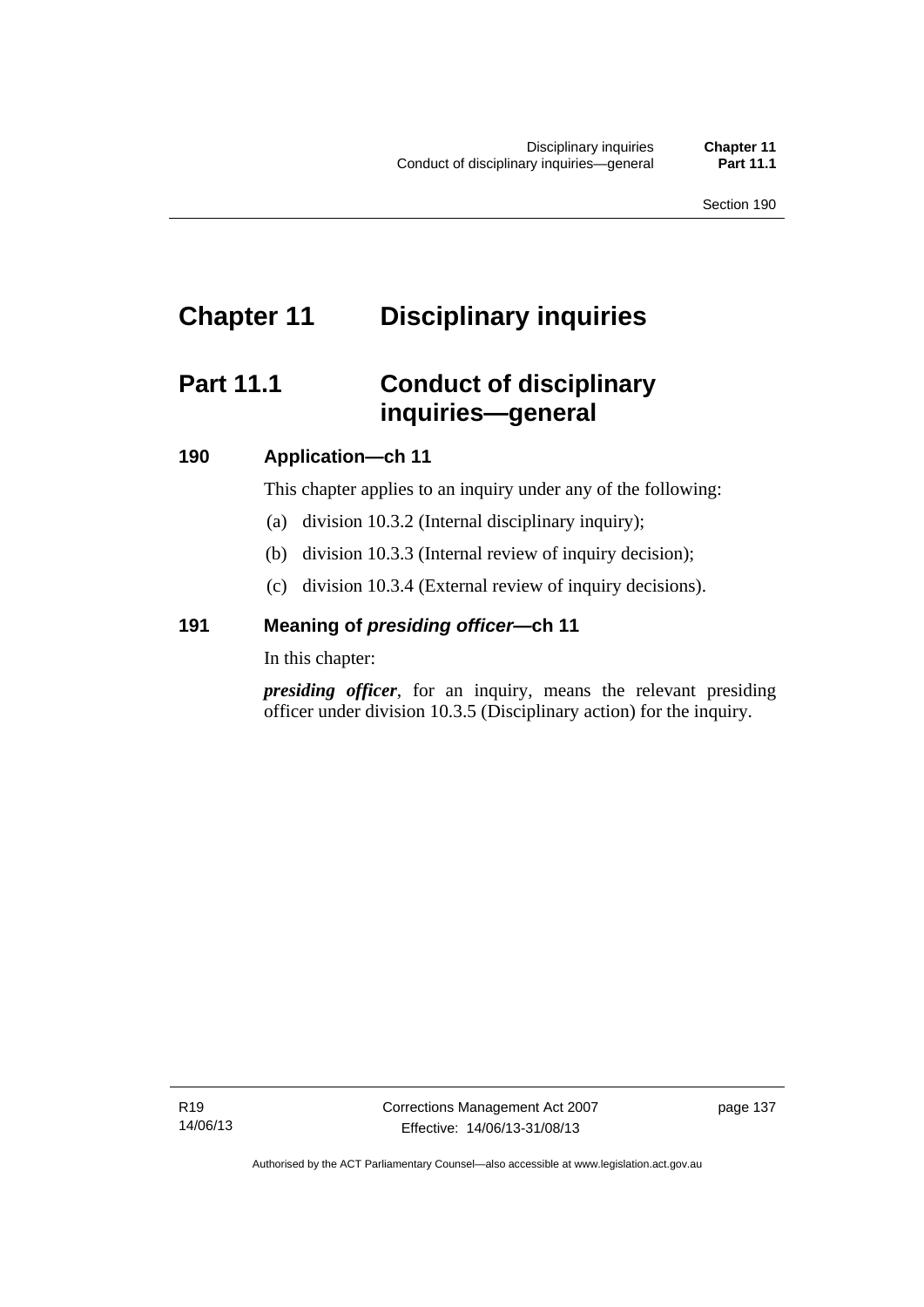# Chapter 11 Disciplinary inquiries

## Part 11.1 Conduct of disciplinary inquiries—general

### 190 Application—ch 11

This chapter applies to an inquiry under any of the following:

(a) division 10.3.2 (Internal disciplinary inquiry);

(b) division 10.3.3 (Internal review of inquiry decision);

(c) division 10.3.4 (External review of inquiry decisions).

### 191 Meaning of *presiding officer*—ch 11

In this chapter:

***presiding officer***, for an inquiry, means the relevant presiding officer under division 10.3.5 (Disciplinary action) for the inquiry.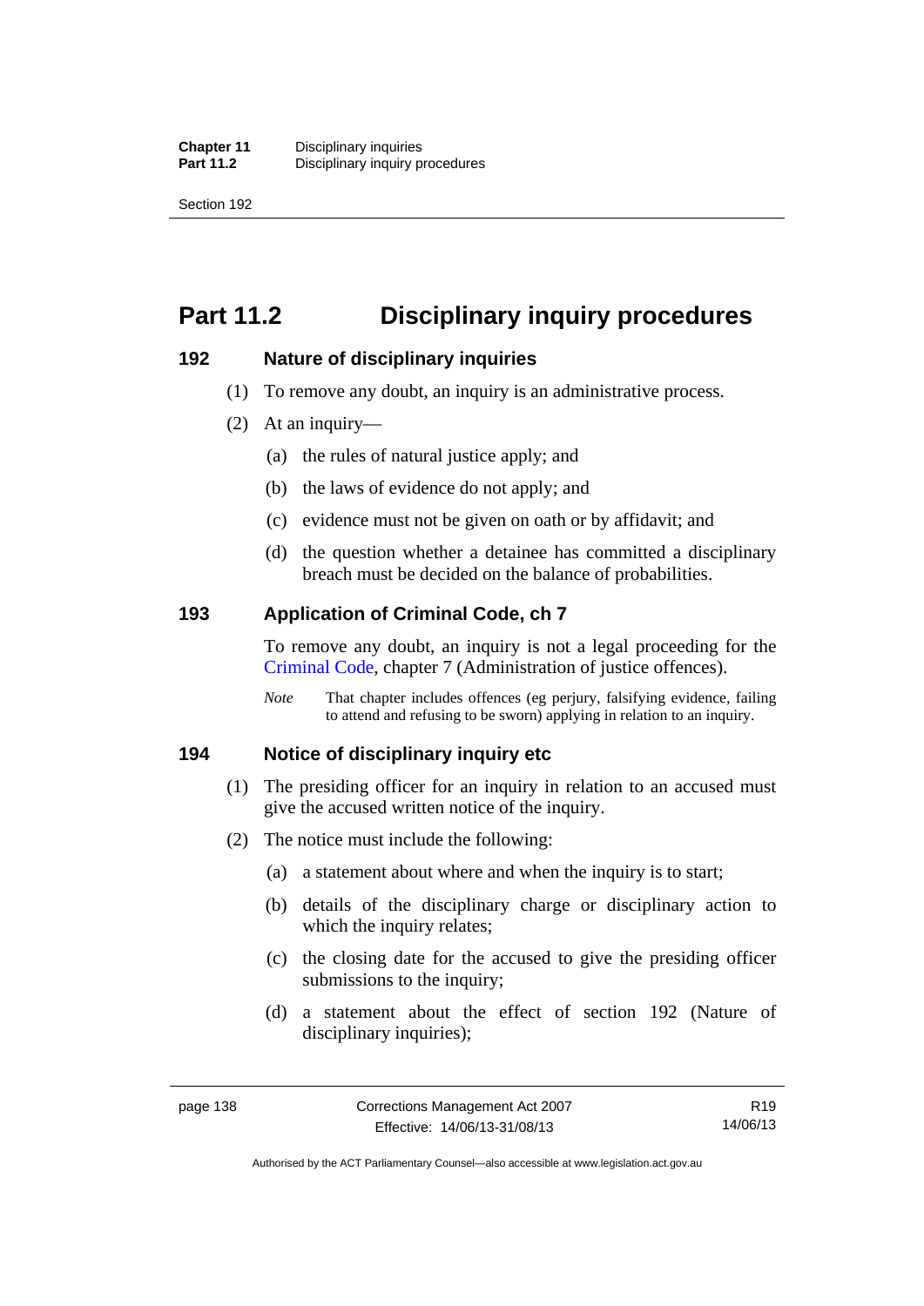# Part 11.2 Disciplinary inquiry procedures

## 192 Nature of disciplinary inquiries

(1) To remove any doubt, an inquiry is an administrative process.

(2) At an inquiry—

(a) the rules of natural justice apply; and

(b) the laws of evidence do not apply; and

(c) evidence must not be given on oath or by affidavit; and

(d) the question whether a detainee has committed a disciplinary breach must be decided on the balance of probabilities.

## 193 Application of Criminal Code, ch 7

To remove any doubt, an inquiry is not a legal proceeding for the Criminal Code, chapter 7 (Administration of justice offences).

*Note* That chapter includes offences (eg perjury, falsifying evidence, failing to attend and refusing to be sworn) applying in relation to an inquiry.

## 194 Notice of disciplinary inquiry etc

(1) The presiding officer for an inquiry in relation to an accused must give the accused written notice of the inquiry.

(2) The notice must include the following:

(a) a statement about where and when the inquiry is to start;

(b) details of the disciplinary charge or disciplinary action to which the inquiry relates;

(c) the closing date for the accused to give the presiding officer submissions to the inquiry;

(d) a statement about the effect of section 192 (Nature of disciplinary inquiries);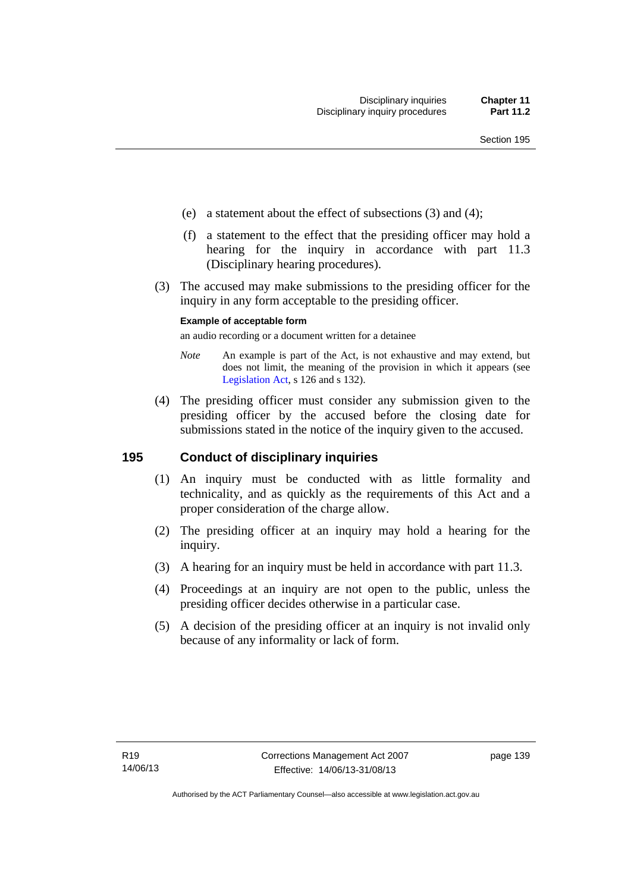(e) a statement about the effect of subsections (3) and (4);

(f) a statement to the effect that the presiding officer may hold a hearing for the inquiry in accordance with part 11.3 (Disciplinary hearing procedures).

(3) The accused may make submissions to the presiding officer for the inquiry in any form acceptable to the presiding officer.

**Example of acceptable form**

an audio recording or a document written for a detainee

*Note* An example is part of the Act, is not exhaustive and may extend, but does not limit, the meaning of the provision in which it appears (see Legislation Act, s 126 and s 132).

(4) The presiding officer must consider any submission given to the presiding officer by the accused before the closing date for submissions stated in the notice of the inquiry given to the accused.

## 195 Conduct of disciplinary inquiries

(1) An inquiry must be conducted with as little formality and technicality, and as quickly as the requirements of this Act and a proper consideration of the charge allow.

(2) The presiding officer at an inquiry may hold a hearing for the inquiry.

(3) A hearing for an inquiry must be held in accordance with part 11.3.

(4) Proceedings at an inquiry are not open to the public, unless the presiding officer decides otherwise in a particular case.

(5) A decision of the presiding officer at an inquiry is not invalid only because of any informality or lack of form.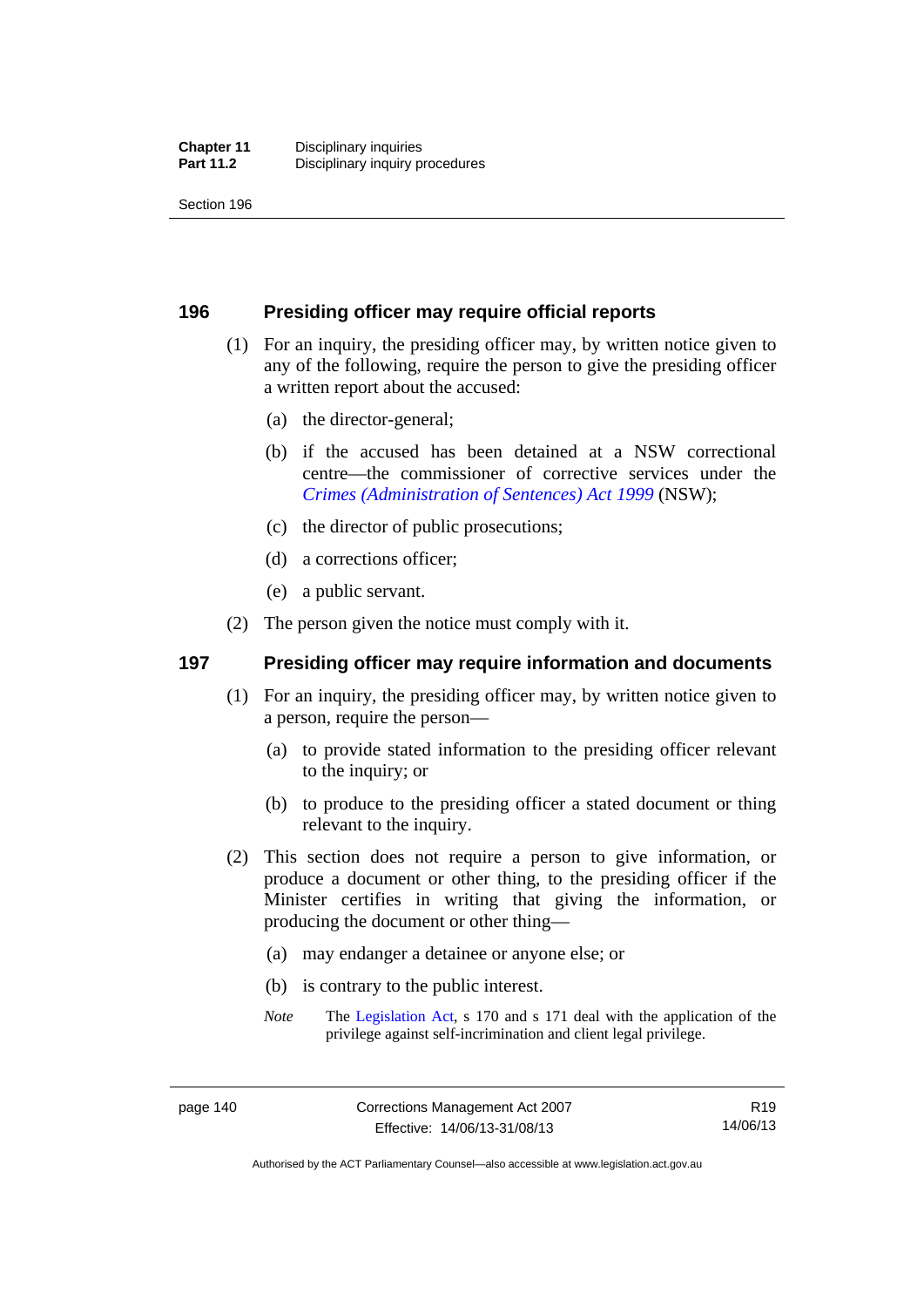## 196 Presiding officer may require official reports

(1) For an inquiry, the presiding officer may, by written notice given to any of the following, require the person to give the presiding officer a written report about the accused:

(a) the director-general;

(b) if the accused has been detained at a NSW correctional centre—the commissioner of corrective services under the *Crimes (Administration of Sentences) Act 1999* (NSW);

(c) the director of public prosecutions;

(d) a corrections officer;

(e) a public servant.

(2) The person given the notice must comply with it.

## 197 Presiding officer may require information and documents

(1) For an inquiry, the presiding officer may, by written notice given to a person, require the person—

(a) to provide stated information to the presiding officer relevant to the inquiry; or

(b) to produce to the presiding officer a stated document or thing relevant to the inquiry.

(2) This section does not require a person to give information, or produce a document or other thing, to the presiding officer if the Minister certifies in writing that giving the information, or producing the document or other thing—

(a) may endanger a detainee or anyone else; or

(b) is contrary to the public interest.

*Note* The Legislation Act, s 170 and s 171 deal with the application of the privilege against self-incrimination and client legal privilege.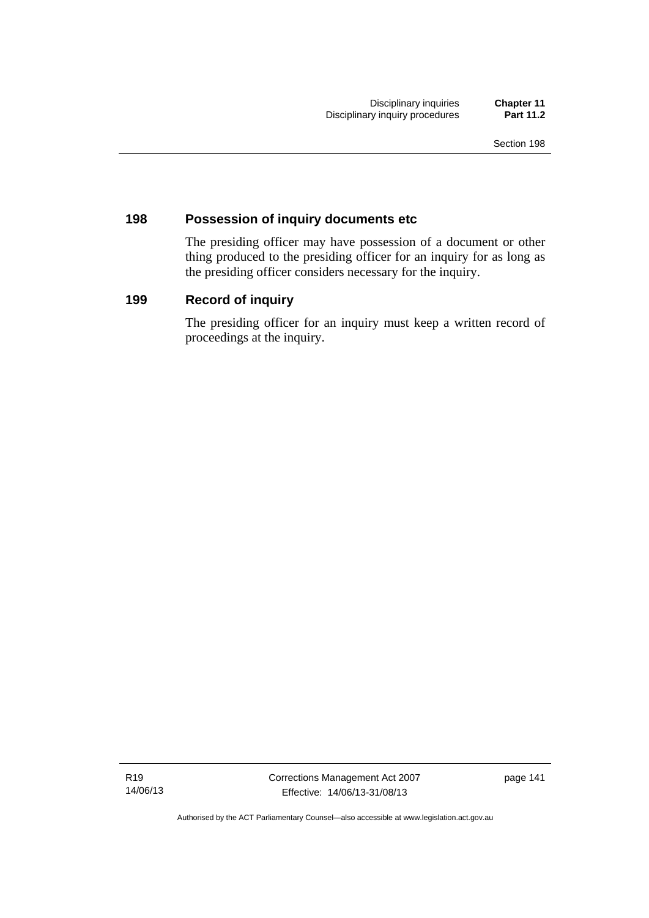## 198 Possession of inquiry documents etc

The presiding officer may have possession of a document or other thing produced to the presiding officer for an inquiry for as long as the presiding officer considers necessary for the inquiry.

## 199 Record of inquiry

The presiding officer for an inquiry must keep a written record of proceedings at the inquiry.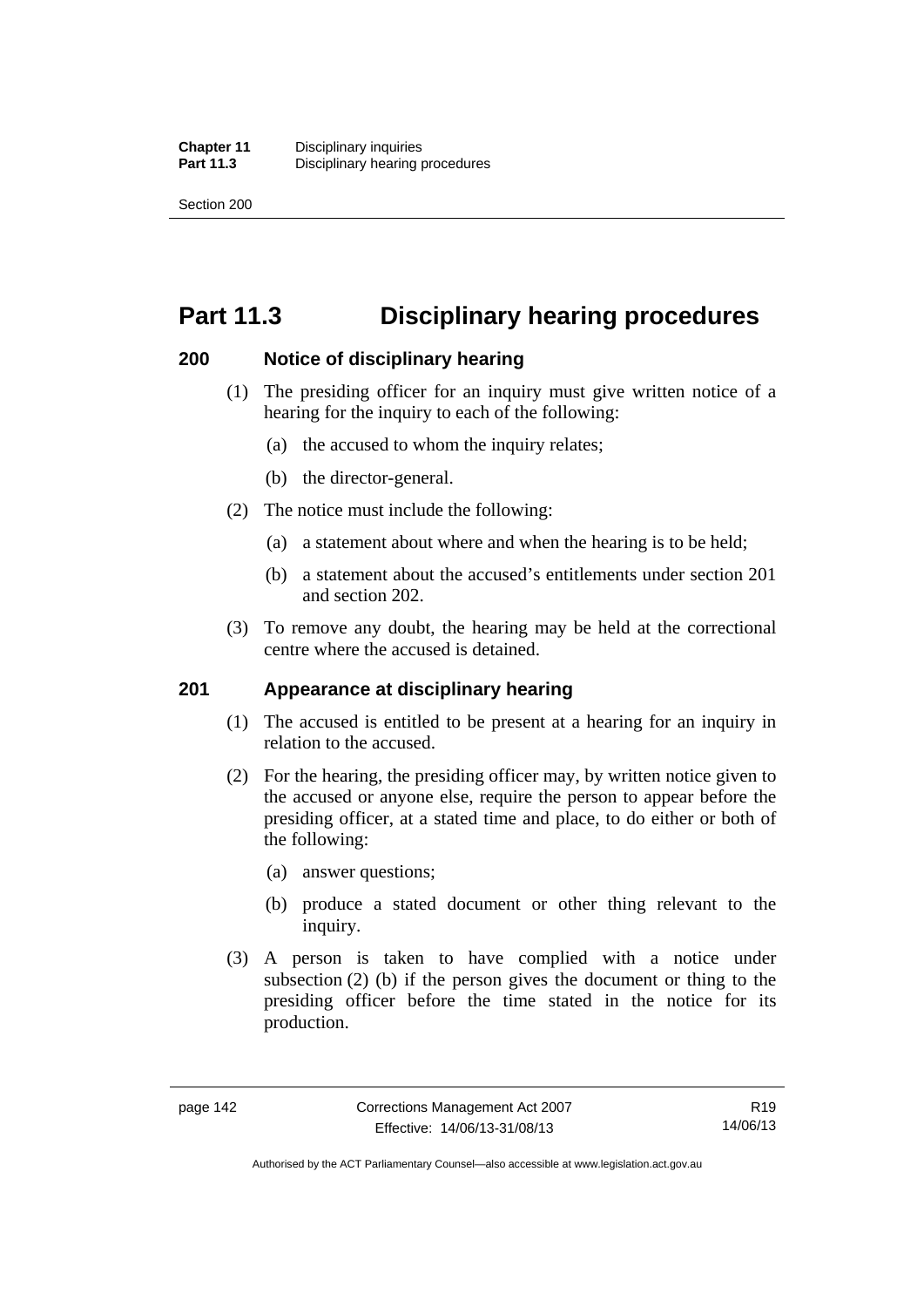# Part 11.3 Disciplinary hearing procedures

## 200 Notice of disciplinary hearing

(1) The presiding officer for an inquiry must give written notice of a hearing for the inquiry to each of the following:

(a) the accused to whom the inquiry relates;

(b) the director-general.

(2) The notice must include the following:

(a) a statement about where and when the hearing is to be held;

(b) a statement about the accused's entitlements under section 201 and section 202.

(3) To remove any doubt, the hearing may be held at the correctional centre where the accused is detained.

## 201 Appearance at disciplinary hearing

(1) The accused is entitled to be present at a hearing for an inquiry in relation to the accused.

(2) For the hearing, the presiding officer may, by written notice given to the accused or anyone else, require the person to appear before the presiding officer, at a stated time and place, to do either or both of the following:

(a) answer questions;

(b) produce a stated document or other thing relevant to the inquiry.

(3) A person is taken to have complied with a notice under subsection (2) (b) if the person gives the document or thing to the presiding officer before the time stated in the notice for its production.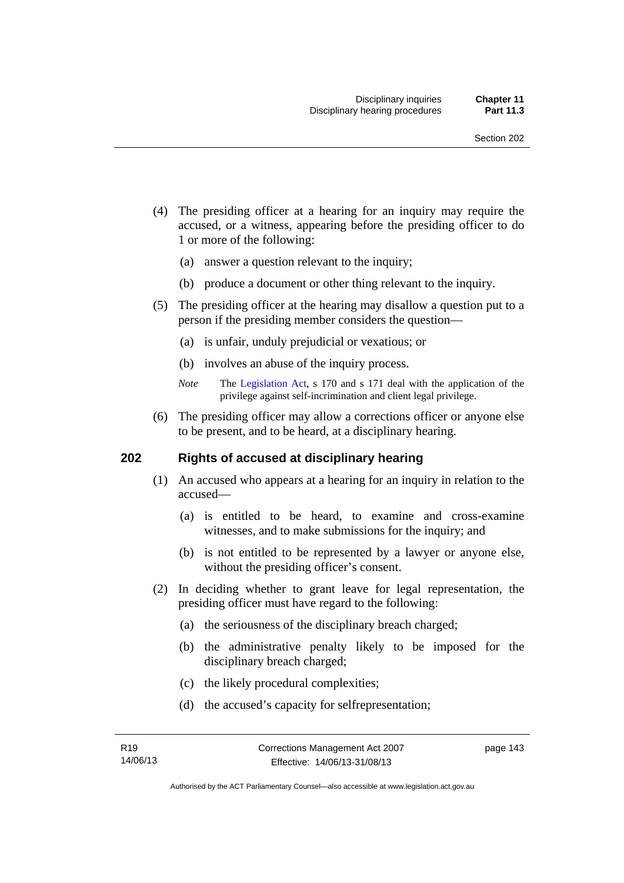(4) The presiding officer at a hearing for an inquiry may require the accused, or a witness, appearing before the presiding officer to do 1 or more of the following:

(a) answer a question relevant to the inquiry;

(b) produce a document or other thing relevant to the inquiry.

(5) The presiding officer at the hearing may disallow a question put to a person if the presiding member considers the question—

(a) is unfair, unduly prejudicial or vexatious; or

(b) involves an abuse of the inquiry process.

*Note* The Legislation Act, s 170 and s 171 deal with the application of the privilege against self-incrimination and client legal privilege.

(6) The presiding officer may allow a corrections officer or anyone else to be present, and to be heard, at a disciplinary hearing.

## 202 Rights of accused at disciplinary hearing

(1) An accused who appears at a hearing for an inquiry in relation to the accused—

(a) is entitled to be heard, to examine and cross-examine witnesses, and to make submissions for the inquiry; and

(b) is not entitled to be represented by a lawyer or anyone else, without the presiding officer's consent.

(2) In deciding whether to grant leave for legal representation, the presiding officer must have regard to the following:

(a) the seriousness of the disciplinary breach charged;

(b) the administrative penalty likely to be imposed for the disciplinary breach charged;

(c) the likely procedural complexities;

(d) the accused's capacity for selfrepresentation;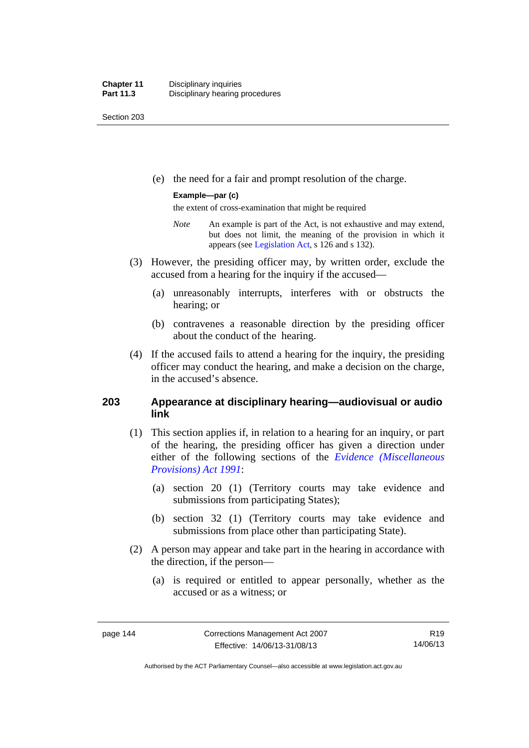(e) the need for a fair and prompt resolution of the charge.

**Example—par (c)**

the extent of cross-examination that might be required

*Note* An example is part of the Act, is not exhaustive and may extend, but does not limit, the meaning of the provision in which it appears (see Legislation Act, s 126 and s 132).

(3) However, the presiding officer may, by written order, exclude the accused from a hearing for the inquiry if the accused—

(a) unreasonably interrupts, interferes with or obstructs the hearing; or

(b) contravenes a reasonable direction by the presiding officer about the conduct of the hearing.

(4) If the accused fails to attend a hearing for the inquiry, the presiding officer may conduct the hearing, and make a decision on the charge, in the accused's absence.

## 203 Appearance at disciplinary hearing—audiovisual or audio link

(1) This section applies if, in relation to a hearing for an inquiry, or part of the hearing, the presiding officer has given a direction under either of the following sections of the *Evidence (Miscellaneous Provisions) Act 1991*:

(a) section 20 (1) (Territory courts may take evidence and submissions from participating States);

(b) section 32 (1) (Territory courts may take evidence and submissions from place other than participating State).

(2) A person may appear and take part in the hearing in accordance with the direction, if the person—

(a) is required or entitled to appear personally, whether as the accused or as a witness; or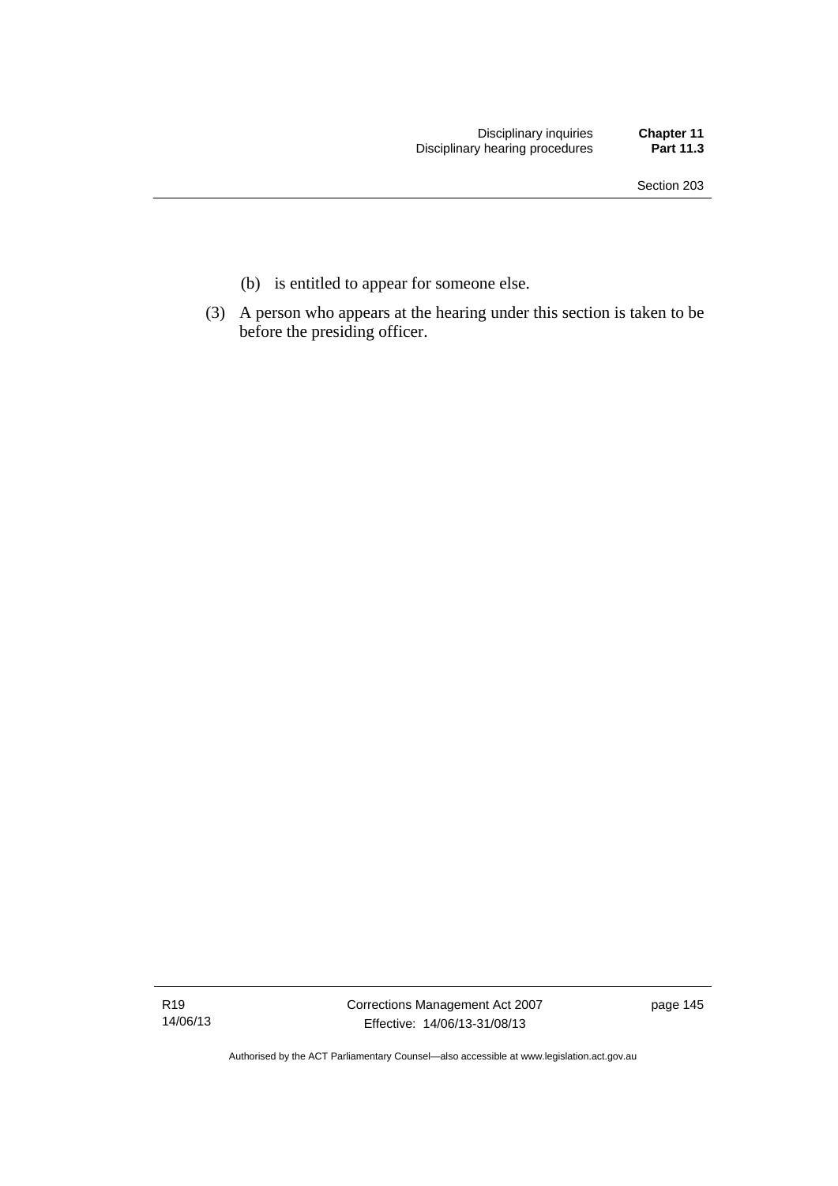(b) is entitled to appear for someone else.

(3) A person who appears at the hearing under this section is taken to be before the presiding officer.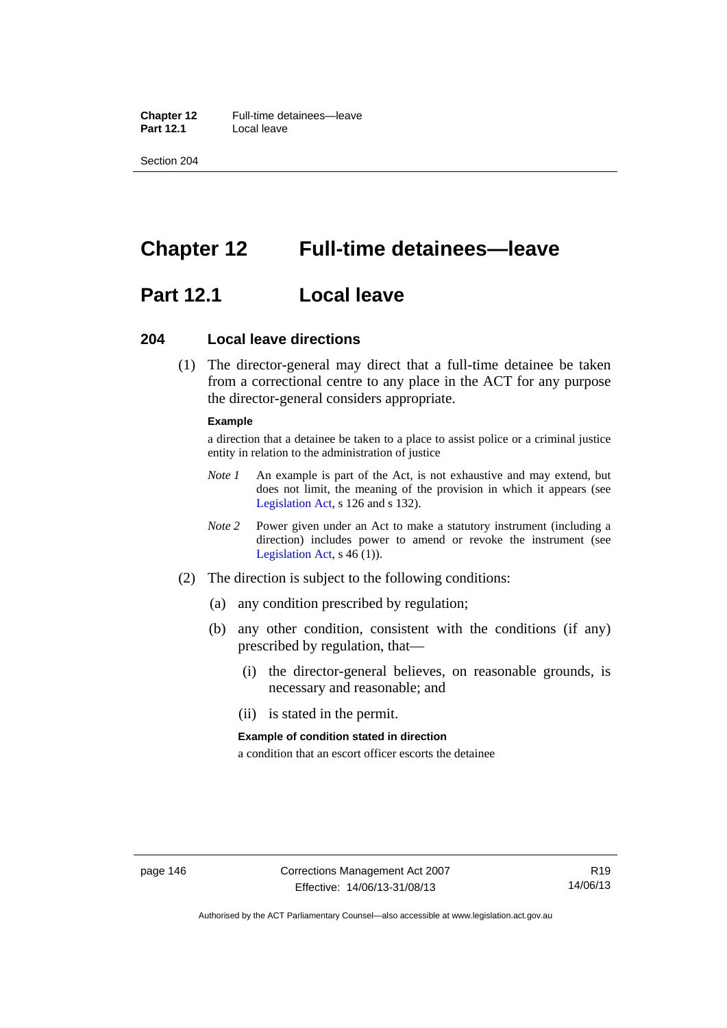# Chapter 12 Full-time detainees—leave

## Part 12.1 Local leave

### 204 Local leave directions

(1) The director-general may direct that a full-time detainee be taken from a correctional centre to any place in the ACT for any purpose the director-general considers appropriate.

**Example**

a direction that a detainee be taken to a place to assist police or a criminal justice entity in relation to the administration of justice

*Note 1* An example is part of the Act, is not exhaustive and may extend, but does not limit, the meaning of the provision in which it appears (see Legislation Act, s 126 and s 132).

*Note 2* Power given under an Act to make a statutory instrument (including a direction) includes power to amend or revoke the instrument (see Legislation Act, s 46 (1)).

(2) The direction is subject to the following conditions:

(a) any condition prescribed by regulation;

(b) any other condition, consistent with the conditions (if any) prescribed by regulation, that—

(i) the director-general believes, on reasonable grounds, is necessary and reasonable; and

(ii) is stated in the permit.

**Example of condition stated in direction**

a condition that an escort officer escorts the detainee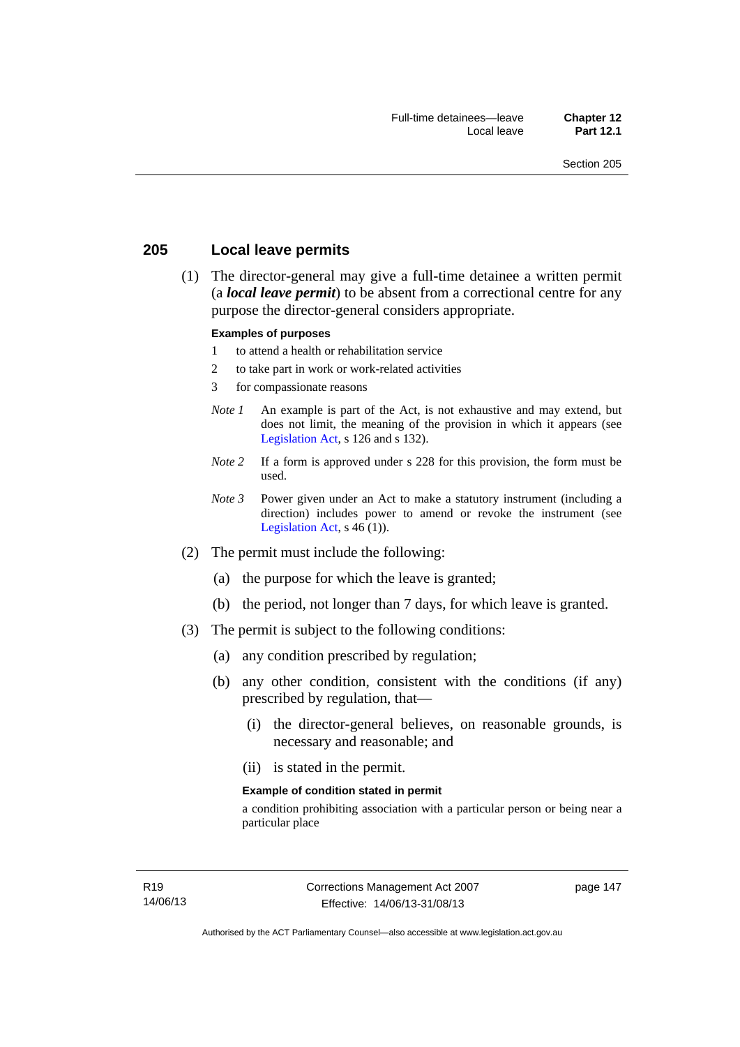## 205 Local leave permits

(1) The director-general may give a full-time detainee a written permit (a ***local leave permit***) to be absent from a correctional centre for any purpose the director-general considers appropriate.

**Examples of purposes**

1 to attend a health or rehabilitation service

2 to take part in work or work-related activities

3 for compassionate reasons

*Note 1* An example is part of the Act, is not exhaustive and may extend, but does not limit, the meaning of the provision in which it appears (see Legislation Act, s 126 and s 132).

*Note 2* If a form is approved under s 228 for this provision, the form must be used.

*Note 3* Power given under an Act to make a statutory instrument (including a direction) includes power to amend or revoke the instrument (see Legislation Act, s 46 (1)).

(2) The permit must include the following:

(a) the purpose for which the leave is granted;

(b) the period, not longer than 7 days, for which leave is granted.

(3) The permit is subject to the following conditions:

(a) any condition prescribed by regulation;

(b) any other condition, consistent with the conditions (if any) prescribed by regulation, that—

(i) the director-general believes, on reasonable grounds, is necessary and reasonable; and

(ii) is stated in the permit.

**Example of condition stated in permit**

a condition prohibiting association with a particular person or being near a particular place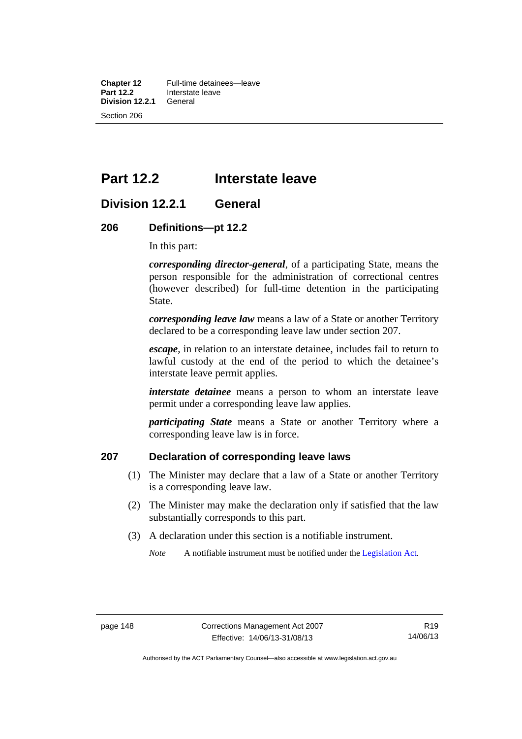# Part 12.2 Interstate leave

## Division 12.2.1 General

### 206 Definitions—pt 12.2

In this part:

***corresponding director-general***, of a participating State, means the person responsible for the administration of correctional centres (however described) for full-time detention in the participating State.

***corresponding leave law*** means a law of a State or another Territory declared to be a corresponding leave law under section 207.

***escape***, in relation to an interstate detainee, includes fail to return to lawful custody at the end of the period to which the detainee's interstate leave permit applies.

***interstate detainee*** means a person to whom an interstate leave permit under a corresponding leave law applies.

***participating State*** means a State or another Territory where a corresponding leave law is in force.

### 207 Declaration of corresponding leave laws

(1) The Minister may declare that a law of a State or another Territory is a corresponding leave law.

(2) The Minister may make the declaration only if satisfied that the law substantially corresponds to this part.

(3) A declaration under this section is a notifiable instrument.

*Note* A notifiable instrument must be notified under the Legislation Act.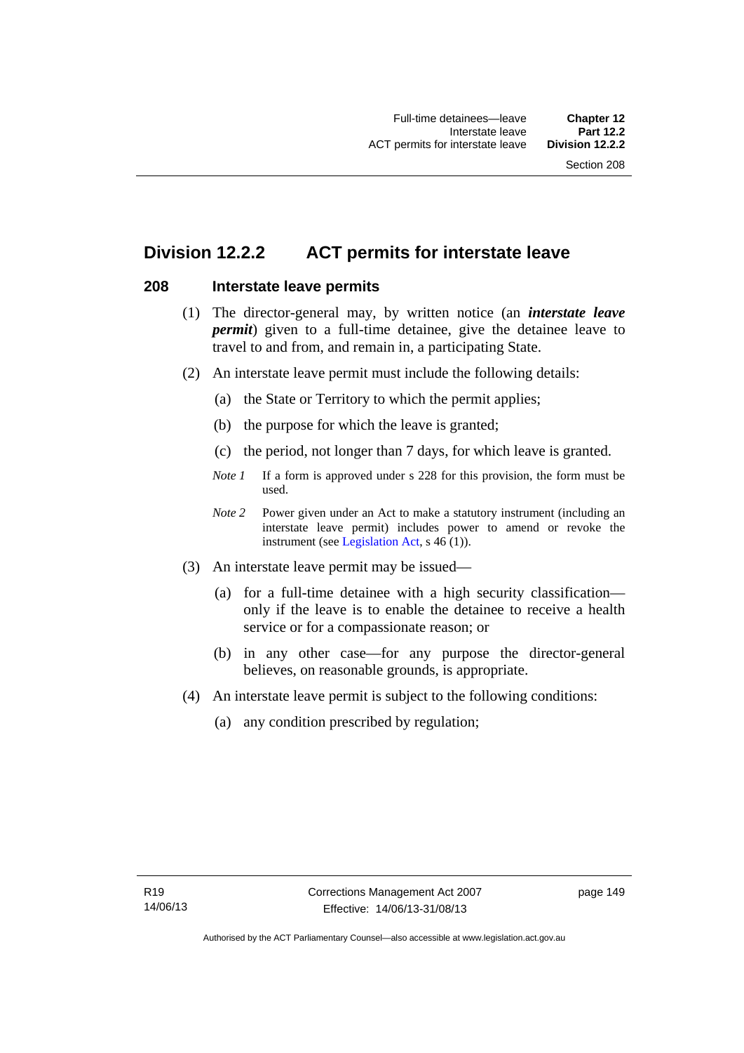## Division 12.2.2 ACT permits for interstate leave

### 208 Interstate leave permits

(1) The director-general may, by written notice (an ***interstate leave permit***) given to a full-time detainee, give the detainee leave to travel to and from, and remain in, a participating State.

(2) An interstate leave permit must include the following details:

(a) the State or Territory to which the permit applies;

(b) the purpose for which the leave is granted;

(c) the period, not longer than 7 days, for which leave is granted.

*Note 1* If a form is approved under s 228 for this provision, the form must be used.

*Note 2* Power given under an Act to make a statutory instrument (including an interstate leave permit) includes power to amend or revoke the instrument (see Legislation Act, s 46 (1)).

(3) An interstate leave permit may be issued—

(a) for a full-time detainee with a high security classification—only if the leave is to enable the detainee to receive a health service or for a compassionate reason; or

(b) in any other case—for any purpose the director-general believes, on reasonable grounds, is appropriate.

(4) An interstate leave permit is subject to the following conditions:

(a) any condition prescribed by regulation;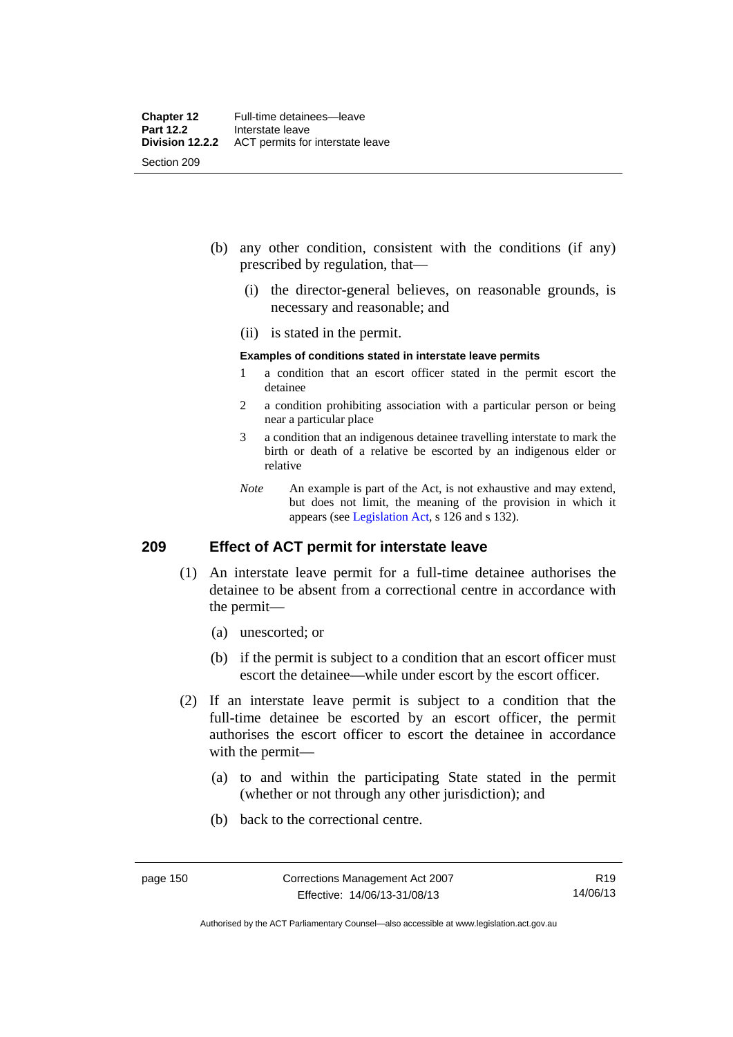(b) any other condition, consistent with the conditions (if any) prescribed by regulation, that—

(i) the director-general believes, on reasonable grounds, is necessary and reasonable; and

(ii) is stated in the permit.

**Examples of conditions stated in interstate leave permits**

1 a condition that an escort officer stated in the permit escort the detainee

2 a condition prohibiting association with a particular person or being near a particular place

3 a condition that an indigenous detainee travelling interstate to mark the birth or death of a relative be escorted by an indigenous elder or relative

*Note* An example is part of the Act, is not exhaustive and may extend, but does not limit, the meaning of the provision in which it appears (see Legislation Act, s 126 and s 132).

## 209 Effect of ACT permit for interstate leave

(1) An interstate leave permit for a full-time detainee authorises the detainee to be absent from a correctional centre in accordance with the permit—

(a) unescorted; or

(b) if the permit is subject to a condition that an escort officer must escort the detainee—while under escort by the escort officer.

(2) If an interstate leave permit is subject to a condition that the full-time detainee be escorted by an escort officer, the permit authorises the escort officer to escort the detainee in accordance with the permit—

(a) to and within the participating State stated in the permit (whether or not through any other jurisdiction); and

(b) back to the correctional centre.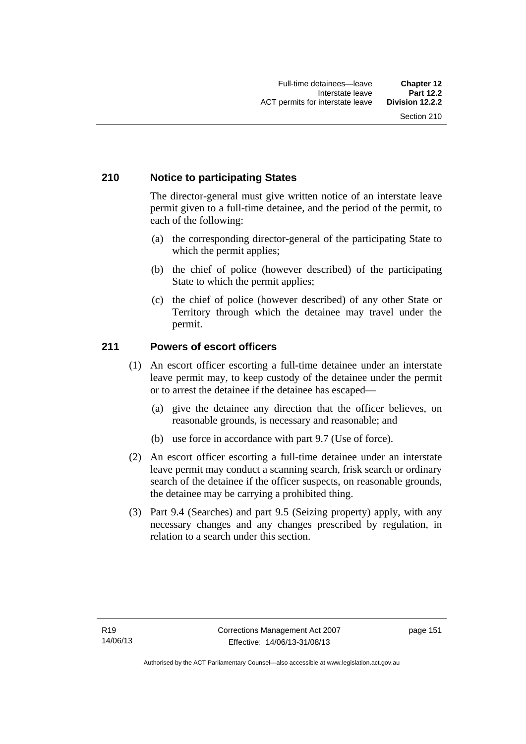## 210 Notice to participating States

The director-general must give written notice of an interstate leave permit given to a full-time detainee, and the period of the permit, to each of the following:

(a) the corresponding director-general of the participating State to which the permit applies;

(b) the chief of police (however described) of the participating State to which the permit applies;

(c) the chief of police (however described) of any other State or Territory through which the detainee may travel under the permit.

## 211 Powers of escort officers

(1) An escort officer escorting a full-time detainee under an interstate leave permit may, to keep custody of the detainee under the permit or to arrest the detainee if the detainee has escaped—

(a) give the detainee any direction that the officer believes, on reasonable grounds, is necessary and reasonable; and

(b) use force in accordance with part 9.7 (Use of force).

(2) An escort officer escorting a full-time detainee under an interstate leave permit may conduct a scanning search, frisk search or ordinary search of the detainee if the officer suspects, on reasonable grounds, the detainee may be carrying a prohibited thing.

(3) Part 9.4 (Searches) and part 9.5 (Seizing property) apply, with any necessary changes and any changes prescribed by regulation, in relation to a search under this section.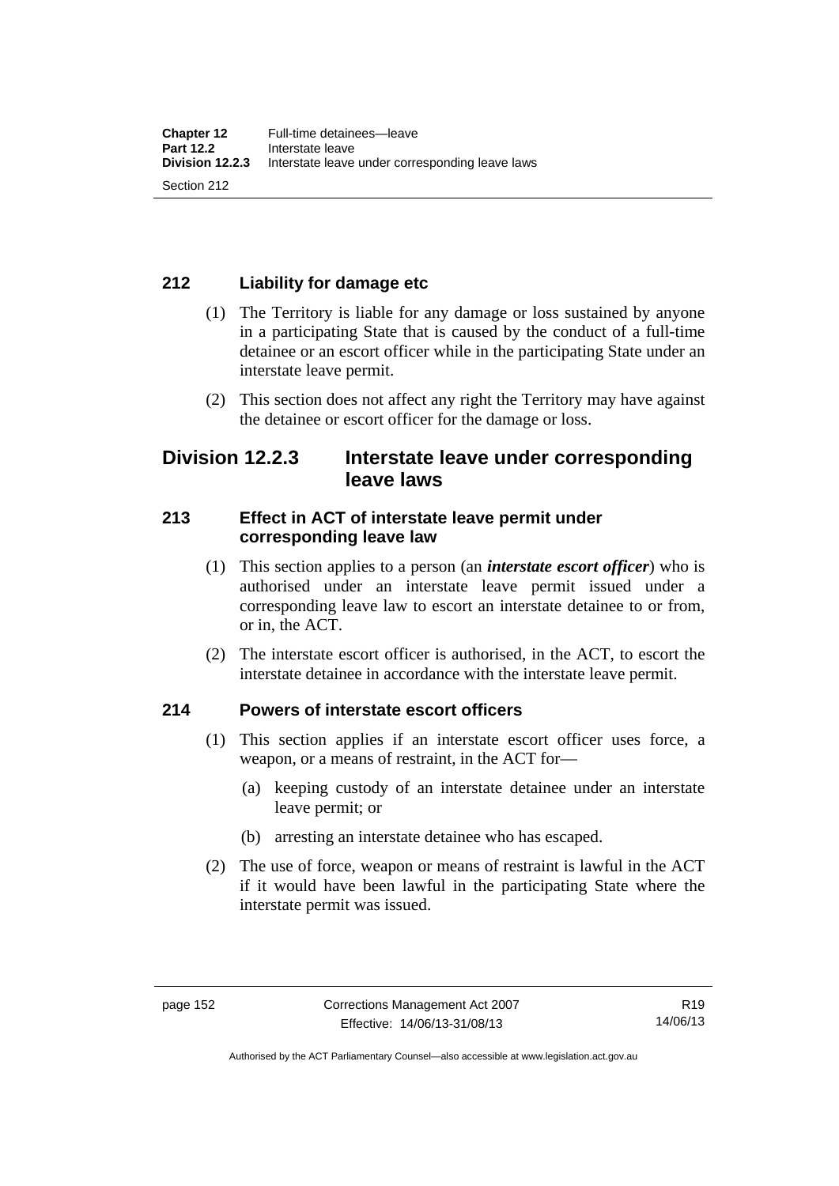### 212 Liability for damage etc

(1) The Territory is liable for any damage or loss sustained by anyone in a participating State that is caused by the conduct of a full-time detainee or an escort officer while in the participating State under an interstate leave permit.

(2) This section does not affect any right the Territory may have against the detainee or escort officer for the damage or loss.

## Division 12.2.3 Interstate leave under corresponding leave laws

### 213 Effect in ACT of interstate leave permit under corresponding leave law

(1) This section applies to a person (an ***interstate escort officer***) who is authorised under an interstate leave permit issued under a corresponding leave law to escort an interstate detainee to or from, or in, the ACT.

(2) The interstate escort officer is authorised, in the ACT, to escort the interstate detainee in accordance with the interstate leave permit.

### 214 Powers of interstate escort officers

(1) This section applies if an interstate escort officer uses force, a weapon, or a means of restraint, in the ACT for—

(a) keeping custody of an interstate detainee under an interstate leave permit; or

(b) arresting an interstate detainee who has escaped.

(2) The use of force, weapon or means of restraint is lawful in the ACT if it would have been lawful in the participating State where the interstate permit was issued.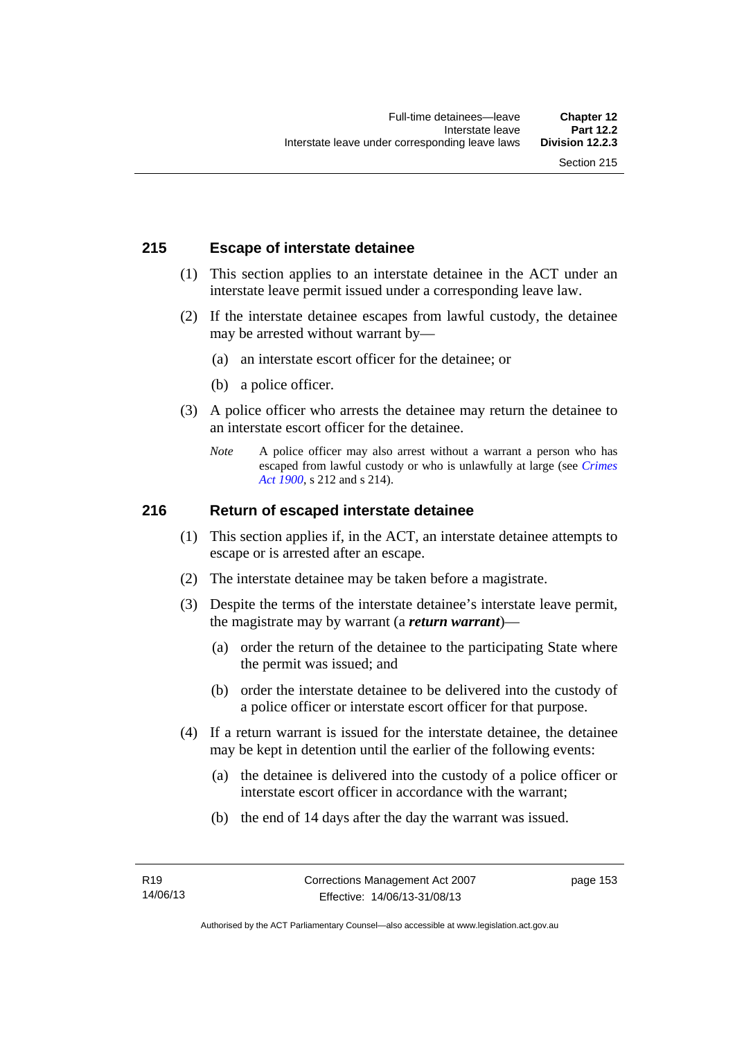### 215 Escape of interstate detainee

(1) This section applies to an interstate detainee in the ACT under an interstate leave permit issued under a corresponding leave law.

(2) If the interstate detainee escapes from lawful custody, the detainee may be arrested without warrant by—

(a) an interstate escort officer for the detainee; or

(b) a police officer.

(3) A police officer who arrests the detainee may return the detainee to an interstate escort officer for the detainee.

*Note* A police officer may also arrest without a warrant a person who has escaped from lawful custody or who is unlawfully at large (see *Crimes Act 1900*, s 212 and s 214).

### 216 Return of escaped interstate detainee

(1) This section applies if, in the ACT, an interstate detainee attempts to escape or is arrested after an escape.

(2) The interstate detainee may be taken before a magistrate.

(3) Despite the terms of the interstate detainee's interstate leave permit, the magistrate may by warrant (a ***return warrant***)—

(a) order the return of the detainee to the participating State where the permit was issued; and

(b) order the interstate detainee to be delivered into the custody of a police officer or interstate escort officer for that purpose.

(4) If a return warrant is issued for the interstate detainee, the detainee may be kept in detention until the earlier of the following events:

(a) the detainee is delivered into the custody of a police officer or interstate escort officer in accordance with the warrant;

(b) the end of 14 days after the day the warrant was issued.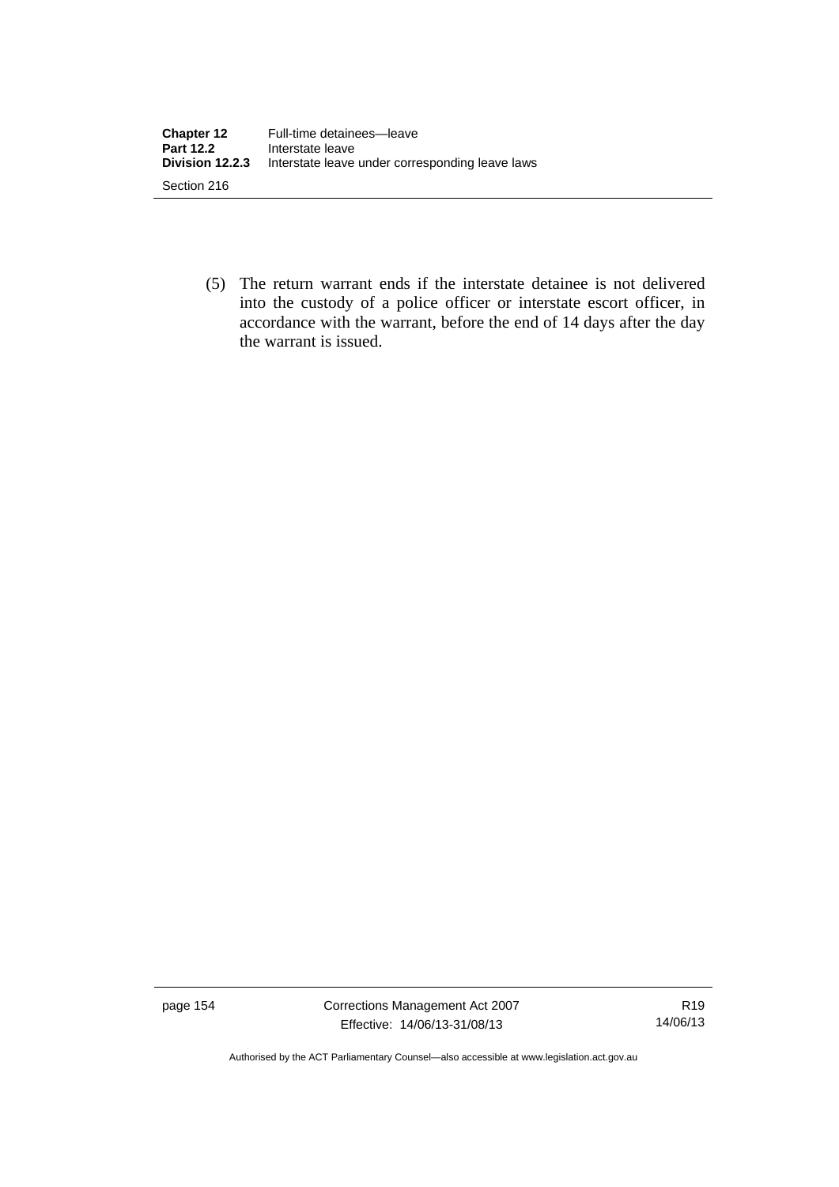(5) The return warrant ends if the interstate detainee is not delivered into the custody of a police officer or interstate escort officer, in accordance with the warrant, before the end of 14 days after the day the warrant is issued.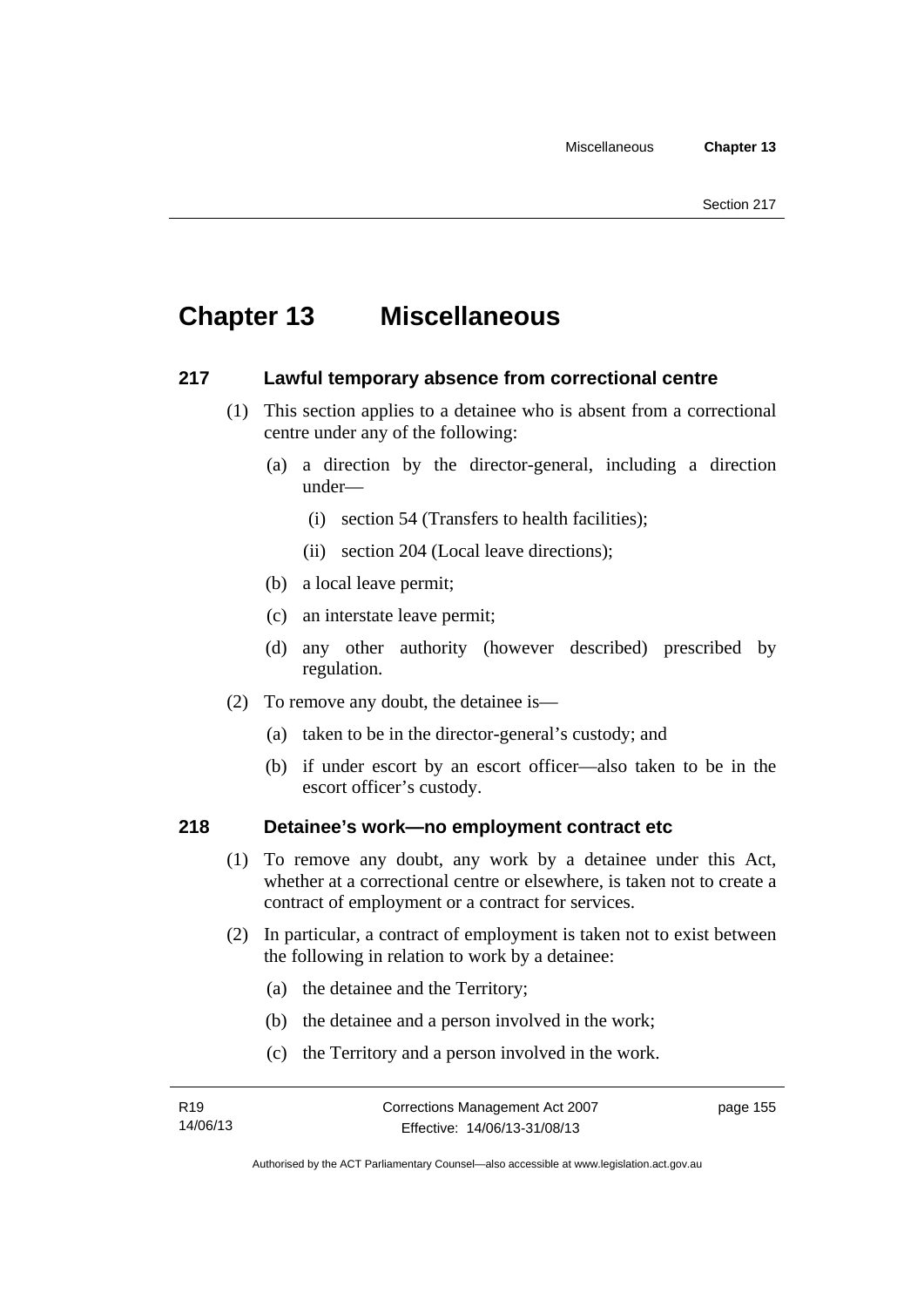# Chapter 13 Miscellaneous

## 217 Lawful temporary absence from correctional centre

(1) This section applies to a detainee who is absent from a correctional centre under any of the following:

- (a) a direction by the director-general, including a direction under—
  - (i) section 54 (Transfers to health facilities);
  - (ii) section 204 (Local leave directions);
- (b) a local leave permit;
- (c) an interstate leave permit;
- (d) any other authority (however described) prescribed by regulation.

(2) To remove any doubt, the detainee is—

- (a) taken to be in the director-general's custody; and
- (b) if under escort by an escort officer—also taken to be in the escort officer's custody.

## 218 Detainee's work—no employment contract etc

(1) To remove any doubt, any work by a detainee under this Act, whether at a correctional centre or elsewhere, is taken not to create a contract of employment or a contract for services.

(2) In particular, a contract of employment is taken not to exist between the following in relation to work by a detainee:

- (a) the detainee and the Territory;
- (b) the detainee and a person involved in the work;
- (c) the Territory and a person involved in the work.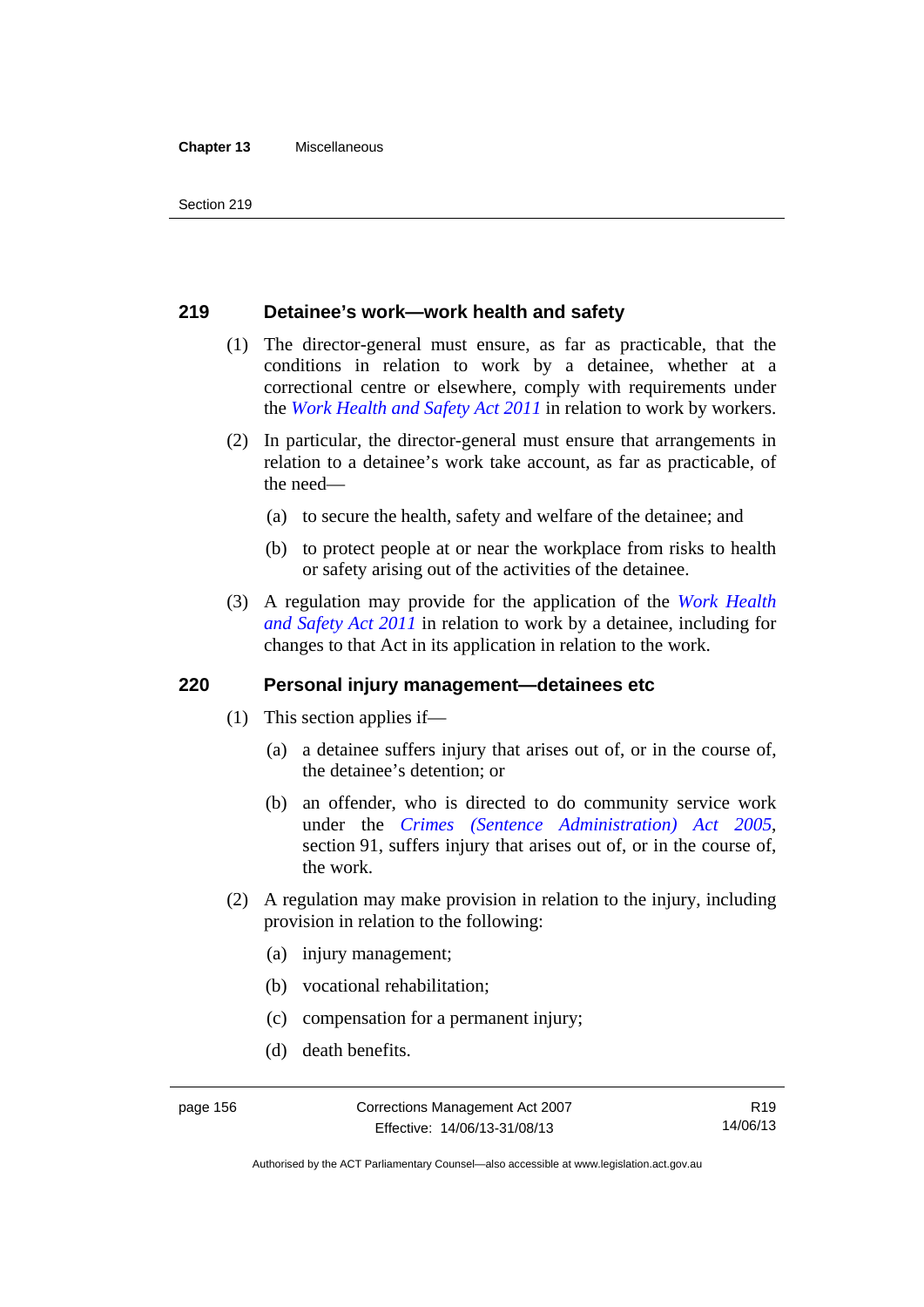## 219 Detainee's work—work health and safety

(1) The director-general must ensure, as far as practicable, that the conditions in relation to work by a detainee, whether at a correctional centre or elsewhere, comply with requirements under the *Work Health and Safety Act 2011* in relation to work by workers.

(2) In particular, the director-general must ensure that arrangements in relation to a detainee's work take account, as far as practicable, of the need—

- (a) to secure the health, safety and welfare of the detainee; and
- (b) to protect people at or near the workplace from risks to health or safety arising out of the activities of the detainee.

(3) A regulation may provide for the application of the *Work Health and Safety Act 2011* in relation to work by a detainee, including for changes to that Act in its application in relation to the work.

## 220 Personal injury management—detainees etc

(1) This section applies if—

- (a) a detainee suffers injury that arises out of, or in the course of, the detainee's detention; or
- (b) an offender, who is directed to do community service work under the *Crimes (Sentence Administration) Act 2005*, section 91, suffers injury that arises out of, or in the course of, the work.

(2) A regulation may make provision in relation to the injury, including provision in relation to the following:

- (a) injury management;
- (b) vocational rehabilitation;
- (c) compensation for a permanent injury;
- (d) death benefits.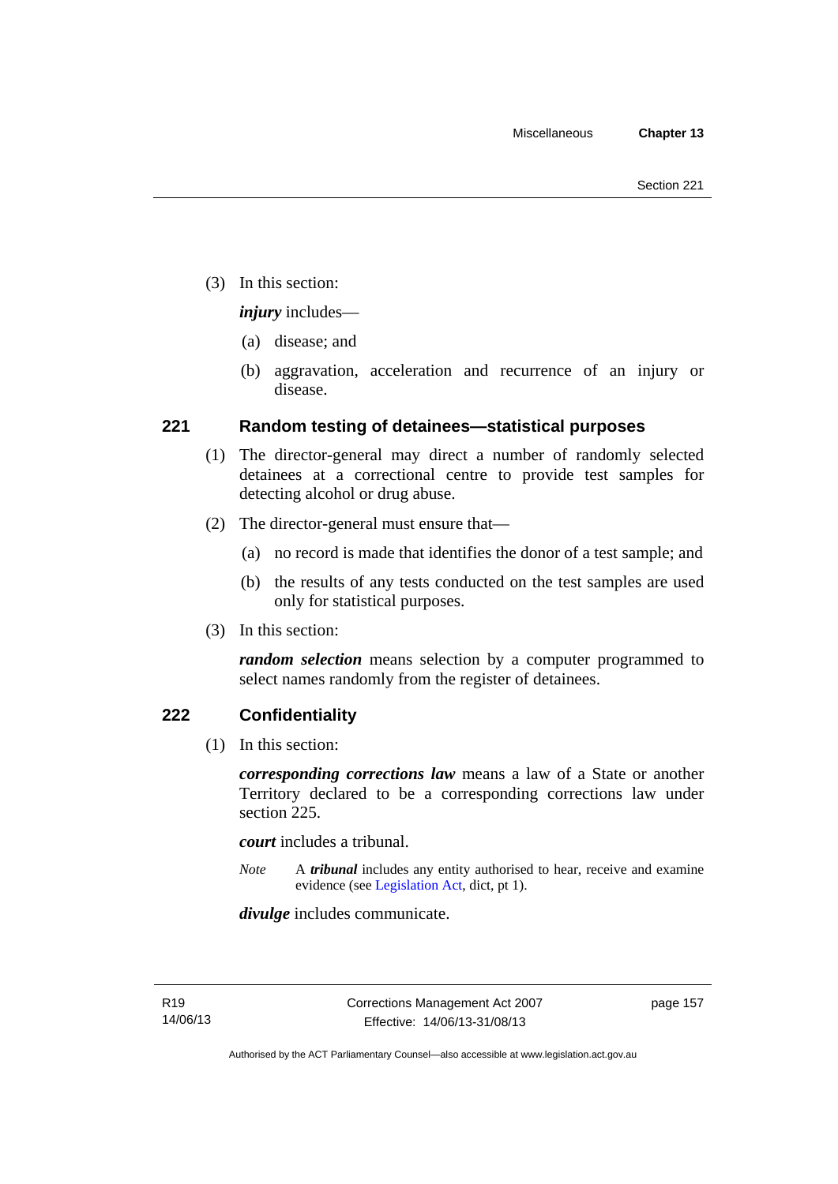(3) In this section:

***injury*** includes—

(a) disease; and

(b) aggravation, acceleration and recurrence of an injury or disease.

## 221 Random testing of detainees—statistical purposes

(1) The director-general may direct a number of randomly selected detainees at a correctional centre to provide test samples for detecting alcohol or drug abuse.

(2) The director-general must ensure that—

(a) no record is made that identifies the donor of a test sample; and

(b) the results of any tests conducted on the test samples are used only for statistical purposes.

(3) In this section:

***random selection*** means selection by a computer programmed to select names randomly from the register of detainees.

## 222 Confidentiality

(1) In this section:

***corresponding corrections law*** means a law of a State or another Territory declared to be a corresponding corrections law under section 225.

***court*** includes a tribunal.

*Note* A ***tribunal*** includes any entity authorised to hear, receive and examine evidence (see Legislation Act, dict, pt 1).

***divulge*** includes communicate.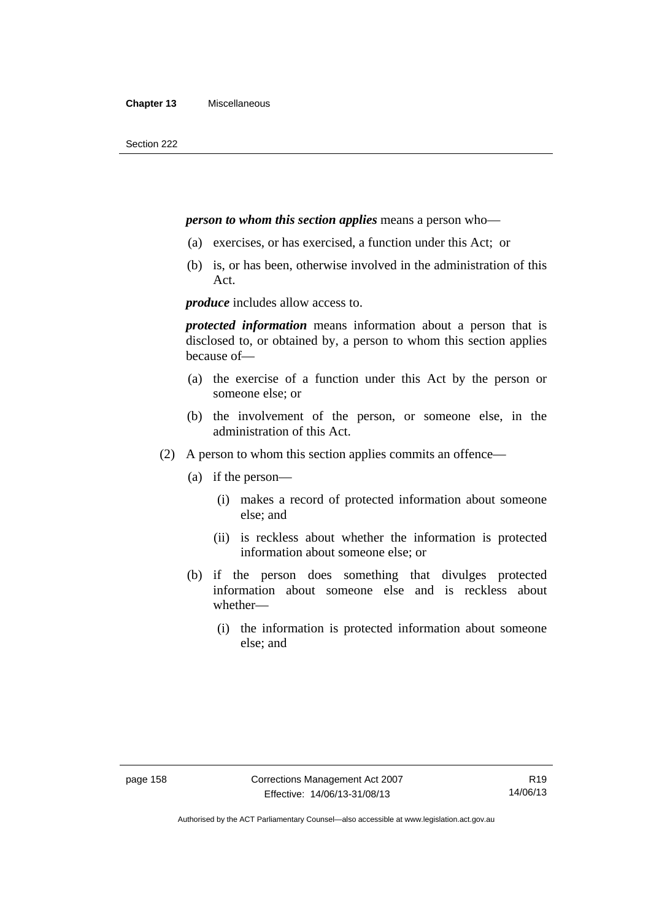***person to whom this section applies*** means a person who—

(a) exercises, or has exercised, a function under this Act; or

(b) is, or has been, otherwise involved in the administration of this Act.

***produce*** includes allow access to.

***protected information*** means information about a person that is disclosed to, or obtained by, a person to whom this section applies because of—

(a) the exercise of a function under this Act by the person or someone else; or

(b) the involvement of the person, or someone else, in the administration of this Act.

(2) A person to whom this section applies commits an offence—

(a) if the person—

(i) makes a record of protected information about someone else; and

(ii) is reckless about whether the information is protected information about someone else; or

(b) if the person does something that divulges protected information about someone else and is reckless about whether—

(i) the information is protected information about someone else; and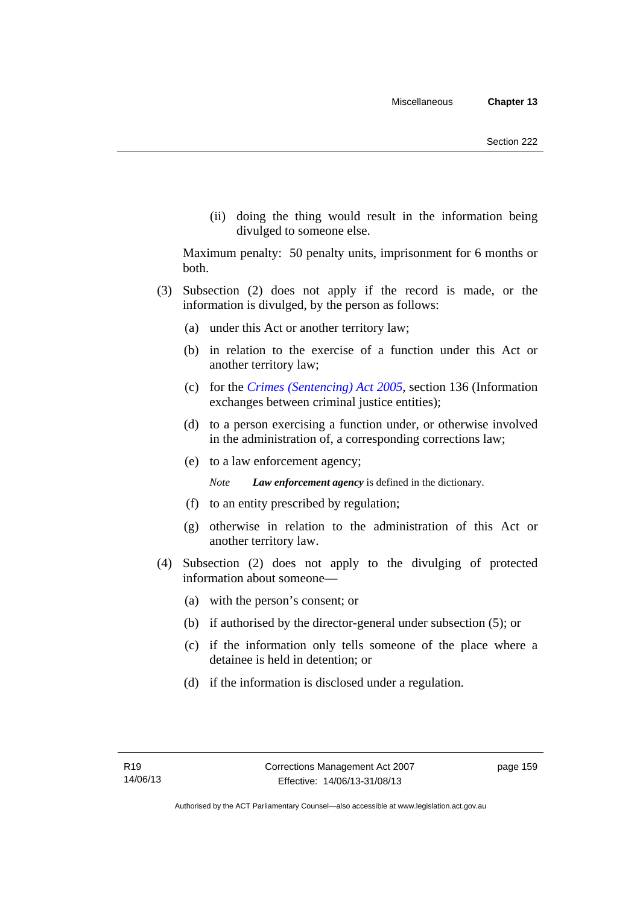(ii) doing the thing would result in the information being divulged to someone else.

Maximum penalty: 50 penalty units, imprisonment for 6 months or both.

(3) Subsection (2) does not apply if the record is made, or the information is divulged, by the person as follows:

(a) under this Act or another territory law;

(b) in relation to the exercise of a function under this Act or another territory law;

(c) for the *Crimes (Sentencing) Act 2005*, section 136 (Information exchanges between criminal justice entities);

(d) to a person exercising a function under, or otherwise involved in the administration of, a corresponding corrections law;

(e) to a law enforcement agency;

*Note* ***Law enforcement agency*** is defined in the dictionary.

(f) to an entity prescribed by regulation;

(g) otherwise in relation to the administration of this Act or another territory law.

(4) Subsection (2) does not apply to the divulging of protected information about someone—

(a) with the person's consent; or

(b) if authorised by the director-general under subsection (5); or

(c) if the information only tells someone of the place where a detainee is held in detention; or

(d) if the information is disclosed under a regulation.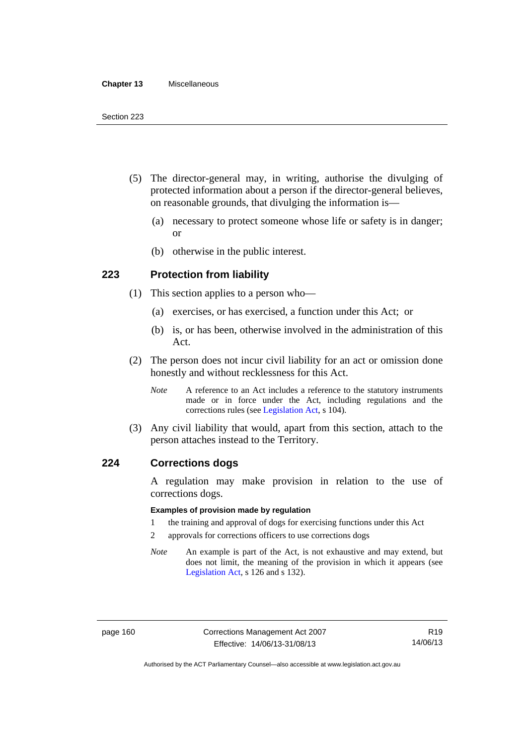(5) The director-general may, in writing, authorise the divulging of protected information about a person if the director-general believes, on reasonable grounds, that divulging the information is—

  (a) necessary to protect someone whose life or safety is in danger; or

  (b) otherwise in the public interest.

## 223 Protection from liability

(1) This section applies to a person who—

  (a) exercises, or has exercised, a function under this Act; or

  (b) is, or has been, otherwise involved in the administration of this Act.

(2) The person does not incur civil liability for an act or omission done honestly and without recklessness for this Act.

*Note* A reference to an Act includes a reference to the statutory instruments made or in force under the Act, including regulations and the corrections rules (see Legislation Act, s 104).

(3) Any civil liability that would, apart from this section, attach to the person attaches instead to the Territory.

## 224 Corrections dogs

A regulation may make provision in relation to the use of corrections dogs.

**Examples of provision made by regulation**

1 the training and approval of dogs for exercising functions under this Act

2 approvals for corrections officers to use corrections dogs

*Note* An example is part of the Act, is not exhaustive and may extend, but does not limit, the meaning of the provision in which it appears (see Legislation Act, s 126 and s 132).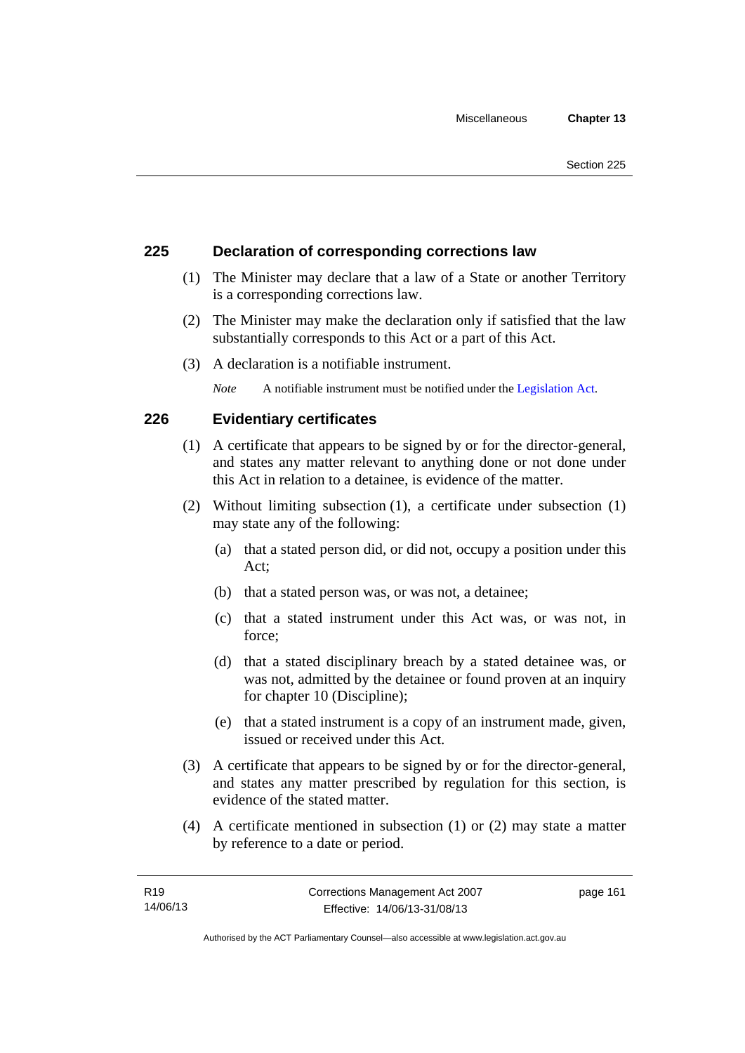## 225 Declaration of corresponding corrections law

(1) The Minister may declare that a law of a State or another Territory is a corresponding corrections law.

(2) The Minister may make the declaration only if satisfied that the law substantially corresponds to this Act or a part of this Act.

(3) A declaration is a notifiable instrument.

*Note* A notifiable instrument must be notified under the Legislation Act.

## 226 Evidentiary certificates

(1) A certificate that appears to be signed by or for the director-general, and states any matter relevant to anything done or not done under this Act in relation to a detainee, is evidence of the matter.

(2) Without limiting subsection (1), a certificate under subsection (1) may state any of the following:

(a) that a stated person did, or did not, occupy a position under this Act;

(b) that a stated person was, or was not, a detainee;

(c) that a stated instrument under this Act was, or was not, in force;

(d) that a stated disciplinary breach by a stated detainee was, or was not, admitted by the detainee or found proven at an inquiry for chapter 10 (Discipline);

(e) that a stated instrument is a copy of an instrument made, given, issued or received under this Act.

(3) A certificate that appears to be signed by or for the director-general, and states any matter prescribed by regulation for this section, is evidence of the stated matter.

(4) A certificate mentioned in subsection (1) or (2) may state a matter by reference to a date or period.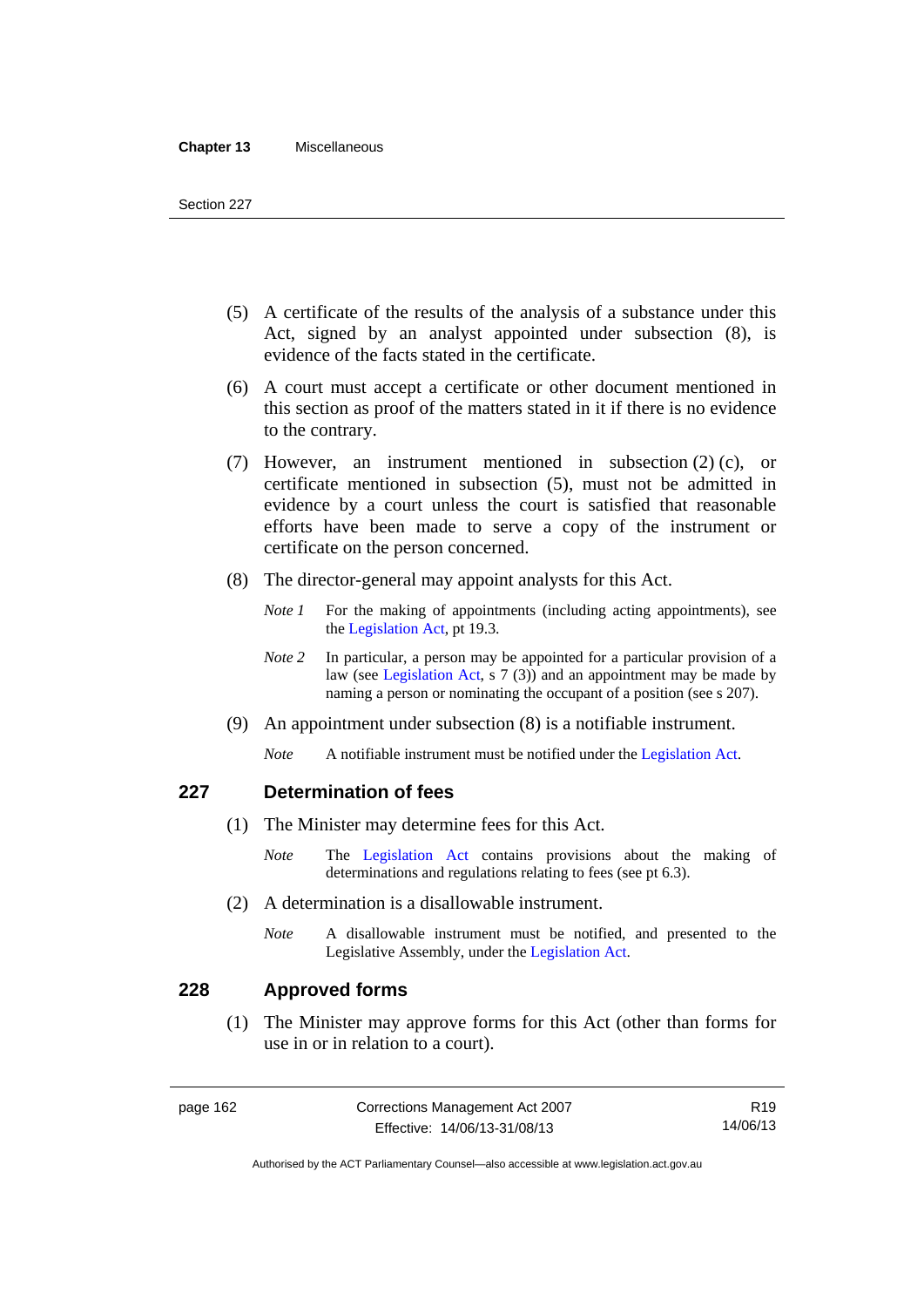(5) A certificate of the results of the analysis of a substance under this Act, signed by an analyst appointed under subsection (8), is evidence of the facts stated in the certificate.

(6) A court must accept a certificate or other document mentioned in this section as proof of the matters stated in it if there is no evidence to the contrary.

(7) However, an instrument mentioned in subsection (2) (c), or certificate mentioned in subsection (5), must not be admitted in evidence by a court unless the court is satisfied that reasonable efforts have been made to serve a copy of the instrument or certificate on the person concerned.

(8) The director-general may appoint analysts for this Act.

*Note 1* For the making of appointments (including acting appointments), see the Legislation Act, pt 19.3.

*Note 2* In particular, a person may be appointed for a particular provision of a law (see Legislation Act, s 7 (3)) and an appointment may be made by naming a person or nominating the occupant of a position (see s 207).

(9) An appointment under subsection (8) is a notifiable instrument.

*Note* A notifiable instrument must be notified under the Legislation Act.

## 227 Determination of fees

(1) The Minister may determine fees for this Act.

*Note* The Legislation Act contains provisions about the making of determinations and regulations relating to fees (see pt 6.3).

(2) A determination is a disallowable instrument.

*Note* A disallowable instrument must be notified, and presented to the Legislative Assembly, under the Legislation Act.

## 228 Approved forms

(1) The Minister may approve forms for this Act (other than forms for use in or in relation to a court).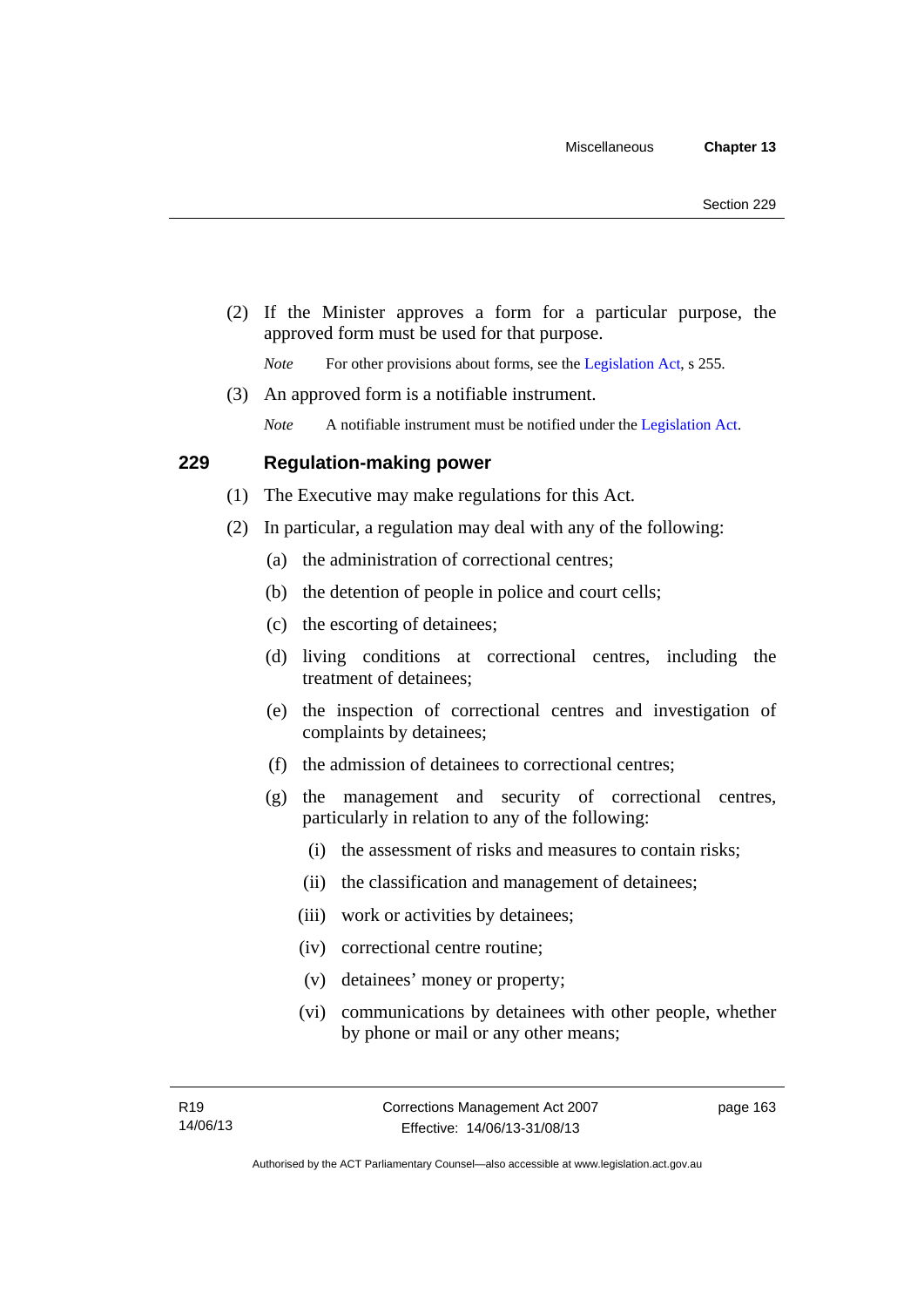(2) If the Minister approves a form for a particular purpose, the approved form must be used for that purpose.

*Note* For other provisions about forms, see the Legislation Act, s 255.

(3) An approved form is a notifiable instrument.

*Note* A notifiable instrument must be notified under the Legislation Act.

### 229 Regulation-making power

(1) The Executive may make regulations for this Act.

(2) In particular, a regulation may deal with any of the following:

(a) the administration of correctional centres;

(b) the detention of people in police and court cells;

(c) the escorting of detainees;

(d) living conditions at correctional centres, including the treatment of detainees;

(e) the inspection of correctional centres and investigation of complaints by detainees;

(f) the admission of detainees to correctional centres;

(g) the management and security of correctional centres, particularly in relation to any of the following:

(i) the assessment of risks and measures to contain risks;

(ii) the classification and management of detainees;

(iii) work or activities by detainees;

(iv) correctional centre routine;

(v) detainees' money or property;

(vi) communications by detainees with other people, whether by phone or mail or any other means;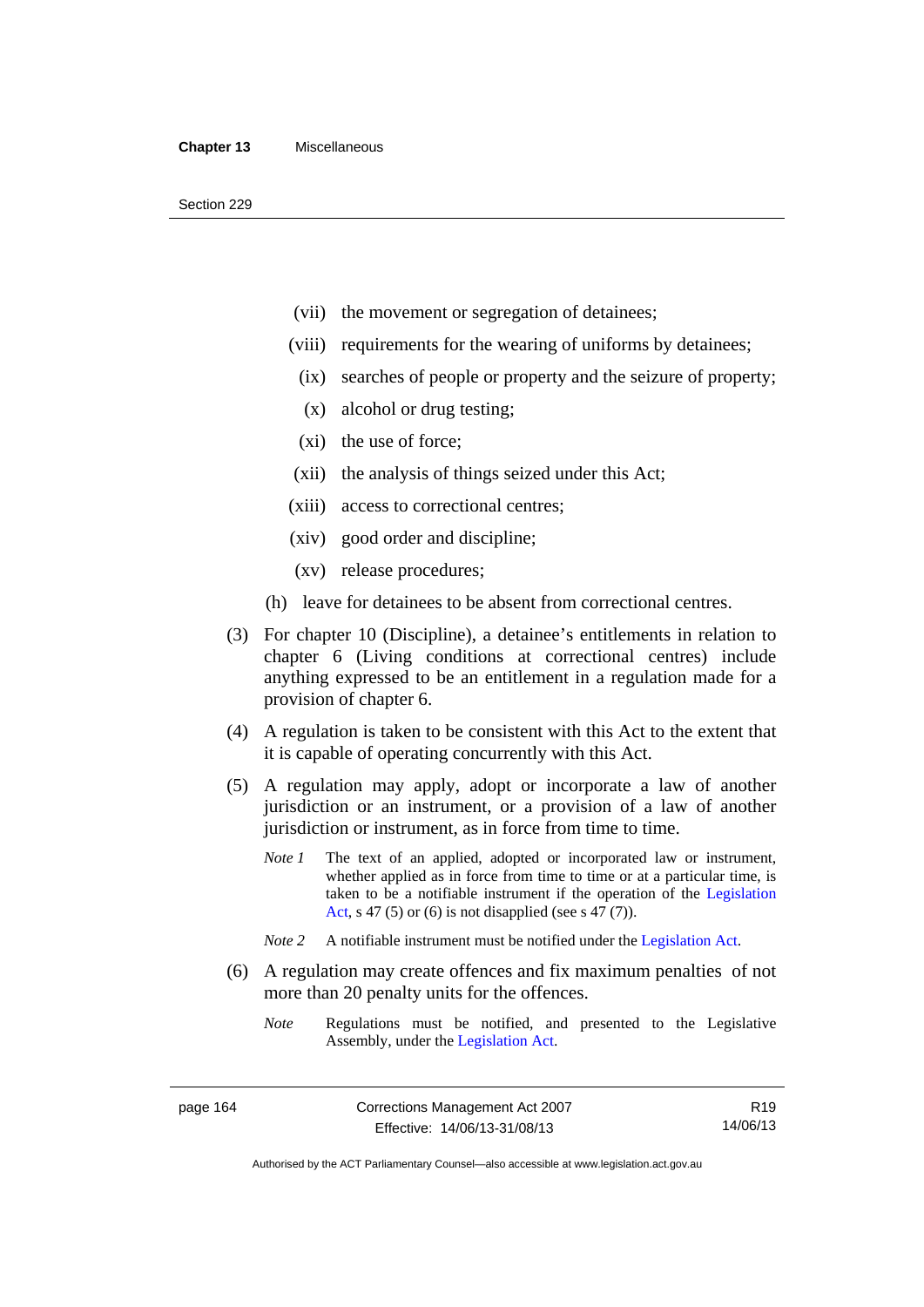(vii) the movement or segregation of detainees;

(viii) requirements for the wearing of uniforms by detainees;

(ix) searches of people or property and the seizure of property;

(x) alcohol or drug testing;

(xi) the use of force;

(xii) the analysis of things seized under this Act;

(xiii) access to correctional centres;

(xiv) good order and discipline;

(xv) release procedures;

(h) leave for detainees to be absent from correctional centres.

(3) For chapter 10 (Discipline), a detainee's entitlements in relation to chapter 6 (Living conditions at correctional centres) include anything expressed to be an entitlement in a regulation made for a provision of chapter 6.

(4) A regulation is taken to be consistent with this Act to the extent that it is capable of operating concurrently with this Act.

(5) A regulation may apply, adopt or incorporate a law of another jurisdiction or an instrument, or a provision of a law of another jurisdiction or instrument, as in force from time to time.

*Note 1* The text of an applied, adopted or incorporated law or instrument, whether applied as in force from time to time or at a particular time, is taken to be a notifiable instrument if the operation of the Legislation Act, s 47 (5) or (6) is not disapplied (see s 47 (7)).

*Note 2* A notifiable instrument must be notified under the Legislation Act.

(6) A regulation may create offences and fix maximum penalties of not more than 20 penalty units for the offences.

*Note* Regulations must be notified, and presented to the Legislative Assembly, under the Legislation Act.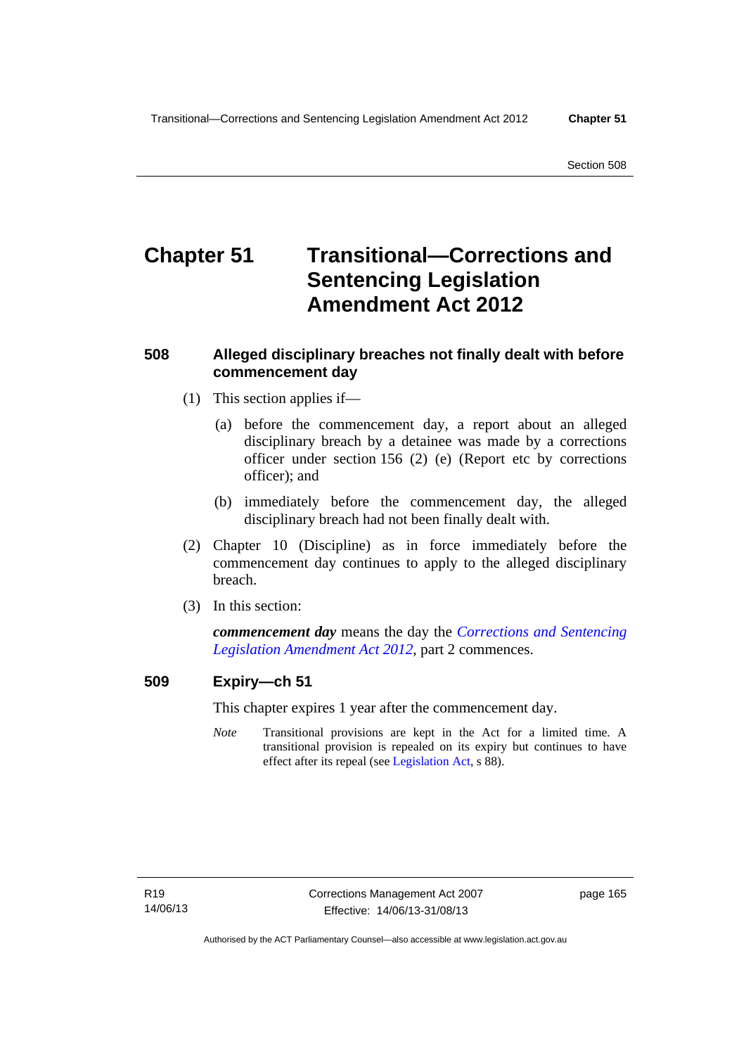# Chapter 51 Transitional—Corrections and Sentencing Legislation Amendment Act 2012

### 508 Alleged disciplinary breaches not finally dealt with before commencement day

(1) This section applies if—

(a) before the commencement day, a report about an alleged disciplinary breach by a detainee was made by a corrections officer under section 156 (2) (e) (Report etc by corrections officer); and

(b) immediately before the commencement day, the alleged disciplinary breach had not been finally dealt with.

(2) Chapter 10 (Discipline) as in force immediately before the commencement day continues to apply to the alleged disciplinary breach.

(3) In this section:

***commencement day*** means the day the *Corrections and Sentencing Legislation Amendment Act 2012*, part 2 commences.

### 509 Expiry—ch 51

This chapter expires 1 year after the commencement day.

*Note* Transitional provisions are kept in the Act for a limited time. A transitional provision is repealed on its expiry but continues to have effect after its repeal (see Legislation Act, s 88).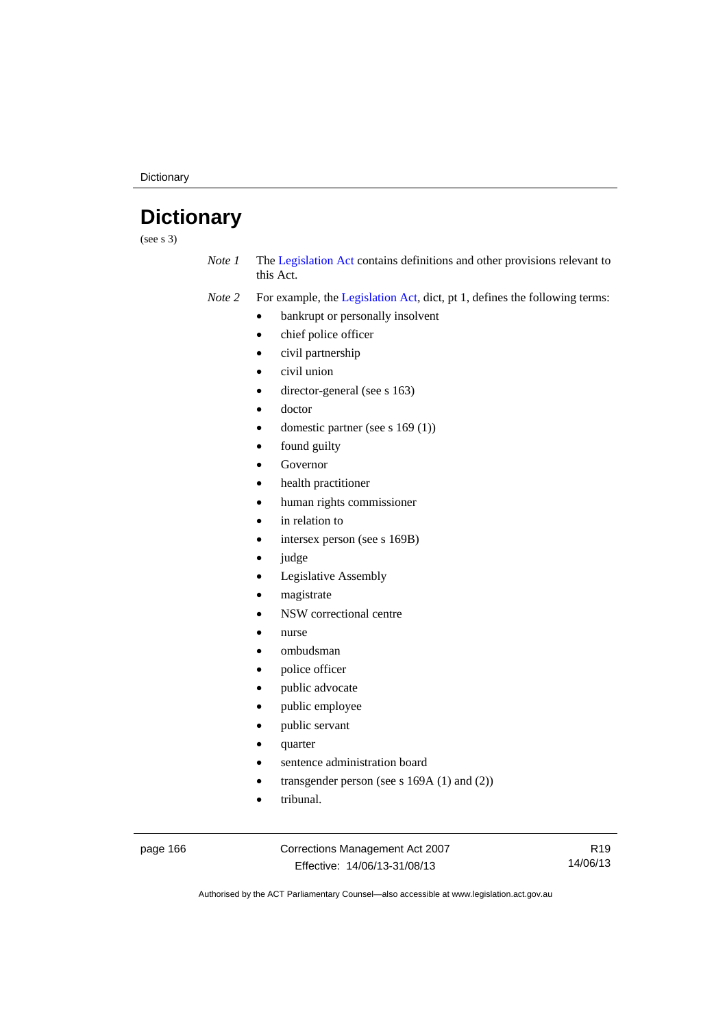# Dictionary

(see s 3)

*Note 1* The Legislation Act contains definitions and other provisions relevant to this Act.

*Note 2* For example, the Legislation Act, dict, pt 1, defines the following terms:

- bankrupt or personally insolvent
- chief police officer
- civil partnership
- civil union
- director-general (see s 163)
- doctor
- domestic partner (see s 169 (1))
- found guilty
- Governor
- health practitioner
- human rights commissioner
- in relation to
- intersex person (see s 169B)
- judge
- Legislative Assembly
- magistrate
- NSW correctional centre
- nurse
- ombudsman
- police officer
- public advocate
- public employee
- public servant
- quarter
- sentence administration board
- transgender person (see s 169A (1) and (2))
- tribunal.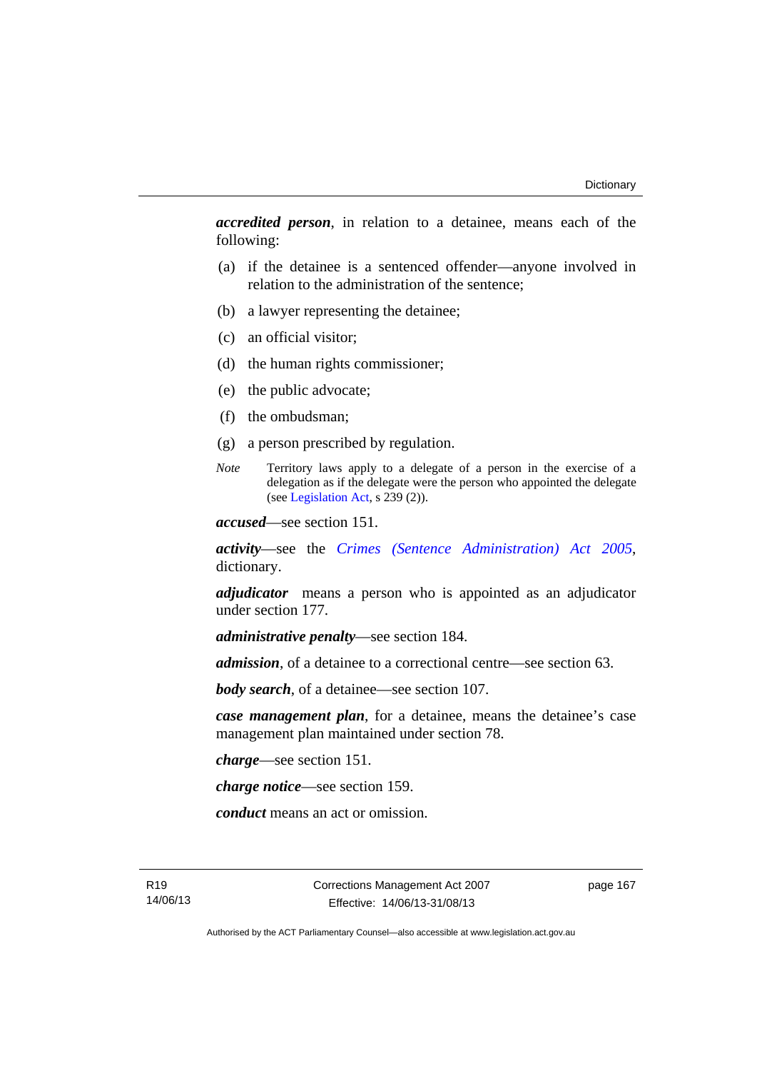***accredited person***, in relation to a detainee, means each of the following:

(a) if the detainee is a sentenced offender—anyone involved in relation to the administration of the sentence;

(b) a lawyer representing the detainee;

(c) an official visitor;

(d) the human rights commissioner;

(e) the public advocate;

(f) the ombudsman;

(g) a person prescribed by regulation.

*Note* Territory laws apply to a delegate of a person in the exercise of a delegation as if the delegate were the person who appointed the delegate (see Legislation Act, s 239 (2)).

***accused***—see section 151.

***activity***—see the *Crimes (Sentence Administration) Act 2005*, dictionary.

***adjudicator*** means a person who is appointed as an adjudicator under section 177.

***administrative penalty***—see section 184.

***admission***, of a detainee to a correctional centre—see section 63.

***body search***, of a detainee—see section 107.

***case management plan***, for a detainee, means the detainee's case management plan maintained under section 78.

***charge***—see section 151.

***charge notice***—see section 159.

***conduct*** means an act or omission.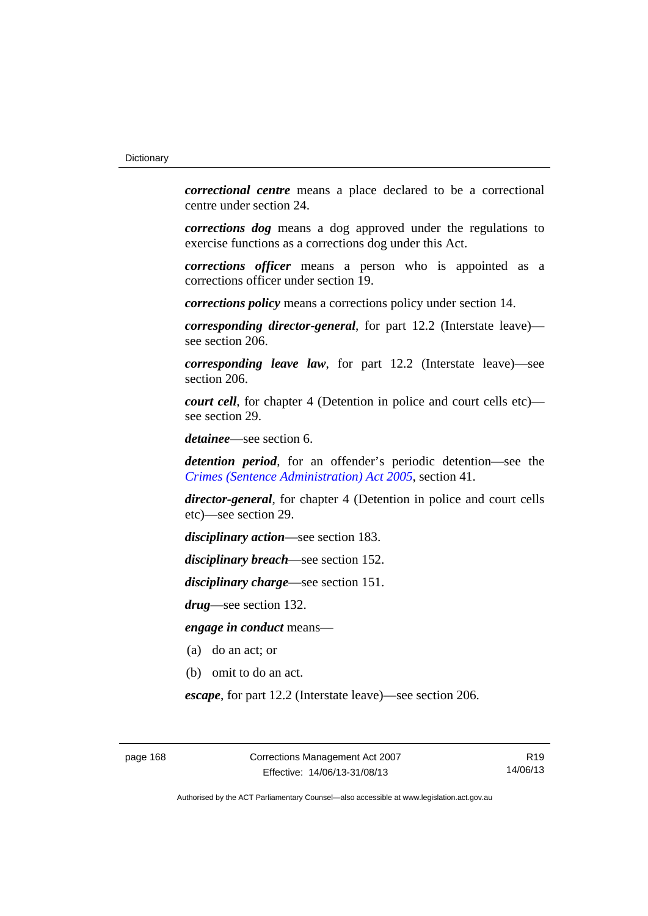***correctional centre*** means a place declared to be a correctional centre under section 24.

***corrections dog*** means a dog approved under the regulations to exercise functions as a corrections dog under this Act.

***corrections officer*** means a person who is appointed as a corrections officer under section 19.

***corrections policy*** means a corrections policy under section 14.

***corresponding director-general***, for part 12.2 (Interstate leave)—see section 206.

***corresponding leave law***, for part 12.2 (Interstate leave)—see section 206.

***court cell***, for chapter 4 (Detention in police and court cells etc)—see section 29.

***detainee***—see section 6.

***detention period***, for an offender's periodic detention—see the *Crimes (Sentence Administration) Act 2005*, section 41.

***director-general***, for chapter 4 (Detention in police and court cells etc)—see section 29.

***disciplinary action***—see section 183.

***disciplinary breach***—see section 152.

***disciplinary charge***—see section 151.

***drug***—see section 132.

***engage in conduct*** means—

(a) do an act; or

(b) omit to do an act.

***escape***, for part 12.2 (Interstate leave)—see section 206.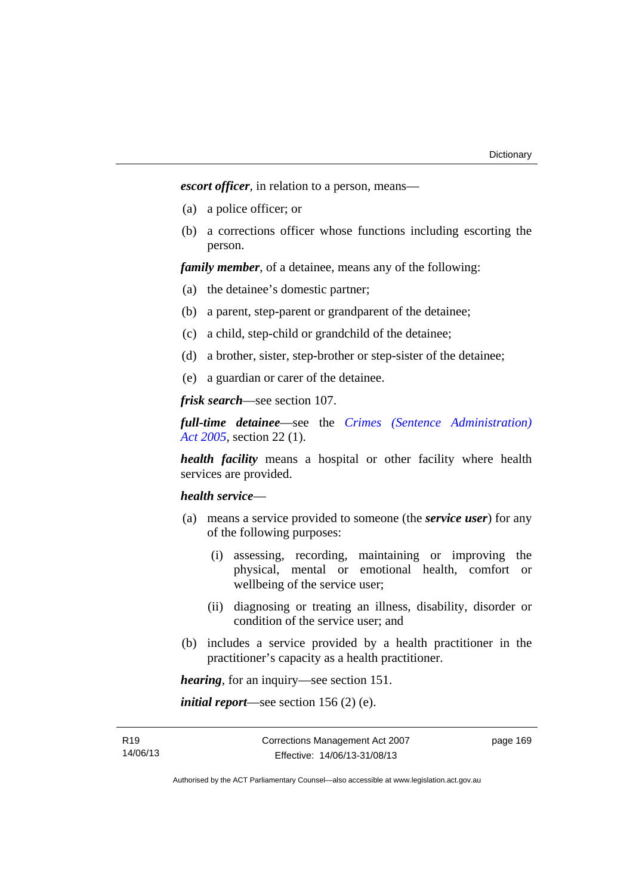***escort officer***, in relation to a person, means—

(a) a police officer; or

(b) a corrections officer whose functions including escorting the person.

***family member***, of a detainee, means any of the following:

(a) the detainee's domestic partner;

(b) a parent, step-parent or grandparent of the detainee;

(c) a child, step-child or grandchild of the detainee;

(d) a brother, sister, step-brother or step-sister of the detainee;

(e) a guardian or carer of the detainee.

***frisk search***—see section 107.

***full-time detainee***—see the *Crimes (Sentence Administration) Act 2005*, section 22 (1).

***health facility*** means a hospital or other facility where health services are provided.

***health service***—

(a) means a service provided to someone (the ***service user***) for any of the following purposes:

  (i) assessing, recording, maintaining or improving the physical, mental or emotional health, comfort or wellbeing of the service user;

  (ii) diagnosing or treating an illness, disability, disorder or condition of the service user; and

(b) includes a service provided by a health practitioner in the practitioner's capacity as a health practitioner.

***hearing***, for an inquiry—see section 151.

***initial report***—see section 156 (2) (e).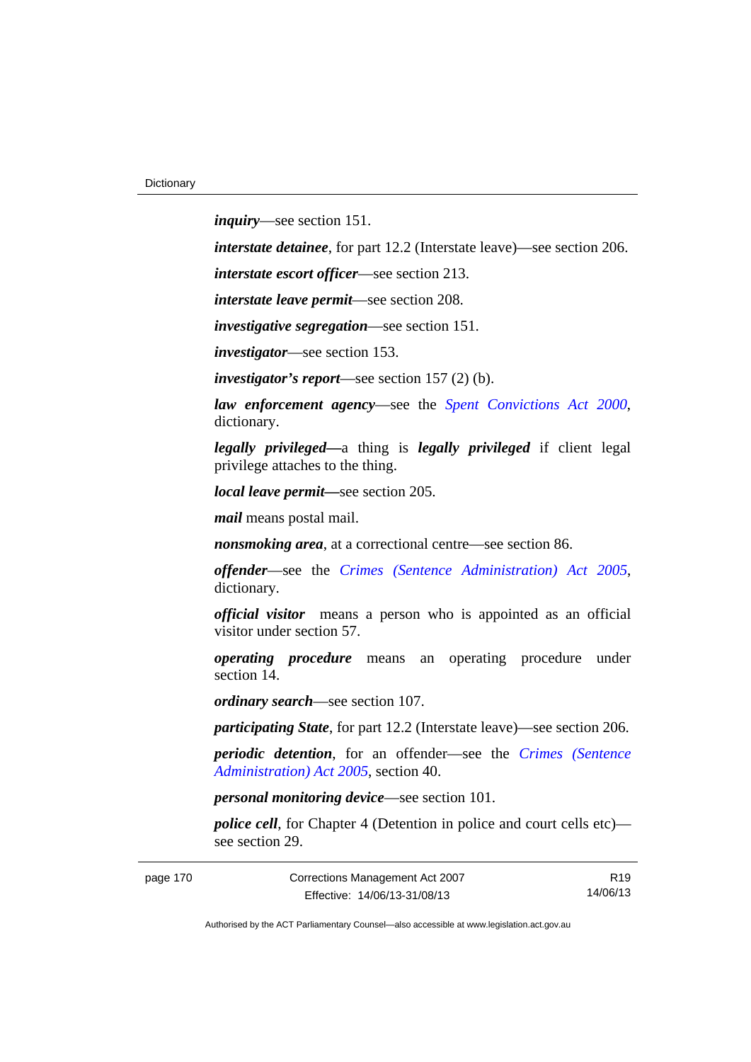***inquiry***—see section 151.

***interstate detainee***, for part 12.2 (Interstate leave)—see section 206.

***interstate escort officer***—see section 213.

***interstate leave permit***—see section 208.

***investigative segregation***—see section 151.

***investigator***—see section 153.

***investigator's report***—see section 157 (2) (b).

***law enforcement agency***—see the *Spent Convictions Act 2000*, dictionary.

***legally privileged***—a thing is ***legally privileged*** if client legal privilege attaches to the thing.

***local leave permit***—see section 205.

***mail*** means postal mail.

***nonsmoking area***, at a correctional centre—see section 86.

***offender***—see the *Crimes (Sentence Administration) Act 2005*, dictionary.

***official visitor*** means a person who is appointed as an official visitor under section 57.

***operating procedure*** means an operating procedure under section 14.

***ordinary search***—see section 107.

***participating State***, for part 12.2 (Interstate leave)—see section 206.

***periodic detention***, for an offender—see the *Crimes (Sentence Administration) Act 2005*, section 40.

***personal monitoring device***—see section 101.

***police cell***, for Chapter 4 (Detention in police and court cells etc)—see section 29.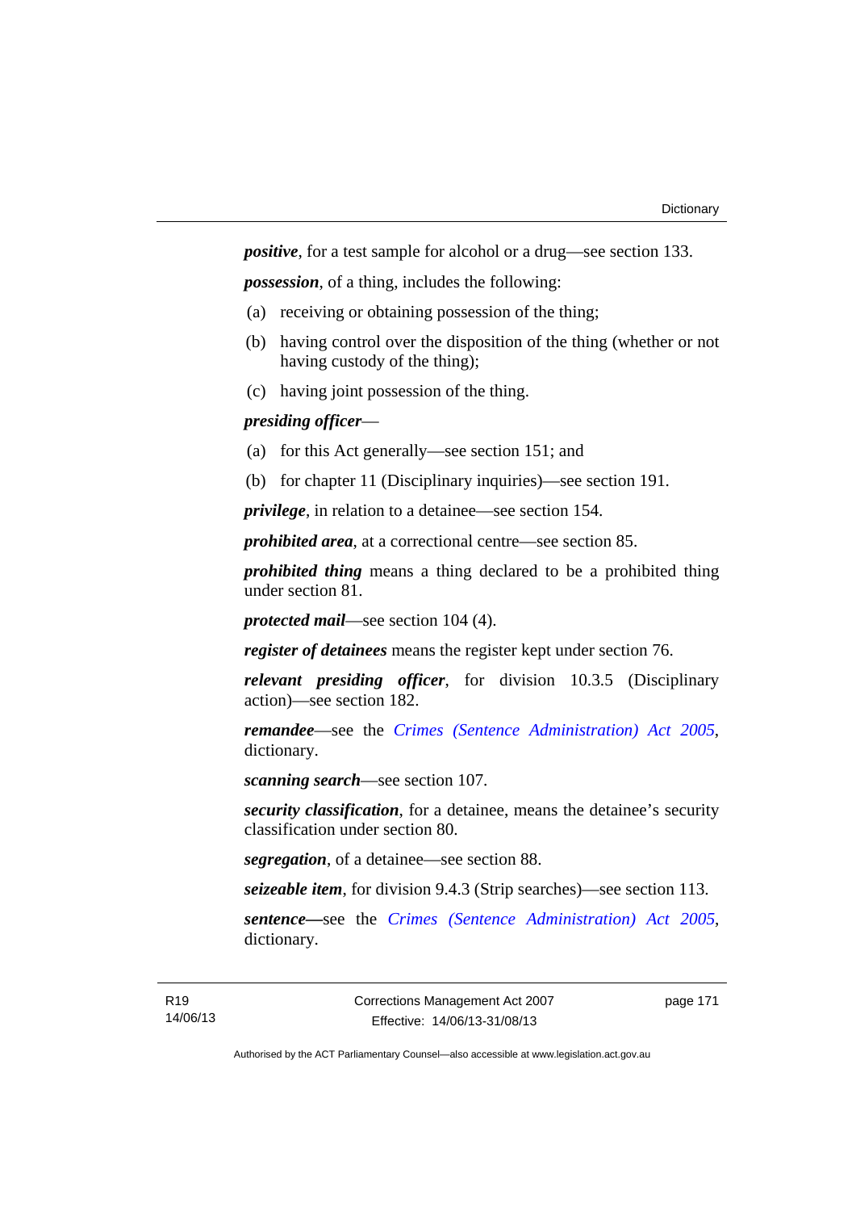***positive***, for a test sample for alcohol or a drug—see section 133.

***possession***, of a thing, includes the following:

(a) receiving or obtaining possession of the thing;

(b) having control over the disposition of the thing (whether or not having custody of the thing);

(c) having joint possession of the thing.

***presiding officer***—

(a) for this Act generally—see section 151; and

(b) for chapter 11 (Disciplinary inquiries)—see section 191.

***privilege***, in relation to a detainee—see section 154.

***prohibited area***, at a correctional centre—see section 85.

***prohibited thing*** means a thing declared to be a prohibited thing under section 81.

***protected mail***—see section 104 (4).

***register of detainees*** means the register kept under section 76.

***relevant presiding officer***, for division 10.3.5 (Disciplinary action)—see section 182.

***remandee***—see the *Crimes (Sentence Administration) Act 2005*, dictionary.

***scanning search***—see section 107.

***security classification***, for a detainee, means the detainee's security classification under section 80.

***segregation***, of a detainee—see section 88.

***seizeable item***, for division 9.4.3 (Strip searches)—see section 113.

***sentence—***see the *Crimes (Sentence Administration) Act 2005*, dictionary.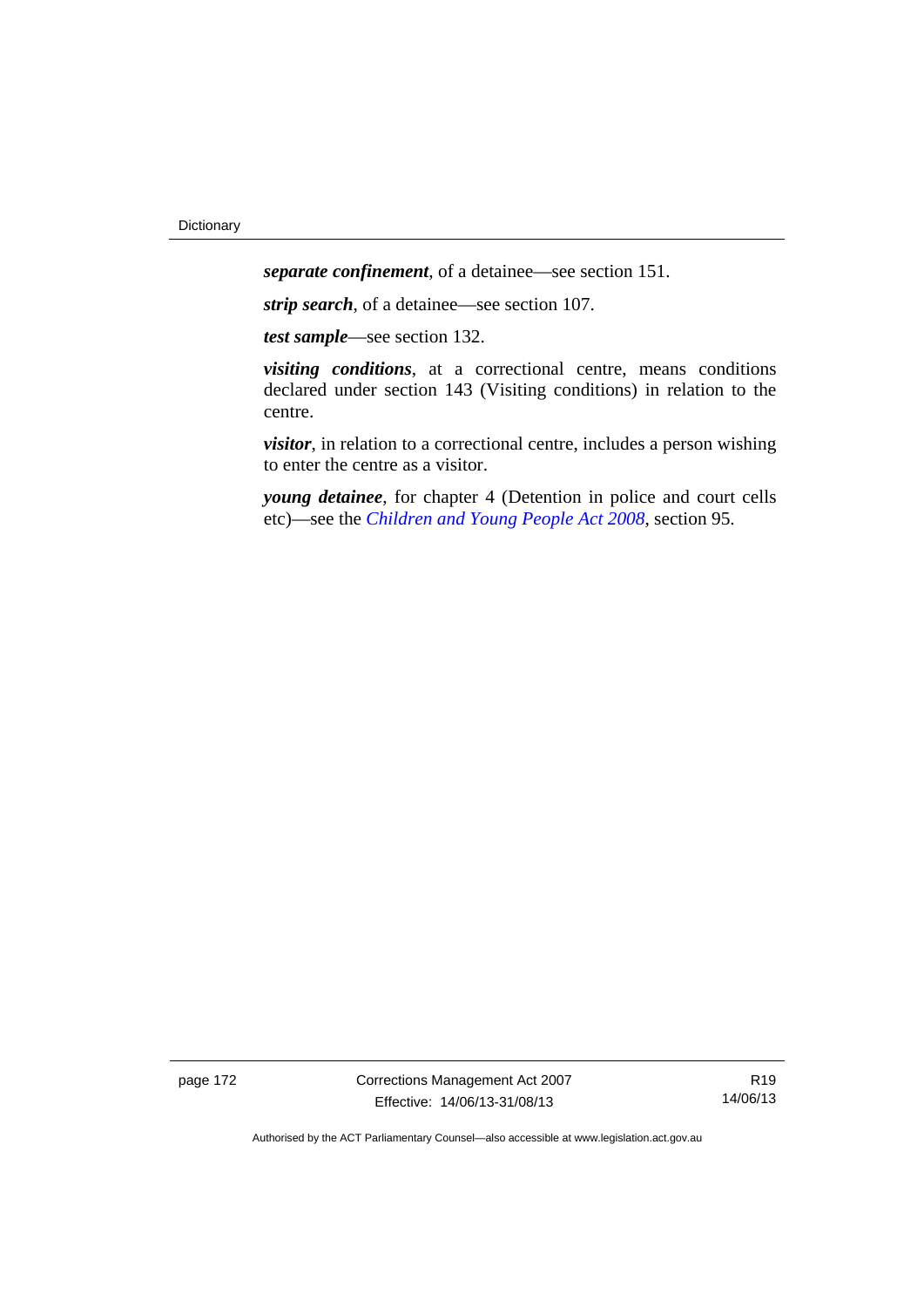***separate confinement***, of a detainee—see section 151.

***strip search***, of a detainee—see section 107.

***test sample***—see section 132.

***visiting conditions***, at a correctional centre, means conditions declared under section 143 (Visiting conditions) in relation to the centre.

***visitor***, in relation to a correctional centre, includes a person wishing to enter the centre as a visitor.

***young detainee***, for chapter 4 (Detention in police and court cells etc)—see the *Children and Young People Act 2008*, section 95.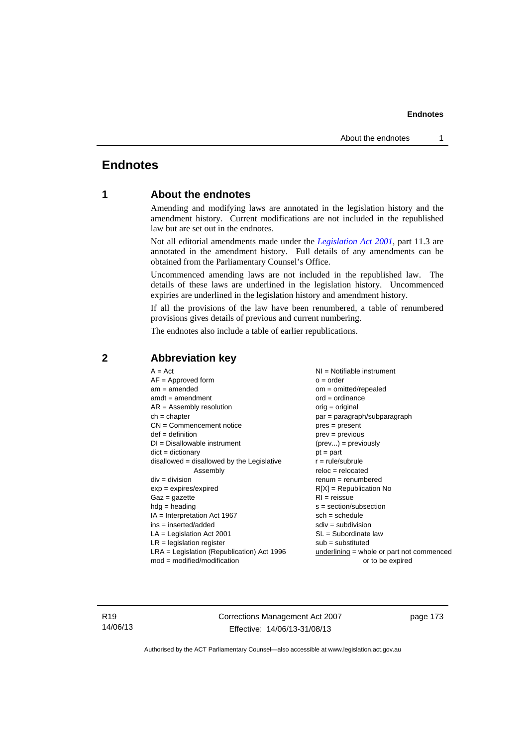# Endnotes

## 1 About the endnotes

Amending and modifying laws are annotated in the legislation history and the amendment history. Current modifications are not included in the republished law but are set out in the endnotes.

Not all editorial amendments made under the *Legislation Act 2001*, part 11.3 are annotated in the amendment history. Full details of any amendments can be obtained from the Parliamentary Counsel's Office.

Uncommenced amending laws are not included in the republished law. The details of these laws are underlined in the legislation history. Uncommenced expiries are underlined in the legislation history and amendment history.

If all the provisions of the law have been renumbered, a table of renumbered provisions gives details of previous and current numbering.

The endnotes also include a table of earlier republications.

## 2 Abbreviation key

A = Act
AF = Approved form
am = amended
amdt = amendment
AR = Assembly resolution
ch = chapter
CN = Commencement notice
def = definition
DI = Disallowable instrument
dict = dictionary
disallowed = disallowed by the Legislative Assembly
div = division
exp = expires/expired
Gaz = gazette
hdg = heading
IA = Interpretation Act 1967
ins = inserted/added
LA = Legislation Act 2001
LR = legislation register
LRA = Legislation (Republication) Act 1996
mod = modified/modification
NI = Notifiable instrument
o = order
om = omitted/repealed
ord = ordinance
orig = original
par = paragraph/subparagraph
pres = present
prev = previous
(prev...) = previously
pt = part
r = rule/subrule
reloc = relocated
renum = renumbered
R[X] = Republication No
RI = reissue
s = section/subsection
sch = schedule
sdiv = subdivision
SL = Subordinate law
sub = substituted
underlining = whole or part not commenced or to be expired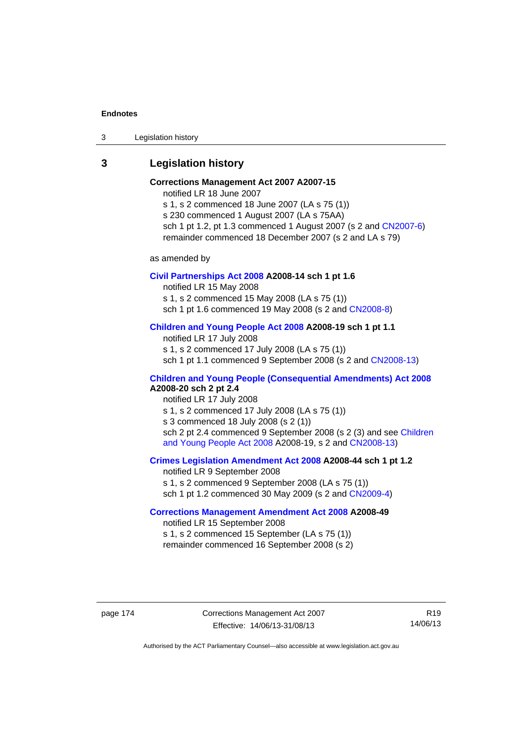## 3 Legislation history

**Corrections Management Act 2007 A2007-15**

notified LR 18 June 2007

s 1, s 2 commenced 18 June 2007 (LA s 75 (1))

s 230 commenced 1 August 2007 (LA s 75AA)

sch 1 pt 1.2, pt 1.3 commenced 1 August 2007 (s 2 and CN2007-6)

remainder commenced 18 December 2007 (s 2 and LA s 79)

as amended by

**Civil Partnerships Act 2008 A2008-14 sch 1 pt 1.6**

notified LR 15 May 2008

s 1, s 2 commenced 15 May 2008 (LA s 75 (1))

sch 1 pt 1.6 commenced 19 May 2008 (s 2 and CN2008-8)

**Children and Young People Act 2008 A2008-19 sch 1 pt 1.1**

notified LR 17 July 2008

s 1, s 2 commenced 17 July 2008 (LA s 75 (1))

sch 1 pt 1.1 commenced 9 September 2008 (s 2 and CN2008-13)

**Children and Young People (Consequential Amendments) Act 2008 A2008-20 sch 2 pt 2.4**

notified LR 17 July 2008

s 1, s 2 commenced 17 July 2008 (LA s 75 (1))

s 3 commenced 18 July 2008 (s 2 (1))

sch 2 pt 2.4 commenced 9 September 2008 (s 2 (3) and see Children and Young People Act 2008 A2008-19, s 2 and CN2008-13)

**Crimes Legislation Amendment Act 2008 A2008-44 sch 1 pt 1.2**

notified LR 9 September 2008

s 1, s 2 commenced 9 September 2008 (LA s 75 (1))

sch 1 pt 1.2 commenced 30 May 2009 (s 2 and CN2009-4)

**Corrections Management Amendment Act 2008 A2008-49**

notified LR 15 September 2008

s 1, s 2 commenced 15 September (LA s 75 (1))

remainder commenced 16 September 2008 (s 2)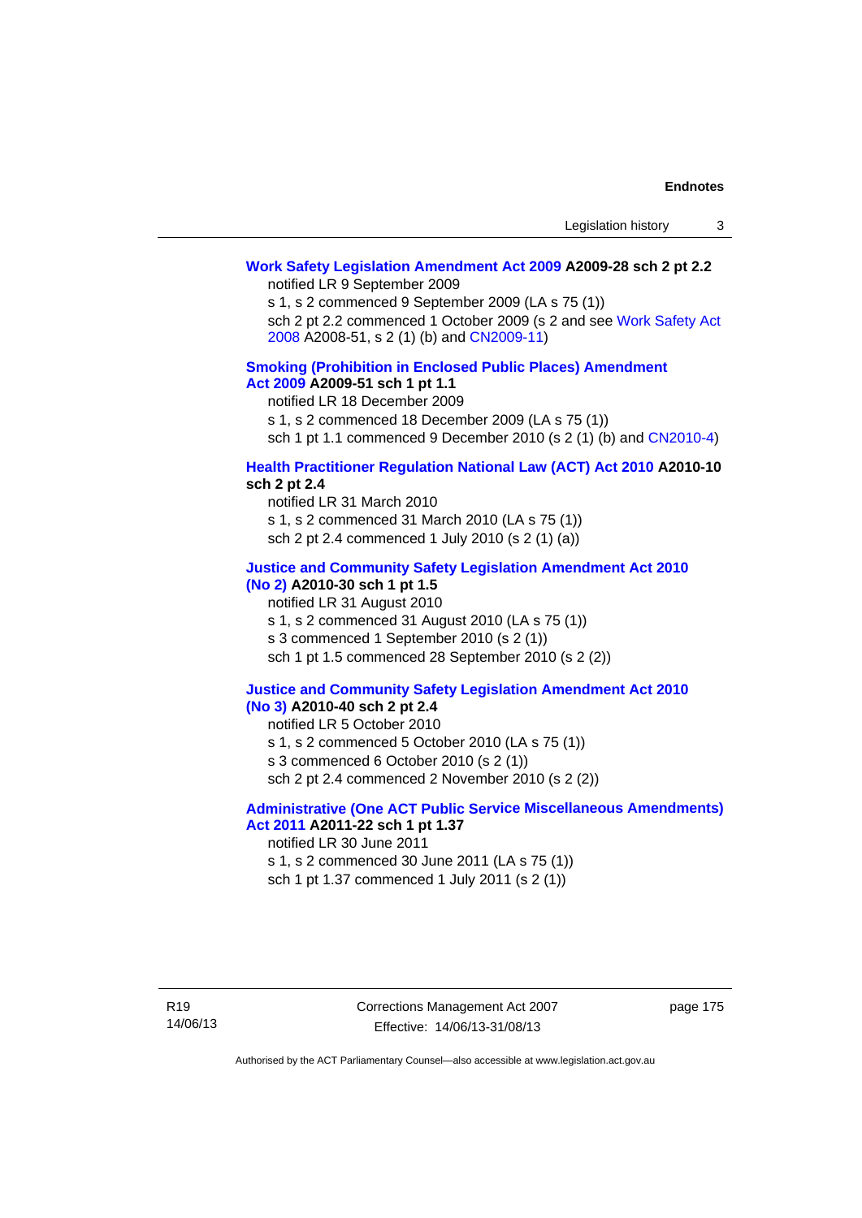**Work Safety Legislation Amendment Act 2009 A2009-28 sch 2 pt 2.2**

notified LR 9 September 2009

s 1, s 2 commenced 9 September 2009 (LA s 75 (1))

sch 2 pt 2.2 commenced 1 October 2009 (s 2 and see Work Safety Act 2008 A2008-51, s 2 (1) (b) and CN2009-11)

**Smoking (Prohibition in Enclosed Public Places) Amendment Act 2009 A2009-51 sch 1 pt 1.1**

notified LR 18 December 2009

s 1, s 2 commenced 18 December 2009 (LA s 75 (1))

sch 1 pt 1.1 commenced 9 December 2010 (s 2 (1) (b) and CN2010-4)

**Health Practitioner Regulation National Law (ACT) Act 2010 A2010-10 sch 2 pt 2.4**

notified LR 31 March 2010

s 1, s 2 commenced 31 March 2010 (LA s 75 (1))

sch 2 pt 2.4 commenced 1 July 2010 (s 2 (1) (a))

**Justice and Community Safety Legislation Amendment Act 2010 (No 2) A2010-30 sch 1 pt 1.5**

notified LR 31 August 2010

s 1, s 2 commenced 31 August 2010 (LA s 75 (1))

s 3 commenced 1 September 2010 (s 2 (1))

sch 1 pt 1.5 commenced 28 September 2010 (s 2 (2))

**Justice and Community Safety Legislation Amendment Act 2010 (No 3) A2010-40 sch 2 pt 2.4**

notified LR 5 October 2010

s 1, s 2 commenced 5 October 2010 (LA s 75 (1))

s 3 commenced 6 October 2010 (s 2 (1))

sch 2 pt 2.4 commenced 2 November 2010 (s 2 (2))

**Administrative (One ACT Public Service Miscellaneous Amendments) Act 2011 A2011-22 sch 1 pt 1.37**

notified LR 30 June 2011

s 1, s 2 commenced 30 June 2011 (LA s 75 (1))

sch 1 pt 1.37 commenced 1 July 2011 (s 2 (1))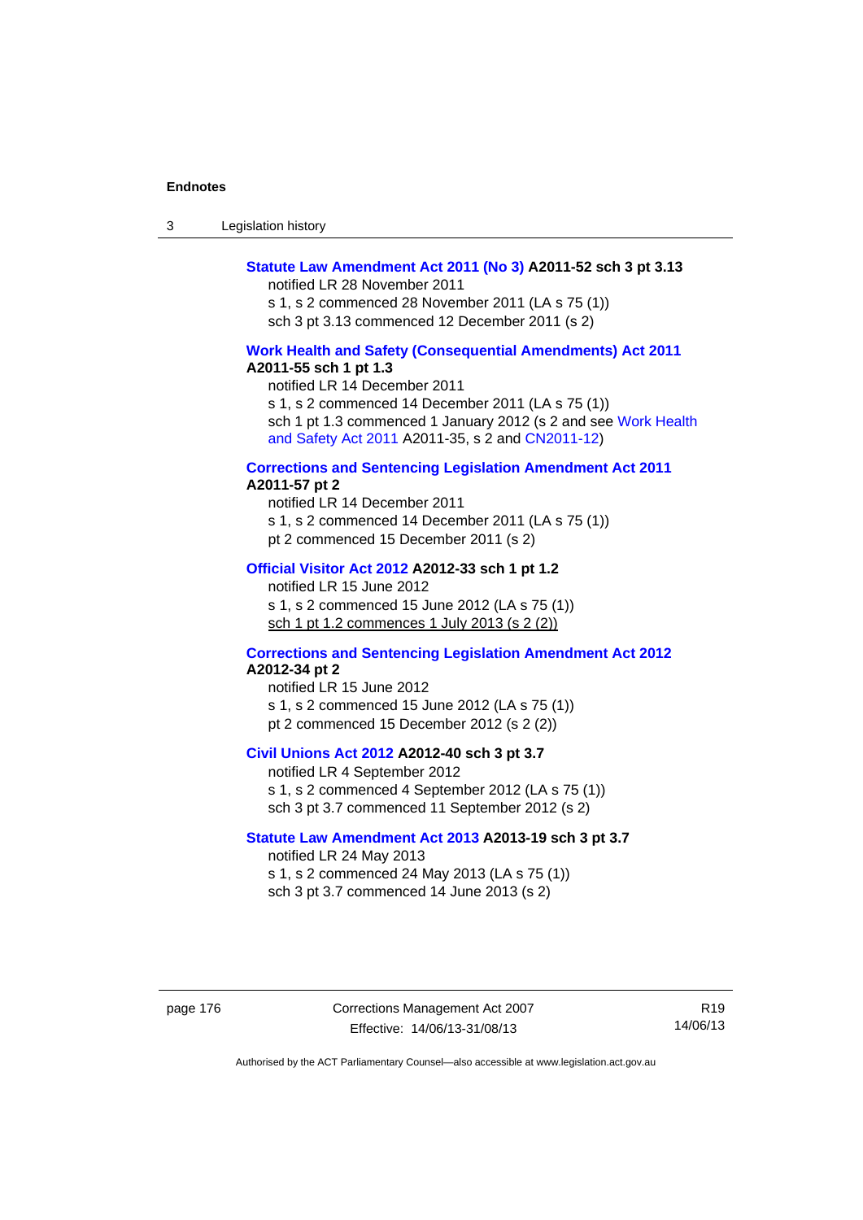**Statute Law Amendment Act 2011 (No 3) A2011-52 sch 3 pt 3.13**

notified LR 28 November 2011

s 1, s 2 commenced 28 November 2011 (LA s 75 (1))

sch 3 pt 3.13 commenced 12 December 2011 (s 2)

**Work Health and Safety (Consequential Amendments) Act 2011 A2011-55 sch 1 pt 1.3**

notified LR 14 December 2011

s 1, s 2 commenced 14 December 2011 (LA s 75 (1))

sch 1 pt 1.3 commenced 1 January 2012 (s 2 and see Work Health and Safety Act 2011 A2011-35, s 2 and CN2011-12)

**Corrections and Sentencing Legislation Amendment Act 2011 A2011-57 pt 2**

notified LR 14 December 2011

s 1, s 2 commenced 14 December 2011 (LA s 75 (1))

pt 2 commenced 15 December 2011 (s 2)

**Official Visitor Act 2012 A2012-33 sch 1 pt 1.2**

notified LR 15 June 2012

s 1, s 2 commenced 15 June 2012 (LA s 75 (1))

sch 1 pt 1.2 commences 1 July 2013 (s 2 (2))

**Corrections and Sentencing Legislation Amendment Act 2012 A2012-34 pt 2**

notified LR 15 June 2012

s 1, s 2 commenced 15 June 2012 (LA s 75 (1))

pt 2 commenced 15 December 2012 (s 2 (2))

**Civil Unions Act 2012 A2012-40 sch 3 pt 3.7**

notified LR 4 September 2012

s 1, s 2 commenced 4 September 2012 (LA s 75 (1))

sch 3 pt 3.7 commenced 11 September 2012 (s 2)

**Statute Law Amendment Act 2013 A2013-19 sch 3 pt 3.7**

notified LR 24 May 2013

s 1, s 2 commenced 24 May 2013 (LA s 75 (1))

sch 3 pt 3.7 commenced 14 June 2013 (s 2)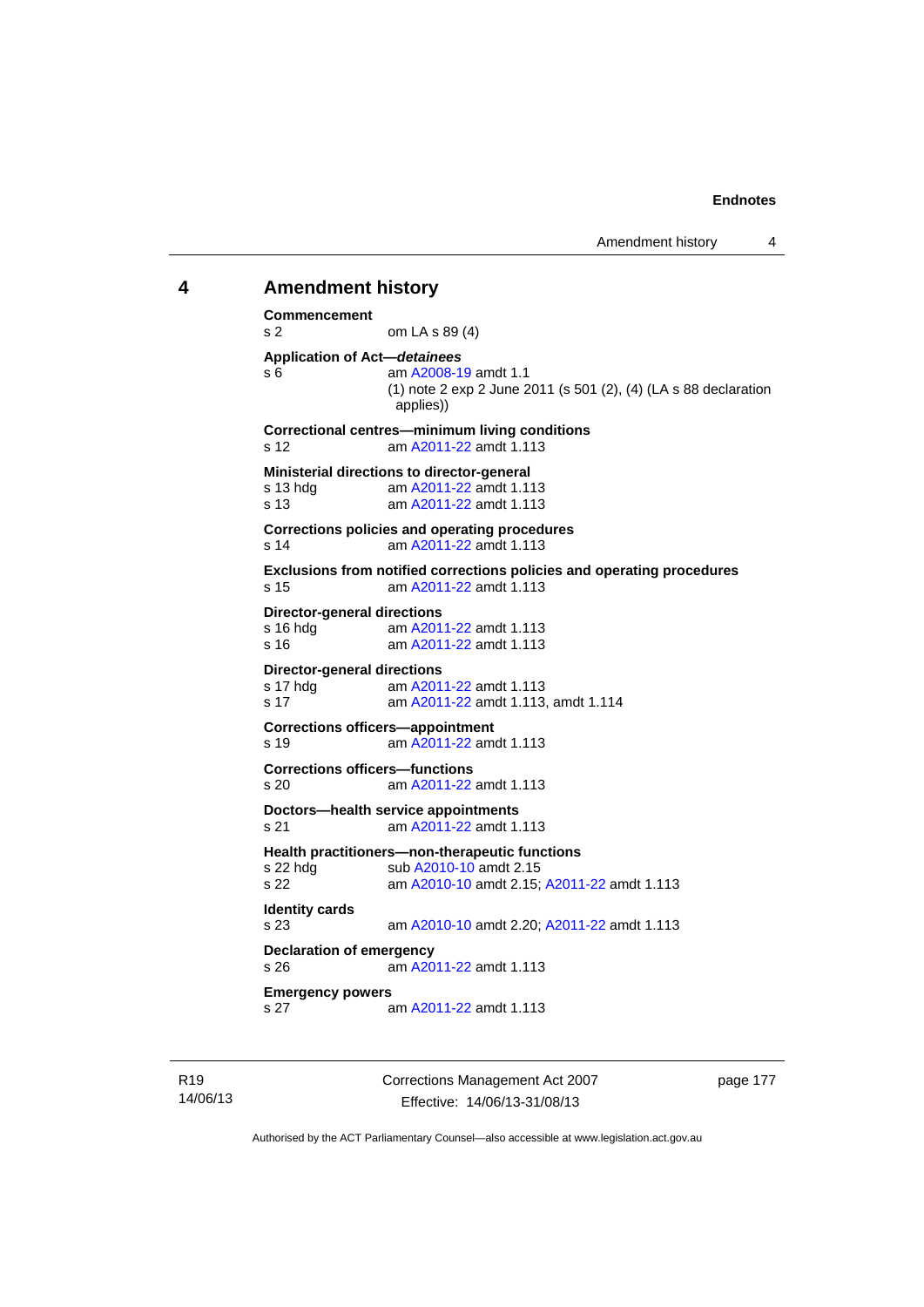## 4 Amendment history

**Commencement**
s 2 om LA s 89 (4)

**Application of Act—*detainees***
s 6 am A2008-19 amdt 1.1
(1) note 2 exp 2 June 2011 (s 501 (2), (4) (LA s 88 declaration applies))

**Correctional centres—minimum living conditions**
s 12 am A2011-22 amdt 1.113

**Ministerial directions to director-general**
s 13 hdg am A2011-22 amdt 1.113
s 13 am A2011-22 amdt 1.113

**Corrections policies and operating procedures**
s 14 am A2011-22 amdt 1.113

**Exclusions from notified corrections policies and operating procedures**
s 15 am A2011-22 amdt 1.113

**Director-general directions**
s 16 hdg am A2011-22 amdt 1.113
s 16 am A2011-22 amdt 1.113

**Director-general directions**
s 17 hdg am A2011-22 amdt 1.113
s 17 am A2011-22 amdt 1.113, amdt 1.114

**Corrections officers—appointment**
s 19 am A2011-22 amdt 1.113

**Corrections officers—functions**
s 20 am A2011-22 amdt 1.113

**Doctors—health service appointments**
s 21 am A2011-22 amdt 1.113

**Health practitioners—non-therapeutic functions**
s 22 hdg sub A2010-10 amdt 2.15
s 22 am A2010-10 amdt 2.15; A2011-22 amdt 1.113

**Identity cards**
s 23 am A2010-10 amdt 2.20; A2011-22 amdt 1.113

**Declaration of emergency**
s 26 am A2011-22 amdt 1.113

**Emergency powers**
s 27 am A2011-22 amdt 1.113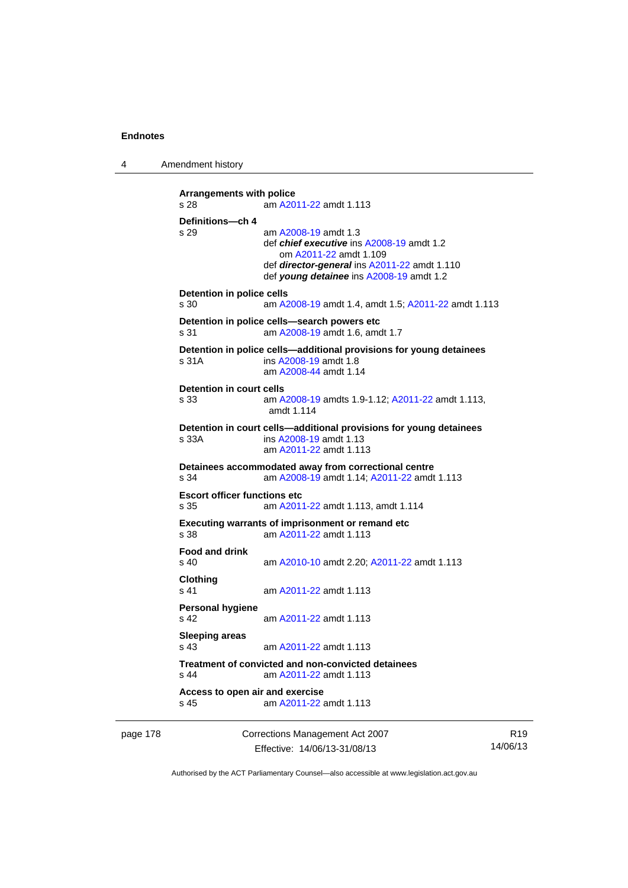**Arrangements with police**
s 28 am A2011-22 amdt 1.113

**Definitions—ch 4**
s 29 am A2008-19 amdt 1.3
def ***chief executive*** ins A2008-19 amdt 1.2
om A2011-22 amdt 1.109
def ***director-general*** ins A2011-22 amdt 1.110
def ***young detainee*** ins A2008-19 amdt 1.2

**Detention in police cells**
s 30 am A2008-19 amdt 1.4, amdt 1.5; A2011-22 amdt 1.113

**Detention in police cells—search powers etc**
s 31 am A2008-19 amdt 1.6, amdt 1.7

**Detention in police cells—additional provisions for young detainees**
s 31A ins A2008-19 amdt 1.8
am A2008-44 amdt 1.14

**Detention in court cells**
s 33 am A2008-19 amdts 1.9-1.12; A2011-22 amdt 1.113, amdt 1.114

**Detention in court cells—additional provisions for young detainees**
s 33A ins A2008-19 amdt 1.13
am A2011-22 amdt 1.113

**Detainees accommodated away from correctional centre**
s 34 am A2008-19 amdt 1.14; A2011-22 amdt 1.113

**Escort officer functions etc**
s 35 am A2011-22 amdt 1.113, amdt 1.114

**Executing warrants of imprisonment or remand etc**
s 38 am A2011-22 amdt 1.113

**Food and drink**
s 40 am A2010-10 amdt 2.20; A2011-22 amdt 1.113

**Clothing**
s 41 am A2011-22 amdt 1.113

**Personal hygiene**
s 42 am A2011-22 amdt 1.113

**Sleeping areas**
s 43 am A2011-22 amdt 1.113

**Treatment of convicted and non-convicted detainees**
s 44 am A2011-22 amdt 1.113

**Access to open air and exercise**
s 45 am A2011-22 amdt 1.113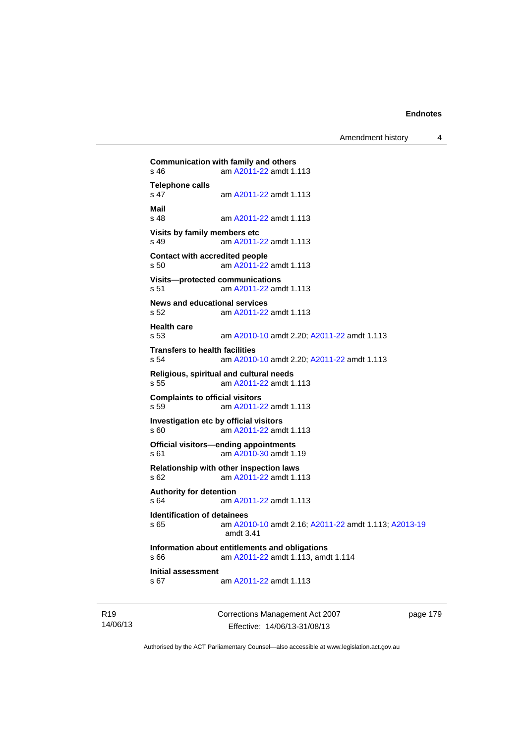**Communication with family and others**
s 46 am A2011-22 amdt 1.113

**Telephone calls**
s 47 am A2011-22 amdt 1.113

**Mail**
s 48 am A2011-22 amdt 1.113

**Visits by family members etc**
s 49 am A2011-22 amdt 1.113

**Contact with accredited people**
s 50 am A2011-22 amdt 1.113

**Visits—protected communications**
s 51 am A2011-22 amdt 1.113

**News and educational services**
s 52 am A2011-22 amdt 1.113

**Health care**
s 53 am A2010-10 amdt 2.20; A2011-22 amdt 1.113

**Transfers to health facilities**
s 54 am A2010-10 amdt 2.20; A2011-22 amdt 1.113

**Religious, spiritual and cultural needs**
s 55 am A2011-22 amdt 1.113

**Complaints to official visitors**
s 59 am A2011-22 amdt 1.113

**Investigation etc by official visitors**
s 60 am A2011-22 amdt 1.113

**Official visitors—ending appointments**
s 61 am A2010-30 amdt 1.19

**Relationship with other inspection laws**
s 62 am A2011-22 amdt 1.113

**Authority for detention**
s 64 am A2011-22 amdt 1.113

**Identification of detainees**
s 65 am A2010-10 amdt 2.16; A2011-22 amdt 1.113; A2013-19 amdt 3.41

**Information about entitlements and obligations**
s 66 am A2011-22 amdt 1.113, amdt 1.114

**Initial assessment**
s 67 am A2011-22 amdt 1.113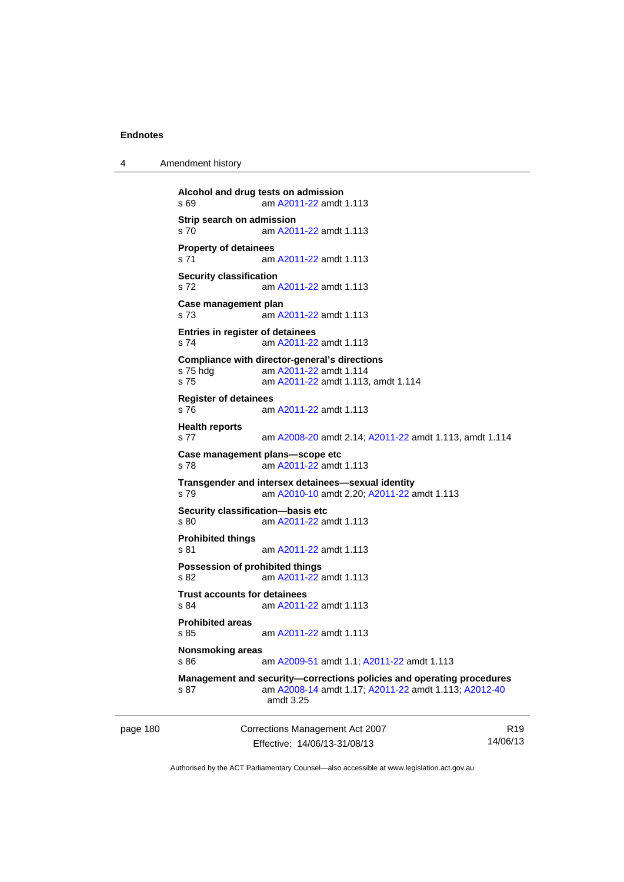**Alcohol and drug tests on admission**
s 69 am A2011-22 amdt 1.113

**Strip search on admission**
s 70 am A2011-22 amdt 1.113

**Property of detainees**
s 71 am A2011-22 amdt 1.113

**Security classification**
s 72 am A2011-22 amdt 1.113

**Case management plan**
s 73 am A2011-22 amdt 1.113

**Entries in register of detainees**
s 74 am A2011-22 amdt 1.113

**Compliance with director-general's directions**
s 75 hdg am A2011-22 amdt 1.114
s 75 am A2011-22 amdt 1.113, amdt 1.114

**Register of detainees**
s 76 am A2011-22 amdt 1.113

**Health reports**
s 77 am A2008-20 amdt 2.14; A2011-22 amdt 1.113, amdt 1.114

**Case management plans—scope etc**
s 78 am A2011-22 amdt 1.113

**Transgender and intersex detainees—sexual identity**
s 79 am A2010-10 amdt 2.20; A2011-22 amdt 1.113

**Security classification—basis etc**
s 80 am A2011-22 amdt 1.113

**Prohibited things**
s 81 am A2011-22 amdt 1.113

**Possession of prohibited things**
s 82 am A2011-22 amdt 1.113

**Trust accounts for detainees**
s 84 am A2011-22 amdt 1.113

**Prohibited areas**
s 85 am A2011-22 amdt 1.113

**Nonsmoking areas**
s 86 am A2009-51 amdt 1.1; A2011-22 amdt 1.113

**Management and security—corrections policies and operating procedures**
s 87 am A2008-14 amdt 1.17; A2011-22 amdt 1.113; A2012-40 amdt 3.25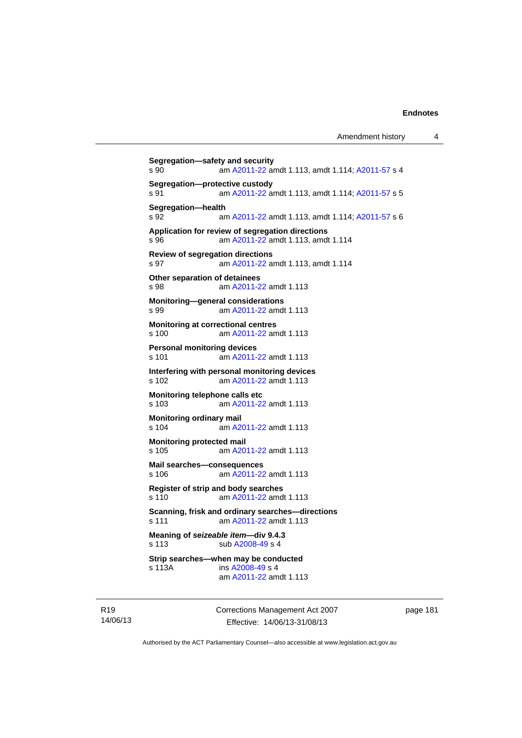**Segregation—safety and security**
s 90 am A2011-22 amdt 1.113, amdt 1.114; A2011-57 s 4

**Segregation—protective custody**
s 91 am A2011-22 amdt 1.113, amdt 1.114; A2011-57 s 5

**Segregation—health**
s 92 am A2011-22 amdt 1.113, amdt 1.114; A2011-57 s 6

**Application for review of segregation directions**
s 96 am A2011-22 amdt 1.113, amdt 1.114

**Review of segregation directions**
s 97 am A2011-22 amdt 1.113, amdt 1.114

**Other separation of detainees**
s 98 am A2011-22 amdt 1.113

**Monitoring—general considerations**
s 99 am A2011-22 amdt 1.113

**Monitoring at correctional centres**
s 100 am A2011-22 amdt 1.113

**Personal monitoring devices**
s 101 am A2011-22 amdt 1.113

**Interfering with personal monitoring devices**
s 102 am A2011-22 amdt 1.113

**Monitoring telephone calls etc**
s 103 am A2011-22 amdt 1.113

**Monitoring ordinary mail**
s 104 am A2011-22 amdt 1.113

**Monitoring protected mail**
s 105 am A2011-22 amdt 1.113

**Mail searches—consequences**
s 106 am A2011-22 amdt 1.113

**Register of strip and body searches**
s 110 am A2011-22 amdt 1.113

**Scanning, frisk and ordinary searches—directions**
s 111 am A2011-22 amdt 1.113

**Meaning of *seizeable item*—div 9.4.3**
s 113 sub A2008-49 s 4

**Strip searches—when may be conducted**
s 113A ins A2008-49 s 4
am A2011-22 amdt 1.113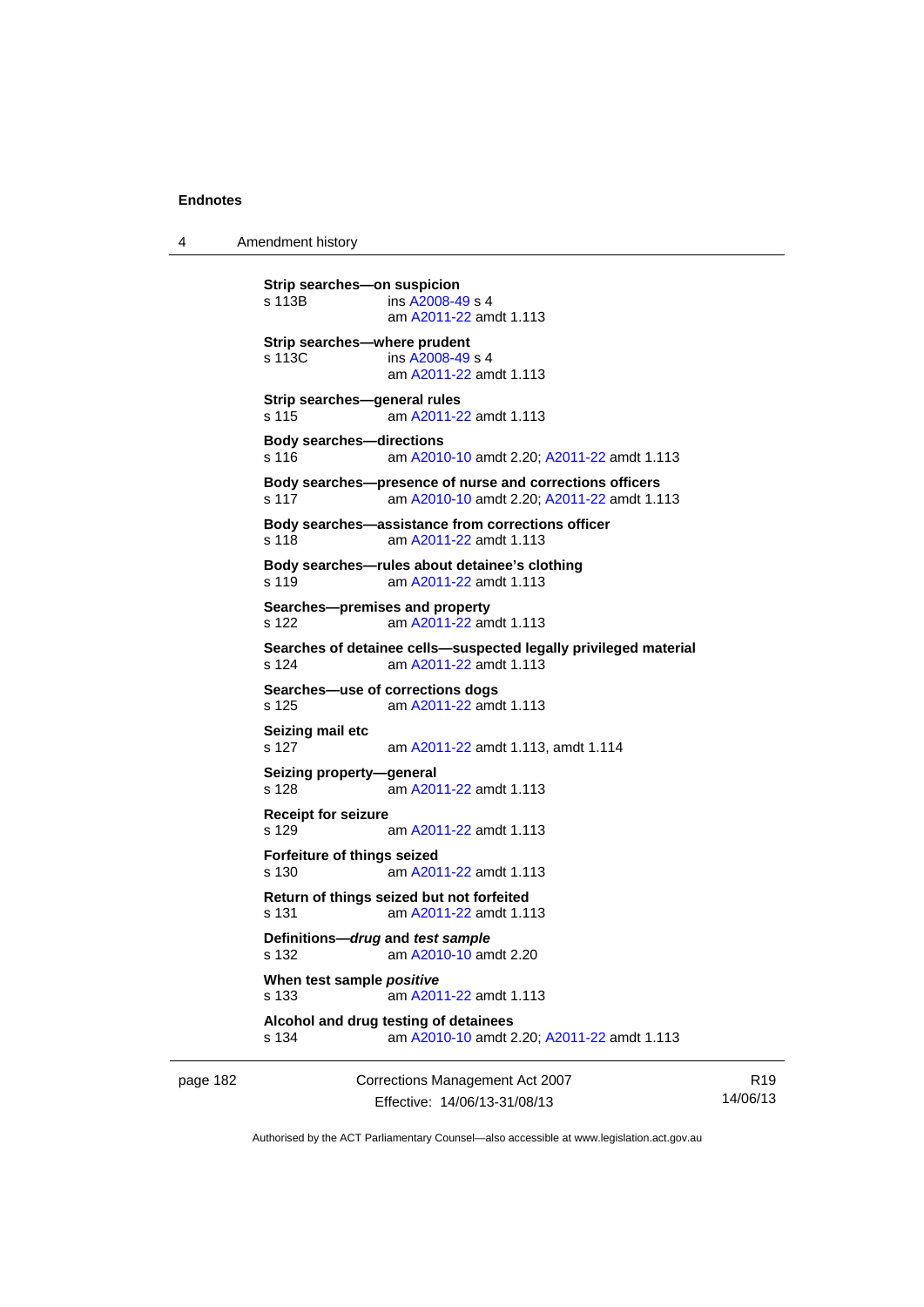**Strip searches—on suspicion**
s 113B ins A2008-49 s 4
am A2011-22 amdt 1.113

**Strip searches—where prudent**
s 113C ins A2008-49 s 4
am A2011-22 amdt 1.113

**Strip searches—general rules**
s 115 am A2011-22 amdt 1.113

**Body searches—directions**
s 116 am A2010-10 amdt 2.20; A2011-22 amdt 1.113

**Body searches—presence of nurse and corrections officers**
s 117 am A2010-10 amdt 2.20; A2011-22 amdt 1.113

**Body searches—assistance from corrections officer**
s 118 am A2011-22 amdt 1.113

**Body searches—rules about detainee's clothing**
s 119 am A2011-22 amdt 1.113

**Searches—premises and property**
s 122 am A2011-22 amdt 1.113

**Searches of detainee cells—suspected legally privileged material**
s 124 am A2011-22 amdt 1.113

**Searches—use of corrections dogs**
s 125 am A2011-22 amdt 1.113

**Seizing mail etc**
s 127 am A2011-22 amdt 1.113, amdt 1.114

**Seizing property—general**
s 128 am A2011-22 amdt 1.113

**Receipt for seizure**
s 129 am A2011-22 amdt 1.113

**Forfeiture of things seized**
s 130 am A2011-22 amdt 1.113

**Return of things seized but not forfeited**
s 131 am A2011-22 amdt 1.113

**Definitions—*drug* and *test sample***
s 132 am A2010-10 amdt 2.20

**When test sample *positive***
s 133 am A2011-22 amdt 1.113

**Alcohol and drug testing of detainees**
s 134 am A2010-10 amdt 2.20; A2011-22 amdt 1.113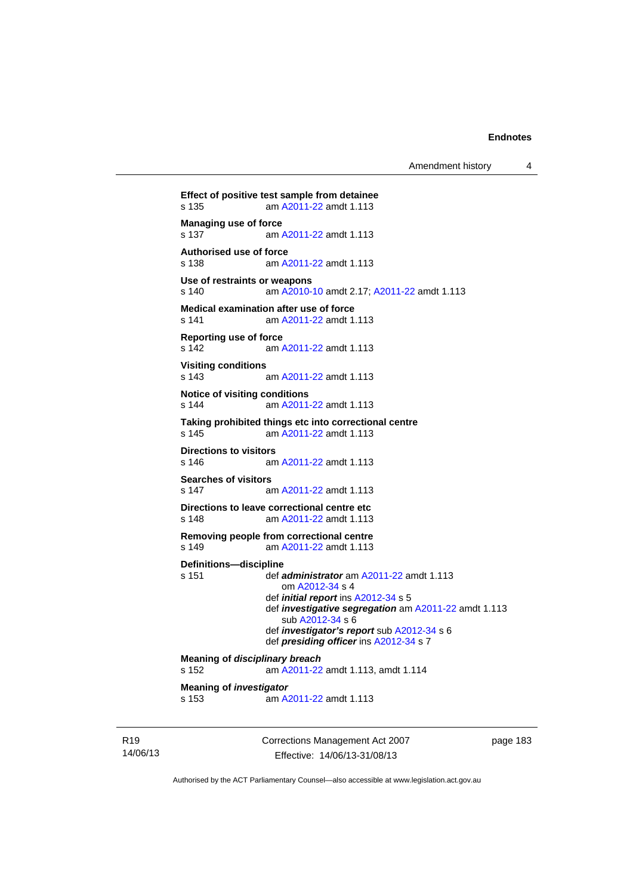**Effect of positive test sample from detainee**
s 135 am A2011-22 amdt 1.113

**Managing use of force**
s 137 am A2011-22 amdt 1.113

**Authorised use of force**
s 138 am A2011-22 amdt 1.113

**Use of restraints or weapons**
s 140 am A2010-10 amdt 2.17; A2011-22 amdt 1.113

**Medical examination after use of force**
s 141 am A2011-22 amdt 1.113

**Reporting use of force**
s 142 am A2011-22 amdt 1.113

**Visiting conditions**
s 143 am A2011-22 amdt 1.113

**Notice of visiting conditions**
s 144 am A2011-22 amdt 1.113

**Taking prohibited things etc into correctional centre**
s 145 am A2011-22 amdt 1.113

**Directions to visitors**
s 146 am A2011-22 amdt 1.113

**Searches of visitors**
s 147 am A2011-22 amdt 1.113

**Directions to leave correctional centre etc**
s 148 am A2011-22 amdt 1.113

**Removing people from correctional centre**
s 149 am A2011-22 amdt 1.113

**Definitions—discipline**
s 151 def ***administrator*** am A2011-22 amdt 1.113
om A2012-34 s 4
def ***initial report*** ins A2012-34 s 5
def ***investigative segregation*** am A2011-22 amdt 1.113
sub A2012-34 s 6
def ***investigator's report*** sub A2012-34 s 6
def ***presiding officer*** ins A2012-34 s 7

**Meaning of *disciplinary breach***
s 152 am A2011-22 amdt 1.113, amdt 1.114

**Meaning of *investigator***
s 153 am A2011-22 amdt 1.113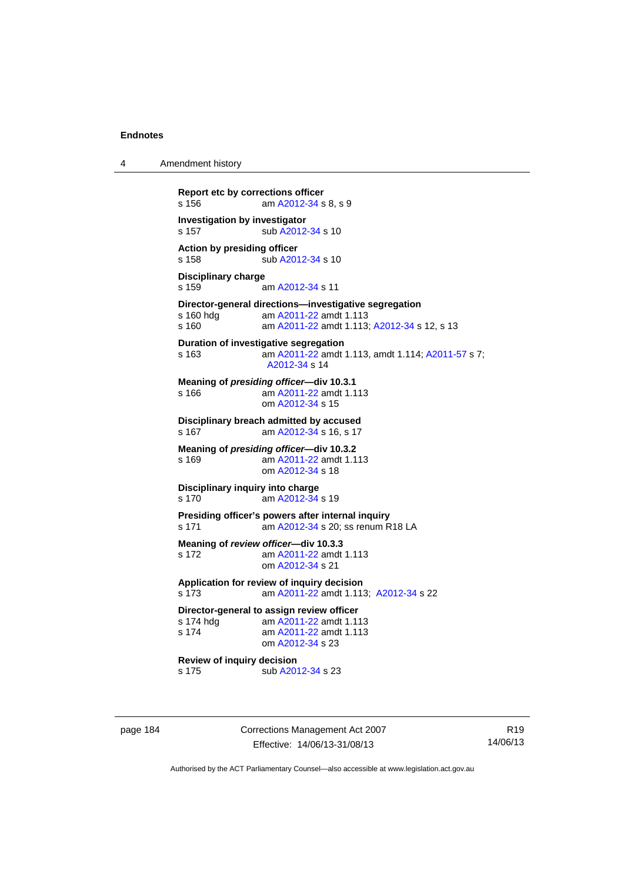**Report etc by corrections officer**
s 156 am A2012-34 s 8, s 9

**Investigation by investigator**
s 157 sub A2012-34 s 10

**Action by presiding officer**
s 158 sub A2012-34 s 10

**Disciplinary charge**
s 159 am A2012-34 s 11

**Director-general directions—investigative segregation**
s 160 hdg am A2011-22 amdt 1.113
s 160 am A2011-22 amdt 1.113; A2012-34 s 12, s 13

**Duration of investigative segregation**
s 163 am A2011-22 amdt 1.113, amdt 1.114; A2011-57 s 7; A2012-34 s 14

**Meaning of *presiding officer*—div 10.3.1**
s 166 am A2011-22 amdt 1.113
om A2012-34 s 15

**Disciplinary breach admitted by accused**
s 167 am A2012-34 s 16, s 17

**Meaning of *presiding officer*—div 10.3.2**
s 169 am A2011-22 amdt 1.113
om A2012-34 s 18

**Disciplinary inquiry into charge**
s 170 am A2012-34 s 19

**Presiding officer's powers after internal inquiry**
s 171 am A2012-34 s 20; ss renum R18 LA

**Meaning of *review officer*—div 10.3.3**
s 172 am A2011-22 amdt 1.113
om A2012-34 s 21

**Application for review of inquiry decision**
s 173 am A2011-22 amdt 1.113; A2012-34 s 22

**Director-general to assign review officer**
s 174 hdg am A2011-22 amdt 1.113
s 174 am A2011-22 amdt 1.113
om A2012-34 s 23

**Review of inquiry decision**
s 175 sub A2012-34 s 23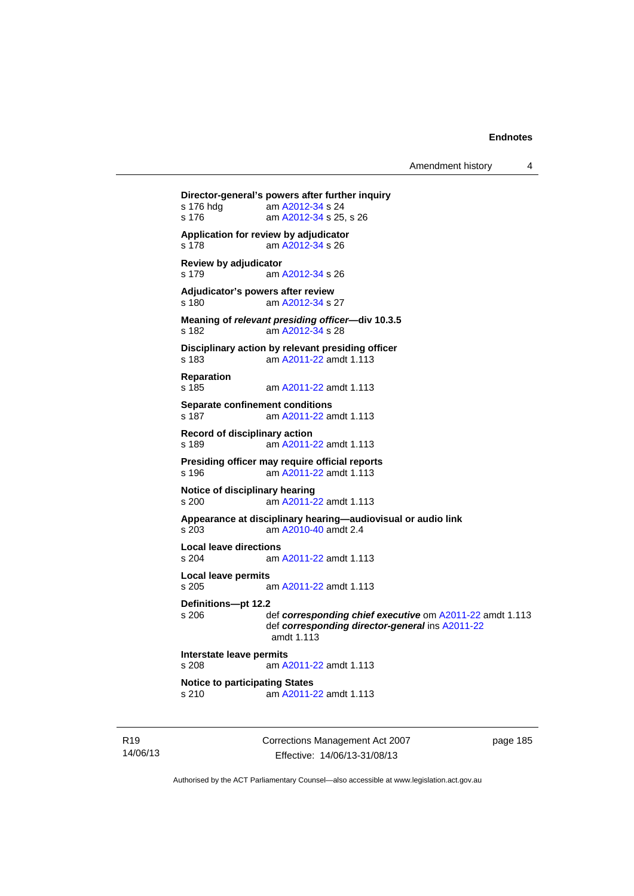**Director-general's powers after further inquiry**
s 176 hdg am A2012-34 s 24
s 176 am A2012-34 s 25, s 26

**Application for review by adjudicator**
s 178 am A2012-34 s 26

**Review by adjudicator**
s 179 am A2012-34 s 26

**Adjudicator's powers after review**
s 180 am A2012-34 s 27

**Meaning of *relevant presiding officer*—div 10.3.5**
s 182 am A2012-34 s 28

**Disciplinary action by relevant presiding officer**
s 183 am A2011-22 amdt 1.113

**Reparation**
s 185 am A2011-22 amdt 1.113

**Separate confinement conditions**
s 187 am A2011-22 amdt 1.113

**Record of disciplinary action**
s 189 am A2011-22 amdt 1.113

**Presiding officer may require official reports**
s 196 am A2011-22 amdt 1.113

**Notice of disciplinary hearing**
s 200 am A2011-22 amdt 1.113

**Appearance at disciplinary hearing—audiovisual or audio link**
s 203 am A2010-40 amdt 2.4

**Local leave directions**
s 204 am A2011-22 amdt 1.113

**Local leave permits**
s 205 am A2011-22 amdt 1.113

**Definitions—pt 12.2**
s 206 def ***corresponding chief executive*** om A2011-22 amdt 1.113
def ***corresponding director-general*** ins A2011-22 amdt 1.113

**Interstate leave permits**
s 208 am A2011-22 amdt 1.113

**Notice to participating States**
s 210 am A2011-22 amdt 1.113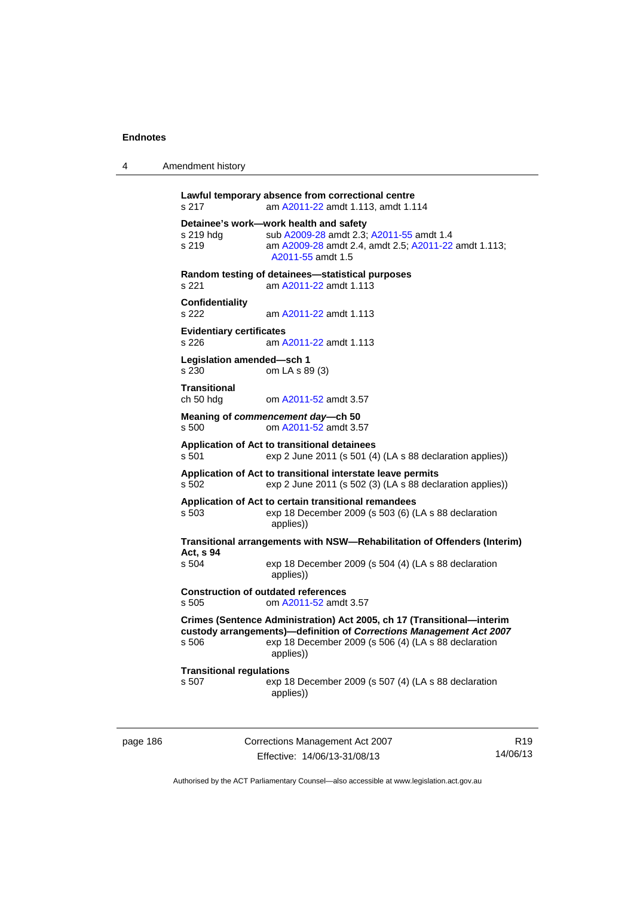**Lawful temporary absence from correctional centre**
s 217 am A2011-22 amdt 1.113, amdt 1.114

**Detainee's work—work health and safety**
s 219 hdg sub A2009-28 amdt 2.3; A2011-55 amdt 1.4
s 219 am A2009-28 amdt 2.4, amdt 2.5; A2011-22 amdt 1.113; A2011-55 amdt 1.5

**Random testing of detainees—statistical purposes**
s 221 am A2011-22 amdt 1.113

**Confidentiality**
s 222 am A2011-22 amdt 1.113

**Evidentiary certificates**
s 226 am A2011-22 amdt 1.113

**Legislation amended—sch 1**
s 230 om LA s 89 (3)

**Transitional**
ch 50 hdg om A2011-52 amdt 3.57

**Meaning of *commencement day*—ch 50**
s 500 om A2011-52 amdt 3.57

**Application of Act to transitional detainees**
s 501 exp 2 June 2011 (s 501 (4) (LA s 88 declaration applies))

**Application of Act to transitional interstate leave permits**
s 502 exp 2 June 2011 (s 502 (3) (LA s 88 declaration applies))

**Application of Act to certain transitional remandees**
s 503 exp 18 December 2009 (s 503 (6) (LA s 88 declaration applies))

**Transitional arrangements with NSW—Rehabilitation of Offenders (Interim) Act, s 94**
s 504 exp 18 December 2009 (s 504 (4) (LA s 88 declaration applies))

**Construction of outdated references**
s 505 om A2011-52 amdt 3.57

**Crimes (Sentence Administration) Act 2005, ch 17 (Transitional—interim custody arrangements)—definition of *Corrections Management Act 2007***
s 506 exp 18 December 2009 (s 506 (4) (LA s 88 declaration applies))

**Transitional regulations**
s 507 exp 18 December 2009 (s 507 (4) (LA s 88 declaration applies))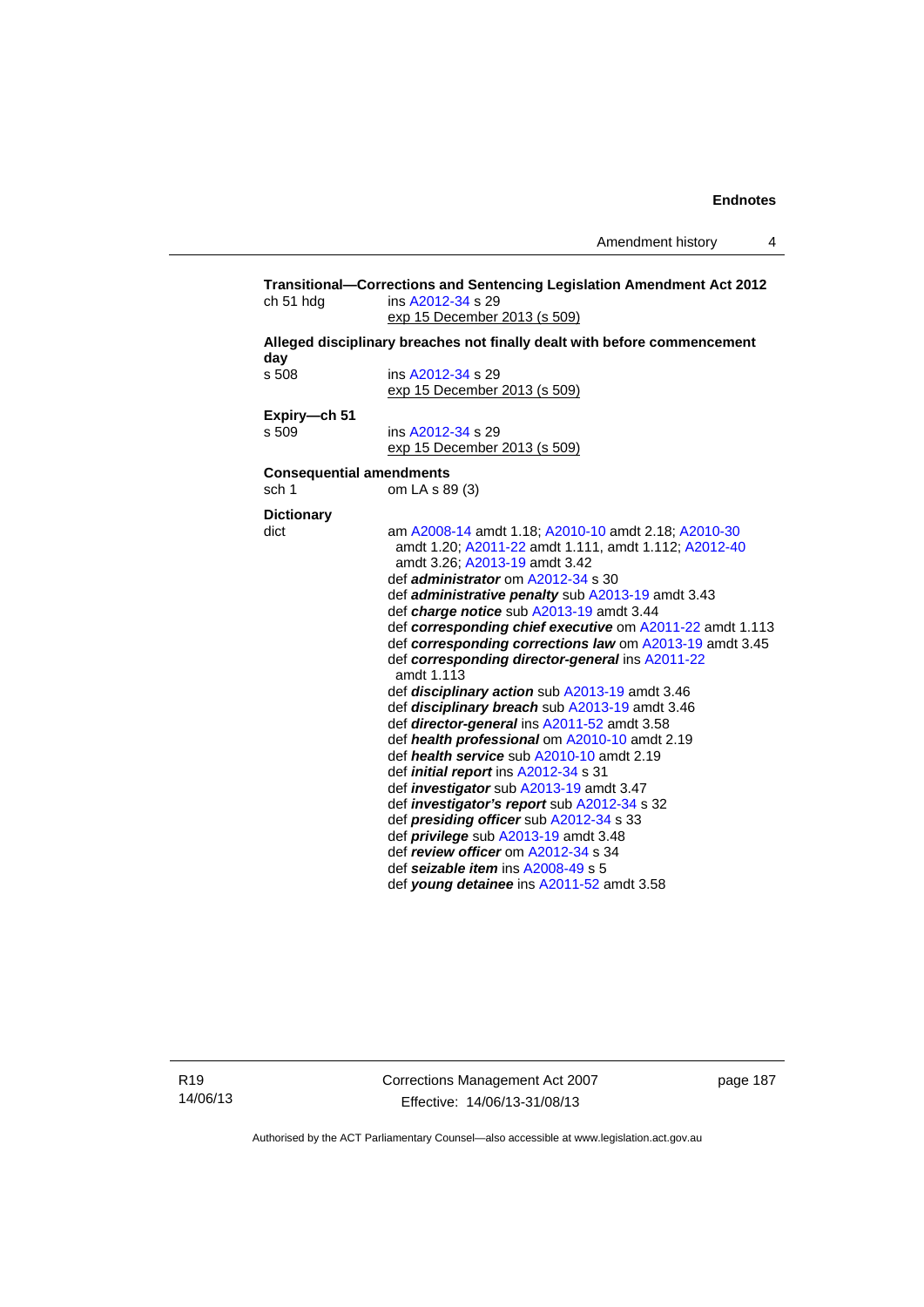**Transitional—Corrections and Sentencing Legislation Amendment Act 2012**

ch 51 hdg — ins A2012-34 s 29
exp 15 December 2013 (s 509)

**Alleged disciplinary breaches not finally dealt with before commencement day**

s 508 — ins A2012-34 s 29
exp 15 December 2013 (s 509)

**Expiry—ch 51**

s 509 — ins A2012-34 s 29
exp 15 December 2013 (s 509)

**Consequential amendments**

sch 1 — om LA s 89 (3)

**Dictionary**

dict — am A2008-14 amdt 1.18; A2010-10 amdt 2.18; A2010-30 amdt 1.20; A2011-22 amdt 1.111, amdt 1.112; A2012-40 amdt 3.26; A2013-19 amdt 3.42

def ***administrator*** om A2012-34 s 30
def ***administrative penalty*** sub A2013-19 amdt 3.43
def ***charge notice*** sub A2013-19 amdt 3.44
def ***corresponding chief executive*** om A2011-22 amdt 1.113
def ***corresponding corrections law*** om A2013-19 amdt 3.45
def ***corresponding director-general*** ins A2011-22 amdt 1.113
def ***disciplinary action*** sub A2013-19 amdt 3.46
def ***disciplinary breach*** sub A2013-19 amdt 3.46
def ***director-general*** ins A2011-52 amdt 3.58
def ***health professional*** om A2010-10 amdt 2.19
def ***health service*** sub A2010-10 amdt 2.19
def ***initial report*** ins A2012-34 s 31
def ***investigator*** sub A2013-19 amdt 3.47
def ***investigator's report*** sub A2012-34 s 32
def ***presiding officer*** sub A2012-34 s 33
def ***privilege*** sub A2013-19 amdt 3.48
def ***review officer*** om A2012-34 s 34
def ***seizable item*** ins A2008-49 s 5
def ***young detainee*** ins A2011-52 amdt 3.58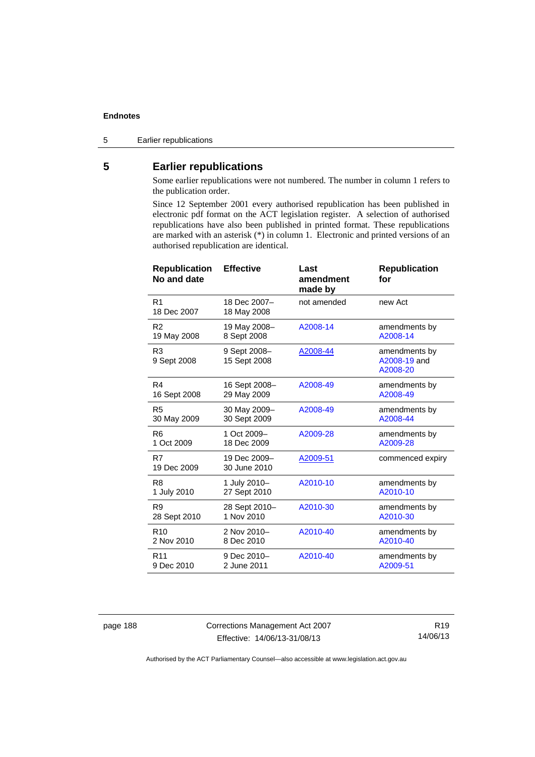## 5 Earlier republications

Some earlier republications were not numbered. The number in column 1 refers to the publication order.

Since 12 September 2001 every authorised republication has been published in electronic pdf format on the ACT legislation register. A selection of authorised republications have also been published in printed format. These republications are marked with an asterisk (*) in column 1. Electronic and printed versions of an authorised republication are identical.

| Republication No and date | Effective | Last amendment made by | Republication for |
|---|---|---|---|
| R1<br>18 Dec 2007 | 18 Dec 2007–<br>18 May 2008 | not amended | new Act |
| R2<br>19 May 2008 | 19 May 2008–<br>8 Sept 2008 | A2008-14 | amendments by A2008-14 |
| R3<br>9 Sept 2008 | 9 Sept 2008–<br>15 Sept 2008 | A2008-44 | amendments by A2008-19 and A2008-20 |
| R4<br>16 Sept 2008 | 16 Sept 2008–<br>29 May 2009 | A2008-49 | amendments by A2008-49 |
| R5<br>30 May 2009 | 30 May 2009–<br>30 Sept 2009 | A2008-49 | amendments by A2008-44 |
| R6<br>1 Oct 2009 | 1 Oct 2009–<br>18 Dec 2009 | A2009-28 | amendments by A2009-28 |
| R7<br>19 Dec 2009 | 19 Dec 2009–<br>30 June 2010 | A2009-51 | commenced expiry |
| R8<br>1 July 2010 | 1 July 2010–<br>27 Sept 2010 | A2010-10 | amendments by A2010-10 |
| R9<br>28 Sept 2010 | 28 Sept 2010–<br>1 Nov 2010 | A2010-30 | amendments by A2010-30 |
| R10<br>2 Nov 2010 | 2 Nov 2010–<br>8 Dec 2010 | A2010-40 | amendments by A2010-40 |
| R11<br>9 Dec 2010 | 9 Dec 2010–<br>2 June 2011 | A2010-40 | amendments by A2009-51 |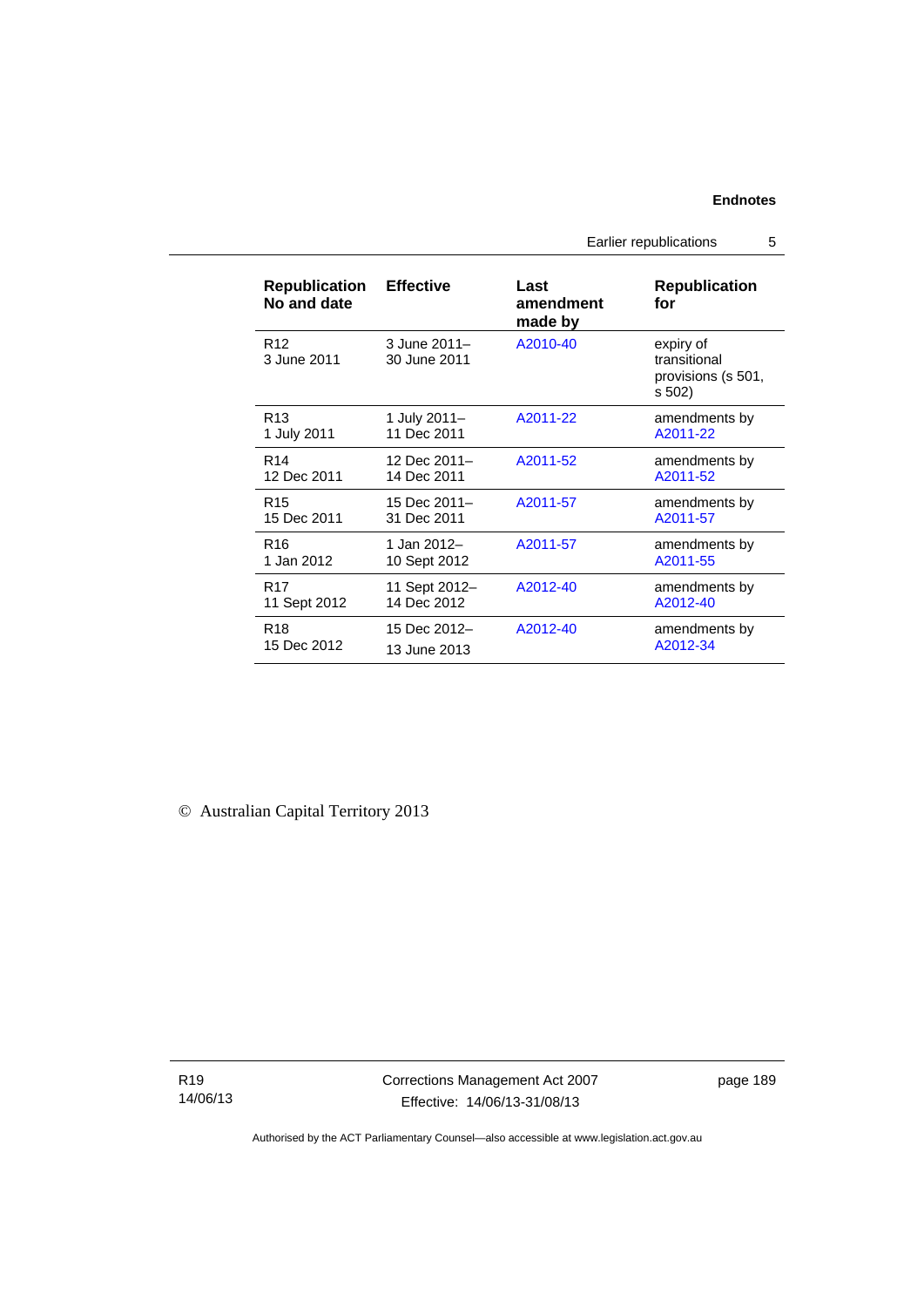| Republication No and date | Effective | Last amendment made by | Republication for |
|---|---|---|---|
| R12<br>3 June 2011 | 3 June 2011–<br>30 June 2011 | A2010-40 | expiry of transitional provisions (s 501, s 502) |
| R13<br>1 July 2011 | 1 July 2011–<br>11 Dec 2011 | A2011-22 | amendments by A2011-22 |
| R14<br>12 Dec 2011 | 12 Dec 2011–<br>14 Dec 2011 | A2011-52 | amendments by A2011-52 |
| R15<br>15 Dec 2011 | 15 Dec 2011–<br>31 Dec 2011 | A2011-57 | amendments by A2011-57 |
| R16<br>1 Jan 2012 | 1 Jan 2012–<br>10 Sept 2012 | A2011-57 | amendments by A2011-55 |
| R17<br>11 Sept 2012 | 11 Sept 2012–<br>14 Dec 2012 | A2012-40 | amendments by A2012-40 |
| R18<br>15 Dec 2012 | 15 Dec 2012–<br>13 June 2013 | A2012-40 | amendments by A2012-34 |

© Australian Capital Territory 2013